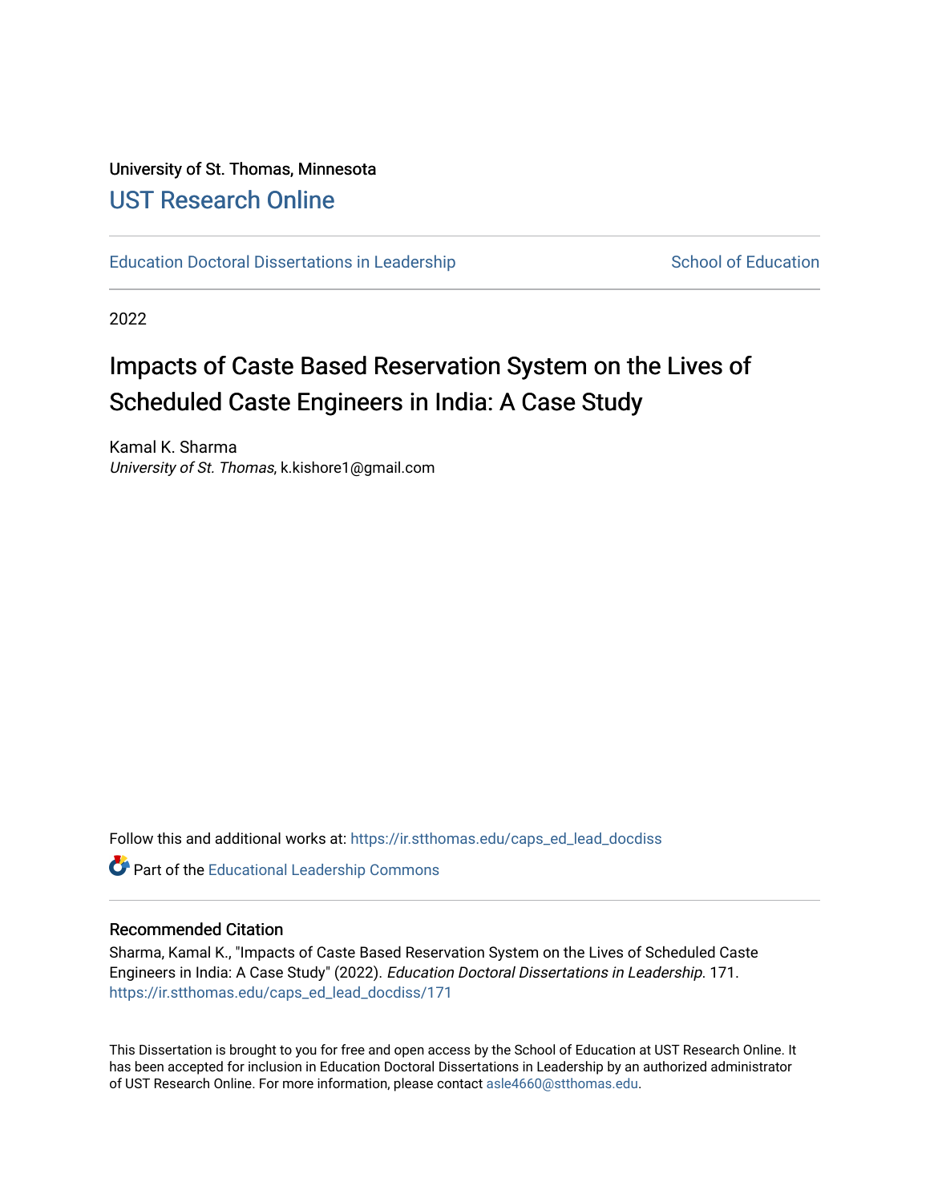University of St. Thomas, Minnesota

## UST Research Online

Education Doctoral Dissertations in Leadership

School of Education

2022

# Impacts of Caste Based Reservation System on the Lives of Scheduled Caste Engineers in India: A Case Study

Kamal K. Sharma
*University of St. Thomas*, k.kishore1@gmail.com

Follow this and additional works at: https://ir.stthomas.edu/caps_ed_lead_docdiss

Part of the Educational Leadership Commons

### Recommended Citation

Sharma, Kamal K., "Impacts of Caste Based Reservation System on the Lives of Scheduled Caste Engineers in India: A Case Study" (2022). *Education Doctoral Dissertations in Leadership*. 171.
https://ir.stthomas.edu/caps_ed_lead_docdiss/171

This Dissertation is brought to you for free and open access by the School of Education at UST Research Online. It has been accepted for inclusion in Education Doctoral Dissertations in Leadership by an authorized administrator of UST Research Online. For more information, please contact asle4660@stthomas.edu.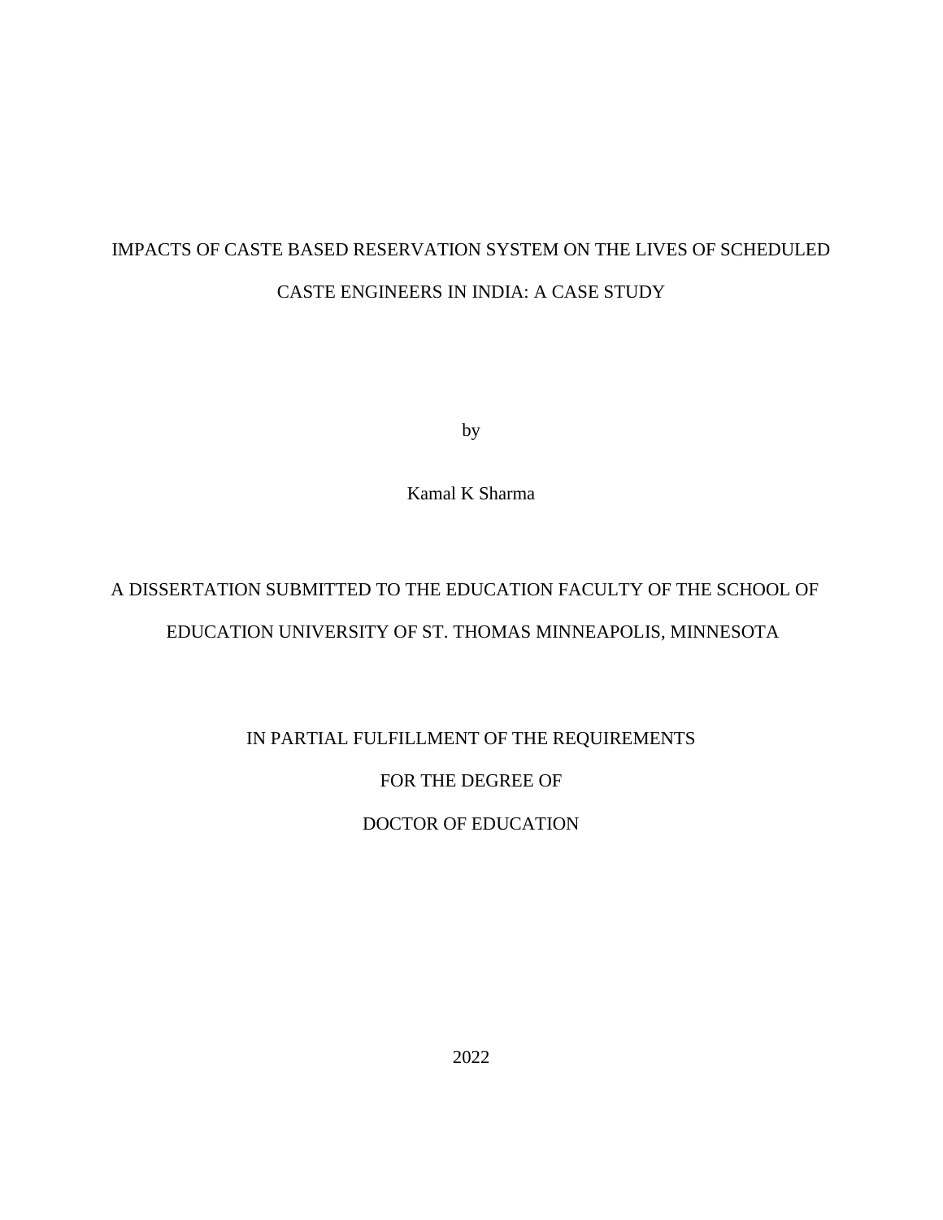# IMPACTS OF CASTE BASED RESERVATION SYSTEM ON THE LIVES OF SCHEDULED CASTE ENGINEERS IN INDIA: A CASE STUDY

by

Kamal K Sharma

A DISSERTATION SUBMITTED TO THE EDUCATION FACULTY OF THE SCHOOL OF EDUCATION UNIVERSITY OF ST. THOMAS MINNEAPOLIS, MINNESOTA

IN PARTIAL FULFILLMENT OF THE REQUIREMENTS

FOR THE DEGREE OF

DOCTOR OF EDUCATION

2022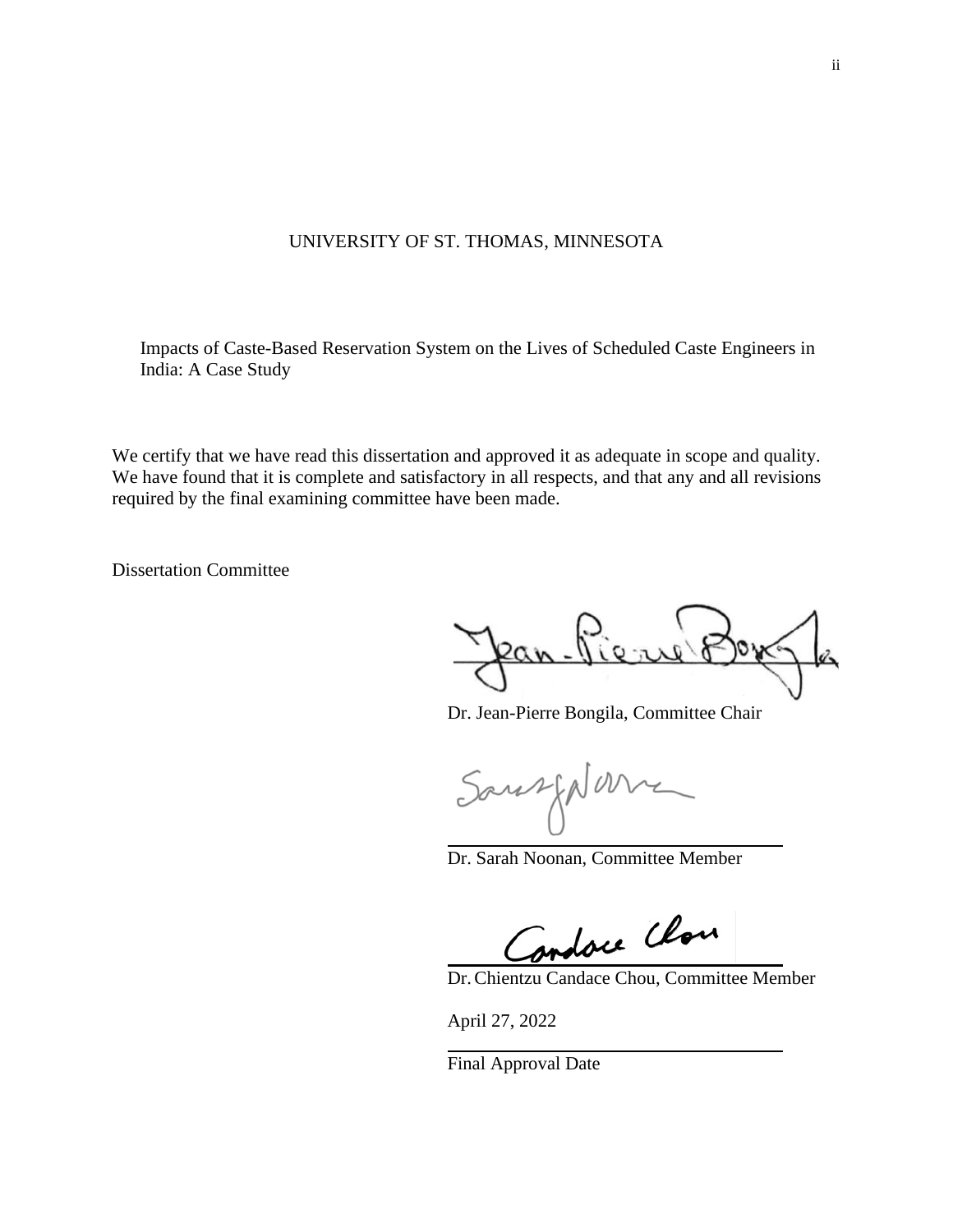UNIVERSITY OF ST. THOMAS, MINNESOTA

Impacts of Caste-Based Reservation System on the Lives of Scheduled Caste Engineers in India: A Case Study

We certify that we have read this dissertation and approved it as adequate in scope and quality. We have found that it is complete and satisfactory in all respects, and that any and all revisions required by the final examining committee have been made.

Dissertation Committee

Dr. Jean-Pierre Bongila, Committee Chair

Dr. Sarah Noonan, Committee Member

Dr. Chientzu Candace Chou, Committee Member

April 27, 2022

Final Approval Date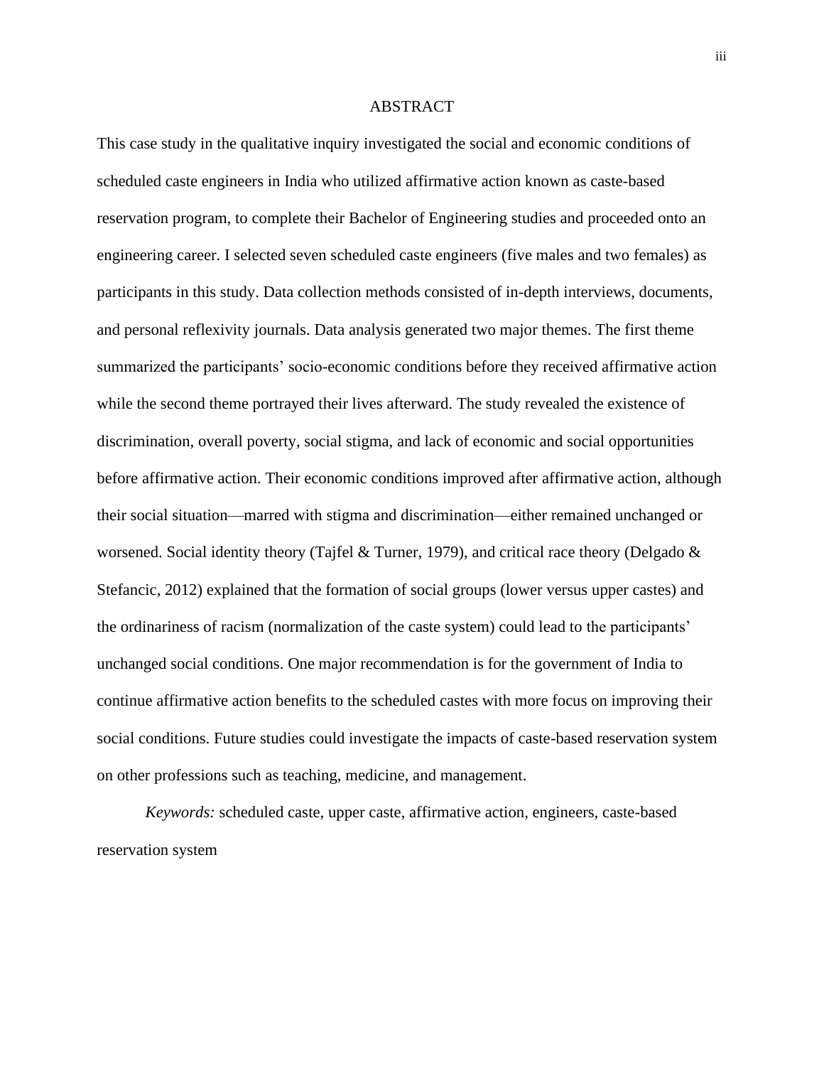# ABSTRACT

This case study in the qualitative inquiry investigated the social and economic conditions of scheduled caste engineers in India who utilized affirmative action known as caste-based reservation program, to complete their Bachelor of Engineering studies and proceeded onto an engineering career. I selected seven scheduled caste engineers (five males and two females) as participants in this study. Data collection methods consisted of in-depth interviews, documents, and personal reflexivity journals. Data analysis generated two major themes. The first theme summarized the participants' socio-economic conditions before they received affirmative action while the second theme portrayed their lives afterward. The study revealed the existence of discrimination, overall poverty, social stigma, and lack of economic and social opportunities before affirmative action. Their economic conditions improved after affirmative action, although their social situation—marred with stigma and discrimination—either remained unchanged or worsened. Social identity theory (Tajfel & Turner, 1979), and critical race theory (Delgado & Stefancic, 2012) explained that the formation of social groups (lower versus upper castes) and the ordinariness of racism (normalization of the caste system) could lead to the participants' unchanged social conditions. One major recommendation is for the government of India to continue affirmative action benefits to the scheduled castes with more focus on improving their social conditions. Future studies could investigate the impacts of caste-based reservation system on other professions such as teaching, medicine, and management.

*Keywords:* scheduled caste, upper caste, affirmative action, engineers, caste-based reservation system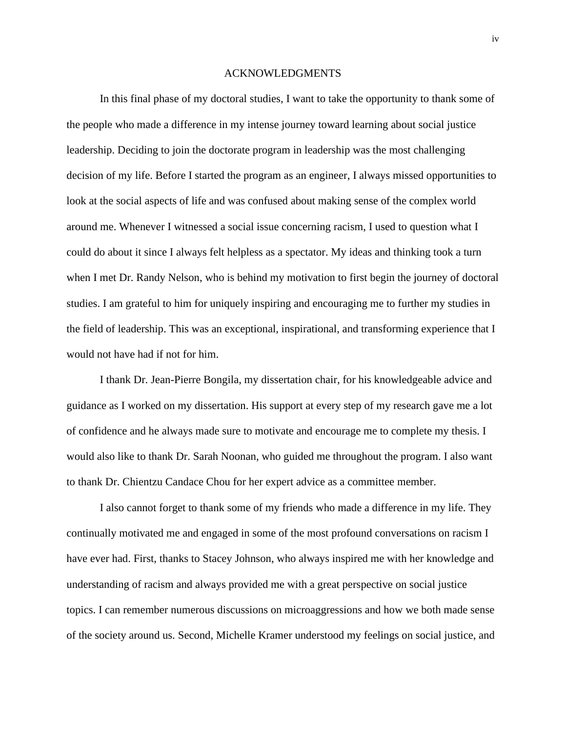# ACKNOWLEDGMENTS

In this final phase of my doctoral studies, I want to take the opportunity to thank some of the people who made a difference in my intense journey toward learning about social justice leadership. Deciding to join the doctorate program in leadership was the most challenging decision of my life. Before I started the program as an engineer, I always missed opportunities to look at the social aspects of life and was confused about making sense of the complex world around me. Whenever I witnessed a social issue concerning racism, I used to question what I could do about it since I always felt helpless as a spectator. My ideas and thinking took a turn when I met Dr. Randy Nelson, who is behind my motivation to first begin the journey of doctoral studies. I am grateful to him for uniquely inspiring and encouraging me to further my studies in the field of leadership. This was an exceptional, inspirational, and transforming experience that I would not have had if not for him.

I thank Dr. Jean-Pierre Bongila, my dissertation chair, for his knowledgeable advice and guidance as I worked on my dissertation. His support at every step of my research gave me a lot of confidence and he always made sure to motivate and encourage me to complete my thesis. I would also like to thank Dr. Sarah Noonan, who guided me throughout the program. I also want to thank Dr. Chientzu Candace Chou for her expert advice as a committee member.

I also cannot forget to thank some of my friends who made a difference in my life. They continually motivated me and engaged in some of the most profound conversations on racism I have ever had. First, thanks to Stacey Johnson, who always inspired me with her knowledge and understanding of racism and always provided me with a great perspective on social justice topics. I can remember numerous discussions on microaggressions and how we both made sense of the society around us. Second, Michelle Kramer understood my feelings on social justice, and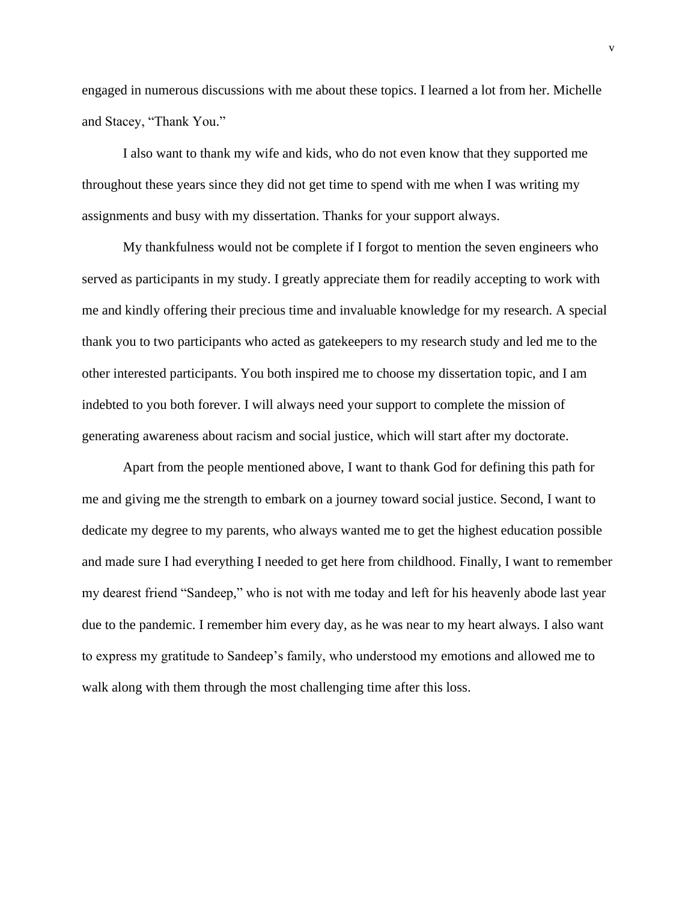engaged in numerous discussions with me about these topics. I learned a lot from her. Michelle and Stacey, "Thank You."

I also want to thank my wife and kids, who do not even know that they supported me throughout these years since they did not get time to spend with me when I was writing my assignments and busy with my dissertation. Thanks for your support always.

My thankfulness would not be complete if I forgot to mention the seven engineers who served as participants in my study. I greatly appreciate them for readily accepting to work with me and kindly offering their precious time and invaluable knowledge for my research. A special thank you to two participants who acted as gatekeepers to my research study and led me to the other interested participants. You both inspired me to choose my dissertation topic, and I am indebted to you both forever. I will always need your support to complete the mission of generating awareness about racism and social justice, which will start after my doctorate.

Apart from the people mentioned above, I want to thank God for defining this path for me and giving me the strength to embark on a journey toward social justice. Second, I want to dedicate my degree to my parents, who always wanted me to get the highest education possible and made sure I had everything I needed to get here from childhood. Finally, I want to remember my dearest friend "Sandeep," who is not with me today and left for his heavenly abode last year due to the pandemic. I remember him every day, as he was near to my heart always. I also want to express my gratitude to Sandeep's family, who understood my emotions and allowed me to walk along with them through the most challenging time after this loss.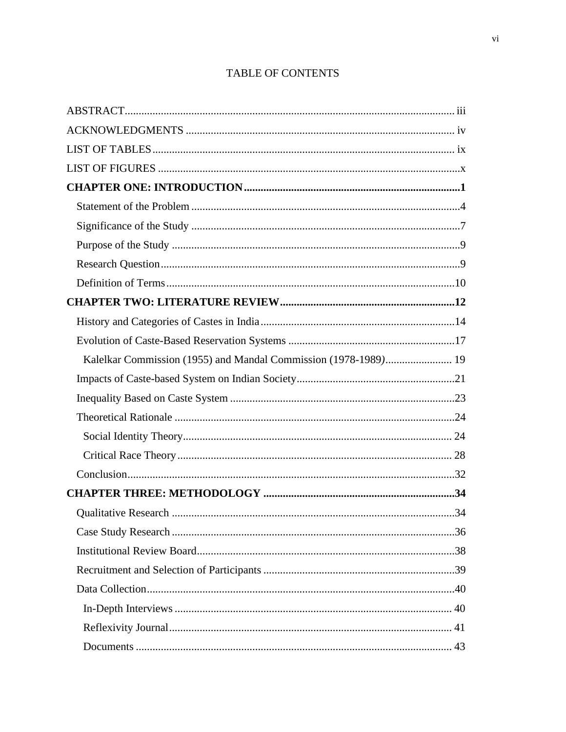# TABLE OF CONTENTS

ABSTRACT ........ iii

ACKNOWLEDGMENTS ........ iv

LIST OF TABLES ........ ix

LIST OF FIGURES ........ x

**CHAPTER ONE: INTRODUCTION ........ 1**

- Statement of the Problem ........ 4
- Significance of the Study ........ 7
- Purpose of the Study ........ 9
- Research Question ........ 9
- Definition of Terms ........ 10

**CHAPTER TWO: LITERATURE REVIEW ........ 12**

- History and Categories of Castes in India ........ 14
- Evolution of Caste-Based Reservation Systems ........ 17
  - Kalelkar Commission (1955) and Mandal Commission (1978-1989*)* ........ 19
- Impacts of Caste-based System on Indian Society ........ 21
- Inequality Based on Caste System ........ 23
- Theoretical Rationale ........ 24
  - Social Identity Theory ........ 24
  - Critical Race Theory ........ 28
- Conclusion ........ 32

**CHAPTER THREE: METHODOLOGY ........ 34**

- Qualitative Research ........ 34
- Case Study Research ........ 36
- Institutional Review Board ........ 38
- Recruitment and Selection of Participants ........ 39
- Data Collection ........ 40
  - In-Depth Interviews ........ 40
  - Reflexivity Journal ........ 41
  - Documents ........ 43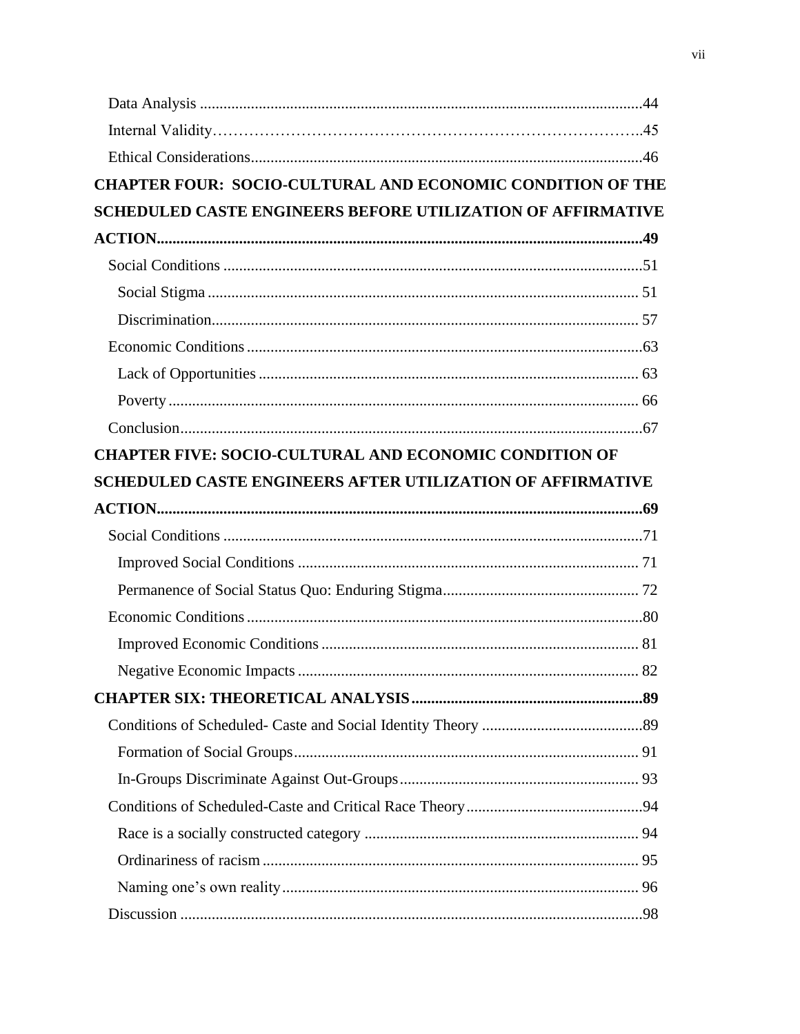Data Analysis ................................................................................................44

Internal Validity……………………………………………………………………..45

Ethical Considerations....................................................................................46

**CHAPTER FOUR: SOCIO-CULTURAL AND ECONOMIC CONDITION OF THE SCHEDULED CASTE ENGINEERS BEFORE UTILIZATION OF AFFIRMATIVE ACTION..........................................................................................................................49**

Social Conditions ...........................................................................................51

Social Stigma ............................................................................................. 51

Discrimination............................................................................................ 57

Economic Conditions.....................................................................................63

Lack of Opportunities ................................................................................ 63

Poverty ....................................................................................................... 66

Conclusion......................................................................................................67

**CHAPTER FIVE: SOCIO-CULTURAL AND ECONOMIC CONDITION OF SCHEDULED CASTE ENGINEERS AFTER UTILIZATION OF AFFIRMATIVE ACTION..........................................................................................................................69**

Social Conditions ...........................................................................................71

Improved Social Conditions ....................................................................... 71

Permanence of Social Status Quo: Enduring Stigma.................................................. 72

Economic Conditions.....................................................................................80

Improved Economic Conditions ................................................................. 81

Negative Economic Impacts ....................................................................... 82

**CHAPTER SIX: THEORETICAL ANALYSIS...........................................................89**

Conditions of Scheduled- Caste and Social Identity Theory .........................................89

Formation of Social Groups........................................................................ 91

In-Groups Discriminate Against Out-Groups............................................................ 93

Conditions of Scheduled-Caste and Critical Race Theory.............................................94

Race is a socially constructed category ...................................................................... 94

Ordinariness of racism ................................................................................ 95

Naming one's own reality........................................................................... 96

Discussion .....................................................................................................98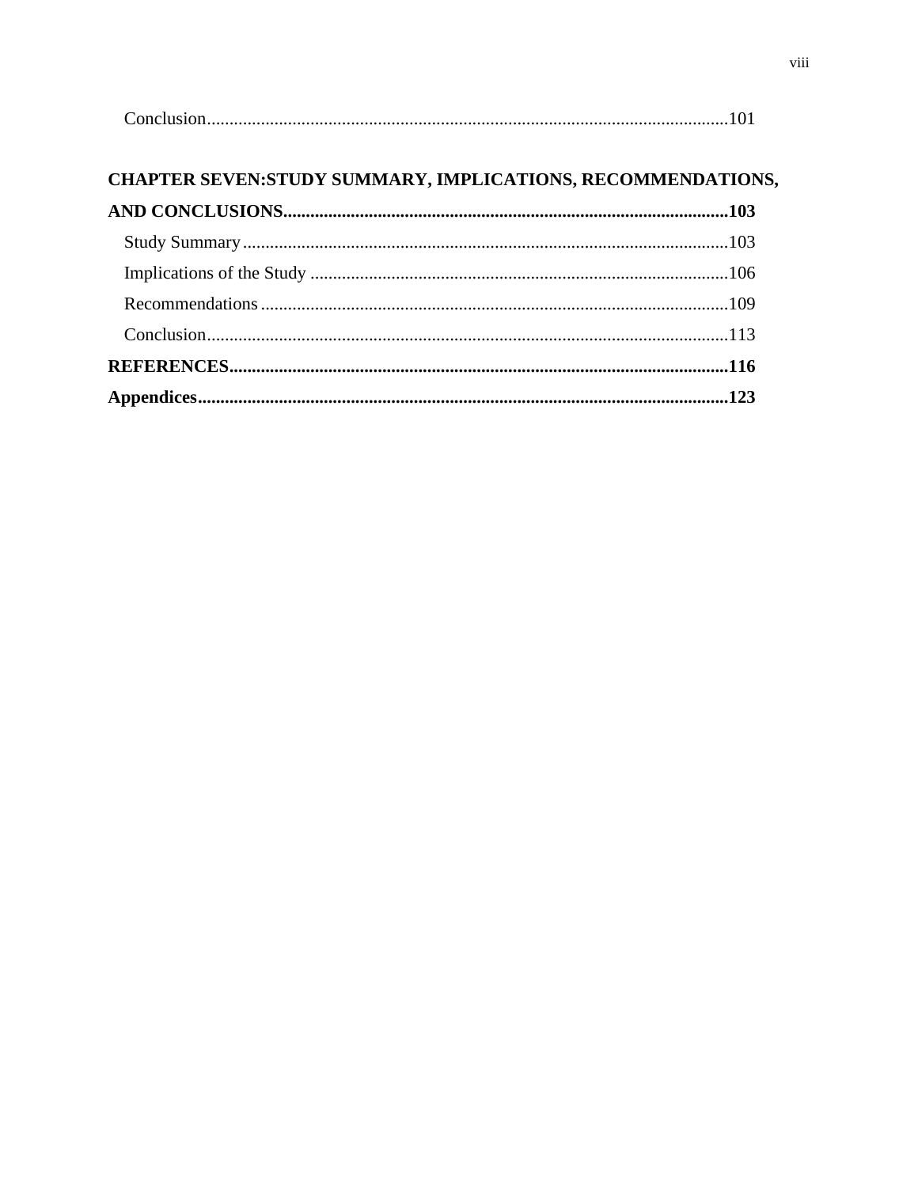Conclusion....................................................................................................................101

**CHAPTER SEVEN:STUDY SUMMARY, IMPLICATIONS, RECOMMENDATIONS, AND CONCLUSIONS..................................................................................................103**

Study Summary............................................................................................................103

Implications of the Study .............................................................................................106

Recommendations........................................................................................................109

Conclusion....................................................................................................................113

**REFERENCES..............................................................................................................116**

**Appendices.....................................................................................................................123**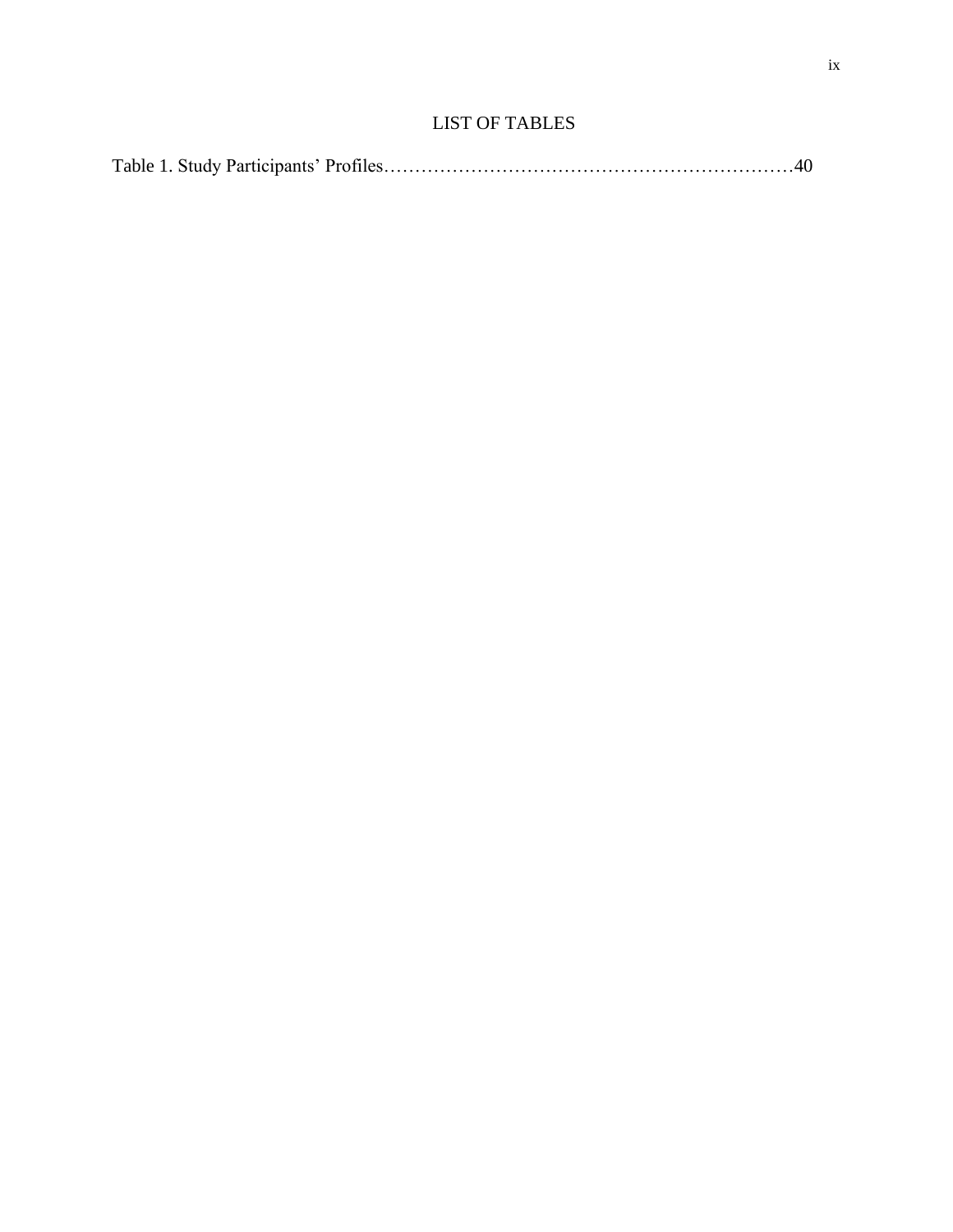# LIST OF TABLES

Table 1. Study Participants' Profiles……………………………………………………………40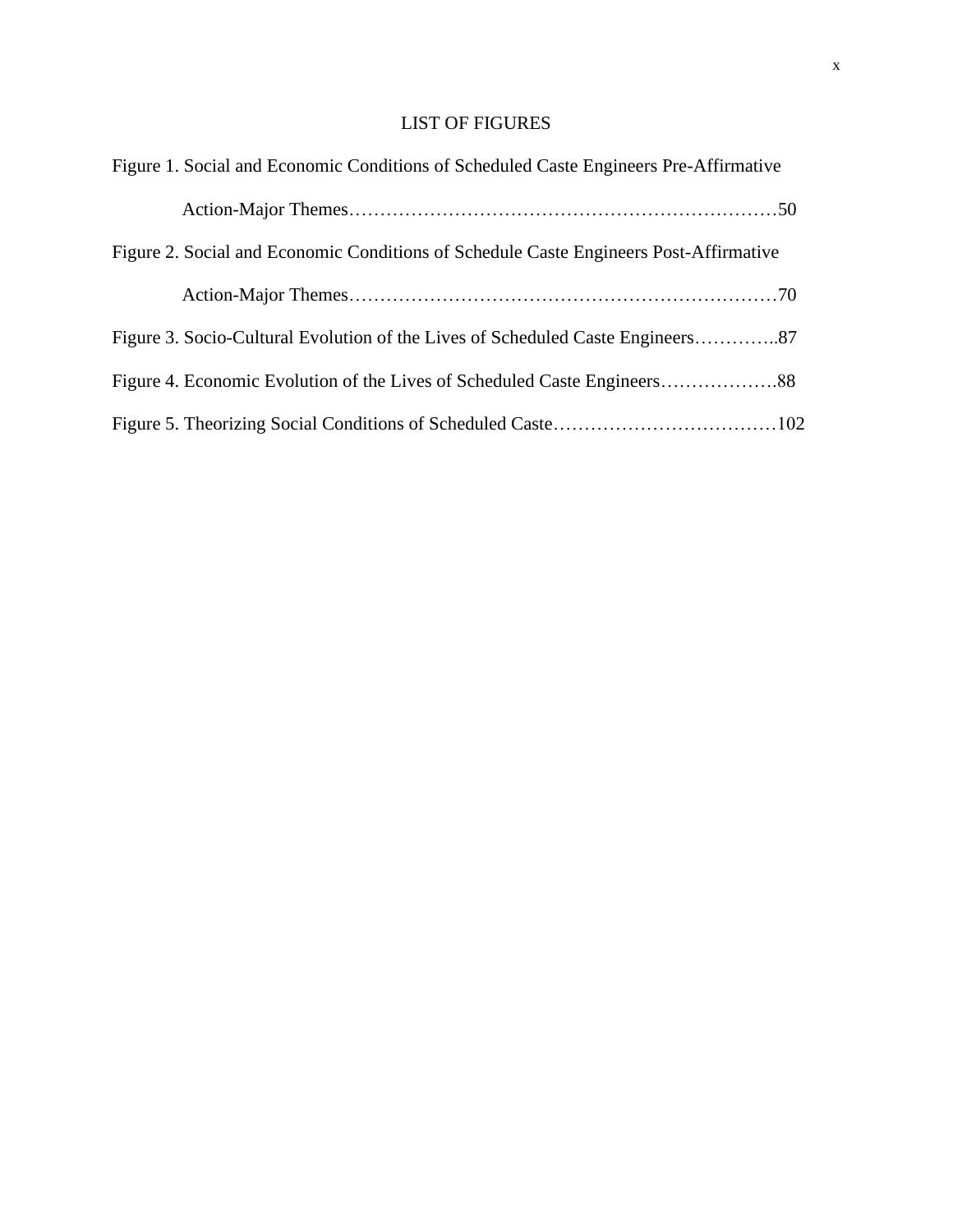# LIST OF FIGURES

Figure 1. Social and Economic Conditions of Scheduled Caste Engineers Pre-Affirmative Action-Major Themes……………………………………………………………50

Figure 2. Social and Economic Conditions of Schedule Caste Engineers Post-Affirmative Action-Major Themes……………………………………………………………70

Figure 3. Socio-Cultural Evolution of the Lives of Scheduled Caste Engineers…………..87

Figure 4. Economic Evolution of the Lives of Scheduled Caste Engineers……………….88

Figure 5. Theorizing Social Conditions of Scheduled Caste………………………………102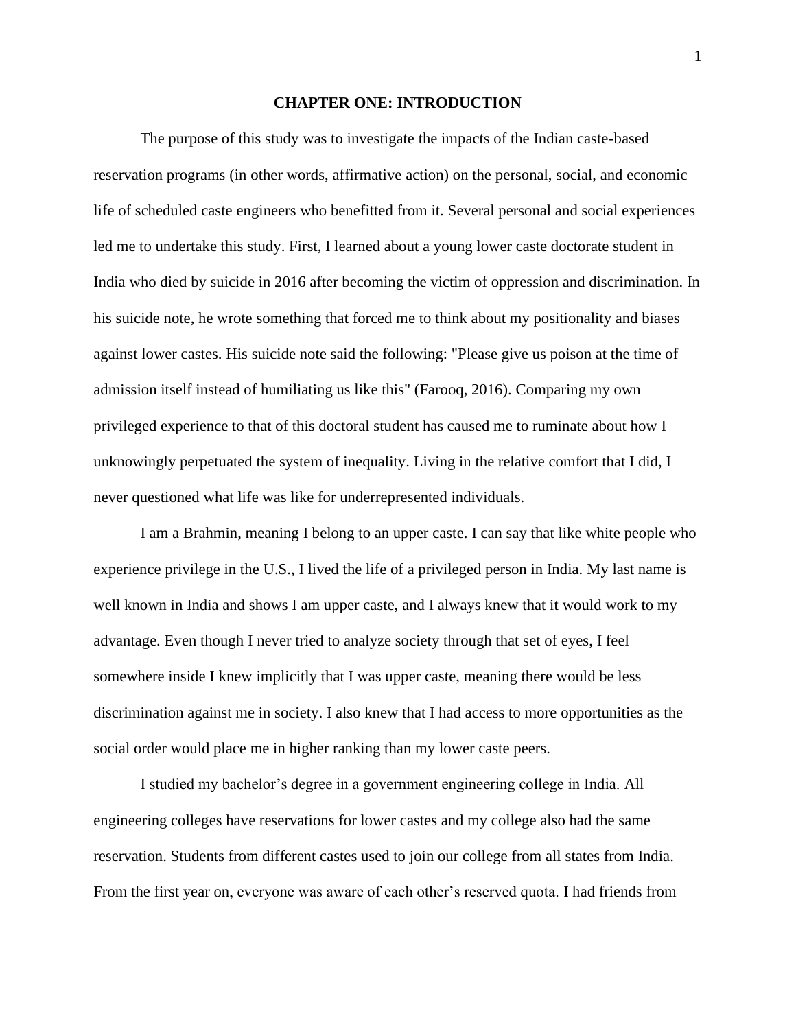# CHAPTER ONE: INTRODUCTION

The purpose of this study was to investigate the impacts of the Indian caste-based reservation programs (in other words, affirmative action) on the personal, social, and economic life of scheduled caste engineers who benefitted from it. Several personal and social experiences led me to undertake this study. First, I learned about a young lower caste doctorate student in India who died by suicide in 2016 after becoming the victim of oppression and discrimination. In his suicide note, he wrote something that forced me to think about my positionality and biases against lower castes. His suicide note said the following: "Please give us poison at the time of admission itself instead of humiliating us like this" (Farooq, 2016). Comparing my own privileged experience to that of this doctoral student has caused me to ruminate about how I unknowingly perpetuated the system of inequality. Living in the relative comfort that I did, I never questioned what life was like for underrepresented individuals.

I am a Brahmin, meaning I belong to an upper caste. I can say that like white people who experience privilege in the U.S., I lived the life of a privileged person in India. My last name is well known in India and shows I am upper caste, and I always knew that it would work to my advantage. Even though I never tried to analyze society through that set of eyes, I feel somewhere inside I knew implicitly that I was upper caste, meaning there would be less discrimination against me in society. I also knew that I had access to more opportunities as the social order would place me in higher ranking than my lower caste peers.

I studied my bachelor's degree in a government engineering college in India. All engineering colleges have reservations for lower castes and my college also had the same reservation. Students from different castes used to join our college from all states from India. From the first year on, everyone was aware of each other's reserved quota. I had friends from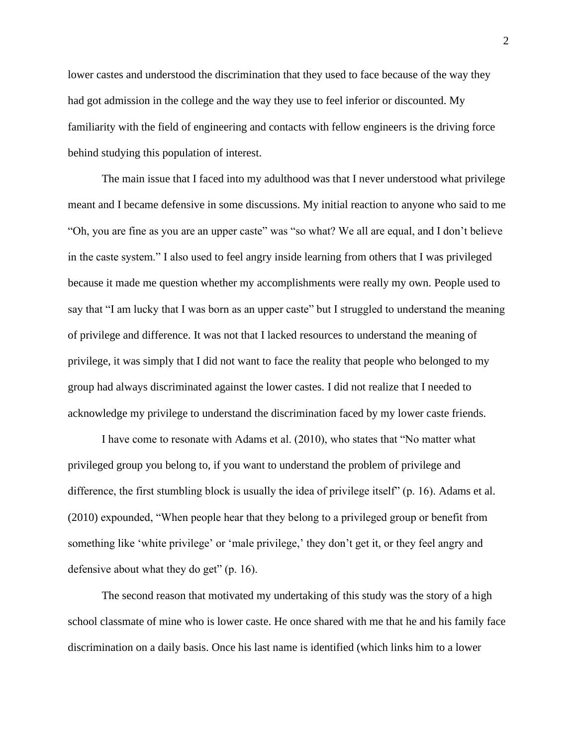lower castes and understood the discrimination that they used to face because of the way they had got admission in the college and the way they use to feel inferior or discounted. My familiarity with the field of engineering and contacts with fellow engineers is the driving force behind studying this population of interest.

The main issue that I faced into my adulthood was that I never understood what privilege meant and I became defensive in some discussions. My initial reaction to anyone who said to me "Oh, you are fine as you are an upper caste" was "so what? We all are equal, and I don't believe in the caste system." I also used to feel angry inside learning from others that I was privileged because it made me question whether my accomplishments were really my own. People used to say that "I am lucky that I was born as an upper caste" but I struggled to understand the meaning of privilege and difference. It was not that I lacked resources to understand the meaning of privilege, it was simply that I did not want to face the reality that people who belonged to my group had always discriminated against the lower castes. I did not realize that I needed to acknowledge my privilege to understand the discrimination faced by my lower caste friends.

I have come to resonate with Adams et al. (2010), who states that "No matter what privileged group you belong to, if you want to understand the problem of privilege and difference, the first stumbling block is usually the idea of privilege itself" (p. 16). Adams et al. (2010) expounded, "When people hear that they belong to a privileged group or benefit from something like 'white privilege' or 'male privilege,' they don't get it, or they feel angry and defensive about what they do get" (p. 16).

The second reason that motivated my undertaking of this study was the story of a high school classmate of mine who is lower caste. He once shared with me that he and his family face discrimination on a daily basis. Once his last name is identified (which links him to a lower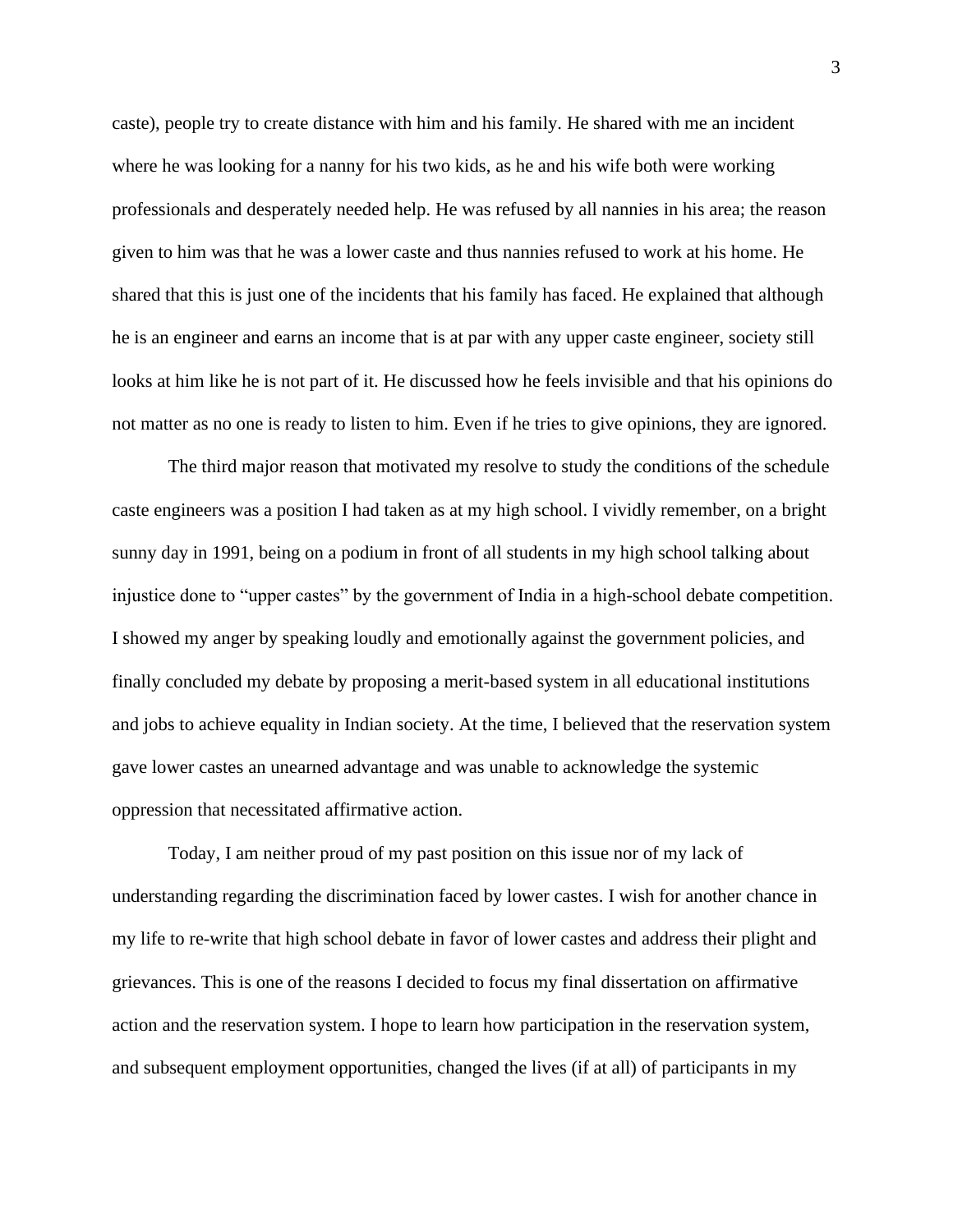caste), people try to create distance with him and his family. He shared with me an incident where he was looking for a nanny for his two kids, as he and his wife both were working professionals and desperately needed help. He was refused by all nannies in his area; the reason given to him was that he was a lower caste and thus nannies refused to work at his home. He shared that this is just one of the incidents that his family has faced. He explained that although he is an engineer and earns an income that is at par with any upper caste engineer, society still looks at him like he is not part of it. He discussed how he feels invisible and that his opinions do not matter as no one is ready to listen to him. Even if he tries to give opinions, they are ignored.

The third major reason that motivated my resolve to study the conditions of the schedule caste engineers was a position I had taken as at my high school. I vividly remember, on a bright sunny day in 1991, being on a podium in front of all students in my high school talking about injustice done to "upper castes" by the government of India in a high-school debate competition. I showed my anger by speaking loudly and emotionally against the government policies, and finally concluded my debate by proposing a merit-based system in all educational institutions and jobs to achieve equality in Indian society. At the time, I believed that the reservation system gave lower castes an unearned advantage and was unable to acknowledge the systemic oppression that necessitated affirmative action.

Today, I am neither proud of my past position on this issue nor of my lack of understanding regarding the discrimination faced by lower castes. I wish for another chance in my life to re-write that high school debate in favor of lower castes and address their plight and grievances. This is one of the reasons I decided to focus my final dissertation on affirmative action and the reservation system. I hope to learn how participation in the reservation system, and subsequent employment opportunities, changed the lives (if at all) of participants in my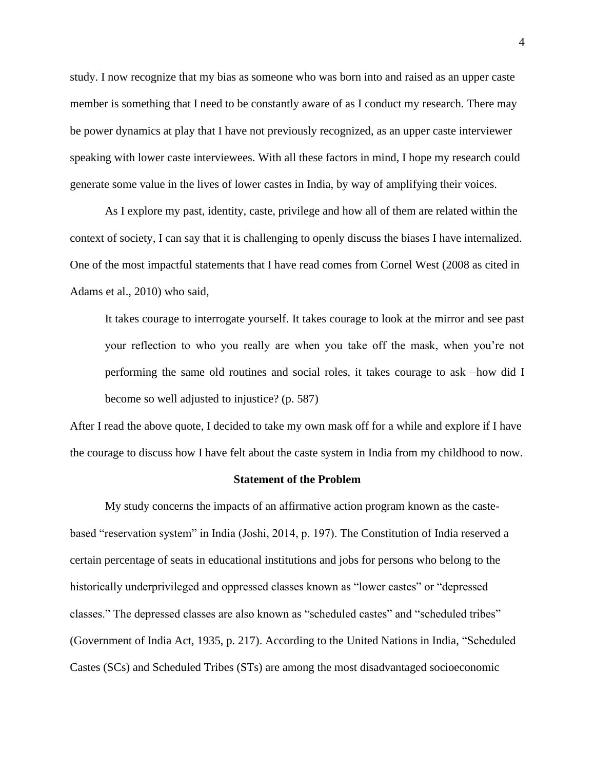study. I now recognize that my bias as someone who was born into and raised as an upper caste member is something that I need to be constantly aware of as I conduct my research. There may be power dynamics at play that I have not previously recognized, as an upper caste interviewer speaking with lower caste interviewees. With all these factors in mind, I hope my research could generate some value in the lives of lower castes in India, by way of amplifying their voices.

As I explore my past, identity, caste, privilege and how all of them are related within the context of society, I can say that it is challenging to openly discuss the biases I have internalized. One of the most impactful statements that I have read comes from Cornel West (2008 as cited in Adams et al., 2010) who said,

> It takes courage to interrogate yourself. It takes courage to look at the mirror and see past your reflection to who you really are when you take off the mask, when you're not performing the same old routines and social roles, it takes courage to ask –how did I become so well adjusted to injustice? (p. 587)

After I read the above quote, I decided to take my own mask off for a while and explore if I have the courage to discuss how I have felt about the caste system in India from my childhood to now.

## Statement of the Problem

My study concerns the impacts of an affirmative action program known as the caste-based "reservation system" in India (Joshi, 2014, p. 197). The Constitution of India reserved a certain percentage of seats in educational institutions and jobs for persons who belong to the historically underprivileged and oppressed classes known as "lower castes" or "depressed classes." The depressed classes are also known as "scheduled castes" and "scheduled tribes" (Government of India Act, 1935, p. 217). According to the United Nations in India, "Scheduled Castes (SCs) and Scheduled Tribes (STs) are among the most disadvantaged socioeconomic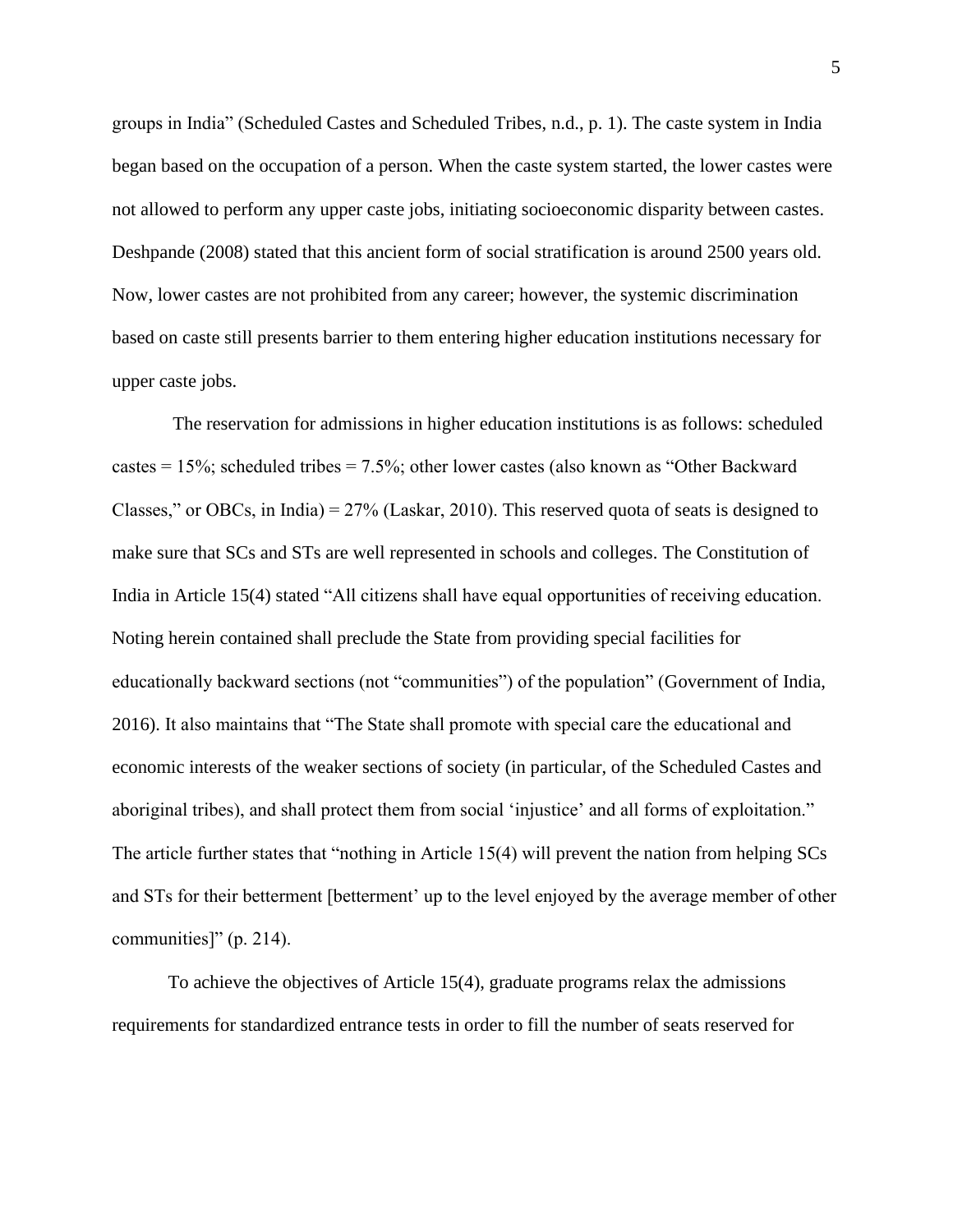groups in India" (Scheduled Castes and Scheduled Tribes, n.d., p. 1). The caste system in India began based on the occupation of a person. When the caste system started, the lower castes were not allowed to perform any upper caste jobs, initiating socioeconomic disparity between castes. Deshpande (2008) stated that this ancient form of social stratification is around 2500 years old. Now, lower castes are not prohibited from any career; however, the systemic discrimination based on caste still presents barrier to them entering higher education institutions necessary for upper caste jobs.

The reservation for admissions in higher education institutions is as follows: scheduled castes = 15%; scheduled tribes = 7.5%; other lower castes (also known as "Other Backward Classes," or OBCs, in India) = 27% (Laskar, 2010). This reserved quota of seats is designed to make sure that SCs and STs are well represented in schools and colleges. The Constitution of India in Article 15(4) stated "All citizens shall have equal opportunities of receiving education. Noting herein contained shall preclude the State from providing special facilities for educationally backward sections (not "communities") of the population" (Government of India, 2016). It also maintains that "The State shall promote with special care the educational and economic interests of the weaker sections of society (in particular, of the Scheduled Castes and aboriginal tribes), and shall protect them from social 'injustice' and all forms of exploitation." The article further states that "nothing in Article 15(4) will prevent the nation from helping SCs and STs for their betterment [betterment' up to the level enjoyed by the average member of other communities]" (p. 214).

To achieve the objectives of Article 15(4), graduate programs relax the admissions requirements for standardized entrance tests in order to fill the number of seats reserved for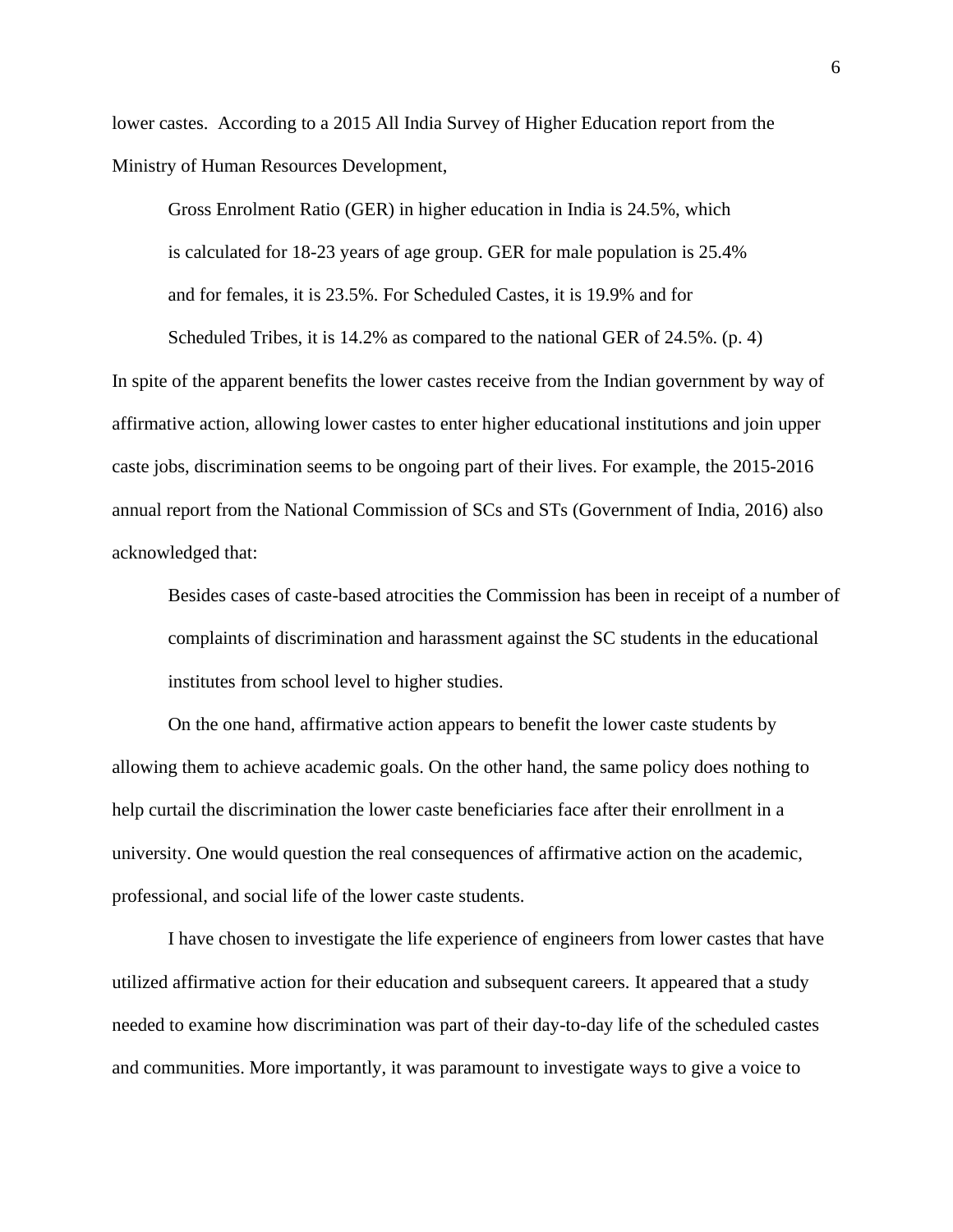lower castes. According to a 2015 All India Survey of Higher Education report from the Ministry of Human Resources Development,

> Gross Enrolment Ratio (GER) in higher education in India is 24.5%, which is calculated for 18-23 years of age group. GER for male population is 25.4% and for females, it is 23.5%. For Scheduled Castes, it is 19.9% and for Scheduled Tribes, it is 14.2% as compared to the national GER of 24.5%. (p. 4)

In spite of the apparent benefits the lower castes receive from the Indian government by way of affirmative action, allowing lower castes to enter higher educational institutions and join upper caste jobs, discrimination seems to be ongoing part of their lives. For example, the 2015-2016 annual report from the National Commission of SCs and STs (Government of India, 2016) also acknowledged that:

> Besides cases of caste-based atrocities the Commission has been in receipt of a number of complaints of discrimination and harassment against the SC students in the educational institutes from school level to higher studies.

On the one hand, affirmative action appears to benefit the lower caste students by allowing them to achieve academic goals. On the other hand, the same policy does nothing to help curtail the discrimination the lower caste beneficiaries face after their enrollment in a university. One would question the real consequences of affirmative action on the academic, professional, and social life of the lower caste students.

I have chosen to investigate the life experience of engineers from lower castes that have utilized affirmative action for their education and subsequent careers. It appeared that a study needed to examine how discrimination was part of their day-to-day life of the scheduled castes and communities. More importantly, it was paramount to investigate ways to give a voice to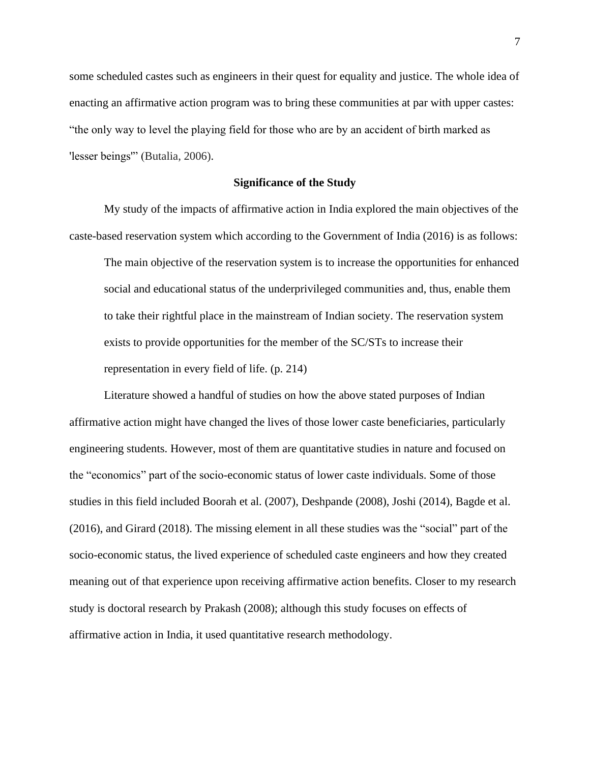some scheduled castes such as engineers in their quest for equality and justice. The whole idea of enacting an affirmative action program was to bring these communities at par with upper castes: "the only way to level the playing field for those who are by an accident of birth marked as 'lesser beings'" (Butalia, 2006).

## Significance of the Study

My study of the impacts of affirmative action in India explored the main objectives of the caste-based reservation system which according to the Government of India (2016) is as follows:

> The main objective of the reservation system is to increase the opportunities for enhanced social and educational status of the underprivileged communities and, thus, enable them to take their rightful place in the mainstream of Indian society. The reservation system exists to provide opportunities for the member of the SC/STs to increase their representation in every field of life. (p. 214)

Literature showed a handful of studies on how the above stated purposes of Indian affirmative action might have changed the lives of those lower caste beneficiaries, particularly engineering students. However, most of them are quantitative studies in nature and focused on the "economics" part of the socio-economic status of lower caste individuals. Some of those studies in this field included Boorah et al. (2007), Deshpande (2008), Joshi (2014), Bagde et al. (2016), and Girard (2018). The missing element in all these studies was the "social" part of the socio-economic status, the lived experience of scheduled caste engineers and how they created meaning out of that experience upon receiving affirmative action benefits. Closer to my research study is doctoral research by Prakash (2008); although this study focuses on effects of affirmative action in India, it used quantitative research methodology.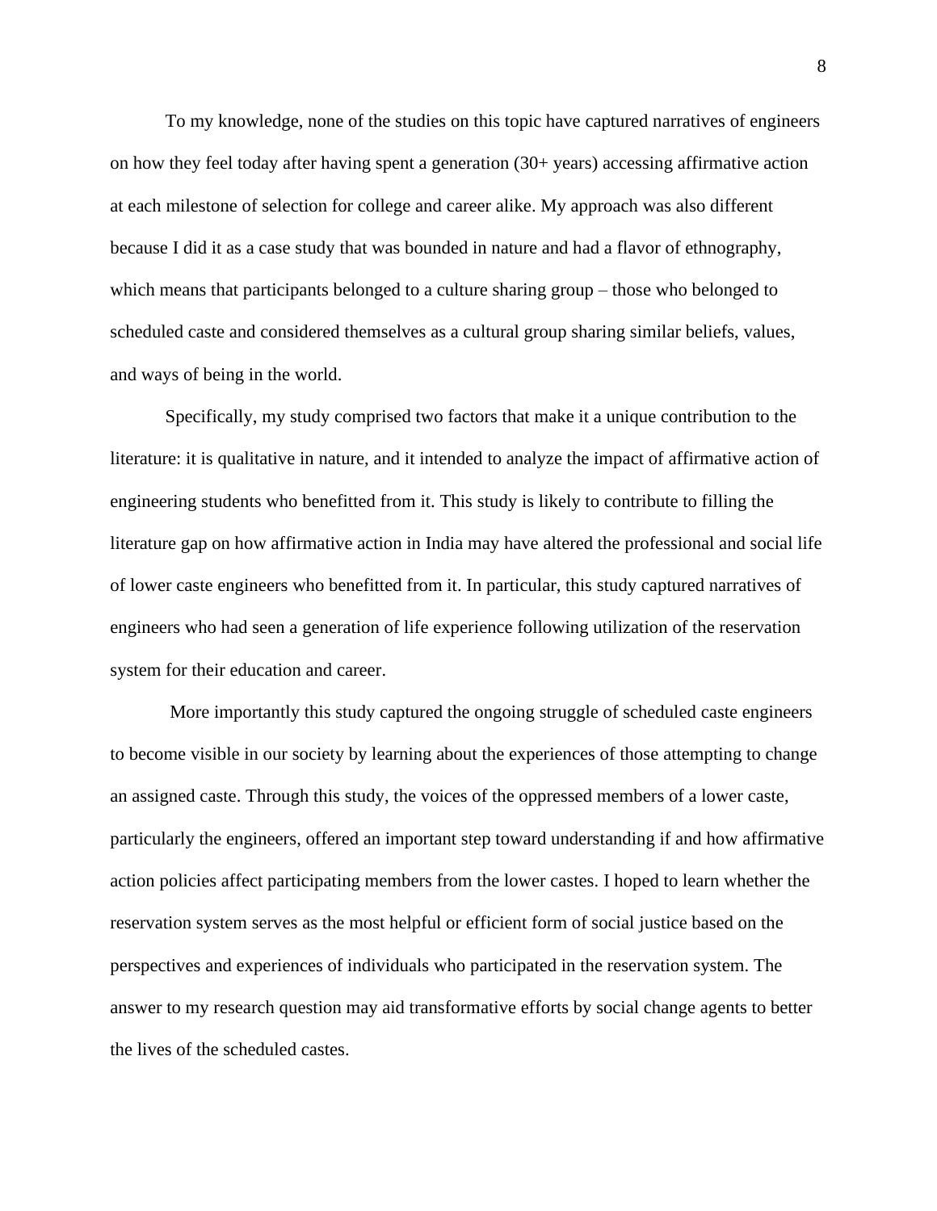To my knowledge, none of the studies on this topic have captured narratives of engineers on how they feel today after having spent a generation (30+ years) accessing affirmative action at each milestone of selection for college and career alike. My approach was also different because I did it as a case study that was bounded in nature and had a flavor of ethnography, which means that participants belonged to a culture sharing group – those who belonged to scheduled caste and considered themselves as a cultural group sharing similar beliefs, values, and ways of being in the world.

Specifically, my study comprised two factors that make it a unique contribution to the literature: it is qualitative in nature, and it intended to analyze the impact of affirmative action of engineering students who benefitted from it. This study is likely to contribute to filling the literature gap on how affirmative action in India may have altered the professional and social life of lower caste engineers who benefitted from it. In particular, this study captured narratives of engineers who had seen a generation of life experience following utilization of the reservation system for their education and career.

More importantly this study captured the ongoing struggle of scheduled caste engineers to become visible in our society by learning about the experiences of those attempting to change an assigned caste. Through this study, the voices of the oppressed members of a lower caste, particularly the engineers, offered an important step toward understanding if and how affirmative action policies affect participating members from the lower castes. I hoped to learn whether the reservation system serves as the most helpful or efficient form of social justice based on the perspectives and experiences of individuals who participated in the reservation system. The answer to my research question may aid transformative efforts by social change agents to better the lives of the scheduled castes.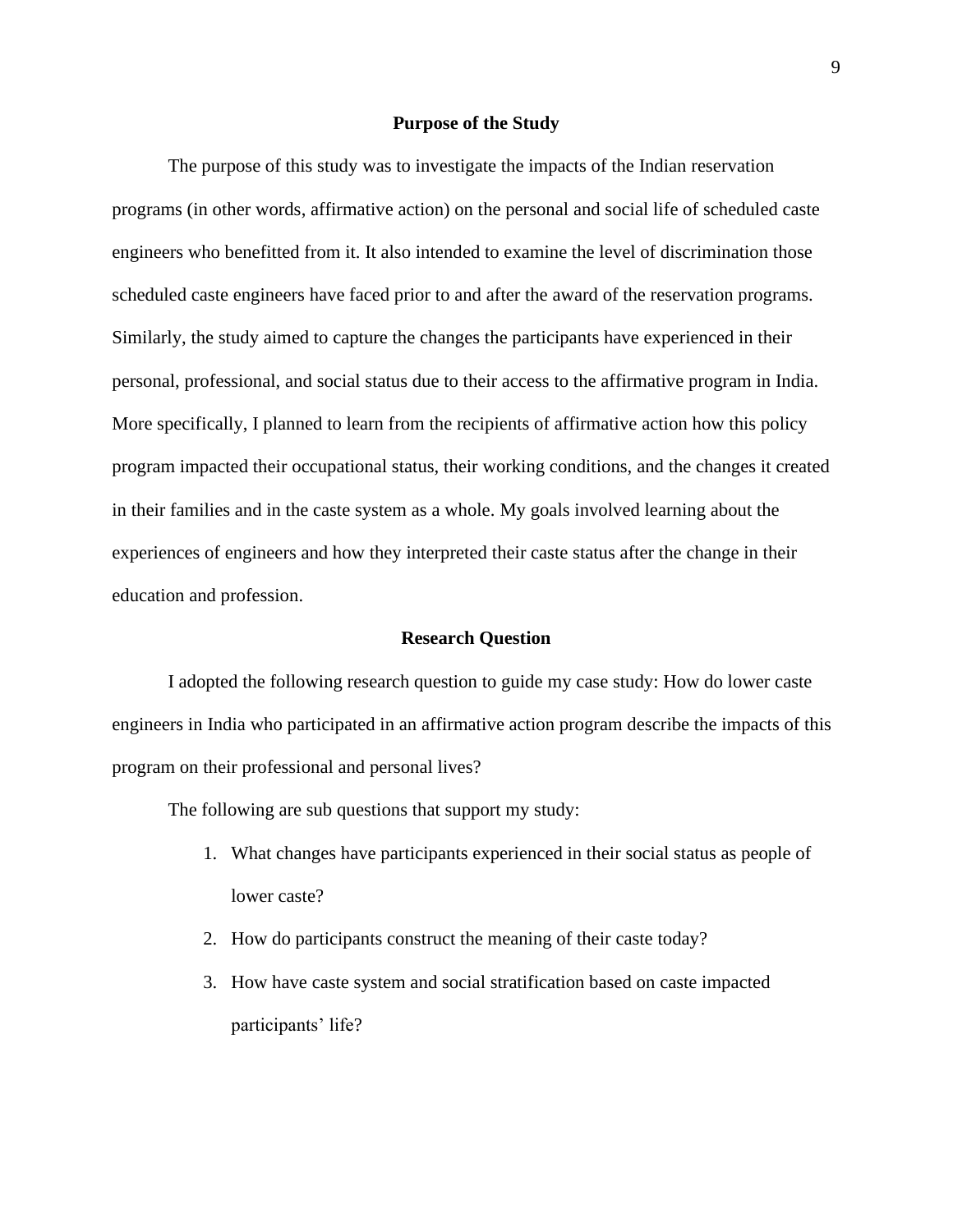## Purpose of the Study

The purpose of this study was to investigate the impacts of the Indian reservation programs (in other words, affirmative action) on the personal and social life of scheduled caste engineers who benefitted from it. It also intended to examine the level of discrimination those scheduled caste engineers have faced prior to and after the award of the reservation programs. Similarly, the study aimed to capture the changes the participants have experienced in their personal, professional, and social status due to their access to the affirmative program in India. More specifically, I planned to learn from the recipients of affirmative action how this policy program impacted their occupational status, their working conditions, and the changes it created in their families and in the caste system as a whole. My goals involved learning about the experiences of engineers and how they interpreted their caste status after the change in their education and profession.

## Research Question

I adopted the following research question to guide my case study: How do lower caste engineers in India who participated in an affirmative action program describe the impacts of this program on their professional and personal lives?

The following are sub questions that support my study:

1. What changes have participants experienced in their social status as people of lower caste?
2. How do participants construct the meaning of their caste today?
3. How have caste system and social stratification based on caste impacted participants' life?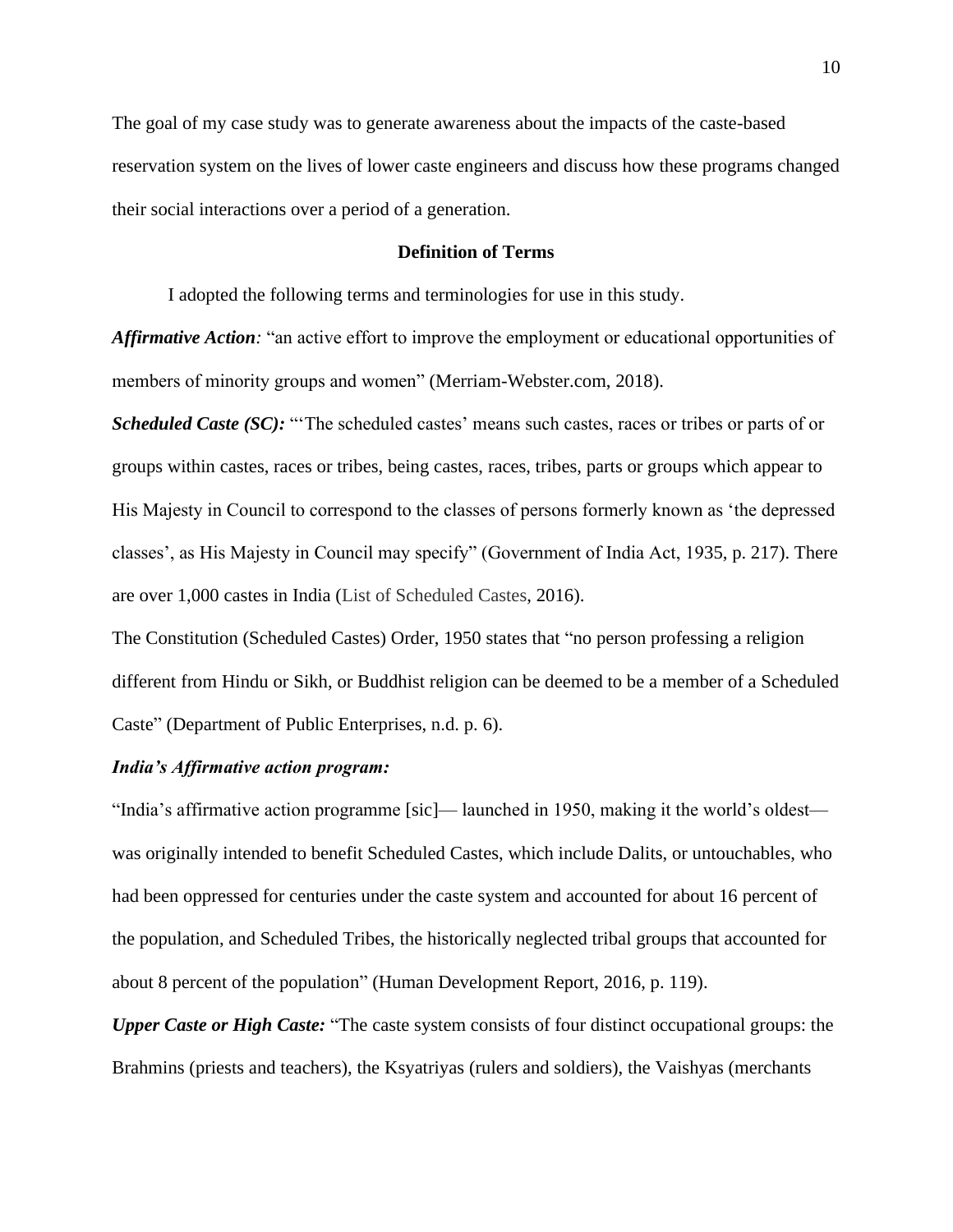The goal of my case study was to generate awareness about the impacts of the caste-based reservation system on the lives of lower caste engineers and discuss how these programs changed their social interactions over a period of a generation.

## Definition of Terms

I adopted the following terms and terminologies for use in this study.

***Affirmative Action****:* "an active effort to improve the employment or educational opportunities of members of minority groups and women" (Merriam-Webster.com, 2018).

***Scheduled Caste (SC):*** "'The scheduled castes' means such castes, races or tribes or parts of or groups within castes, races or tribes, being castes, races, tribes, parts or groups which appear to His Majesty in Council to correspond to the classes of persons formerly known as 'the depressed classes', as His Majesty in Council may specify" (Government of India Act, 1935, p. 217). There are over 1,000 castes in India (List of Scheduled Castes, 2016).

The Constitution (Scheduled Castes) Order, 1950 states that "no person professing a religion different from Hindu or Sikh, or Buddhist religion can be deemed to be a member of a Scheduled Caste" (Department of Public Enterprises, n.d. p. 6).

***India's Affirmative action program:***

"India's affirmative action programme [sic]— launched in 1950, making it the world's oldest— was originally intended to benefit Scheduled Castes, which include Dalits, or untouchables, who had been oppressed for centuries under the caste system and accounted for about 16 percent of the population, and Scheduled Tribes, the historically neglected tribal groups that accounted for about 8 percent of the population" (Human Development Report, 2016, p. 119).

***Upper Caste or High Caste:*** "The caste system consists of four distinct occupational groups: the Brahmins (priests and teachers), the Ksyatriyas (rulers and soldiers), the Vaishyas (merchants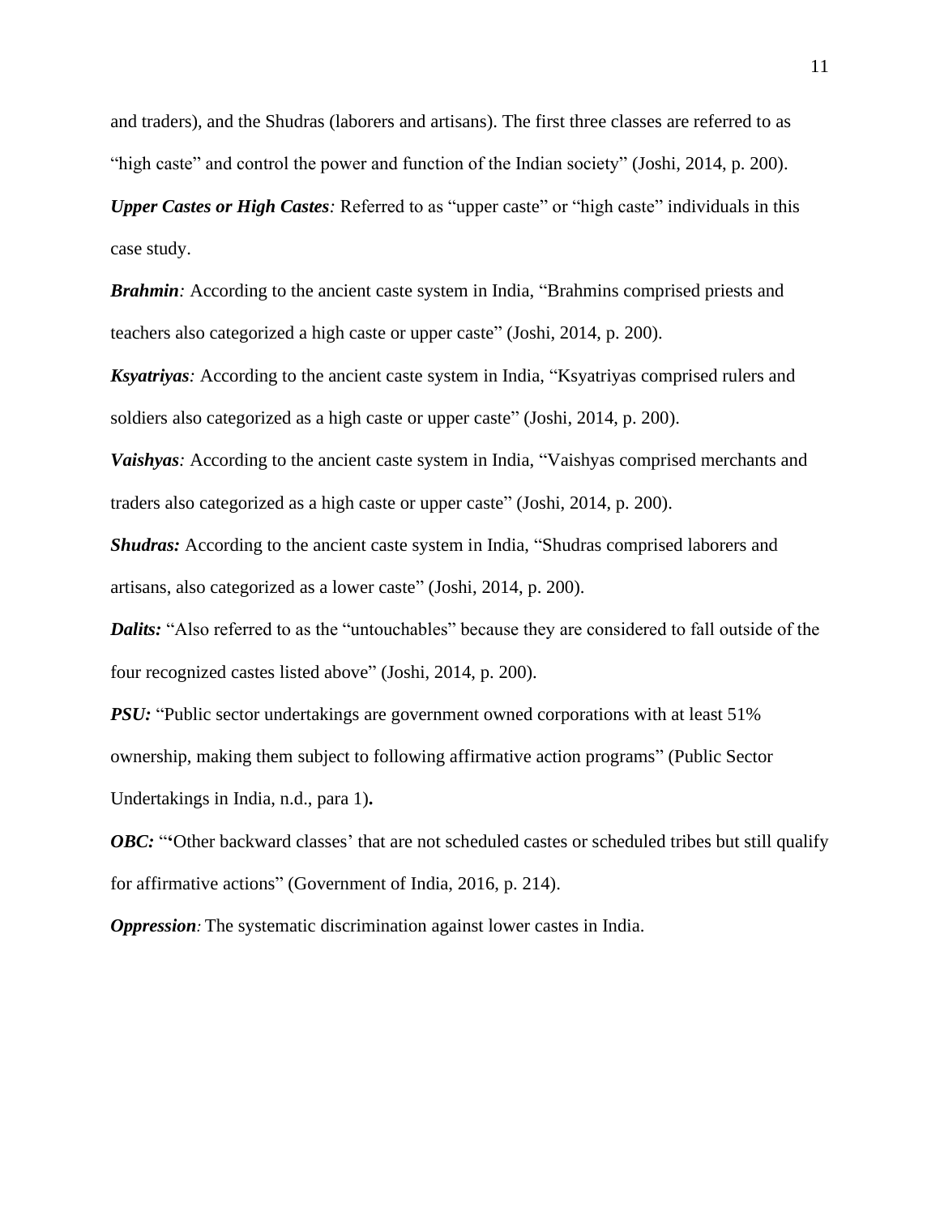and traders), and the Shudras (laborers and artisans). The first three classes are referred to as "high caste" and control the power and function of the Indian society" (Joshi, 2014, p. 200).

***Upper Castes or High Castes****:* Referred to as "upper caste" or "high caste" individuals in this case study.

***Brahmin****:* According to the ancient caste system in India, "Brahmins comprised priests and teachers also categorized a high caste or upper caste" (Joshi, 2014, p. 200).

***Ksyatriyas****:* According to the ancient caste system in India, "Ksyatriyas comprised rulers and soldiers also categorized as a high caste or upper caste" (Joshi, 2014, p. 200).

***Vaishyas****:* According to the ancient caste system in India, "Vaishyas comprised merchants and traders also categorized as a high caste or upper caste" (Joshi, 2014, p. 200).

***Shudras:*** According to the ancient caste system in India, "Shudras comprised laborers and artisans, also categorized as a lower caste" (Joshi, 2014, p. 200).

***Dalits:*** "Also referred to as the "untouchables" because they are considered to fall outside of the four recognized castes listed above" (Joshi, 2014, p. 200).

***PSU:*** "Public sector undertakings are government owned corporations with at least 51% ownership, making them subject to following affirmative action programs" (Public Sector Undertakings in India, n.d., para 1)**.**

***OBC:*** "'Other backward classes' that are not scheduled castes or scheduled tribes but still qualify for affirmative actions" (Government of India, 2016, p. 214).

***Oppression****:* The systematic discrimination against lower castes in India.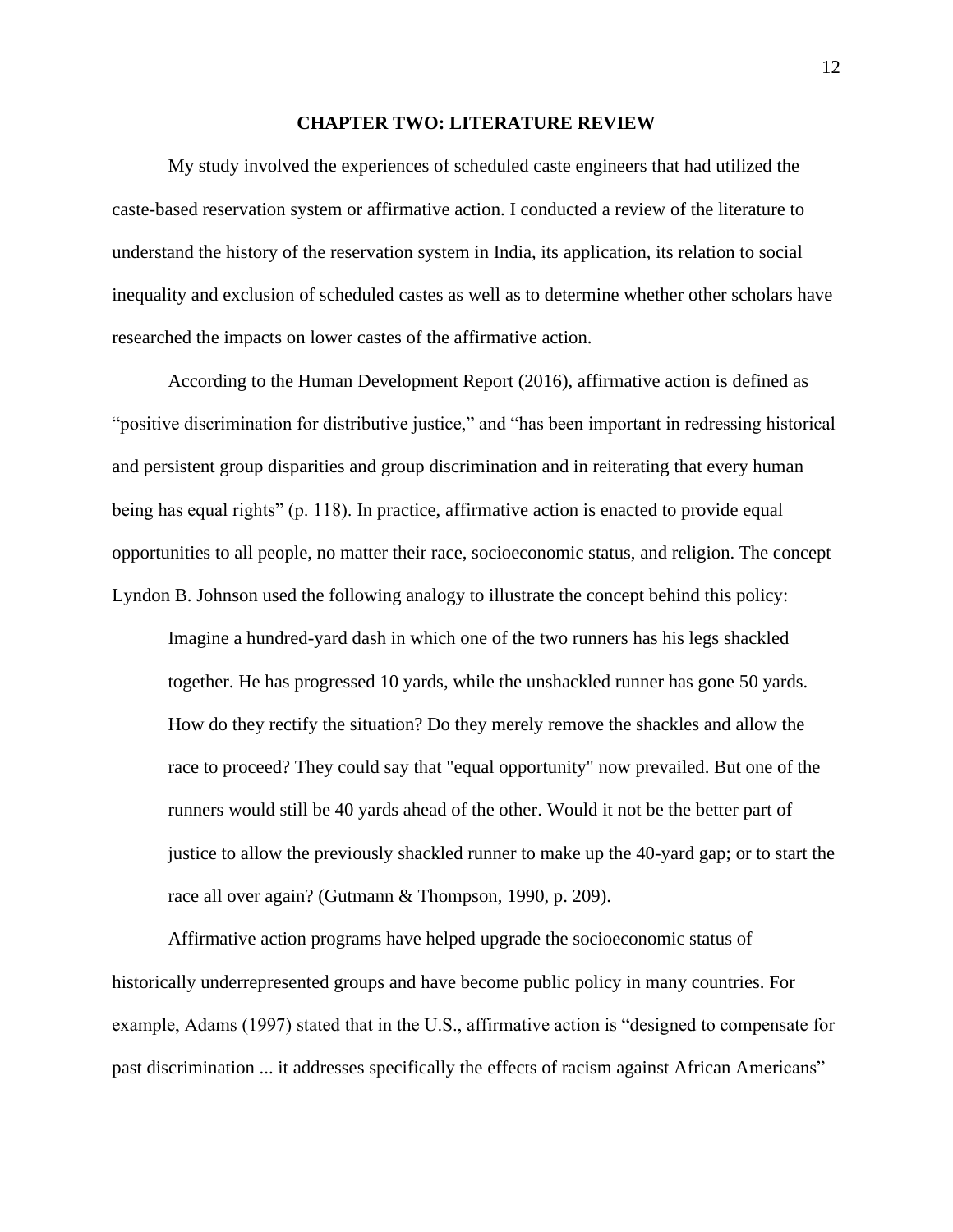# CHAPTER TWO: LITERATURE REVIEW

My study involved the experiences of scheduled caste engineers that had utilized the caste-based reservation system or affirmative action. I conducted a review of the literature to understand the history of the reservation system in India, its application, its relation to social inequality and exclusion of scheduled castes as well as to determine whether other scholars have researched the impacts on lower castes of the affirmative action.

According to the Human Development Report (2016), affirmative action is defined as "positive discrimination for distributive justice," and "has been important in redressing historical and persistent group disparities and group discrimination and in reiterating that every human being has equal rights" (p. 118). In practice, affirmative action is enacted to provide equal opportunities to all people, no matter their race, socioeconomic status, and religion. The concept Lyndon B. Johnson used the following analogy to illustrate the concept behind this policy:

> Imagine a hundred-yard dash in which one of the two runners has his legs shackled together. He has progressed 10 yards, while the unshackled runner has gone 50 yards. How do they rectify the situation? Do they merely remove the shackles and allow the race to proceed? They could say that "equal opportunity" now prevailed. But one of the runners would still be 40 yards ahead of the other. Would it not be the better part of justice to allow the previously shackled runner to make up the 40-yard gap; or to start the race all over again? (Gutmann & Thompson, 1990, p. 209).

Affirmative action programs have helped upgrade the socioeconomic status of historically underrepresented groups and have become public policy in many countries. For example, Adams (1997) stated that in the U.S., affirmative action is "designed to compensate for past discrimination ... it addresses specifically the effects of racism against African Americans"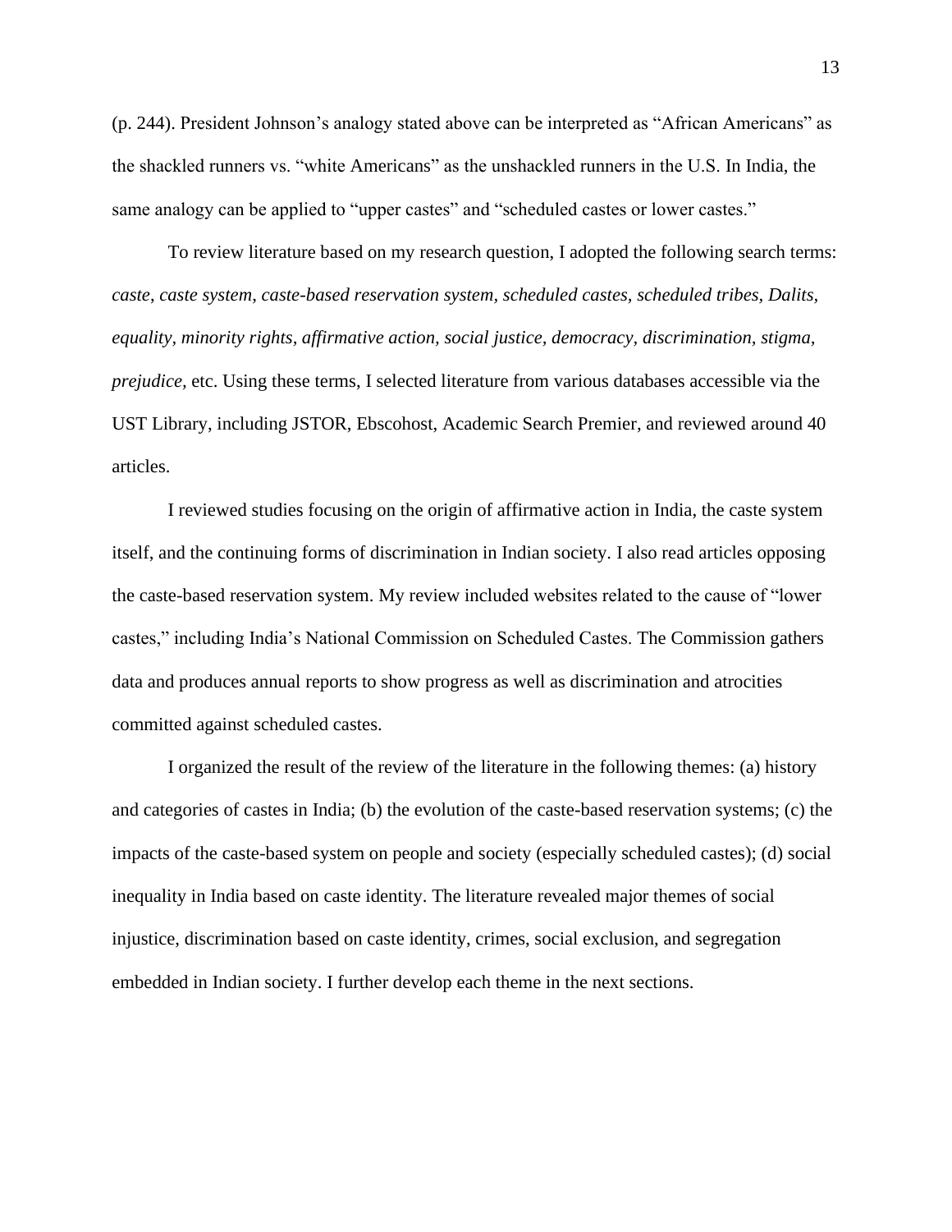(p. 244). President Johnson's analogy stated above can be interpreted as "African Americans" as the shackled runners vs. "white Americans" as the unshackled runners in the U.S. In India, the same analogy can be applied to "upper castes" and "scheduled castes or lower castes."

To review literature based on my research question, I adopted the following search terms: *caste*, *caste system*, *caste-based reservation system, scheduled castes, scheduled tribes, Dalits, equality, minority rights, affirmative action, social justice, democracy, discrimination, stigma, prejudice*, etc. Using these terms, I selected literature from various databases accessible via the UST Library, including JSTOR, Ebscohost, Academic Search Premier, and reviewed around 40 articles.

I reviewed studies focusing on the origin of affirmative action in India, the caste system itself, and the continuing forms of discrimination in Indian society. I also read articles opposing the caste-based reservation system. My review included websites related to the cause of "lower castes," including India's National Commission on Scheduled Castes. The Commission gathers data and produces annual reports to show progress as well as discrimination and atrocities committed against scheduled castes.

I organized the result of the review of the literature in the following themes: (a) history and categories of castes in India; (b) the evolution of the caste-based reservation systems; (c) the impacts of the caste-based system on people and society (especially scheduled castes); (d) social inequality in India based on caste identity. The literature revealed major themes of social injustice, discrimination based on caste identity, crimes, social exclusion, and segregation embedded in Indian society. I further develop each theme in the next sections.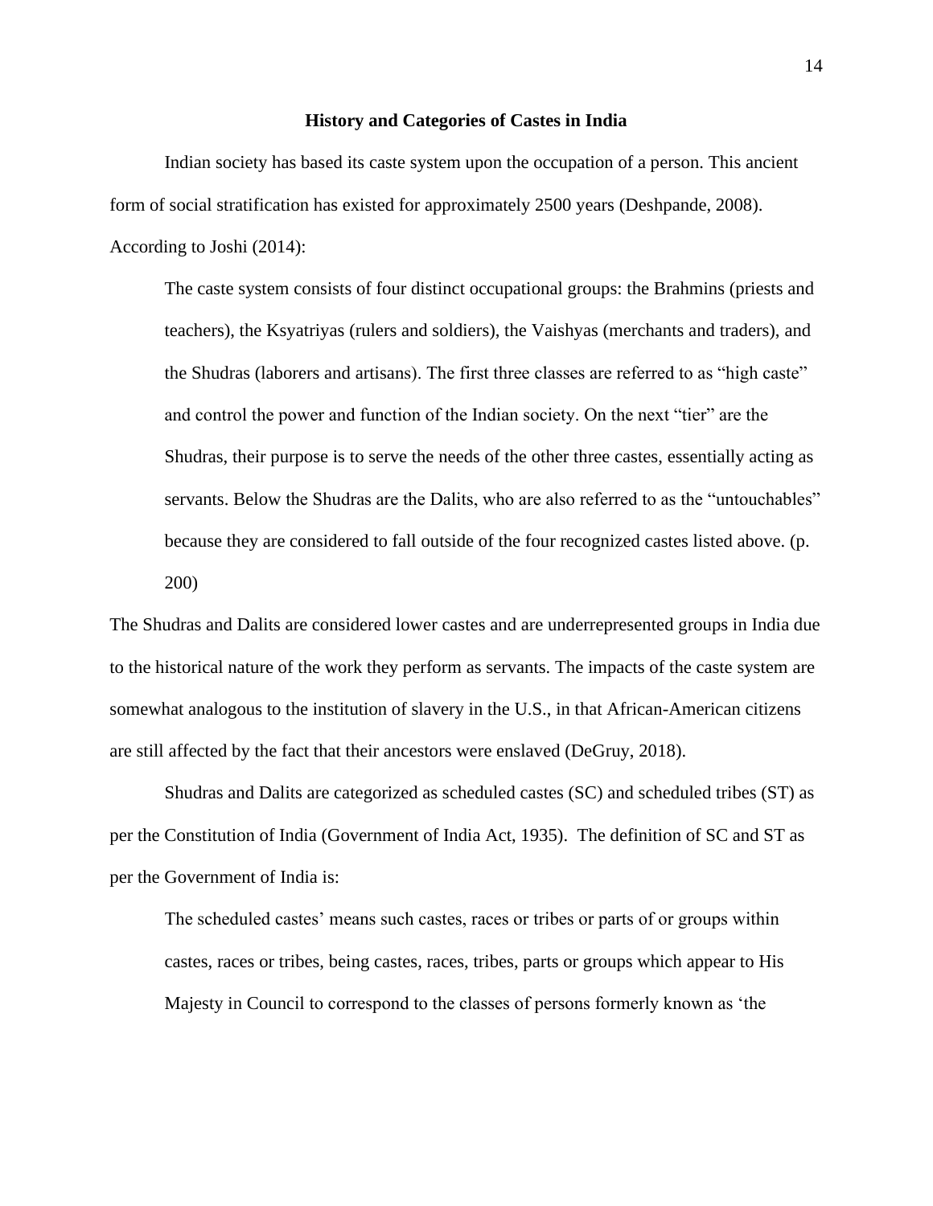## History and Categories of Castes in India

Indian society has based its caste system upon the occupation of a person. This ancient form of social stratification has existed for approximately 2500 years (Deshpande, 2008). According to Joshi (2014):

> The caste system consists of four distinct occupational groups: the Brahmins (priests and teachers), the Ksyatriyas (rulers and soldiers), the Vaishyas (merchants and traders), and the Shudras (laborers and artisans). The first three classes are referred to as "high caste" and control the power and function of the Indian society. On the next "tier" are the Shudras, their purpose is to serve the needs of the other three castes, essentially acting as servants. Below the Shudras are the Dalits, who are also referred to as the "untouchables" because they are considered to fall outside of the four recognized castes listed above. (p. 200)

The Shudras and Dalits are considered lower castes and are underrepresented groups in India due to the historical nature of the work they perform as servants. The impacts of the caste system are somewhat analogous to the institution of slavery in the U.S., in that African-American citizens are still affected by the fact that their ancestors were enslaved (DeGruy, 2018).

Shudras and Dalits are categorized as scheduled castes (SC) and scheduled tribes (ST) as per the Constitution of India (Government of India Act, 1935). The definition of SC and ST as per the Government of India is:

> The scheduled castes' means such castes, races or tribes or parts of or groups within castes, races or tribes, being castes, races, tribes, parts or groups which appear to His Majesty in Council to correspond to the classes of persons formerly known as 'the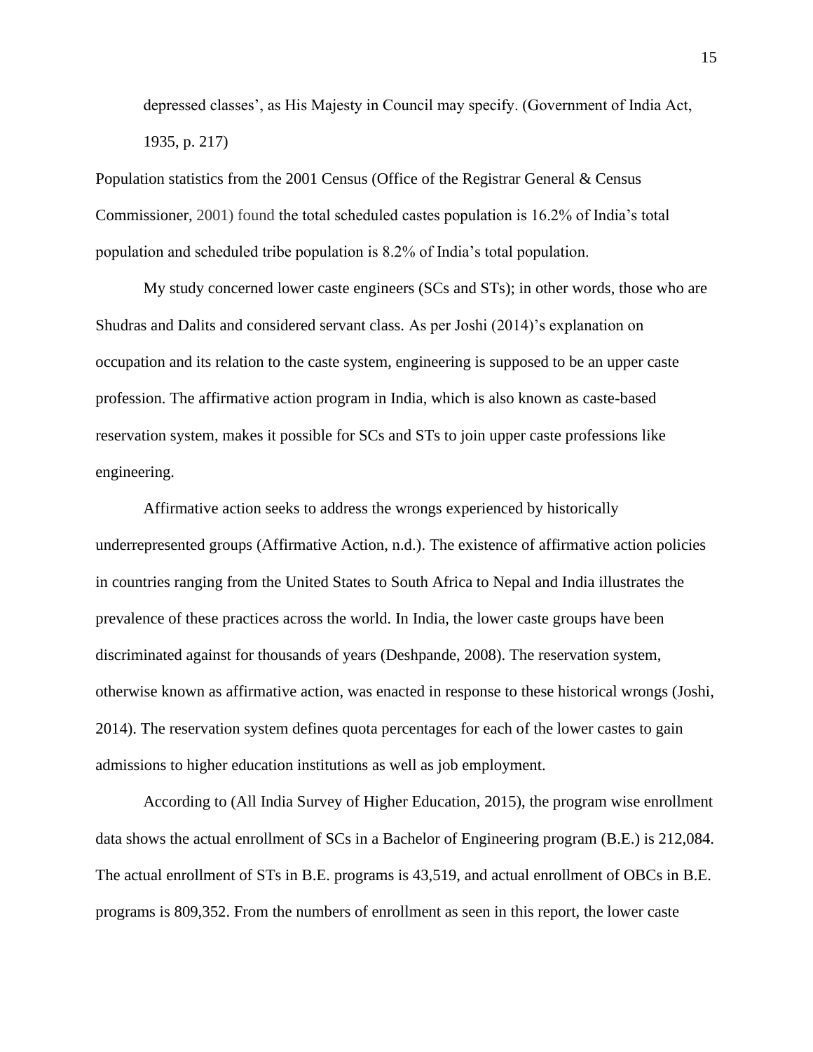> depressed classes', as His Majesty in Council may specify. (Government of India Act, 1935, p. 217)

Population statistics from the 2001 Census (Office of the Registrar General & Census Commissioner, 2001) found the total scheduled castes population is 16.2% of India's total population and scheduled tribe population is 8.2% of India's total population.

My study concerned lower caste engineers (SCs and STs); in other words, those who are Shudras and Dalits and considered servant class. As per Joshi (2014)'s explanation on occupation and its relation to the caste system, engineering is supposed to be an upper caste profession. The affirmative action program in India, which is also known as caste-based reservation system, makes it possible for SCs and STs to join upper caste professions like engineering.

Affirmative action seeks to address the wrongs experienced by historically underrepresented groups (Affirmative Action, n.d.). The existence of affirmative action policies in countries ranging from the United States to South Africa to Nepal and India illustrates the prevalence of these practices across the world. In India, the lower caste groups have been discriminated against for thousands of years (Deshpande, 2008). The reservation system, otherwise known as affirmative action, was enacted in response to these historical wrongs (Joshi, 2014). The reservation system defines quota percentages for each of the lower castes to gain admissions to higher education institutions as well as job employment.

According to (All India Survey of Higher Education, 2015), the program wise enrollment data shows the actual enrollment of SCs in a Bachelor of Engineering program (B.E.) is 212,084. The actual enrollment of STs in B.E. programs is 43,519, and actual enrollment of OBCs in B.E. programs is 809,352. From the numbers of enrollment as seen in this report, the lower caste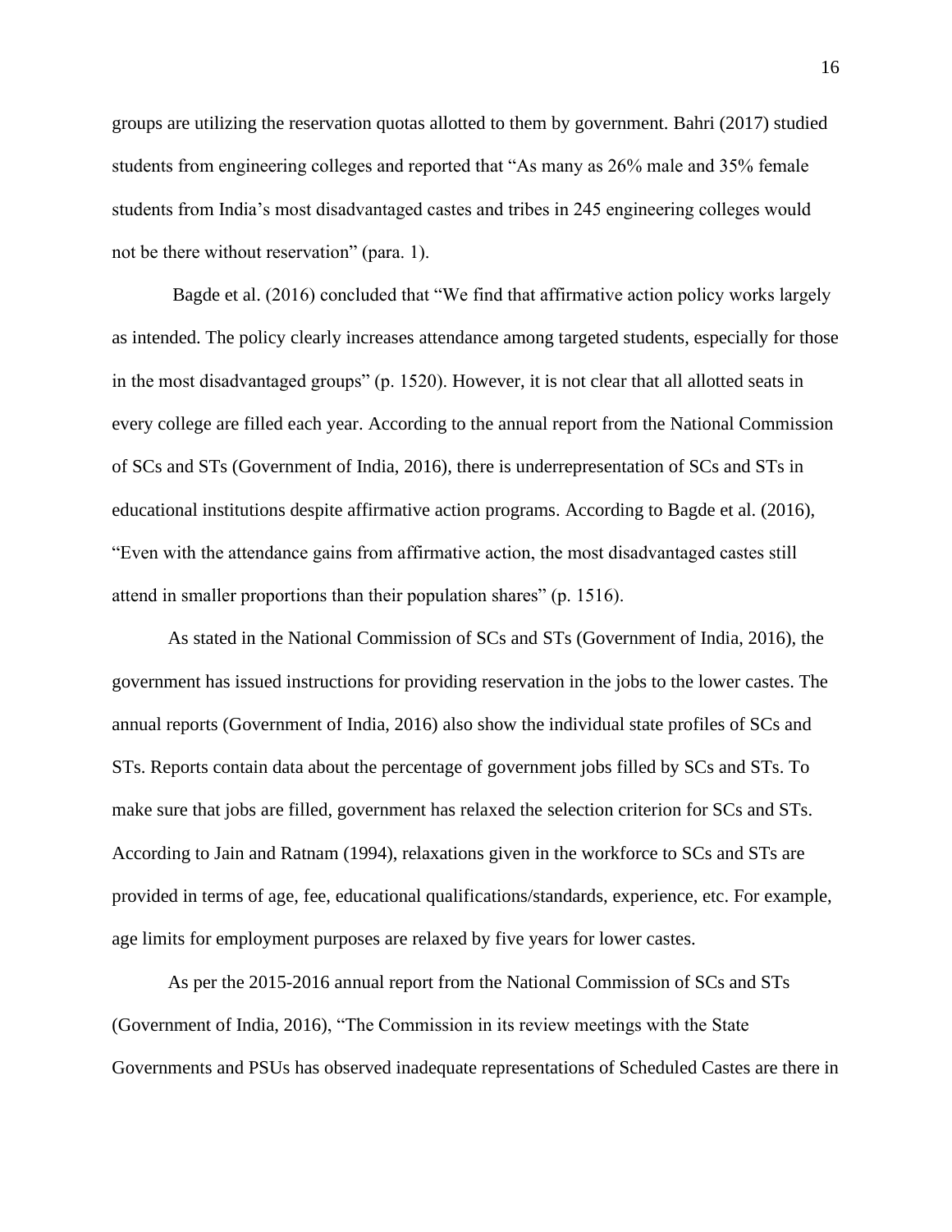groups are utilizing the reservation quotas allotted to them by government. Bahri (2017) studied students from engineering colleges and reported that "As many as 26% male and 35% female students from India's most disadvantaged castes and tribes in 245 engineering colleges would not be there without reservation" (para. 1).

Bagde et al. (2016) concluded that "We find that affirmative action policy works largely as intended. The policy clearly increases attendance among targeted students, especially for those in the most disadvantaged groups" (p. 1520). However, it is not clear that all allotted seats in every college are filled each year. According to the annual report from the National Commission of SCs and STs (Government of India, 2016), there is underrepresentation of SCs and STs in educational institutions despite affirmative action programs. According to Bagde et al. (2016), "Even with the attendance gains from affirmative action, the most disadvantaged castes still attend in smaller proportions than their population shares" (p. 1516).

As stated in the National Commission of SCs and STs (Government of India, 2016), the government has issued instructions for providing reservation in the jobs to the lower castes. The annual reports (Government of India, 2016) also show the individual state profiles of SCs and STs. Reports contain data about the percentage of government jobs filled by SCs and STs. To make sure that jobs are filled, government has relaxed the selection criterion for SCs and STs. According to Jain and Ratnam (1994), relaxations given in the workforce to SCs and STs are provided in terms of age, fee, educational qualifications/standards, experience, etc. For example, age limits for employment purposes are relaxed by five years for lower castes.

As per the 2015-2016 annual report from the National Commission of SCs and STs (Government of India, 2016), "The Commission in its review meetings with the State Governments and PSUs has observed inadequate representations of Scheduled Castes are there in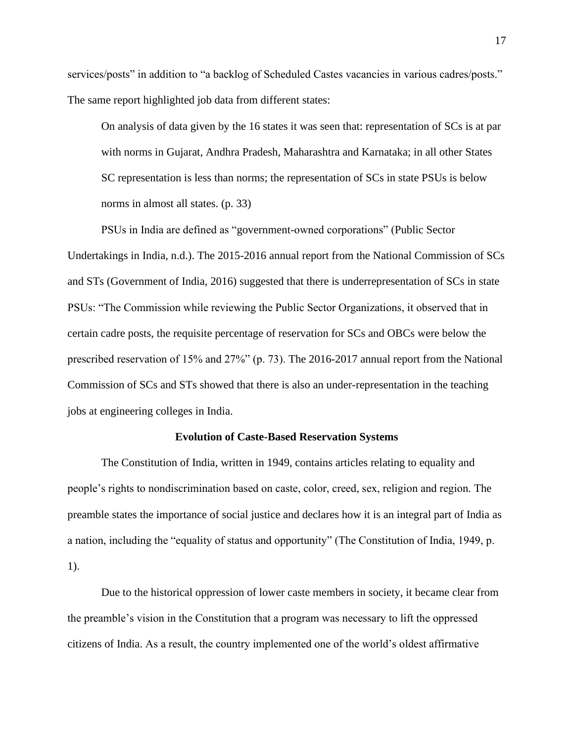services/posts" in addition to "a backlog of Scheduled Castes vacancies in various cadres/posts." The same report highlighted job data from different states:

> On analysis of data given by the 16 states it was seen that: representation of SCs is at par with norms in Gujarat, Andhra Pradesh, Maharashtra and Karnataka; in all other States SC representation is less than norms; the representation of SCs in state PSUs is below norms in almost all states. (p. 33)

PSUs in India are defined as "government-owned corporations" (Public Sector Undertakings in India, n.d.). The 2015-2016 annual report from the National Commission of SCs and STs (Government of India, 2016) suggested that there is underrepresentation of SCs in state PSUs: "The Commission while reviewing the Public Sector Organizations, it observed that in certain cadre posts, the requisite percentage of reservation for SCs and OBCs were below the prescribed reservation of 15% and 27%" (p. 73). The 2016-2017 annual report from the National Commission of SCs and STs showed that there is also an under-representation in the teaching jobs at engineering colleges in India.

## Evolution of Caste-Based Reservation Systems

The Constitution of India, written in 1949, contains articles relating to equality and people's rights to nondiscrimination based on caste, color, creed, sex, religion and region. The preamble states the importance of social justice and declares how it is an integral part of India as a nation, including the "equality of status and opportunity" (The Constitution of India, 1949, p. 1).

Due to the historical oppression of lower caste members in society, it became clear from the preamble's vision in the Constitution that a program was necessary to lift the oppressed citizens of India. As a result, the country implemented one of the world's oldest affirmative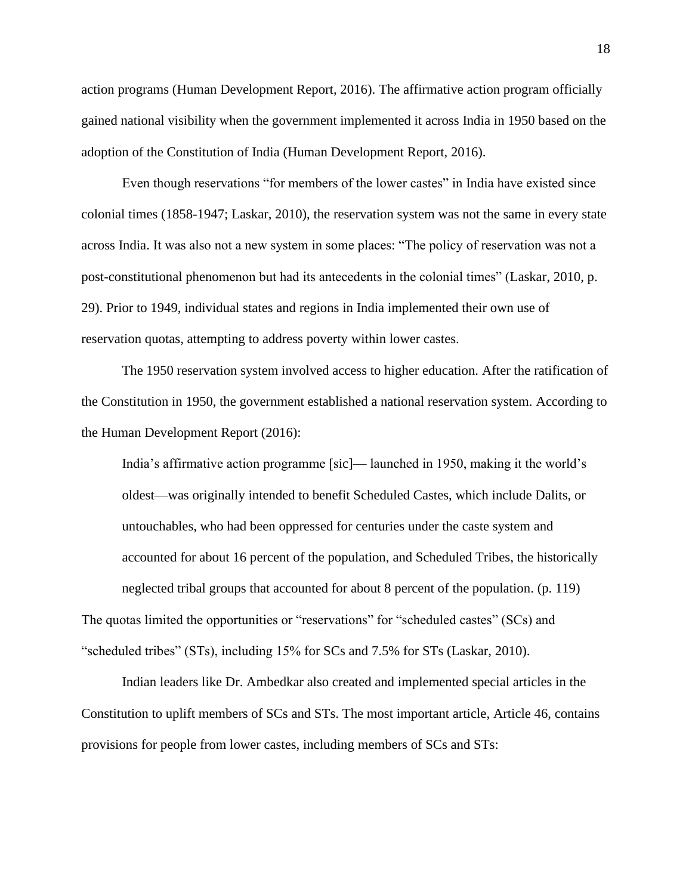action programs (Human Development Report, 2016). The affirmative action program officially gained national visibility when the government implemented it across India in 1950 based on the adoption of the Constitution of India (Human Development Report, 2016).

Even though reservations "for members of the lower castes" in India have existed since colonial times (1858-1947; Laskar, 2010), the reservation system was not the same in every state across India. It was also not a new system in some places: "The policy of reservation was not a post-constitutional phenomenon but had its antecedents in the colonial times" (Laskar, 2010, p. 29). Prior to 1949, individual states and regions in India implemented their own use of reservation quotas, attempting to address poverty within lower castes.

The 1950 reservation system involved access to higher education. After the ratification of the Constitution in 1950, the government established a national reservation system. According to the Human Development Report (2016):

> India's affirmative action programme [sic]— launched in 1950, making it the world's oldest—was originally intended to benefit Scheduled Castes, which include Dalits, or untouchables, who had been oppressed for centuries under the caste system and accounted for about 16 percent of the population, and Scheduled Tribes, the historically neglected tribal groups that accounted for about 8 percent of the population. (p. 119)

The quotas limited the opportunities or "reservations" for "scheduled castes" (SCs) and "scheduled tribes" (STs), including 15% for SCs and 7.5% for STs (Laskar, 2010).

Indian leaders like Dr. Ambedkar also created and implemented special articles in the Constitution to uplift members of SCs and STs. The most important article, Article 46, contains provisions for people from lower castes, including members of SCs and STs: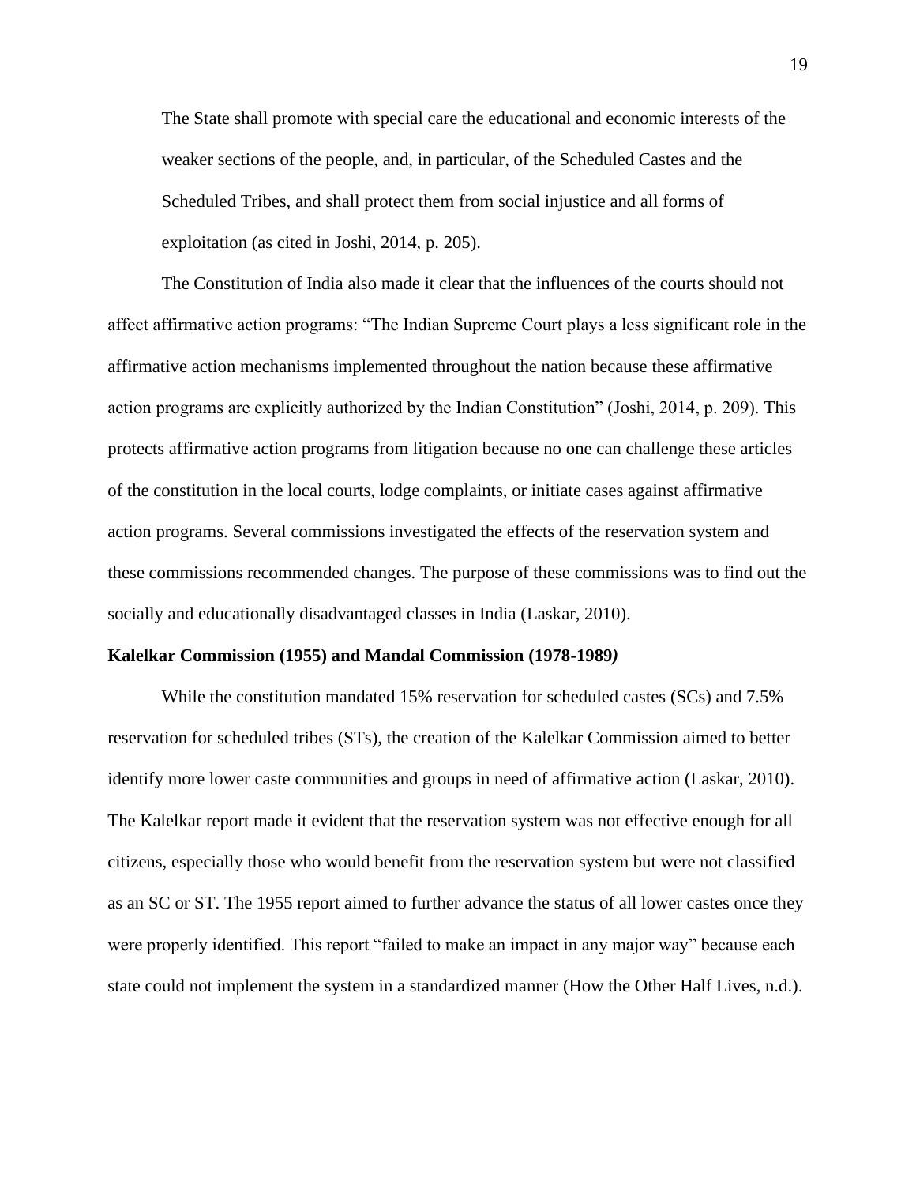> The State shall promote with special care the educational and economic interests of the weaker sections of the people, and, in particular, of the Scheduled Castes and the Scheduled Tribes, and shall protect them from social injustice and all forms of exploitation (as cited in Joshi, 2014, p. 205).

The Constitution of India also made it clear that the influences of the courts should not affect affirmative action programs: "The Indian Supreme Court plays a less significant role in the affirmative action mechanisms implemented throughout the nation because these affirmative action programs are explicitly authorized by the Indian Constitution" (Joshi, 2014, p. 209). This protects affirmative action programs from litigation because no one can challenge these articles of the constitution in the local courts, lodge complaints, or initiate cases against affirmative action programs. Several commissions investigated the effects of the reservation system and these commissions recommended changes. The purpose of these commissions was to find out the socially and educationally disadvantaged classes in India (Laskar, 2010).

**Kalelkar Commission (1955) and Mandal Commission (1978-1989*)***

While the constitution mandated 15% reservation for scheduled castes (SCs) and 7.5% reservation for scheduled tribes (STs), the creation of the Kalelkar Commission aimed to better identify more lower caste communities and groups in need of affirmative action (Laskar, 2010). The Kalelkar report made it evident that the reservation system was not effective enough for all citizens, especially those who would benefit from the reservation system but were not classified as an SC or ST. The 1955 report aimed to further advance the status of all lower castes once they were properly identified. This report "failed to make an impact in any major way" because each state could not implement the system in a standardized manner (How the Other Half Lives, n.d.).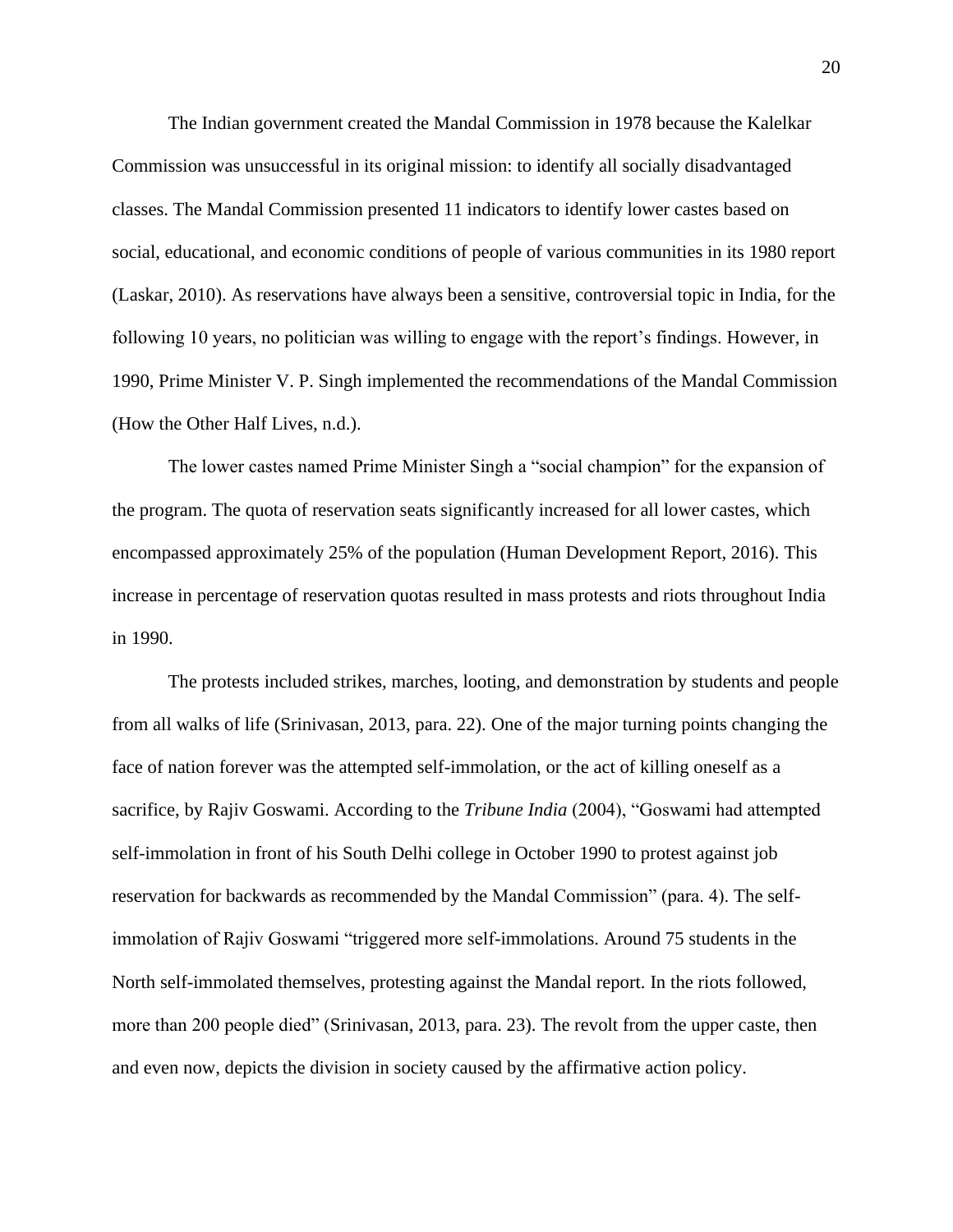The Indian government created the Mandal Commission in 1978 because the Kalelkar Commission was unsuccessful in its original mission: to identify all socially disadvantaged classes. The Mandal Commission presented 11 indicators to identify lower castes based on social, educational, and economic conditions of people of various communities in its 1980 report (Laskar, 2010). As reservations have always been a sensitive, controversial topic in India, for the following 10 years, no politician was willing to engage with the report's findings. However, in 1990, Prime Minister V. P. Singh implemented the recommendations of the Mandal Commission (How the Other Half Lives, n.d.).

The lower castes named Prime Minister Singh a "social champion" for the expansion of the program. The quota of reservation seats significantly increased for all lower castes, which encompassed approximately 25% of the population (Human Development Report, 2016). This increase in percentage of reservation quotas resulted in mass protests and riots throughout India in 1990.

The protests included strikes, marches, looting, and demonstration by students and people from all walks of life (Srinivasan, 2013, para. 22). One of the major turning points changing the face of nation forever was the attempted self-immolation, or the act of killing oneself as a sacrifice, by Rajiv Goswami. According to the *Tribune India* (2004), "Goswami had attempted self-immolation in front of his South Delhi college in October 1990 to protest against job reservation for backwards as recommended by the Mandal Commission" (para. 4). The self-immolation of Rajiv Goswami "triggered more self-immolations. Around 75 students in the North self-immolated themselves, protesting against the Mandal report. In the riots followed, more than 200 people died" (Srinivasan, 2013, para. 23). The revolt from the upper caste, then and even now, depicts the division in society caused by the affirmative action policy.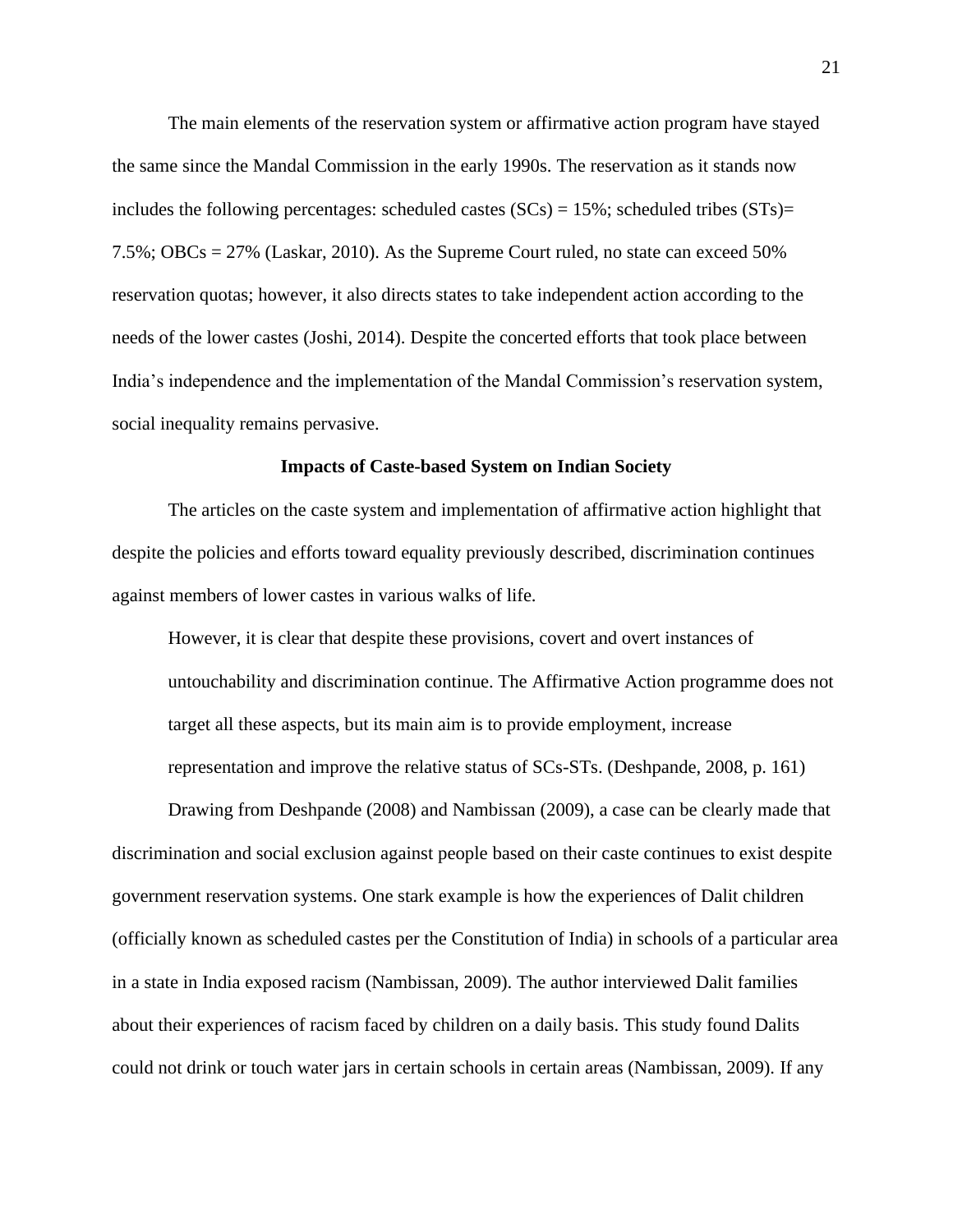The main elements of the reservation system or affirmative action program have stayed the same since the Mandal Commission in the early 1990s. The reservation as it stands now includes the following percentages: scheduled castes (SCs) = 15%; scheduled tribes (STs)= 7.5%; OBCs = 27% (Laskar, 2010). As the Supreme Court ruled, no state can exceed 50% reservation quotas; however, it also directs states to take independent action according to the needs of the lower castes (Joshi, 2014). Despite the concerted efforts that took place between India's independence and the implementation of the Mandal Commission's reservation system, social inequality remains pervasive.

## Impacts of Caste-based System on Indian Society

The articles on the caste system and implementation of affirmative action highlight that despite the policies and efforts toward equality previously described, discrimination continues against members of lower castes in various walks of life.

> However, it is clear that despite these provisions, covert and overt instances of untouchability and discrimination continue. The Affirmative Action programme does not target all these aspects, but its main aim is to provide employment, increase representation and improve the relative status of SCs-STs. (Deshpande, 2008, p. 161)

Drawing from Deshpande (2008) and Nambissan (2009), a case can be clearly made that discrimination and social exclusion against people based on their caste continues to exist despite government reservation systems. One stark example is how the experiences of Dalit children (officially known as scheduled castes per the Constitution of India) in schools of a particular area in a state in India exposed racism (Nambissan, 2009). The author interviewed Dalit families about their experiences of racism faced by children on a daily basis. This study found Dalits could not drink or touch water jars in certain schools in certain areas (Nambissan, 2009). If any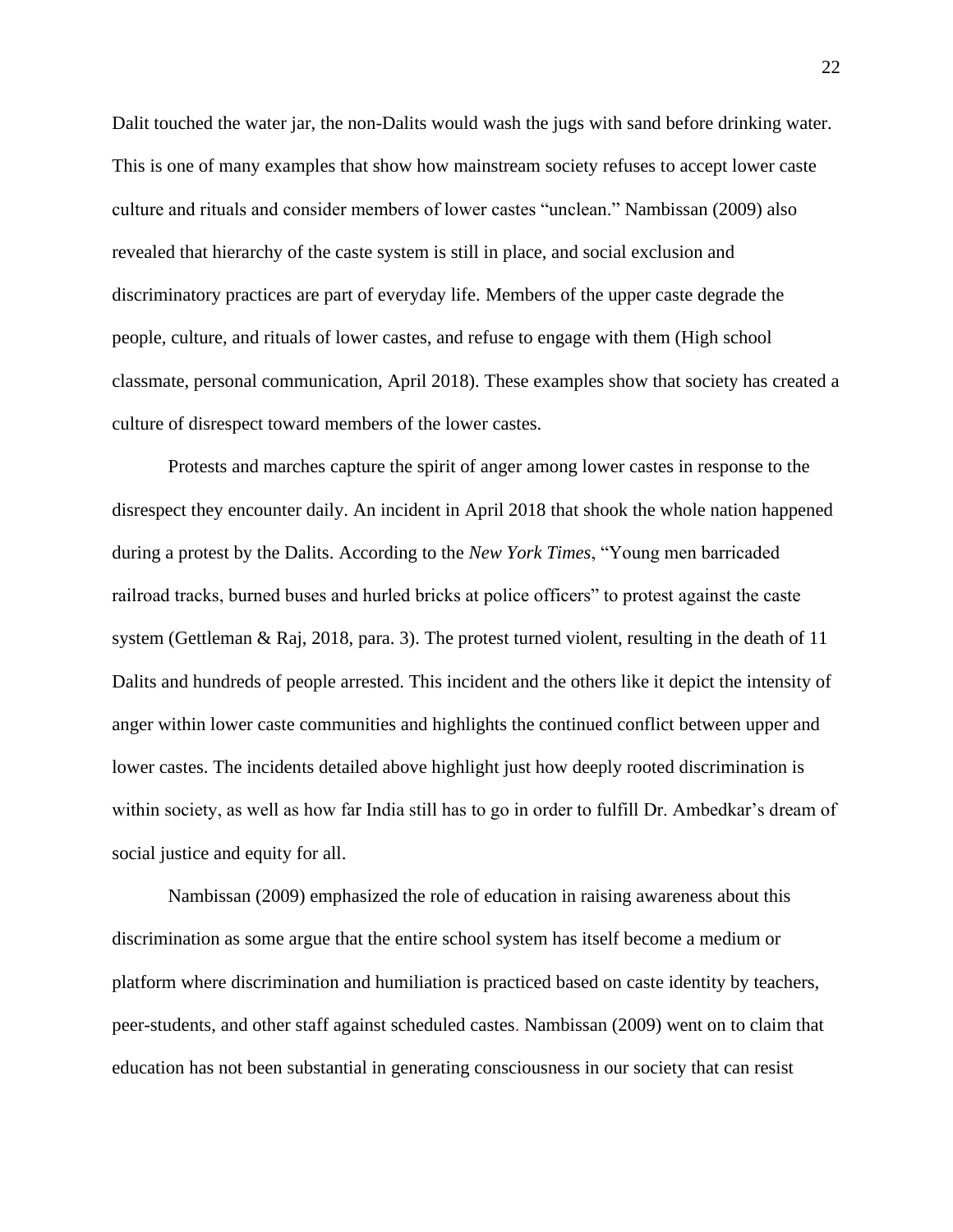Dalit touched the water jar, the non-Dalits would wash the jugs with sand before drinking water. This is one of many examples that show how mainstream society refuses to accept lower caste culture and rituals and consider members of lower castes "unclean." Nambissan (2009) also revealed that hierarchy of the caste system is still in place, and social exclusion and discriminatory practices are part of everyday life. Members of the upper caste degrade the people, culture, and rituals of lower castes, and refuse to engage with them (High school classmate, personal communication, April 2018). These examples show that society has created a culture of disrespect toward members of the lower castes.

Protests and marches capture the spirit of anger among lower castes in response to the disrespect they encounter daily. An incident in April 2018 that shook the whole nation happened during a protest by the Dalits. According to the *New York Times*, "Young men barricaded railroad tracks, burned buses and hurled bricks at police officers" to protest against the caste system (Gettleman & Raj, 2018, para. 3). The protest turned violent, resulting in the death of 11 Dalits and hundreds of people arrested. This incident and the others like it depict the intensity of anger within lower caste communities and highlights the continued conflict between upper and lower castes. The incidents detailed above highlight just how deeply rooted discrimination is within society, as well as how far India still has to go in order to fulfill Dr. Ambedkar's dream of social justice and equity for all.

Nambissan (2009) emphasized the role of education in raising awareness about this discrimination as some argue that the entire school system has itself become a medium or platform where discrimination and humiliation is practiced based on caste identity by teachers, peer-students, and other staff against scheduled castes. Nambissan (2009) went on to claim that education has not been substantial in generating consciousness in our society that can resist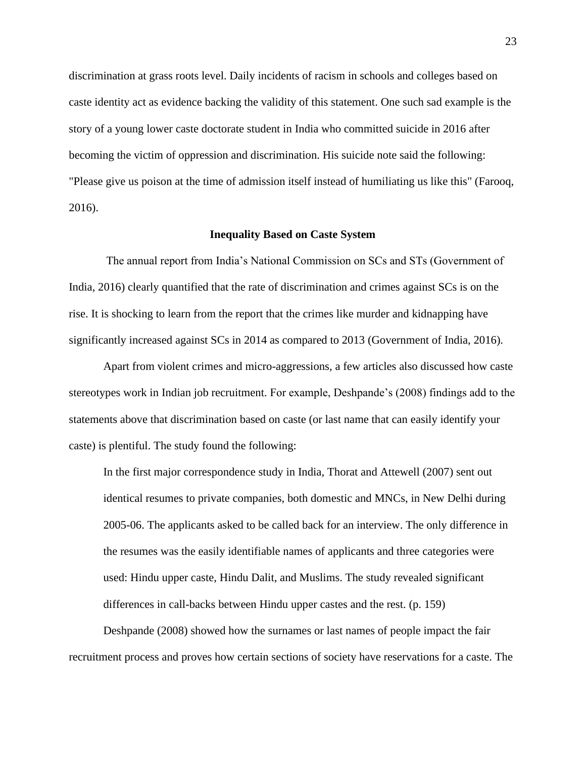discrimination at grass roots level. Daily incidents of racism in schools and colleges based on caste identity act as evidence backing the validity of this statement. One such sad example is the story of a young lower caste doctorate student in India who committed suicide in 2016 after becoming the victim of oppression and discrimination. His suicide note said the following: "Please give us poison at the time of admission itself instead of humiliating us like this" (Farooq, 2016).

## Inequality Based on Caste System

The annual report from India's National Commission on SCs and STs (Government of India, 2016) clearly quantified that the rate of discrimination and crimes against SCs is on the rise. It is shocking to learn from the report that the crimes like murder and kidnapping have significantly increased against SCs in 2014 as compared to 2013 (Government of India, 2016).

Apart from violent crimes and micro-aggressions, a few articles also discussed how caste stereotypes work in Indian job recruitment. For example, Deshpande's (2008) findings add to the statements above that discrimination based on caste (or last name that can easily identify your caste) is plentiful. The study found the following:

> In the first major correspondence study in India, Thorat and Attewell (2007) sent out identical resumes to private companies, both domestic and MNCs, in New Delhi during 2005-06. The applicants asked to be called back for an interview. The only difference in the resumes was the easily identifiable names of applicants and three categories were used: Hindu upper caste, Hindu Dalit, and Muslims. The study revealed significant differences in call-backs between Hindu upper castes and the rest. (p. 159)

Deshpande (2008) showed how the surnames or last names of people impact the fair recruitment process and proves how certain sections of society have reservations for a caste. The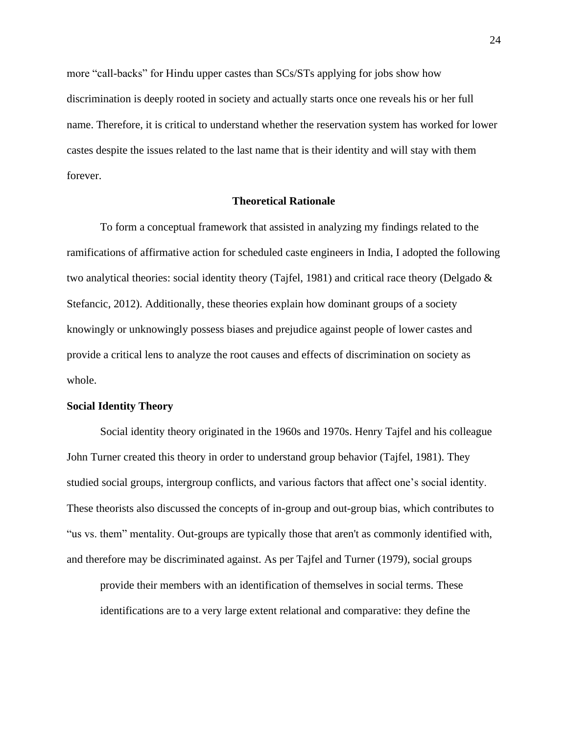more "call-backs" for Hindu upper castes than SCs/STs applying for jobs show how discrimination is deeply rooted in society and actually starts once one reveals his or her full name. Therefore, it is critical to understand whether the reservation system has worked for lower castes despite the issues related to the last name that is their identity and will stay with them forever.

## Theoretical Rationale

To form a conceptual framework that assisted in analyzing my findings related to the ramifications of affirmative action for scheduled caste engineers in India, I adopted the following two analytical theories: social identity theory (Tajfel, 1981) and critical race theory (Delgado & Stefancic, 2012). Additionally, these theories explain how dominant groups of a society knowingly or unknowingly possess biases and prejudice against people of lower castes and provide a critical lens to analyze the root causes and effects of discrimination on society as whole.

### Social Identity Theory

Social identity theory originated in the 1960s and 1970s. Henry Tajfel and his colleague John Turner created this theory in order to understand group behavior (Tajfel, 1981). They studied social groups, intergroup conflicts, and various factors that affect one's social identity. These theorists also discussed the concepts of in-group and out-group bias, which contributes to "us vs. them" mentality. Out-groups are typically those that aren't as commonly identified with, and therefore may be discriminated against. As per Tajfel and Turner (1979), social groups

> provide their members with an identification of themselves in social terms. These identifications are to a very large extent relational and comparative: they define the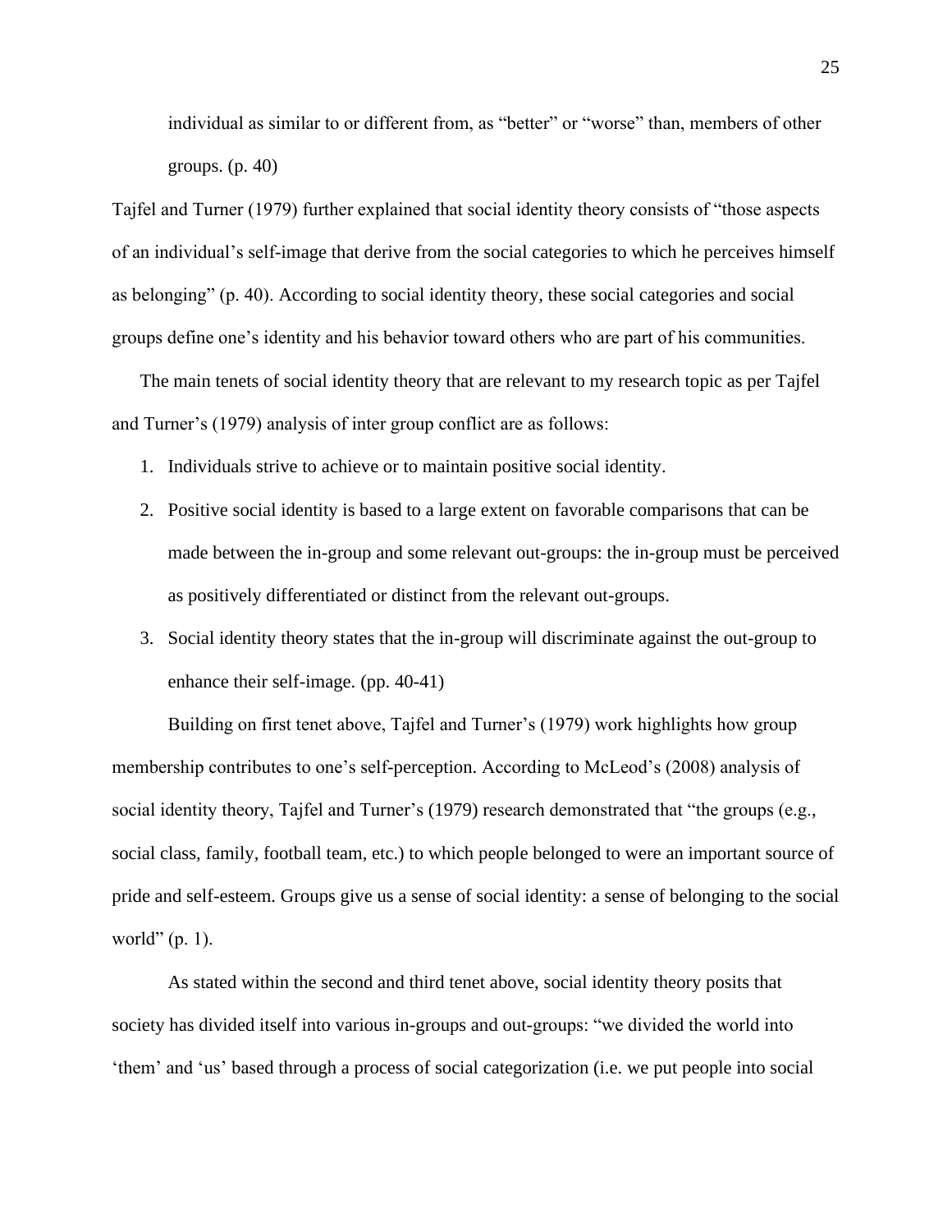individual as similar to or different from, as "better" or "worse" than, members of other groups. (p. 40)

Tajfel and Turner (1979) further explained that social identity theory consists of "those aspects of an individual's self-image that derive from the social categories to which he perceives himself as belonging" (p. 40). According to social identity theory, these social categories and social groups define one's identity and his behavior toward others who are part of his communities.

The main tenets of social identity theory that are relevant to my research topic as per Tajfel and Turner's (1979) analysis of inter group conflict are as follows:

1. Individuals strive to achieve or to maintain positive social identity.
2. Positive social identity is based to a large extent on favorable comparisons that can be made between the in-group and some relevant out-groups: the in-group must be perceived as positively differentiated or distinct from the relevant out-groups.
3. Social identity theory states that the in-group will discriminate against the out-group to enhance their self-image. (pp. 40-41)

Building on first tenet above, Tajfel and Turner's (1979) work highlights how group membership contributes to one's self-perception. According to McLeod's (2008) analysis of social identity theory, Tajfel and Turner's (1979) research demonstrated that "the groups (e.g., social class, family, football team, etc.) to which people belonged to were an important source of pride and self-esteem. Groups give us a sense of social identity: a sense of belonging to the social world" (p. 1).

As stated within the second and third tenet above, social identity theory posits that society has divided itself into various in-groups and out-groups: "we divided the world into 'them' and 'us' based through a process of social categorization (i.e. we put people into social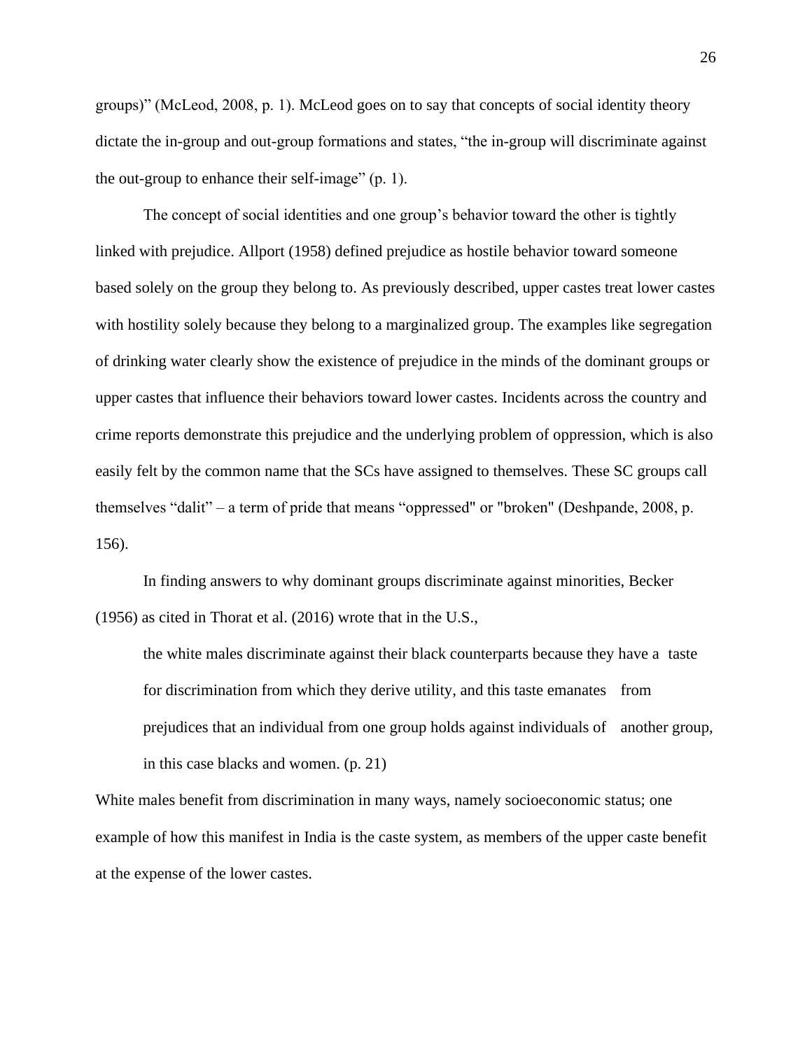groups)" (McLeod, 2008, p. 1). McLeod goes on to say that concepts of social identity theory dictate the in-group and out-group formations and states, "the in-group will discriminate against the out-group to enhance their self-image" (p. 1).

The concept of social identities and one group's behavior toward the other is tightly linked with prejudice. Allport (1958) defined prejudice as hostile behavior toward someone based solely on the group they belong to. As previously described, upper castes treat lower castes with hostility solely because they belong to a marginalized group. The examples like segregation of drinking water clearly show the existence of prejudice in the minds of the dominant groups or upper castes that influence their behaviors toward lower castes. Incidents across the country and crime reports demonstrate this prejudice and the underlying problem of oppression, which is also easily felt by the common name that the SCs have assigned to themselves. These SC groups call themselves "dalit" – a term of pride that means "oppressed" or "broken" (Deshpande, 2008, p. 156).

In finding answers to why dominant groups discriminate against minorities, Becker (1956) as cited in Thorat et al. (2016) wrote that in the U.S.,

> the white males discriminate against their black counterparts because they have a taste for discrimination from which they derive utility, and this taste emanates from prejudices that an individual from one group holds against individuals of another group, in this case blacks and women. (p. 21)

White males benefit from discrimination in many ways, namely socioeconomic status; one example of how this manifest in India is the caste system, as members of the upper caste benefit at the expense of the lower castes.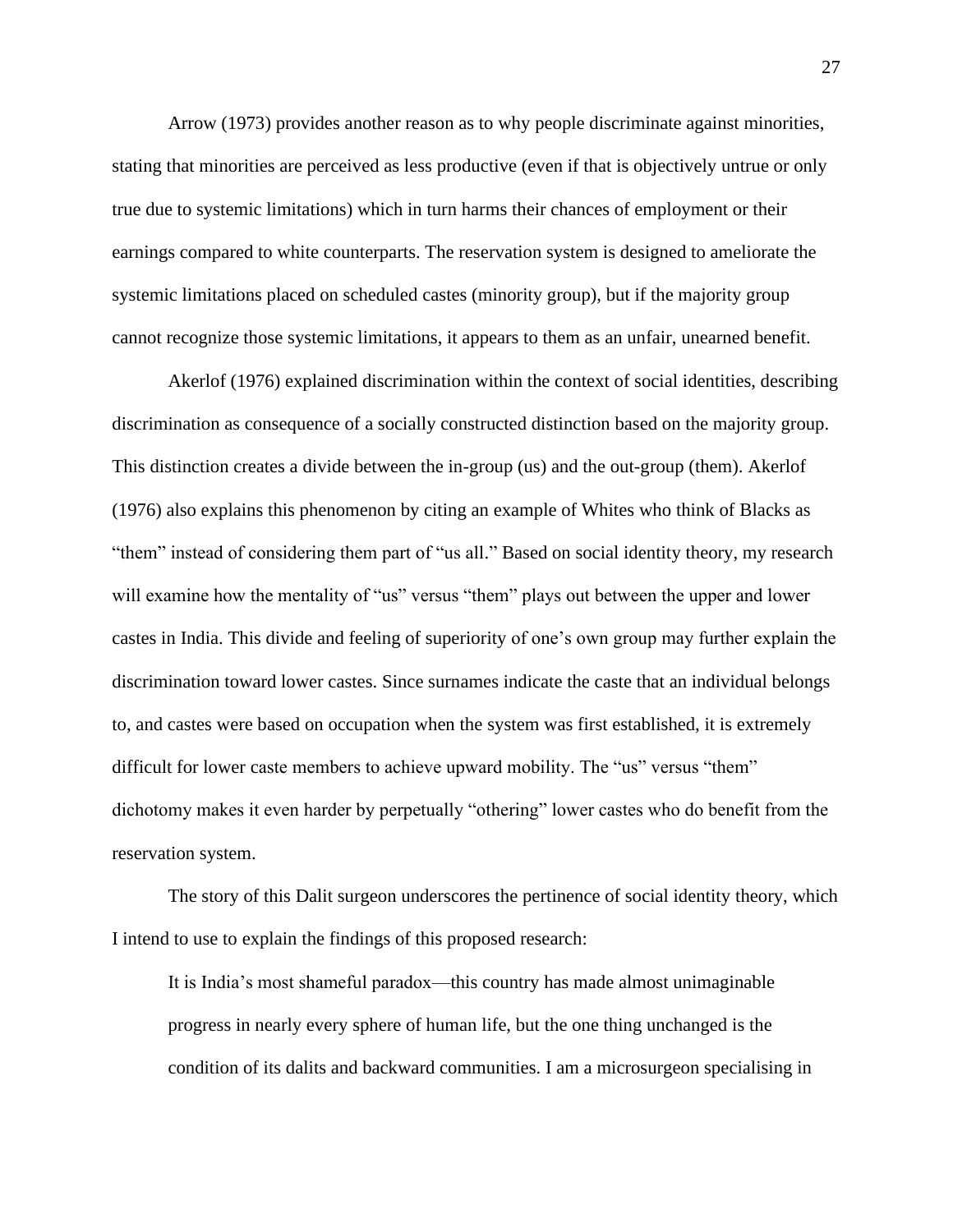Arrow (1973) provides another reason as to why people discriminate against minorities, stating that minorities are perceived as less productive (even if that is objectively untrue or only true due to systemic limitations) which in turn harms their chances of employment or their earnings compared to white counterparts. The reservation system is designed to ameliorate the systemic limitations placed on scheduled castes (minority group), but if the majority group cannot recognize those systemic limitations, it appears to them as an unfair, unearned benefit.

Akerlof (1976) explained discrimination within the context of social identities, describing discrimination as consequence of a socially constructed distinction based on the majority group. This distinction creates a divide between the in-group (us) and the out-group (them). Akerlof (1976) also explains this phenomenon by citing an example of Whites who think of Blacks as "them" instead of considering them part of "us all." Based on social identity theory, my research will examine how the mentality of "us" versus "them" plays out between the upper and lower castes in India. This divide and feeling of superiority of one's own group may further explain the discrimination toward lower castes. Since surnames indicate the caste that an individual belongs to, and castes were based on occupation when the system was first established, it is extremely difficult for lower caste members to achieve upward mobility. The "us" versus "them" dichotomy makes it even harder by perpetually "othering" lower castes who do benefit from the reservation system.

The story of this Dalit surgeon underscores the pertinence of social identity theory, which I intend to use to explain the findings of this proposed research:

> It is India's most shameful paradox—this country has made almost unimaginable progress in nearly every sphere of human life, but the one thing unchanged is the condition of its dalits and backward communities. I am a microsurgeon specialising in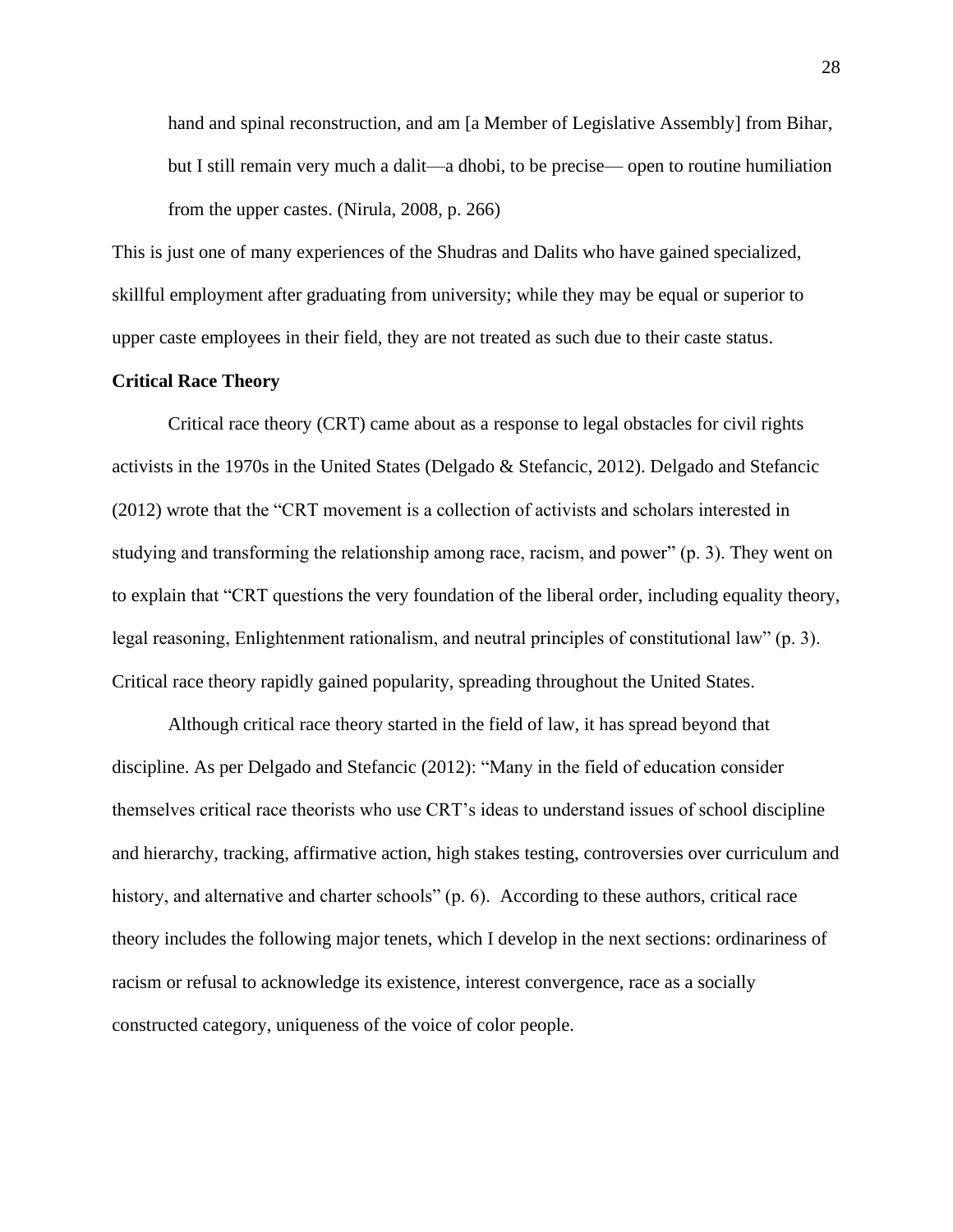> hand and spinal reconstruction, and am [a Member of Legislative Assembly] from Bihar, but I still remain very much a dalit—a dhobi, to be precise— open to routine humiliation from the upper castes. (Nirula, 2008, p. 266)

This is just one of many experiences of the Shudras and Dalits who have gained specialized, skillful employment after graduating from university; while they may be equal or superior to upper caste employees in their field, they are not treated as such due to their caste status.

**Critical Race Theory**

Critical race theory (CRT) came about as a response to legal obstacles for civil rights activists in the 1970s in the United States (Delgado & Stefancic, 2012). Delgado and Stefancic (2012) wrote that the "CRT movement is a collection of activists and scholars interested in studying and transforming the relationship among race, racism, and power" (p. 3). They went on to explain that "CRT questions the very foundation of the liberal order, including equality theory, legal reasoning, Enlightenment rationalism, and neutral principles of constitutional law" (p. 3). Critical race theory rapidly gained popularity, spreading throughout the United States.

Although critical race theory started in the field of law, it has spread beyond that discipline. As per Delgado and Stefancic (2012): "Many in the field of education consider themselves critical race theorists who use CRT's ideas to understand issues of school discipline and hierarchy, tracking, affirmative action, high stakes testing, controversies over curriculum and history, and alternative and charter schools" (p. 6). According to these authors, critical race theory includes the following major tenets, which I develop in the next sections: ordinariness of racism or refusal to acknowledge its existence, interest convergence, race as a socially constructed category, uniqueness of the voice of color people.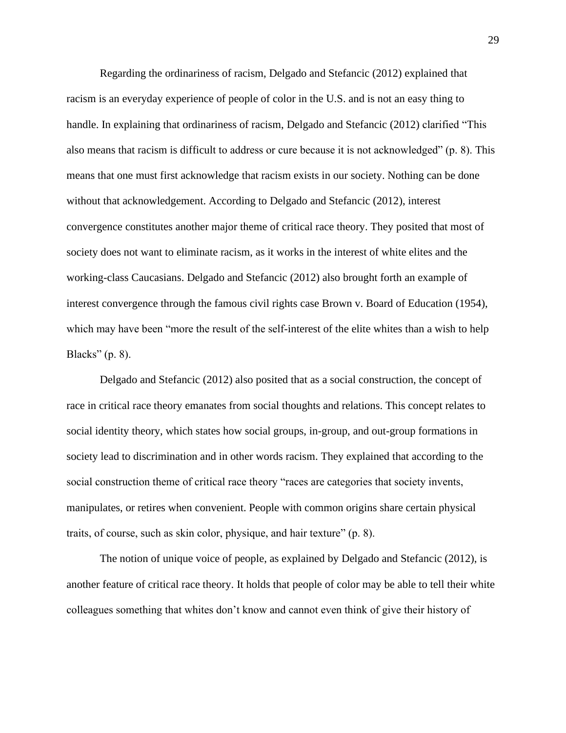Regarding the ordinariness of racism, Delgado and Stefancic (2012) explained that racism is an everyday experience of people of color in the U.S. and is not an easy thing to handle. In explaining that ordinariness of racism, Delgado and Stefancic (2012) clarified "This also means that racism is difficult to address or cure because it is not acknowledged" (p. 8). This means that one must first acknowledge that racism exists in our society. Nothing can be done without that acknowledgement. According to Delgado and Stefancic (2012), interest convergence constitutes another major theme of critical race theory. They posited that most of society does not want to eliminate racism, as it works in the interest of white elites and the working-class Caucasians. Delgado and Stefancic (2012) also brought forth an example of interest convergence through the famous civil rights case Brown v. Board of Education (1954), which may have been "more the result of the self-interest of the elite whites than a wish to help Blacks" (p. 8).

Delgado and Stefancic (2012) also posited that as a social construction, the concept of race in critical race theory emanates from social thoughts and relations. This concept relates to social identity theory, which states how social groups, in-group, and out-group formations in society lead to discrimination and in other words racism. They explained that according to the social construction theme of critical race theory "races are categories that society invents, manipulates, or retires when convenient. People with common origins share certain physical traits, of course, such as skin color, physique, and hair texture" (p. 8).

The notion of unique voice of people, as explained by Delgado and Stefancic (2012), is another feature of critical race theory. It holds that people of color may be able to tell their white colleagues something that whites don't know and cannot even think of give their history of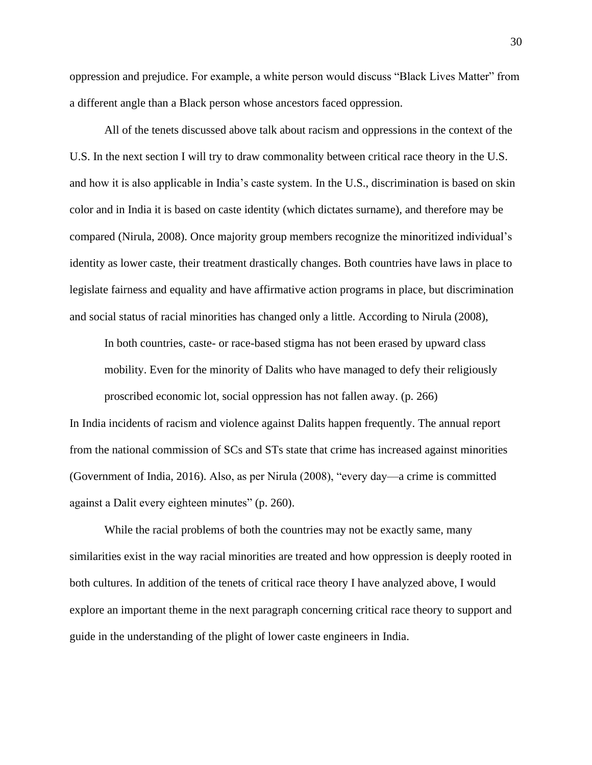oppression and prejudice. For example, a white person would discuss "Black Lives Matter" from a different angle than a Black person whose ancestors faced oppression.

All of the tenets discussed above talk about racism and oppressions in the context of the U.S. In the next section I will try to draw commonality between critical race theory in the U.S. and how it is also applicable in India's caste system. In the U.S., discrimination is based on skin color and in India it is based on caste identity (which dictates surname), and therefore may be compared (Nirula, 2008). Once majority group members recognize the minoritized individual's identity as lower caste, their treatment drastically changes. Both countries have laws in place to legislate fairness and equality and have affirmative action programs in place, but discrimination and social status of racial minorities has changed only a little. According to Nirula (2008),

> In both countries, caste- or race-based stigma has not been erased by upward class mobility. Even for the minority of Dalits who have managed to defy their religiously proscribed economic lot, social oppression has not fallen away. (p. 266)

In India incidents of racism and violence against Dalits happen frequently. The annual report from the national commission of SCs and STs state that crime has increased against minorities (Government of India, 2016). Also, as per Nirula (2008), "every day—a crime is committed against a Dalit every eighteen minutes" (p. 260).

While the racial problems of both the countries may not be exactly same, many similarities exist in the way racial minorities are treated and how oppression is deeply rooted in both cultures. In addition of the tenets of critical race theory I have analyzed above, I would explore an important theme in the next paragraph concerning critical race theory to support and guide in the understanding of the plight of lower caste engineers in India.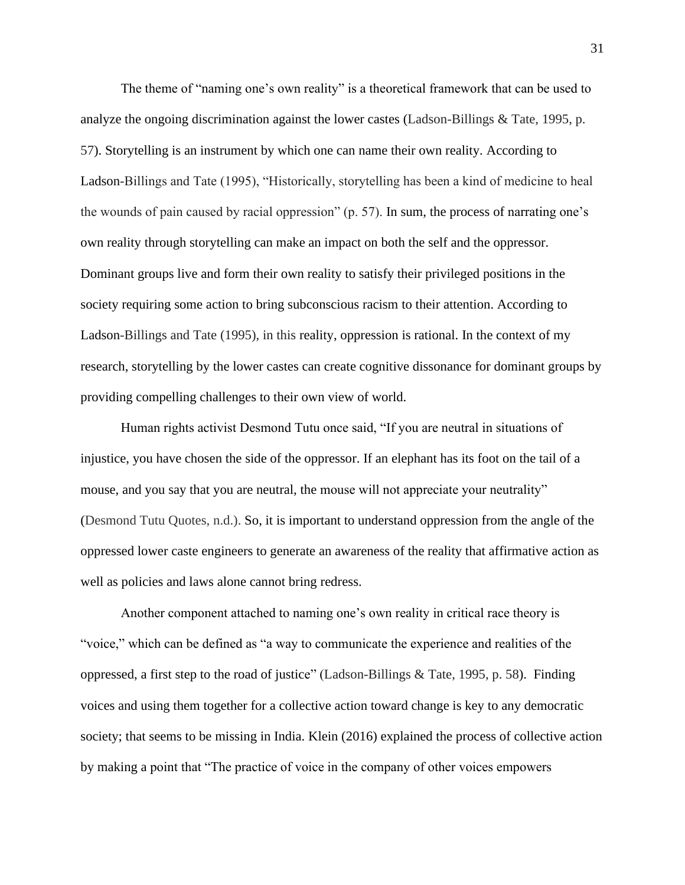The theme of "naming one's own reality" is a theoretical framework that can be used to analyze the ongoing discrimination against the lower castes (Ladson-Billings & Tate, 1995, p. 57). Storytelling is an instrument by which one can name their own reality. According to Ladson-Billings and Tate (1995), "Historically, storytelling has been a kind of medicine to heal the wounds of pain caused by racial oppression" (p. 57). In sum, the process of narrating one's own reality through storytelling can make an impact on both the self and the oppressor. Dominant groups live and form their own reality to satisfy their privileged positions in the society requiring some action to bring subconscious racism to their attention. According to Ladson-Billings and Tate (1995), in this reality, oppression is rational. In the context of my research, storytelling by the lower castes can create cognitive dissonance for dominant groups by providing compelling challenges to their own view of world.

Human rights activist Desmond Tutu once said, "If you are neutral in situations of injustice, you have chosen the side of the oppressor. If an elephant has its foot on the tail of a mouse, and you say that you are neutral, the mouse will not appreciate your neutrality" (Desmond Tutu Quotes, n.d.). So, it is important to understand oppression from the angle of the oppressed lower caste engineers to generate an awareness of the reality that affirmative action as well as policies and laws alone cannot bring redress.

Another component attached to naming one's own reality in critical race theory is "voice," which can be defined as "a way to communicate the experience and realities of the oppressed, a first step to the road of justice" (Ladson-Billings & Tate, 1995, p. 58). Finding voices and using them together for a collective action toward change is key to any democratic society; that seems to be missing in India. Klein (2016) explained the process of collective action by making a point that "The practice of voice in the company of other voices empowers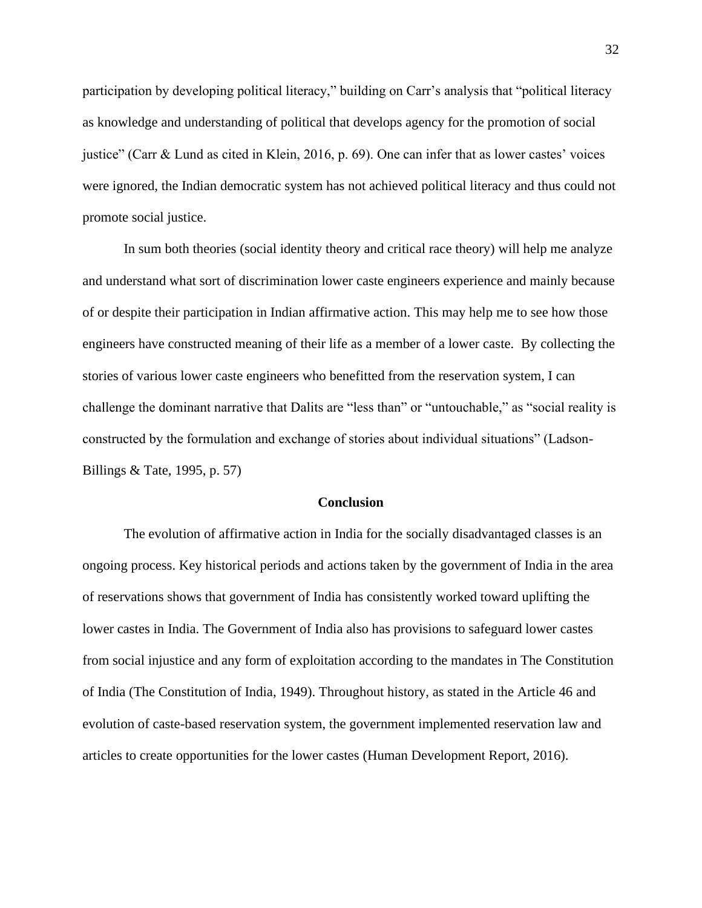participation by developing political literacy," building on Carr's analysis that "political literacy as knowledge and understanding of political that develops agency for the promotion of social justice" (Carr & Lund as cited in Klein, 2016, p. 69). One can infer that as lower castes' voices were ignored, the Indian democratic system has not achieved political literacy and thus could not promote social justice.

In sum both theories (social identity theory and critical race theory) will help me analyze and understand what sort of discrimination lower caste engineers experience and mainly because of or despite their participation in Indian affirmative action. This may help me to see how those engineers have constructed meaning of their life as a member of a lower caste. By collecting the stories of various lower caste engineers who benefitted from the reservation system, I can challenge the dominant narrative that Dalits are "less than" or "untouchable," as "social reality is constructed by the formulation and exchange of stories about individual situations" (Ladson-Billings & Tate, 1995, p. 57)

## Conclusion

The evolution of affirmative action in India for the socially disadvantaged classes is an ongoing process. Key historical periods and actions taken by the government of India in the area of reservations shows that government of India has consistently worked toward uplifting the lower castes in India. The Government of India also has provisions to safeguard lower castes from social injustice and any form of exploitation according to the mandates in The Constitution of India (The Constitution of India, 1949). Throughout history, as stated in the Article 46 and evolution of caste-based reservation system, the government implemented reservation law and articles to create opportunities for the lower castes (Human Development Report, 2016).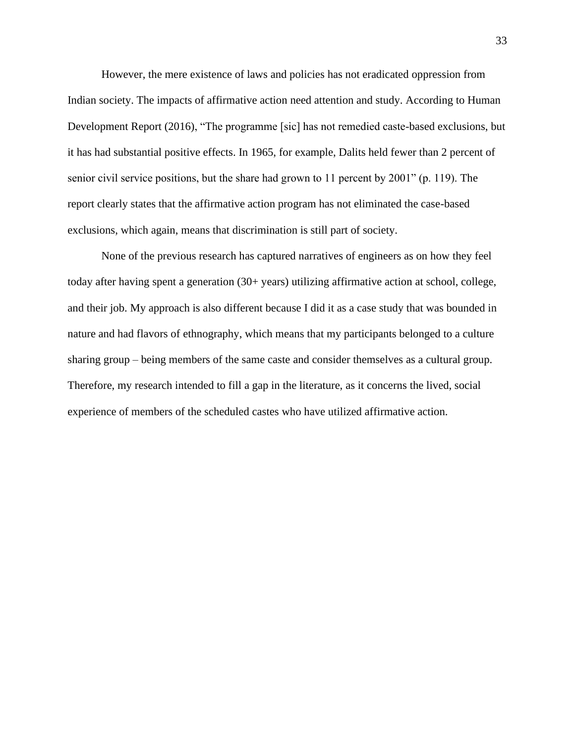However, the mere existence of laws and policies has not eradicated oppression from Indian society. The impacts of affirmative action need attention and study. According to Human Development Report (2016), "The programme [sic] has not remedied caste-based exclusions, but it has had substantial positive effects. In 1965, for example, Dalits held fewer than 2 percent of senior civil service positions, but the share had grown to 11 percent by 2001" (p. 119). The report clearly states that the affirmative action program has not eliminated the case-based exclusions, which again, means that discrimination is still part of society.

None of the previous research has captured narratives of engineers as on how they feel today after having spent a generation (30+ years) utilizing affirmative action at school, college, and their job. My approach is also different because I did it as a case study that was bounded in nature and had flavors of ethnography, which means that my participants belonged to a culture sharing group – being members of the same caste and consider themselves as a cultural group. Therefore, my research intended to fill a gap in the literature, as it concerns the lived, social experience of members of the scheduled castes who have utilized affirmative action.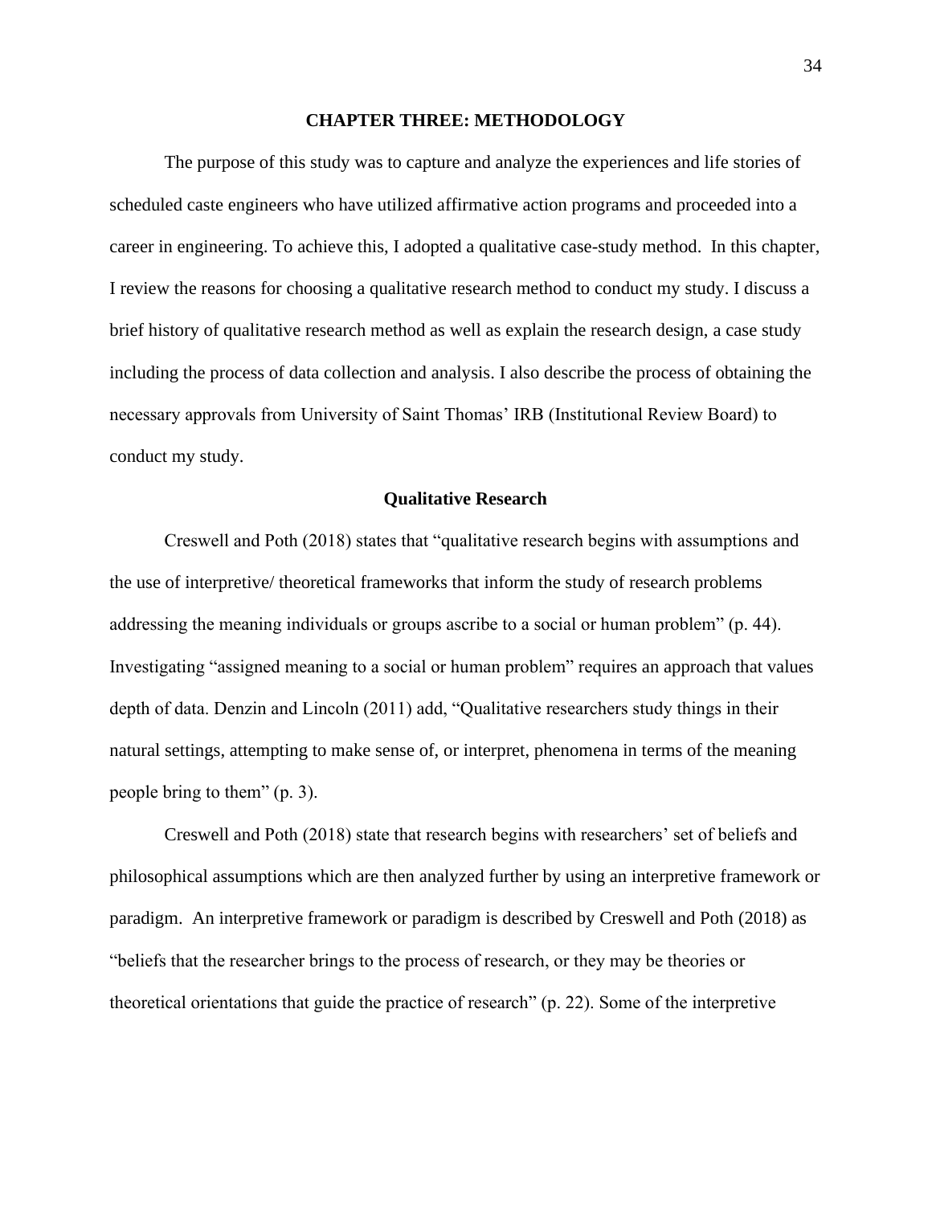# CHAPTER THREE: METHODOLOGY

The purpose of this study was to capture and analyze the experiences and life stories of scheduled caste engineers who have utilized affirmative action programs and proceeded into a career in engineering. To achieve this, I adopted a qualitative case-study method. In this chapter, I review the reasons for choosing a qualitative research method to conduct my study. I discuss a brief history of qualitative research method as well as explain the research design, a case study including the process of data collection and analysis. I also describe the process of obtaining the necessary approvals from University of Saint Thomas' IRB (Institutional Review Board) to conduct my study.

## Qualitative Research

Creswell and Poth (2018) states that "qualitative research begins with assumptions and the use of interpretive/ theoretical frameworks that inform the study of research problems addressing the meaning individuals or groups ascribe to a social or human problem" (p. 44). Investigating "assigned meaning to a social or human problem" requires an approach that values depth of data. Denzin and Lincoln (2011) add, "Qualitative researchers study things in their natural settings, attempting to make sense of, or interpret, phenomena in terms of the meaning people bring to them" (p. 3).

Creswell and Poth (2018) state that research begins with researchers' set of beliefs and philosophical assumptions which are then analyzed further by using an interpretive framework or paradigm. An interpretive framework or paradigm is described by Creswell and Poth (2018) as "beliefs that the researcher brings to the process of research, or they may be theories or theoretical orientations that guide the practice of research" (p. 22). Some of the interpretive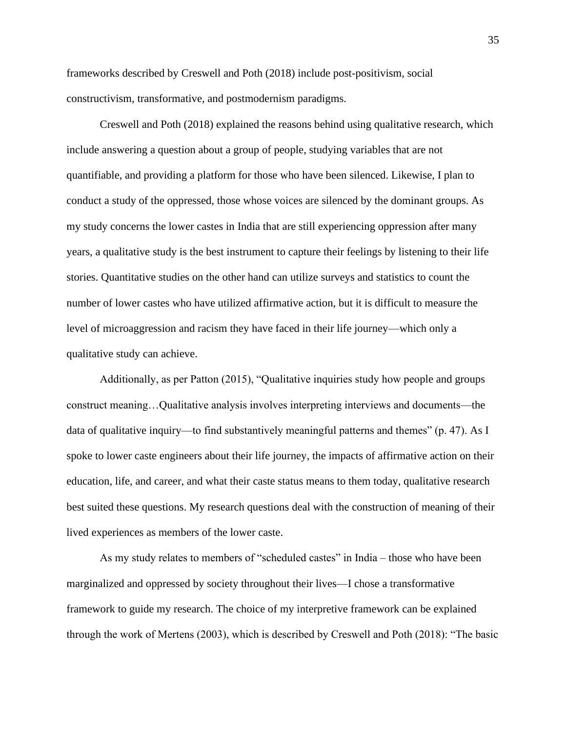frameworks described by Creswell and Poth (2018) include post-positivism, social constructivism, transformative, and postmodernism paradigms.

Creswell and Poth (2018) explained the reasons behind using qualitative research, which include answering a question about a group of people, studying variables that are not quantifiable, and providing a platform for those who have been silenced. Likewise, I plan to conduct a study of the oppressed, those whose voices are silenced by the dominant groups. As my study concerns the lower castes in India that are still experiencing oppression after many years, a qualitative study is the best instrument to capture their feelings by listening to their life stories. Quantitative studies on the other hand can utilize surveys and statistics to count the number of lower castes who have utilized affirmative action, but it is difficult to measure the level of microaggression and racism they have faced in their life journey—which only a qualitative study can achieve.

Additionally, as per Patton (2015), "Qualitative inquiries study how people and groups construct meaning…Qualitative analysis involves interpreting interviews and documents—the data of qualitative inquiry—to find substantively meaningful patterns and themes" (p. 47). As I spoke to lower caste engineers about their life journey, the impacts of affirmative action on their education, life, and career, and what their caste status means to them today, qualitative research best suited these questions. My research questions deal with the construction of meaning of their lived experiences as members of the lower caste.

As my study relates to members of "scheduled castes" in India – those who have been marginalized and oppressed by society throughout their lives—I chose a transformative framework to guide my research. The choice of my interpretive framework can be explained through the work of Mertens (2003), which is described by Creswell and Poth (2018): "The basic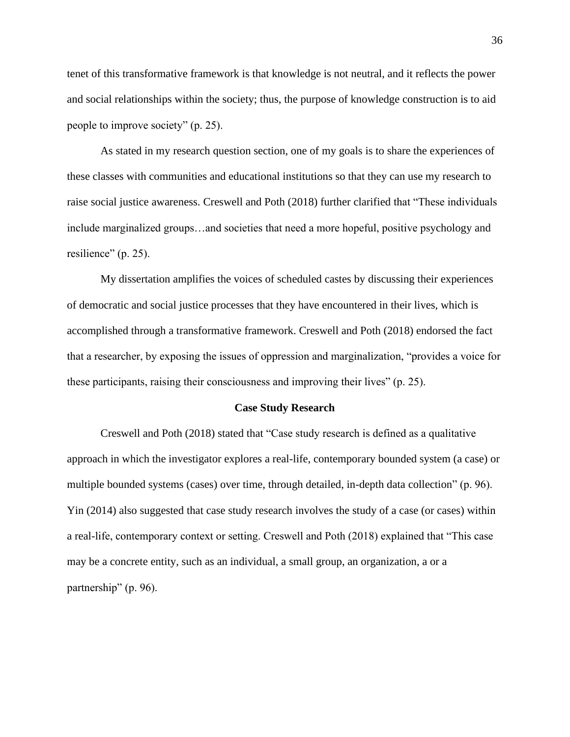tenet of this transformative framework is that knowledge is not neutral, and it reflects the power and social relationships within the society; thus, the purpose of knowledge construction is to aid people to improve society" (p. 25).

As stated in my research question section, one of my goals is to share the experiences of these classes with communities and educational institutions so that they can use my research to raise social justice awareness. Creswell and Poth (2018) further clarified that "These individuals include marginalized groups…and societies that need a more hopeful, positive psychology and resilience" (p. 25).

My dissertation amplifies the voices of scheduled castes by discussing their experiences of democratic and social justice processes that they have encountered in their lives, which is accomplished through a transformative framework. Creswell and Poth (2018) endorsed the fact that a researcher, by exposing the issues of oppression and marginalization, "provides a voice for these participants, raising their consciousness and improving their lives" (p. 25).

## Case Study Research

Creswell and Poth (2018) stated that "Case study research is defined as a qualitative approach in which the investigator explores a real-life, contemporary bounded system (a case) or multiple bounded systems (cases) over time, through detailed, in-depth data collection" (p. 96). Yin (2014) also suggested that case study research involves the study of a case (or cases) within a real-life, contemporary context or setting. Creswell and Poth (2018) explained that "This case may be a concrete entity, such as an individual, a small group, an organization, a or a partnership" (p. 96).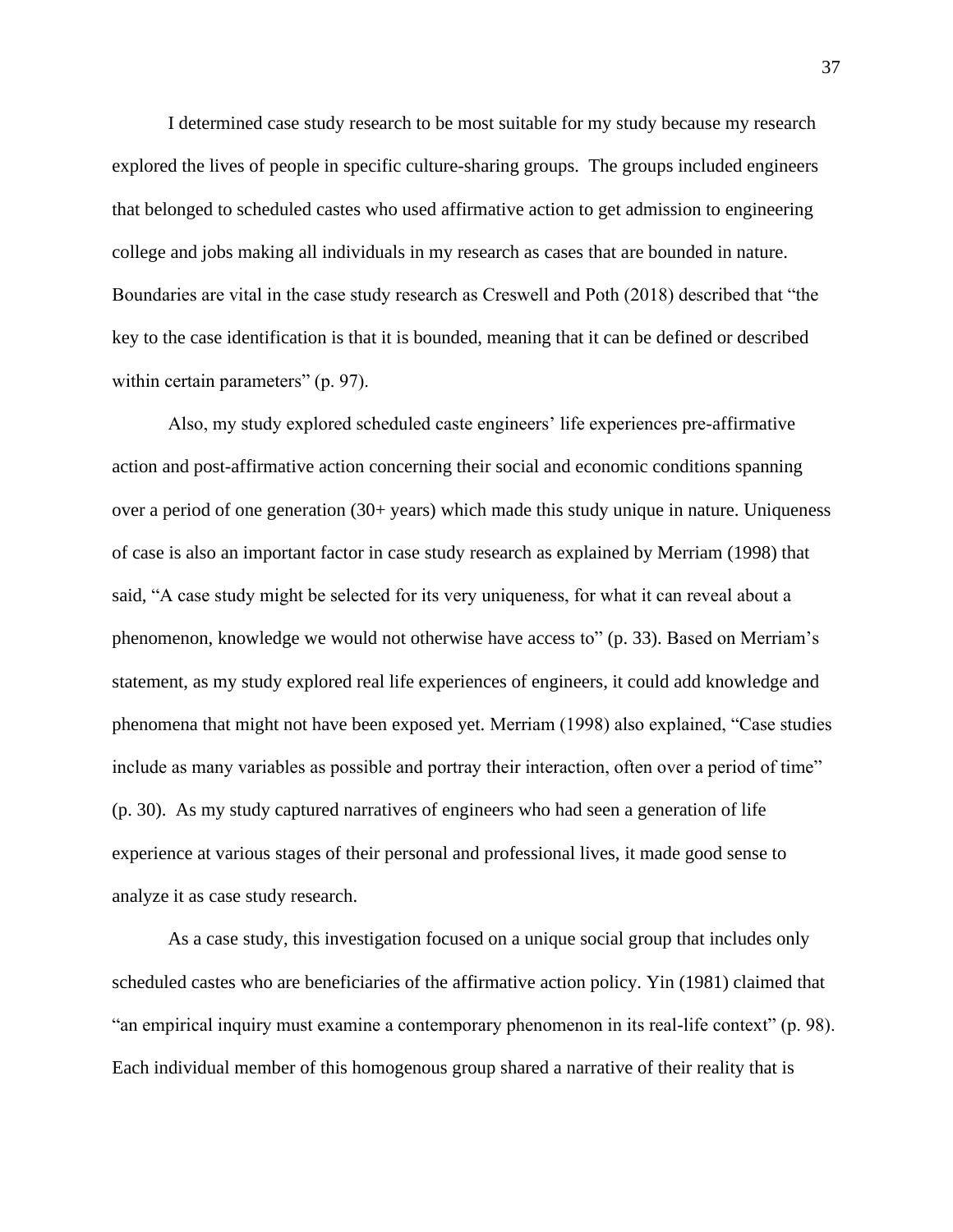I determined case study research to be most suitable for my study because my research explored the lives of people in specific culture-sharing groups. The groups included engineers that belonged to scheduled castes who used affirmative action to get admission to engineering college and jobs making all individuals in my research as cases that are bounded in nature. Boundaries are vital in the case study research as Creswell and Poth (2018) described that "the key to the case identification is that it is bounded, meaning that it can be defined or described within certain parameters" (p. 97).

Also, my study explored scheduled caste engineers' life experiences pre-affirmative action and post-affirmative action concerning their social and economic conditions spanning over a period of one generation (30+ years) which made this study unique in nature. Uniqueness of case is also an important factor in case study research as explained by Merriam (1998) that said, "A case study might be selected for its very uniqueness, for what it can reveal about a phenomenon, knowledge we would not otherwise have access to" (p. 33). Based on Merriam's statement, as my study explored real life experiences of engineers, it could add knowledge and phenomena that might not have been exposed yet. Merriam (1998) also explained, "Case studies include as many variables as possible and portray their interaction, often over a period of time" (p. 30). As my study captured narratives of engineers who had seen a generation of life experience at various stages of their personal and professional lives, it made good sense to analyze it as case study research.

As a case study, this investigation focused on a unique social group that includes only scheduled castes who are beneficiaries of the affirmative action policy. Yin (1981) claimed that "an empirical inquiry must examine a contemporary phenomenon in its real-life context" (p. 98). Each individual member of this homogenous group shared a narrative of their reality that is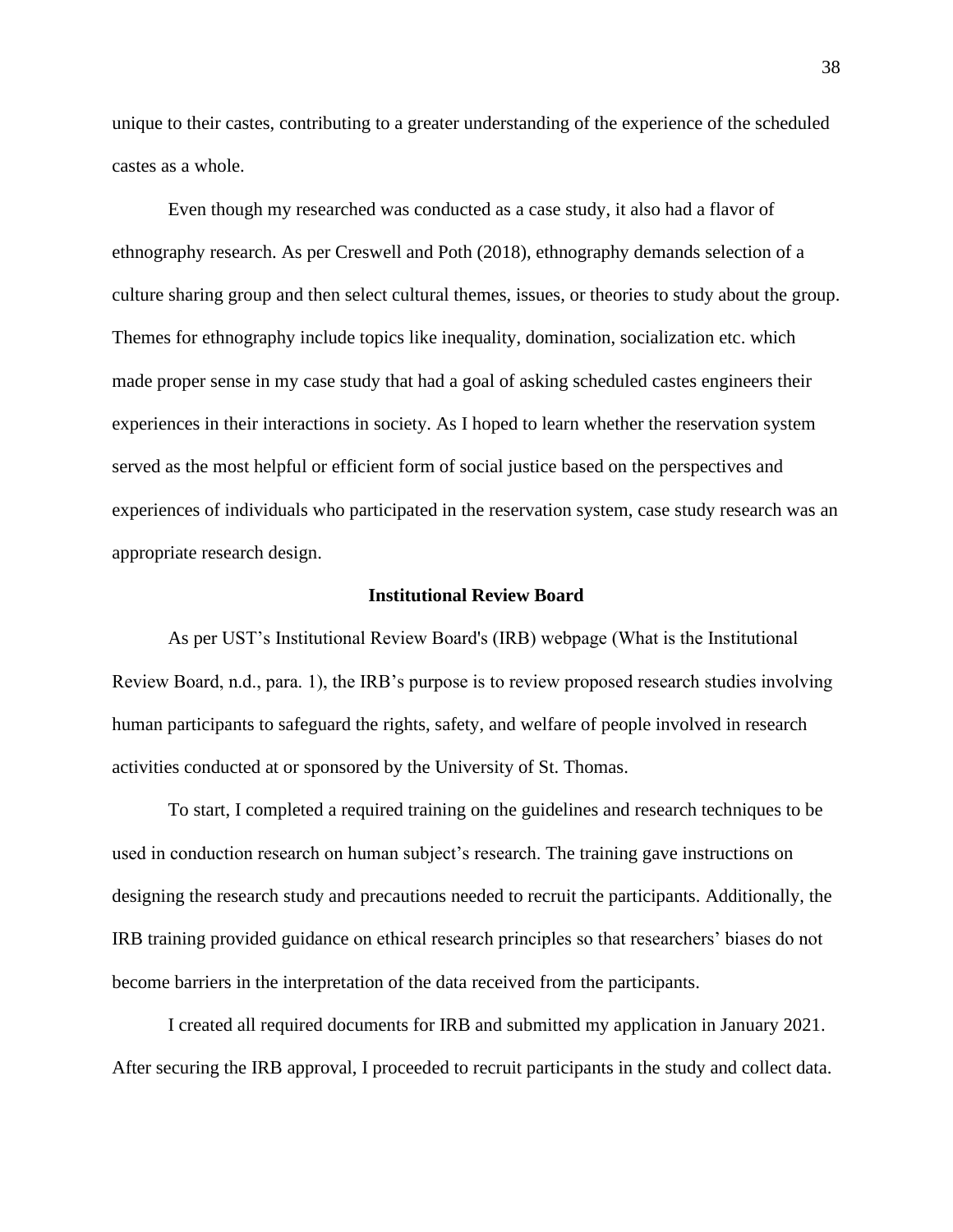unique to their castes, contributing to a greater understanding of the experience of the scheduled castes as a whole.

Even though my researched was conducted as a case study, it also had a flavor of ethnography research. As per Creswell and Poth (2018), ethnography demands selection of a culture sharing group and then select cultural themes, issues, or theories to study about the group. Themes for ethnography include topics like inequality, domination, socialization etc. which made proper sense in my case study that had a goal of asking scheduled castes engineers their experiences in their interactions in society. As I hoped to learn whether the reservation system served as the most helpful or efficient form of social justice based on the perspectives and experiences of individuals who participated in the reservation system, case study research was an appropriate research design.

## Institutional Review Board

As per UST's Institutional Review Board's (IRB) webpage (What is the Institutional Review Board, n.d., para. 1), the IRB's purpose is to review proposed research studies involving human participants to safeguard the rights, safety, and welfare of people involved in research activities conducted at or sponsored by the University of St. Thomas.

To start, I completed a required training on the guidelines and research techniques to be used in conduction research on human subject's research. The training gave instructions on designing the research study and precautions needed to recruit the participants. Additionally, the IRB training provided guidance on ethical research principles so that researchers' biases do not become barriers in the interpretation of the data received from the participants.

I created all required documents for IRB and submitted my application in January 2021. After securing the IRB approval, I proceeded to recruit participants in the study and collect data.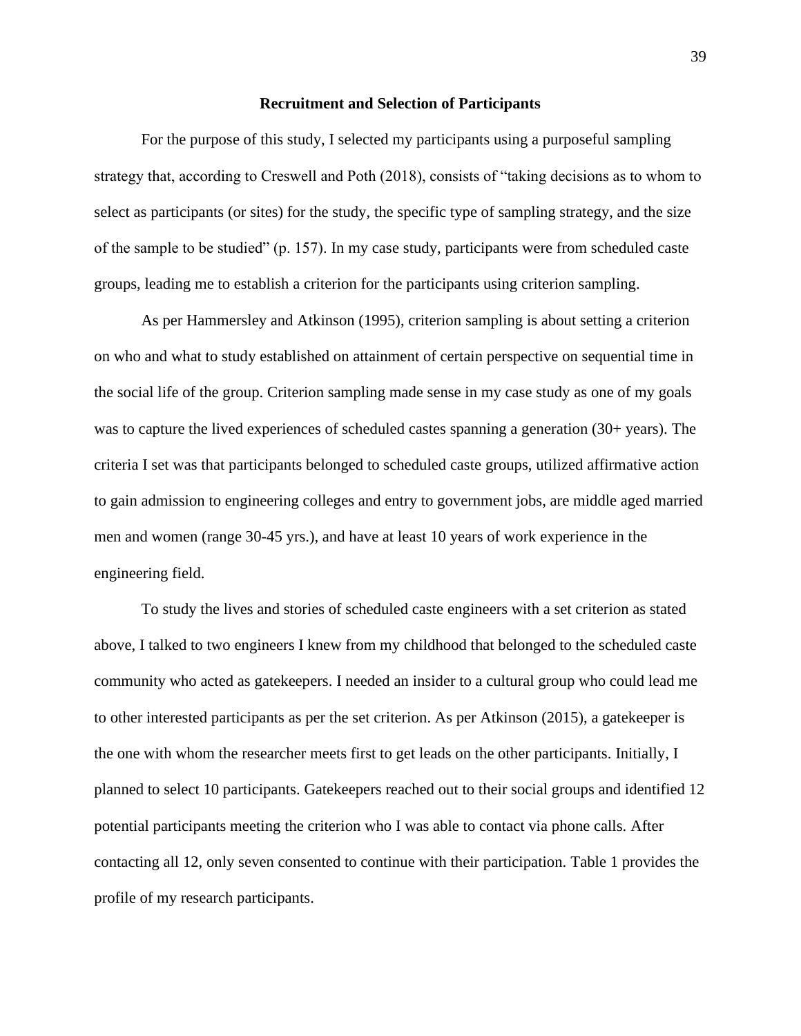## Recruitment and Selection of Participants

For the purpose of this study, I selected my participants using a purposeful sampling strategy that, according to Creswell and Poth (2018), consists of "taking decisions as to whom to select as participants (or sites) for the study, the specific type of sampling strategy, and the size of the sample to be studied" (p. 157). In my case study, participants were from scheduled caste groups, leading me to establish a criterion for the participants using criterion sampling.

As per Hammersley and Atkinson (1995), criterion sampling is about setting a criterion on who and what to study established on attainment of certain perspective on sequential time in the social life of the group. Criterion sampling made sense in my case study as one of my goals was to capture the lived experiences of scheduled castes spanning a generation (30+ years). The criteria I set was that participants belonged to scheduled caste groups, utilized affirmative action to gain admission to engineering colleges and entry to government jobs, are middle aged married men and women (range 30-45 yrs.), and have at least 10 years of work experience in the engineering field.

To study the lives and stories of scheduled caste engineers with a set criterion as stated above, I talked to two engineers I knew from my childhood that belonged to the scheduled caste community who acted as gatekeepers. I needed an insider to a cultural group who could lead me to other interested participants as per the set criterion. As per Atkinson (2015), a gatekeeper is the one with whom the researcher meets first to get leads on the other participants. Initially, I planned to select 10 participants. Gatekeepers reached out to their social groups and identified 12 potential participants meeting the criterion who I was able to contact via phone calls. After contacting all 12, only seven consented to continue with their participation. Table 1 provides the profile of my research participants.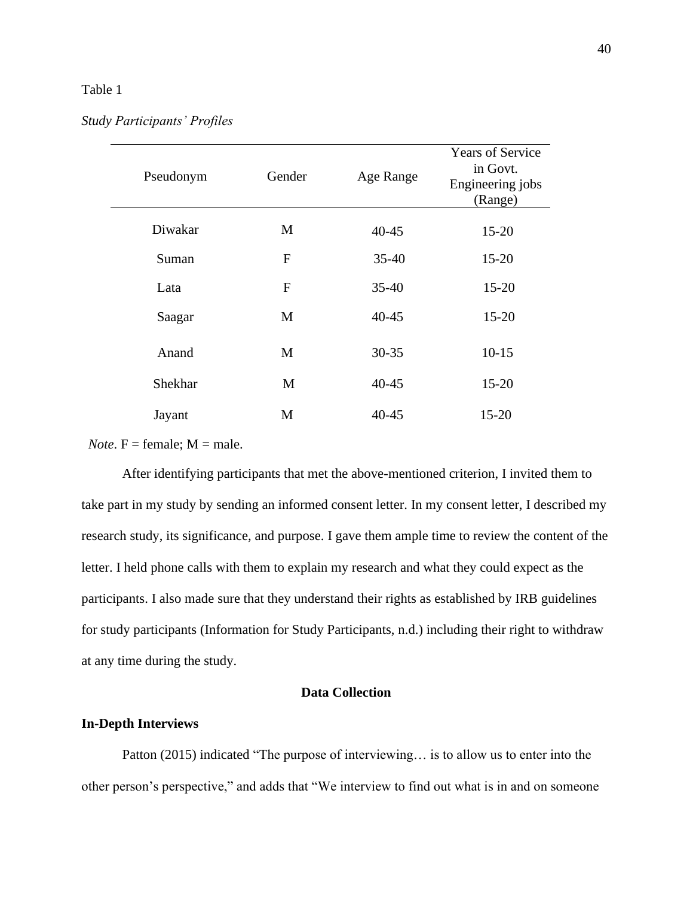Table 1

*Study Participants' Profiles*

| Pseudonym | Gender | Age Range | Years of Service in Govt. Engineering jobs (Range) |
|---|---|---|---|
| Diwakar | M | 40-45 | 15-20 |
| Suman | F | 35-40 | 15-20 |
| Lata | F | 35-40 | 15-20 |
| Saagar | M | 40-45 | 15-20 |
| Anand | M | 30-35 | 10-15 |
| Shekhar | M | 40-45 | 15-20 |
| Jayant | M | 40-45 | 15-20 |

*Note*. F = female; M = male.

After identifying participants that met the above-mentioned criterion, I invited them to take part in my study by sending an informed consent letter. In my consent letter, I described my research study, its significance, and purpose. I gave them ample time to review the content of the letter. I held phone calls with them to explain my research and what they could expect as the participants. I also made sure that they understand their rights as established by IRB guidelines for study participants (Information for Study Participants, n.d.) including their right to withdraw at any time during the study.

## Data Collection

### In-Depth Interviews

Patton (2015) indicated "The purpose of interviewing… is to allow us to enter into the other person's perspective," and adds that "We interview to find out what is in and on someone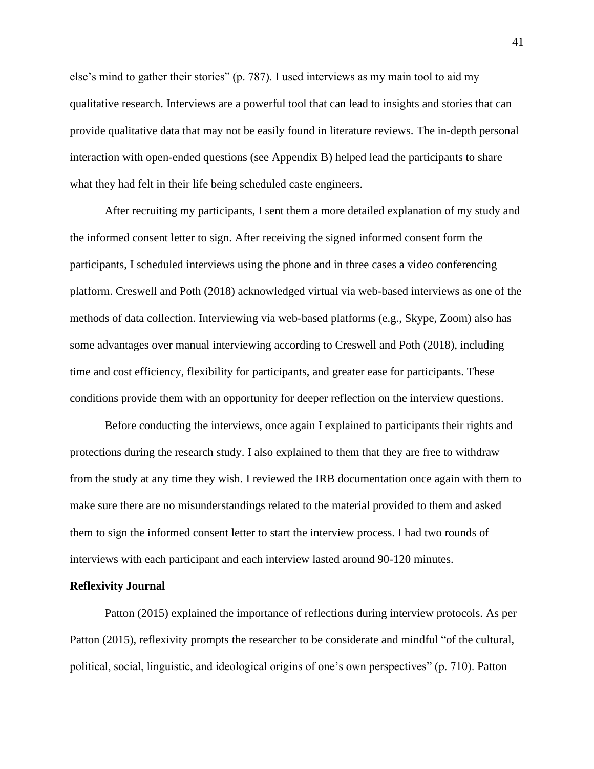else's mind to gather their stories" (p. 787). I used interviews as my main tool to aid my qualitative research. Interviews are a powerful tool that can lead to insights and stories that can provide qualitative data that may not be easily found in literature reviews. The in-depth personal interaction with open-ended questions (see Appendix B) helped lead the participants to share what they had felt in their life being scheduled caste engineers.

After recruiting my participants, I sent them a more detailed explanation of my study and the informed consent letter to sign. After receiving the signed informed consent form the participants, I scheduled interviews using the phone and in three cases a video conferencing platform. Creswell and Poth (2018) acknowledged virtual via web-based interviews as one of the methods of data collection. Interviewing via web-based platforms (e.g., Skype, Zoom) also has some advantages over manual interviewing according to Creswell and Poth (2018), including time and cost efficiency, flexibility for participants, and greater ease for participants. These conditions provide them with an opportunity for deeper reflection on the interview questions.

Before conducting the interviews, once again I explained to participants their rights and protections during the research study. I also explained to them that they are free to withdraw from the study at any time they wish. I reviewed the IRB documentation once again with them to make sure there are no misunderstandings related to the material provided to them and asked them to sign the informed consent letter to start the interview process. I had two rounds of interviews with each participant and each interview lasted around 90-120 minutes.

**Reflexivity Journal**

Patton (2015) explained the importance of reflections during interview protocols. As per Patton (2015), reflexivity prompts the researcher to be considerate and mindful "of the cultural, political, social, linguistic, and ideological origins of one's own perspectives" (p. 710). Patton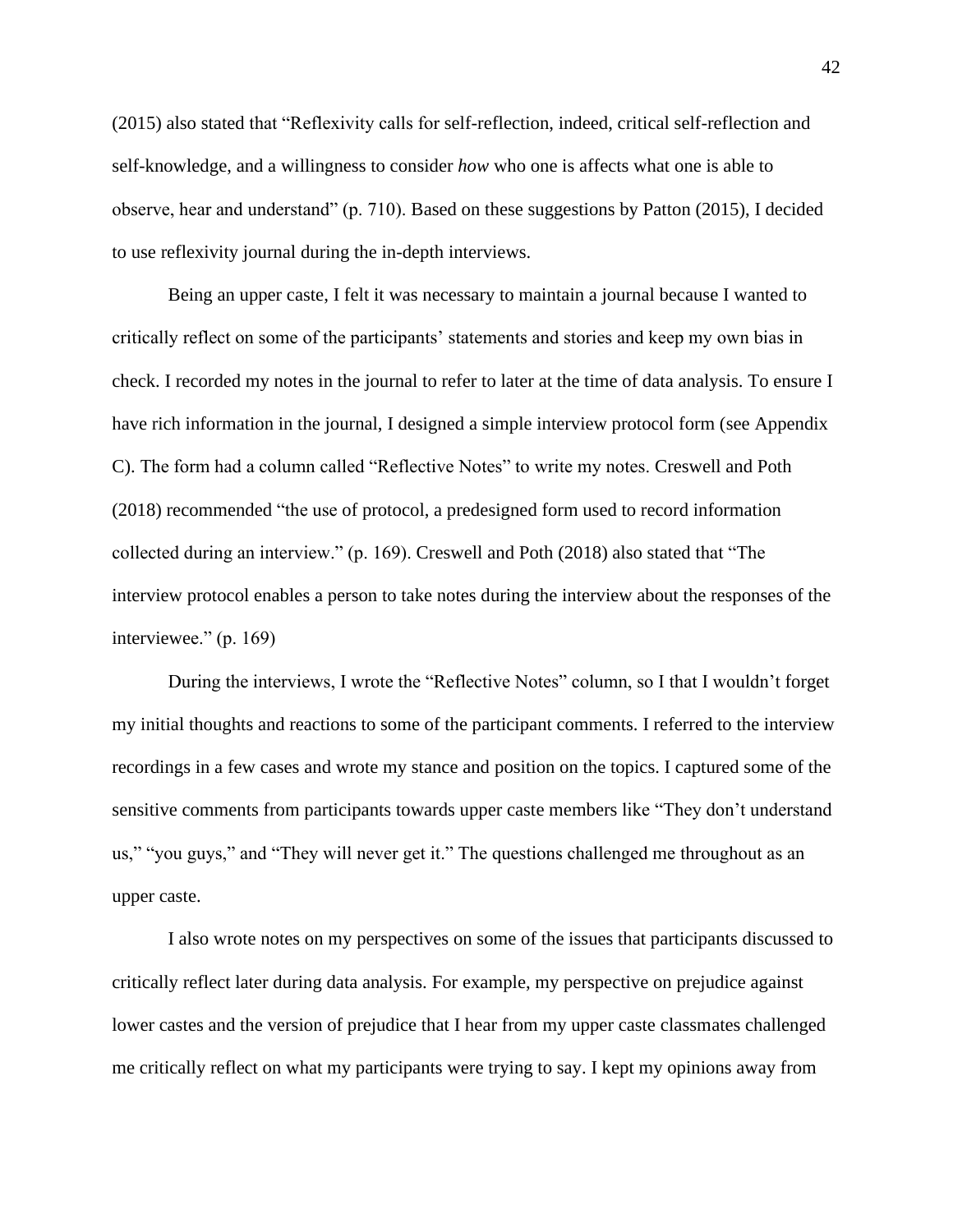(2015) also stated that "Reflexivity calls for self-reflection, indeed, critical self-reflection and self-knowledge, and a willingness to consider *how* who one is affects what one is able to observe, hear and understand" (p. 710). Based on these suggestions by Patton (2015), I decided to use reflexivity journal during the in-depth interviews.

Being an upper caste, I felt it was necessary to maintain a journal because I wanted to critically reflect on some of the participants' statements and stories and keep my own bias in check. I recorded my notes in the journal to refer to later at the time of data analysis. To ensure I have rich information in the journal, I designed a simple interview protocol form (see Appendix C). The form had a column called "Reflective Notes" to write my notes. Creswell and Poth (2018) recommended "the use of protocol, a predesigned form used to record information collected during an interview." (p. 169). Creswell and Poth (2018) also stated that "The interview protocol enables a person to take notes during the interview about the responses of the interviewee." (p. 169)

During the interviews, I wrote the "Reflective Notes" column, so I that I wouldn't forget my initial thoughts and reactions to some of the participant comments. I referred to the interview recordings in a few cases and wrote my stance and position on the topics. I captured some of the sensitive comments from participants towards upper caste members like "They don't understand us," "you guys," and "They will never get it." The questions challenged me throughout as an upper caste.

I also wrote notes on my perspectives on some of the issues that participants discussed to critically reflect later during data analysis. For example, my perspective on prejudice against lower castes and the version of prejudice that I hear from my upper caste classmates challenged me critically reflect on what my participants were trying to say. I kept my opinions away from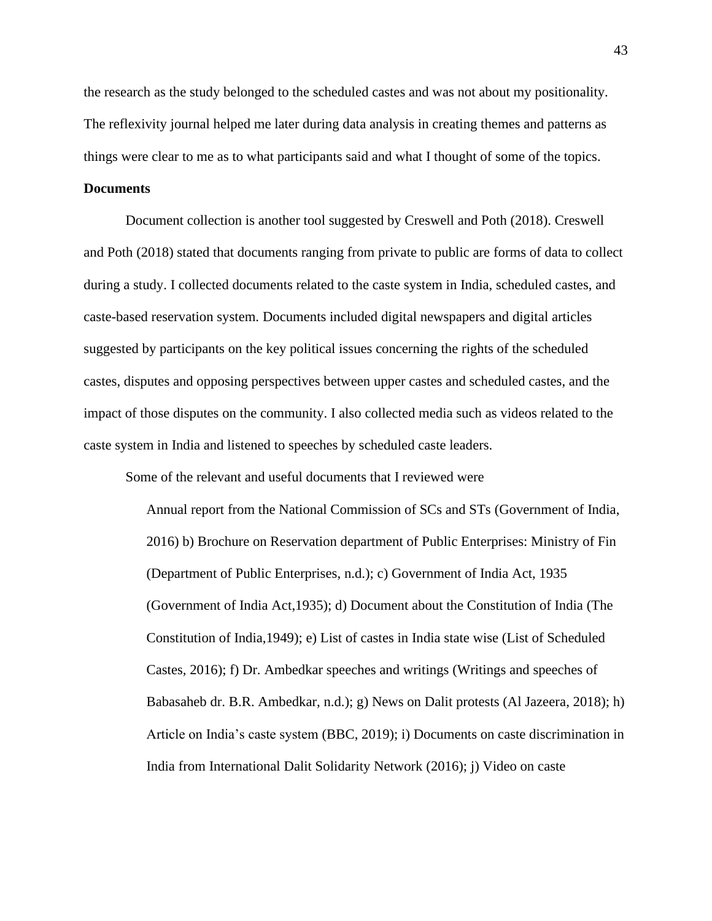the research as the study belonged to the scheduled castes and was not about my positionality. The reflexivity journal helped me later during data analysis in creating themes and patterns as things were clear to me as to what participants said and what I thought of some of the topics.

**Documents**

Document collection is another tool suggested by Creswell and Poth (2018). Creswell and Poth (2018) stated that documents ranging from private to public are forms of data to collect during a study. I collected documents related to the caste system in India, scheduled castes, and caste-based reservation system. Documents included digital newspapers and digital articles suggested by participants on the key political issues concerning the rights of the scheduled castes, disputes and opposing perspectives between upper castes and scheduled castes, and the impact of those disputes on the community. I also collected media such as videos related to the caste system in India and listened to speeches by scheduled caste leaders.

Some of the relevant and useful documents that I reviewed were

> Annual report from the National Commission of SCs and STs (Government of India, 2016) b) Brochure on Reservation department of Public Enterprises: Ministry of Fin (Department of Public Enterprises, n.d.); c) Government of India Act, 1935 (Government of India Act,1935); d) Document about the Constitution of India (The Constitution of India,1949); e) List of castes in India state wise (List of Scheduled Castes, 2016); f) Dr. Ambedkar speeches and writings (Writings and speeches of Babasaheb dr. B.R. Ambedkar, n.d.); g) News on Dalit protests (Al Jazeera, 2018); h) Article on India's caste system (BBC, 2019); i) Documents on caste discrimination in India from International Dalit Solidarity Network (2016); j) Video on caste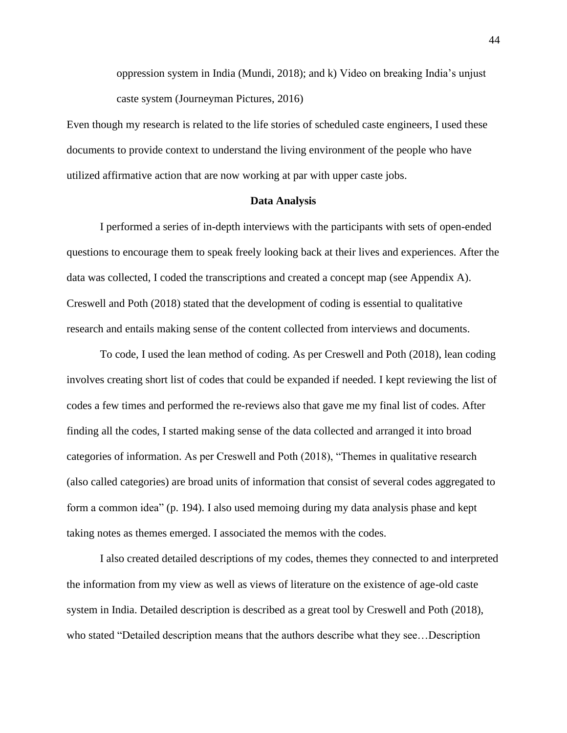oppression system in India (Mundi, 2018); and k) Video on breaking India's unjust caste system (Journeyman Pictures, 2016)

Even though my research is related to the life stories of scheduled caste engineers, I used these documents to provide context to understand the living environment of the people who have utilized affirmative action that are now working at par with upper caste jobs.

## Data Analysis

I performed a series of in-depth interviews with the participants with sets of open-ended questions to encourage them to speak freely looking back at their lives and experiences. After the data was collected, I coded the transcriptions and created a concept map (see Appendix A). Creswell and Poth (2018) stated that the development of coding is essential to qualitative research and entails making sense of the content collected from interviews and documents.

To code, I used the lean method of coding. As per Creswell and Poth (2018), lean coding involves creating short list of codes that could be expanded if needed. I kept reviewing the list of codes a few times and performed the re-reviews also that gave me my final list of codes. After finding all the codes, I started making sense of the data collected and arranged it into broad categories of information. As per Creswell and Poth (2018), "Themes in qualitative research (also called categories) are broad units of information that consist of several codes aggregated to form a common idea" (p. 194). I also used memoing during my data analysis phase and kept taking notes as themes emerged. I associated the memos with the codes.

I also created detailed descriptions of my codes, themes they connected to and interpreted the information from my view as well as views of literature on the existence of age-old caste system in India. Detailed description is described as a great tool by Creswell and Poth (2018), who stated "Detailed description means that the authors describe what they see…Description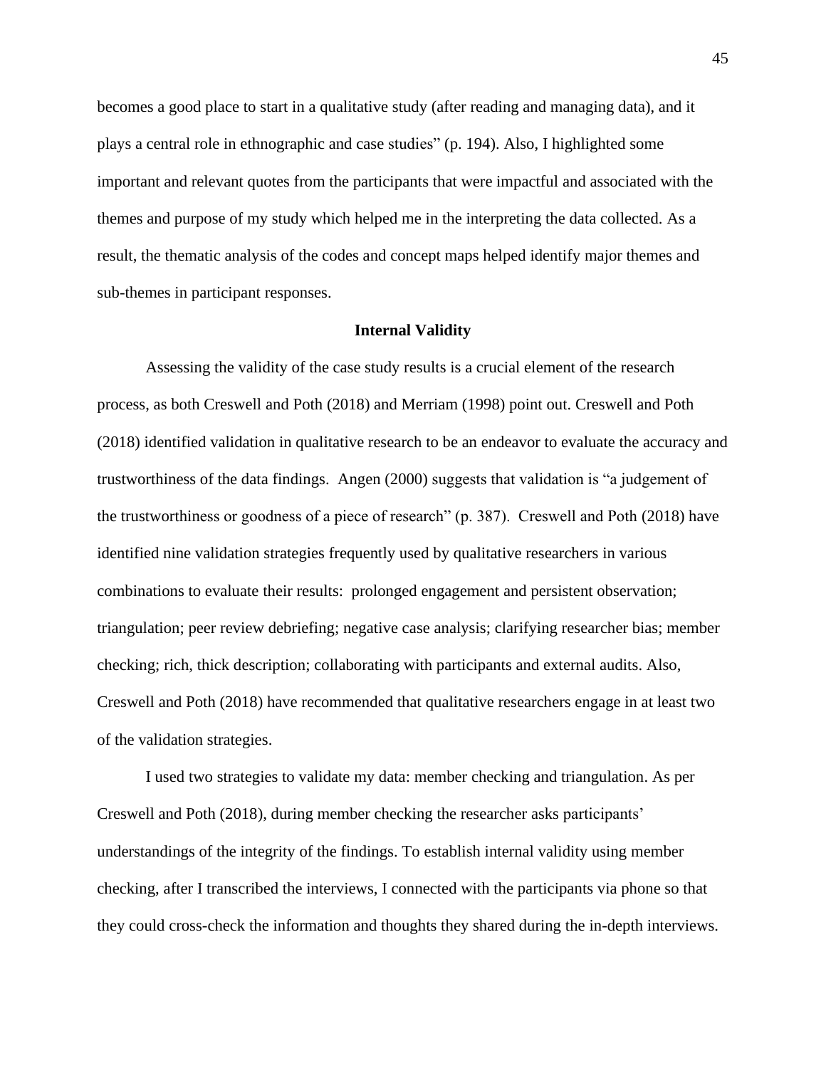becomes a good place to start in a qualitative study (after reading and managing data), and it plays a central role in ethnographic and case studies" (p. 194). Also, I highlighted some important and relevant quotes from the participants that were impactful and associated with the themes and purpose of my study which helped me in the interpreting the data collected. As a result, the thematic analysis of the codes and concept maps helped identify major themes and sub-themes in participant responses.

## Internal Validity

Assessing the validity of the case study results is a crucial element of the research process, as both Creswell and Poth (2018) and Merriam (1998) point out. Creswell and Poth (2018) identified validation in qualitative research to be an endeavor to evaluate the accuracy and trustworthiness of the data findings. Angen (2000) suggests that validation is "a judgement of the trustworthiness or goodness of a piece of research" (p. 387). Creswell and Poth (2018) have identified nine validation strategies frequently used by qualitative researchers in various combinations to evaluate their results: prolonged engagement and persistent observation; triangulation; peer review debriefing; negative case analysis; clarifying researcher bias; member checking; rich, thick description; collaborating with participants and external audits. Also, Creswell and Poth (2018) have recommended that qualitative researchers engage in at least two of the validation strategies.

I used two strategies to validate my data: member checking and triangulation. As per Creswell and Poth (2018), during member checking the researcher asks participants' understandings of the integrity of the findings. To establish internal validity using member checking, after I transcribed the interviews, I connected with the participants via phone so that they could cross-check the information and thoughts they shared during the in-depth interviews.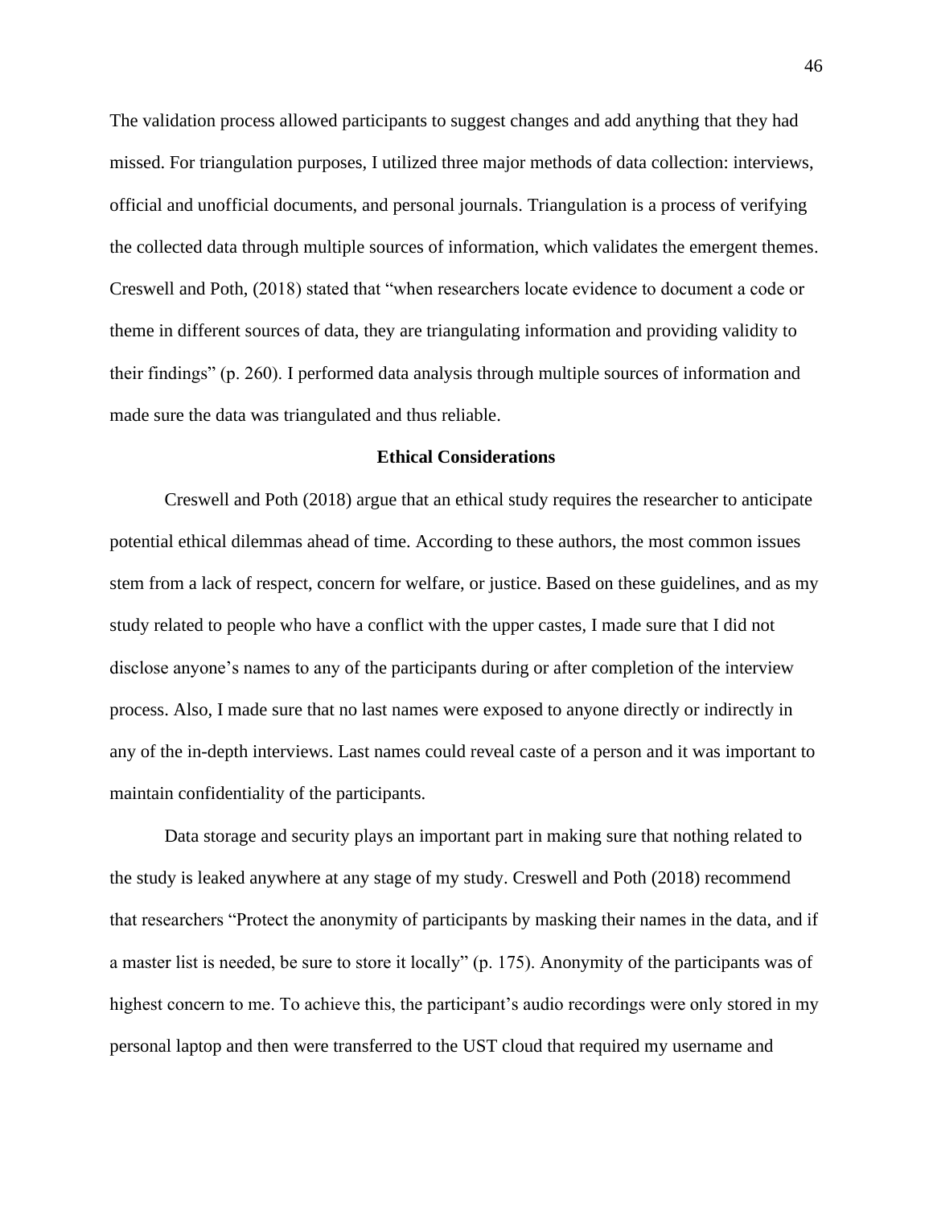The validation process allowed participants to suggest changes and add anything that they had missed. For triangulation purposes, I utilized three major methods of data collection: interviews, official and unofficial documents, and personal journals. Triangulation is a process of verifying the collected data through multiple sources of information, which validates the emergent themes. Creswell and Poth, (2018) stated that "when researchers locate evidence to document a code or theme in different sources of data, they are triangulating information and providing validity to their findings" (p. 260). I performed data analysis through multiple sources of information and made sure the data was triangulated and thus reliable.

## Ethical Considerations

Creswell and Poth (2018) argue that an ethical study requires the researcher to anticipate potential ethical dilemmas ahead of time. According to these authors, the most common issues stem from a lack of respect, concern for welfare, or justice. Based on these guidelines, and as my study related to people who have a conflict with the upper castes, I made sure that I did not disclose anyone's names to any of the participants during or after completion of the interview process. Also, I made sure that no last names were exposed to anyone directly or indirectly in any of the in-depth interviews. Last names could reveal caste of a person and it was important to maintain confidentiality of the participants.

Data storage and security plays an important part in making sure that nothing related to the study is leaked anywhere at any stage of my study. Creswell and Poth (2018) recommend that researchers "Protect the anonymity of participants by masking their names in the data, and if a master list is needed, be sure to store it locally" (p. 175). Anonymity of the participants was of highest concern to me. To achieve this, the participant's audio recordings were only stored in my personal laptop and then were transferred to the UST cloud that required my username and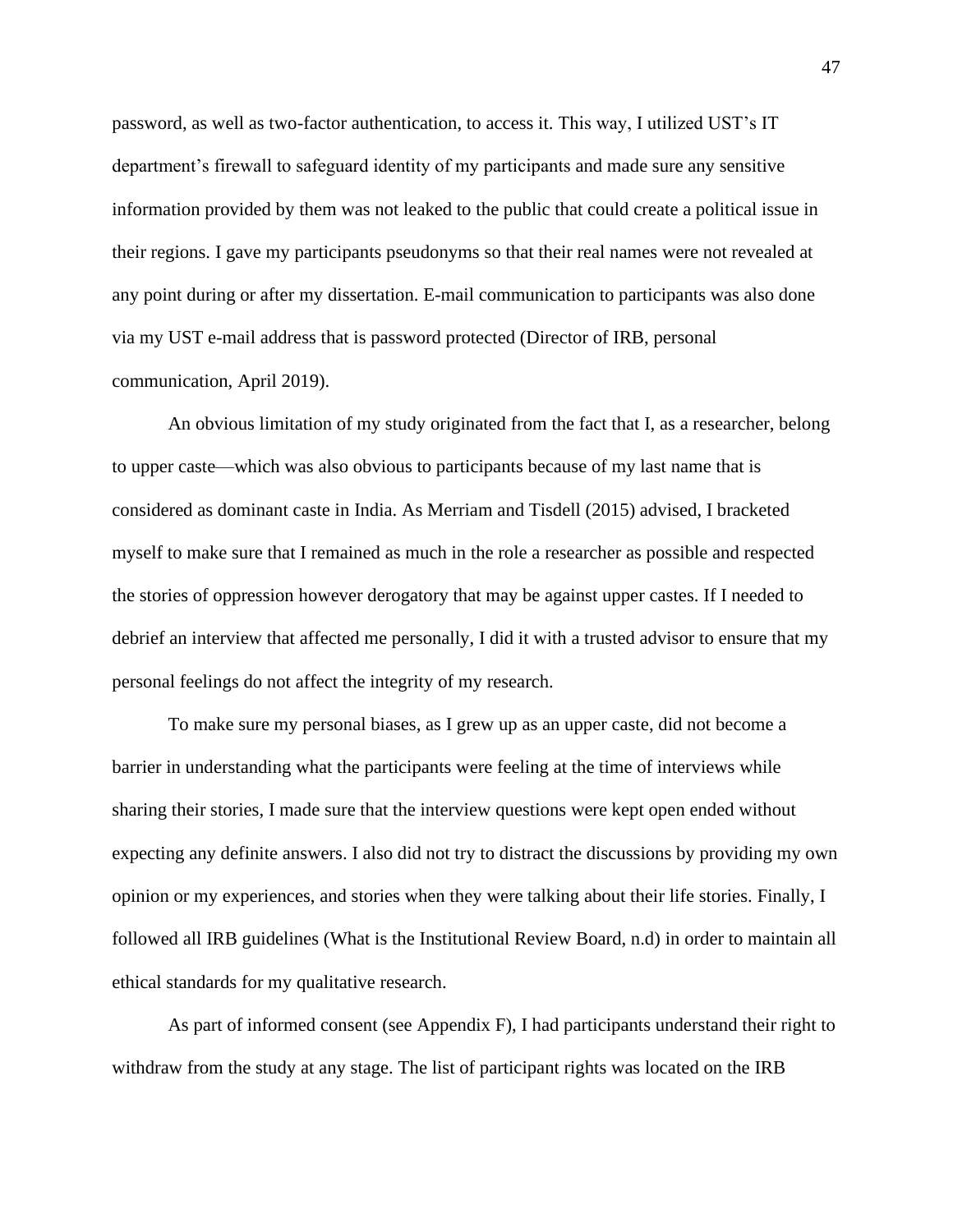password, as well as two-factor authentication, to access it. This way, I utilized UST's IT department's firewall to safeguard identity of my participants and made sure any sensitive information provided by them was not leaked to the public that could create a political issue in their regions. I gave my participants pseudonyms so that their real names were not revealed at any point during or after my dissertation. E-mail communication to participants was also done via my UST e-mail address that is password protected (Director of IRB, personal communication, April 2019).

An obvious limitation of my study originated from the fact that I, as a researcher, belong to upper caste—which was also obvious to participants because of my last name that is considered as dominant caste in India. As Merriam and Tisdell (2015) advised, I bracketed myself to make sure that I remained as much in the role a researcher as possible and respected the stories of oppression however derogatory that may be against upper castes. If I needed to debrief an interview that affected me personally, I did it with a trusted advisor to ensure that my personal feelings do not affect the integrity of my research.

To make sure my personal biases, as I grew up as an upper caste, did not become a barrier in understanding what the participants were feeling at the time of interviews while sharing their stories, I made sure that the interview questions were kept open ended without expecting any definite answers. I also did not try to distract the discussions by providing my own opinion or my experiences, and stories when they were talking about their life stories. Finally, I followed all IRB guidelines (What is the Institutional Review Board, n.d) in order to maintain all ethical standards for my qualitative research.

As part of informed consent (see Appendix F), I had participants understand their right to withdraw from the study at any stage. The list of participant rights was located on the IRB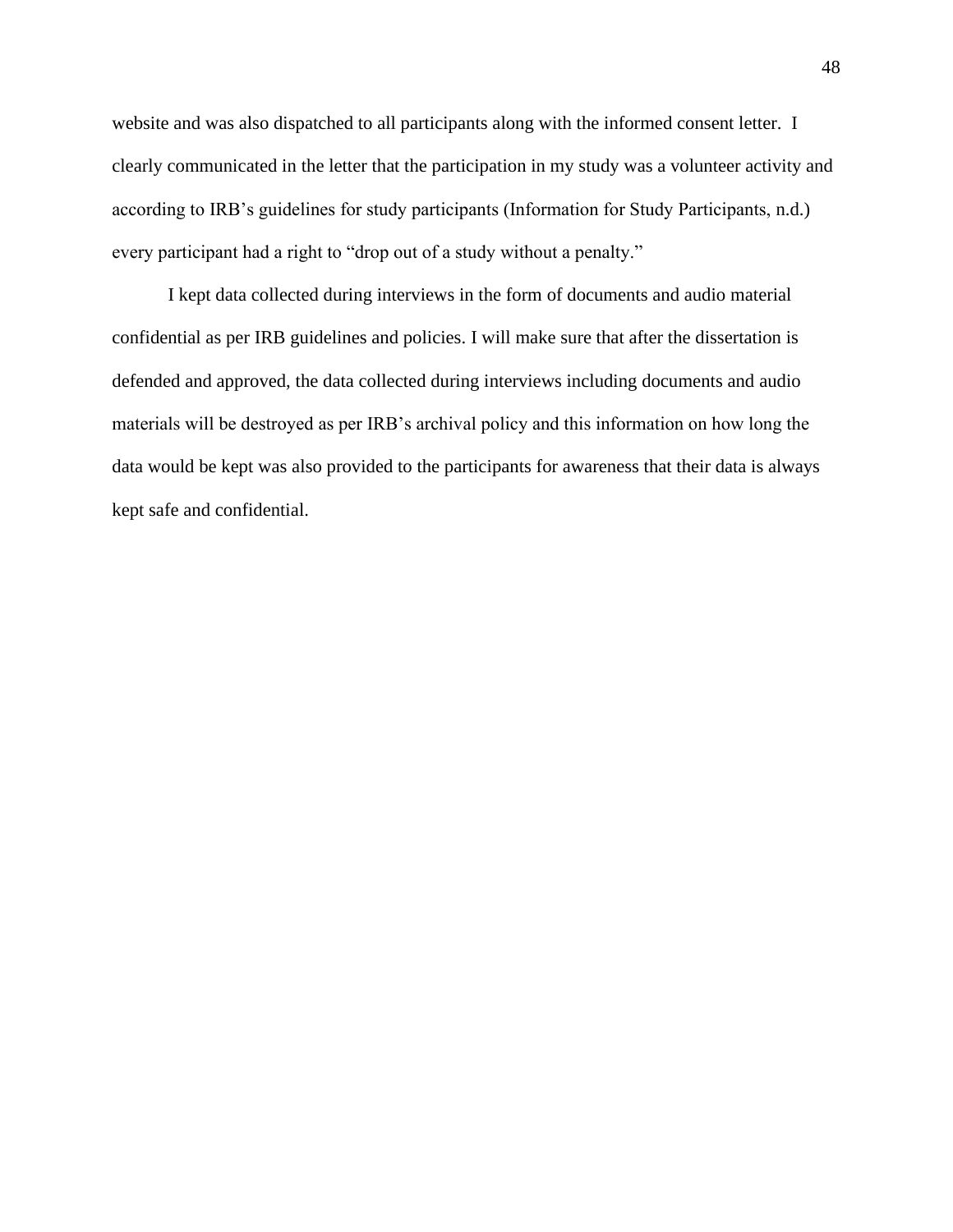website and was also dispatched to all participants along with the informed consent letter. I clearly communicated in the letter that the participation in my study was a volunteer activity and according to IRB's guidelines for study participants (Information for Study Participants, n.d.) every participant had a right to "drop out of a study without a penalty."

I kept data collected during interviews in the form of documents and audio material confidential as per IRB guidelines and policies. I will make sure that after the dissertation is defended and approved, the data collected during interviews including documents and audio materials will be destroyed as per IRB's archival policy and this information on how long the data would be kept was also provided to the participants for awareness that their data is always kept safe and confidential.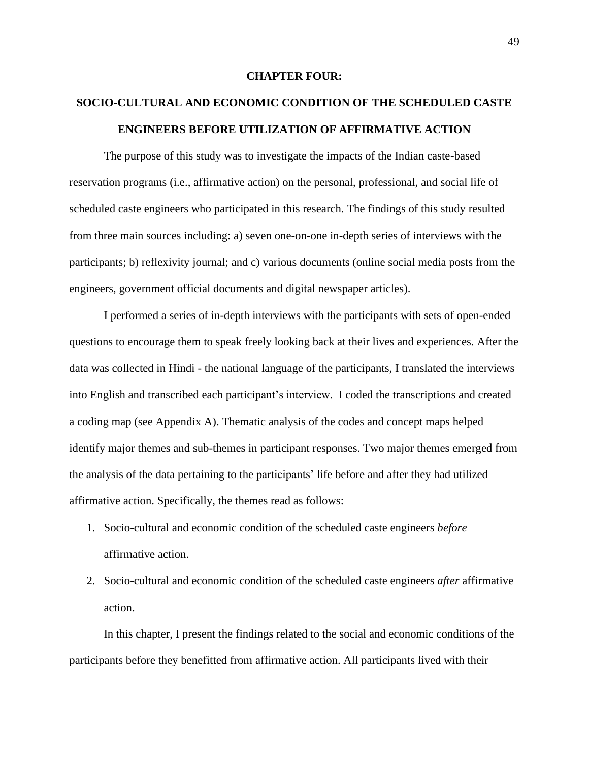# CHAPTER FOUR:

# SOCIO-CULTURAL AND ECONOMIC CONDITION OF THE SCHEDULED CASTE ENGINEERS BEFORE UTILIZATION OF AFFIRMATIVE ACTION

The purpose of this study was to investigate the impacts of the Indian caste-based reservation programs (i.e., affirmative action) on the personal, professional, and social life of scheduled caste engineers who participated in this research. The findings of this study resulted from three main sources including: a) seven one-on-one in-depth series of interviews with the participants; b) reflexivity journal; and c) various documents (online social media posts from the engineers, government official documents and digital newspaper articles).

I performed a series of in-depth interviews with the participants with sets of open-ended questions to encourage them to speak freely looking back at their lives and experiences. After the data was collected in Hindi - the national language of the participants, I translated the interviews into English and transcribed each participant's interview. I coded the transcriptions and created a coding map (see Appendix A). Thematic analysis of the codes and concept maps helped identify major themes and sub-themes in participant responses. Two major themes emerged from the analysis of the data pertaining to the participants' life before and after they had utilized affirmative action. Specifically, the themes read as follows:

1. Socio-cultural and economic condition of the scheduled caste engineers *before* affirmative action.
2. Socio-cultural and economic condition of the scheduled caste engineers *after* affirmative action.

In this chapter, I present the findings related to the social and economic conditions of the participants before they benefitted from affirmative action. All participants lived with their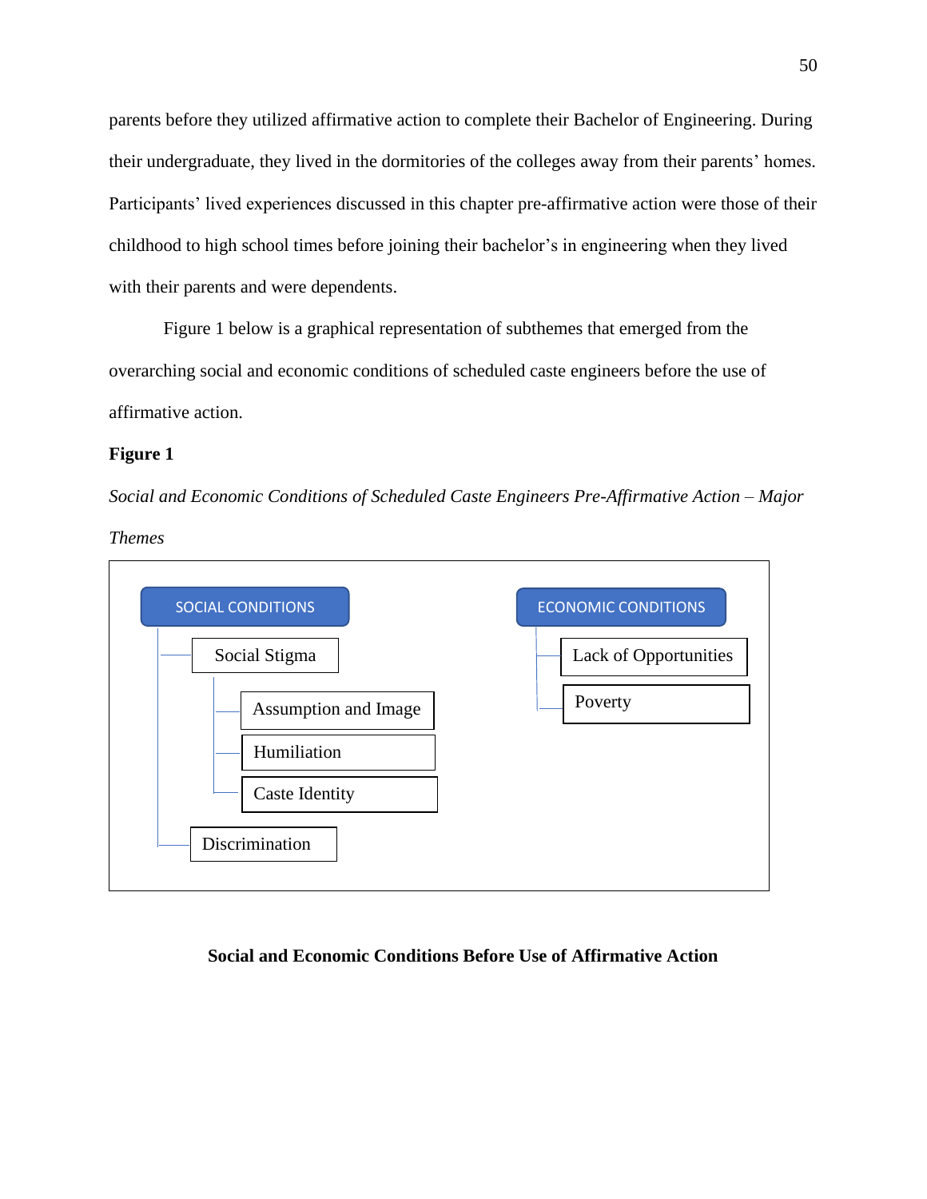parents before they utilized affirmative action to complete their Bachelor of Engineering. During their undergraduate, they lived in the dormitories of the colleges away from their parents' homes. Participants' lived experiences discussed in this chapter pre-affirmative action were those of their childhood to high school times before joining their bachelor's in engineering when they lived with their parents and were dependents.

Figure 1 below is a graphical representation of subthemes that emerged from the overarching social and economic conditions of scheduled caste engineers before the use of affirmative action.

**Figure 1**

*Social and Economic Conditions of Scheduled Caste Engineers Pre-Affirmative Action – Major Themes*

- SOCIAL CONDITIONS
  - Social Stigma
    - Assumption and Image
    - Humiliation
    - Caste Identity
  - Discrimination
- ECONOMIC CONDITIONS
  - Lack of Opportunities
  - Poverty

## Social and Economic Conditions Before Use of Affirmative Action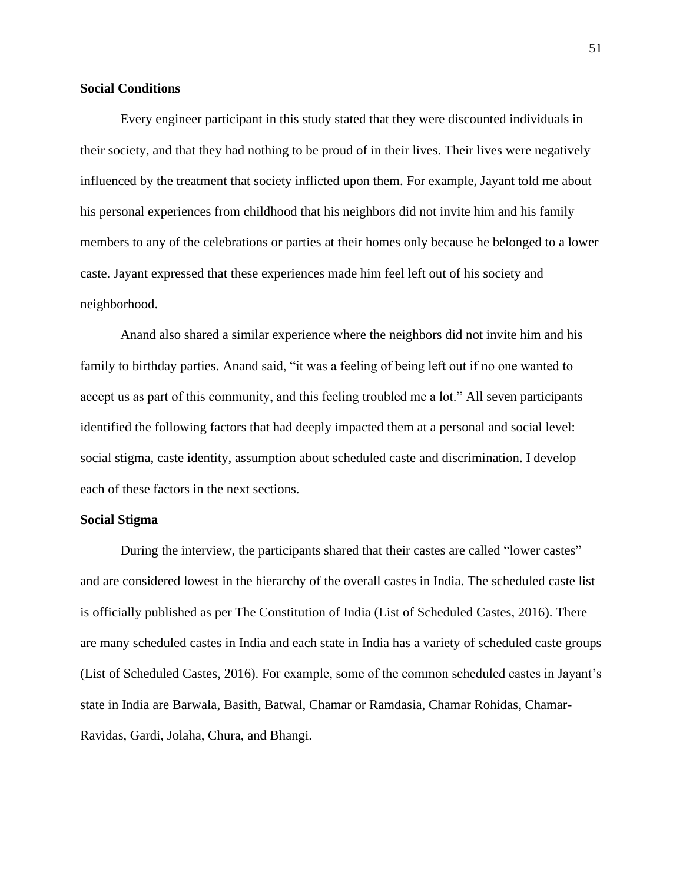## Social Conditions

Every engineer participant in this study stated that they were discounted individuals in their society, and that they had nothing to be proud of in their lives. Their lives were negatively influenced by the treatment that society inflicted upon them. For example, Jayant told me about his personal experiences from childhood that his neighbors did not invite him and his family members to any of the celebrations or parties at their homes only because he belonged to a lower caste. Jayant expressed that these experiences made him feel left out of his society and neighborhood.

Anand also shared a similar experience where the neighbors did not invite him and his family to birthday parties. Anand said, "it was a feeling of being left out if no one wanted to accept us as part of this community, and this feeling troubled me a lot." All seven participants identified the following factors that had deeply impacted them at a personal and social level: social stigma, caste identity, assumption about scheduled caste and discrimination. I develop each of these factors in the next sections.

## Social Stigma

During the interview, the participants shared that their castes are called "lower castes" and are considered lowest in the hierarchy of the overall castes in India. The scheduled caste list is officially published as per The Constitution of India (List of Scheduled Castes, 2016). There are many scheduled castes in India and each state in India has a variety of scheduled caste groups (List of Scheduled Castes, 2016). For example, some of the common scheduled castes in Jayant's state in India are Barwala, Basith, Batwal, Chamar or Ramdasia, Chamar Rohidas, Chamar-Ravidas, Gardi, Jolaha, Chura, and Bhangi.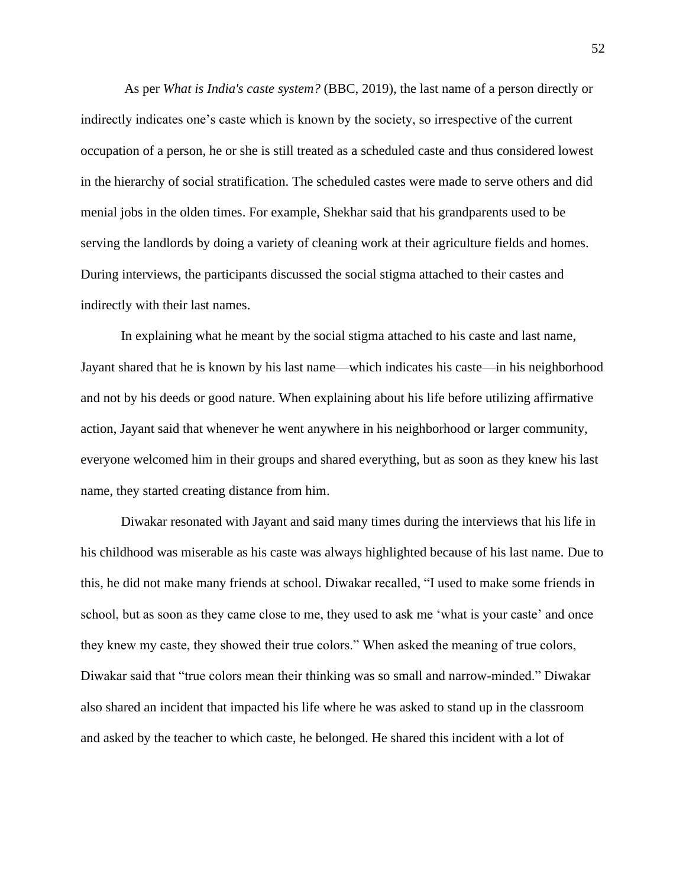As per *What is India's caste system?* (BBC, 2019), the last name of a person directly or indirectly indicates one's caste which is known by the society, so irrespective of the current occupation of a person, he or she is still treated as a scheduled caste and thus considered lowest in the hierarchy of social stratification. The scheduled castes were made to serve others and did menial jobs in the olden times. For example, Shekhar said that his grandparents used to be serving the landlords by doing a variety of cleaning work at their agriculture fields and homes. During interviews, the participants discussed the social stigma attached to their castes and indirectly with their last names.

In explaining what he meant by the social stigma attached to his caste and last name, Jayant shared that he is known by his last name—which indicates his caste—in his neighborhood and not by his deeds or good nature. When explaining about his life before utilizing affirmative action, Jayant said that whenever he went anywhere in his neighborhood or larger community, everyone welcomed him in their groups and shared everything, but as soon as they knew his last name, they started creating distance from him.

Diwakar resonated with Jayant and said many times during the interviews that his life in his childhood was miserable as his caste was always highlighted because of his last name. Due to this, he did not make many friends at school. Diwakar recalled, "I used to make some friends in school, but as soon as they came close to me, they used to ask me 'what is your caste' and once they knew my caste, they showed their true colors." When asked the meaning of true colors, Diwakar said that "true colors mean their thinking was so small and narrow-minded." Diwakar also shared an incident that impacted his life where he was asked to stand up in the classroom and asked by the teacher to which caste, he belonged. He shared this incident with a lot of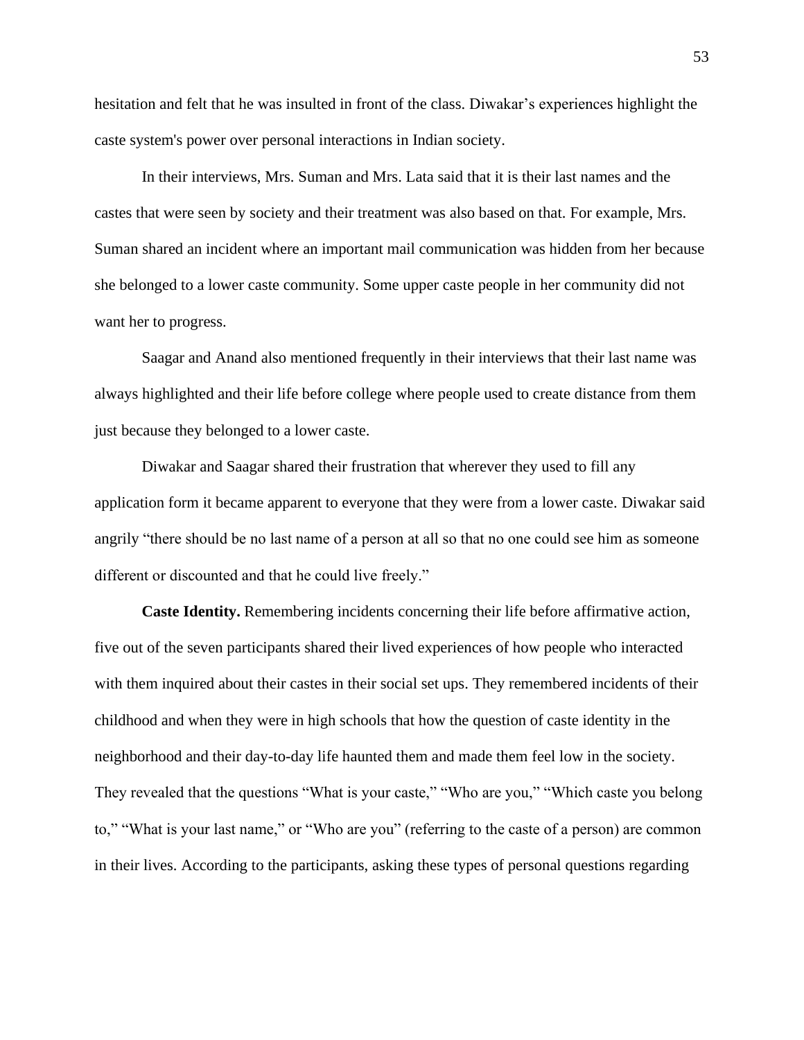hesitation and felt that he was insulted in front of the class. Diwakar's experiences highlight the caste system's power over personal interactions in Indian society.

In their interviews, Mrs. Suman and Mrs. Lata said that it is their last names and the castes that were seen by society and their treatment was also based on that. For example, Mrs. Suman shared an incident where an important mail communication was hidden from her because she belonged to a lower caste community. Some upper caste people in her community did not want her to progress.

Saagar and Anand also mentioned frequently in their interviews that their last name was always highlighted and their life before college where people used to create distance from them just because they belonged to a lower caste.

Diwakar and Saagar shared their frustration that wherever they used to fill any application form it became apparent to everyone that they were from a lower caste. Diwakar said angrily "there should be no last name of a person at all so that no one could see him as someone different or discounted and that he could live freely."

**Caste Identity.** Remembering incidents concerning their life before affirmative action, five out of the seven participants shared their lived experiences of how people who interacted with them inquired about their castes in their social set ups. They remembered incidents of their childhood and when they were in high schools that how the question of caste identity in the neighborhood and their day-to-day life haunted them and made them feel low in the society. They revealed that the questions "What is your caste," "Who are you," "Which caste you belong to," "What is your last name," or "Who are you" (referring to the caste of a person) are common in their lives. According to the participants, asking these types of personal questions regarding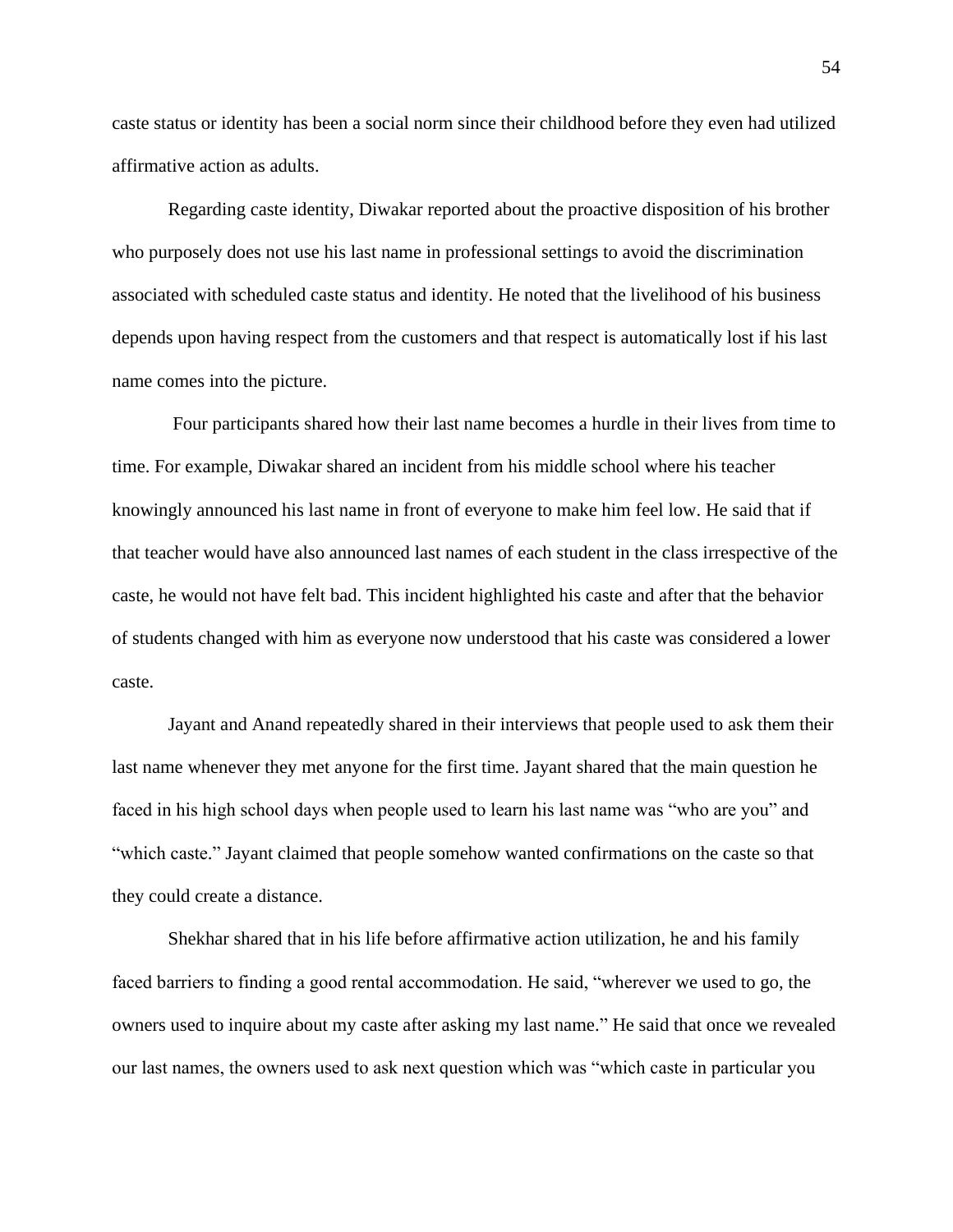caste status or identity has been a social norm since their childhood before they even had utilized affirmative action as adults.

Regarding caste identity, Diwakar reported about the proactive disposition of his brother who purposely does not use his last name in professional settings to avoid the discrimination associated with scheduled caste status and identity. He noted that the livelihood of his business depends upon having respect from the customers and that respect is automatically lost if his last name comes into the picture.

Four participants shared how their last name becomes a hurdle in their lives from time to time. For example, Diwakar shared an incident from his middle school where his teacher knowingly announced his last name in front of everyone to make him feel low. He said that if that teacher would have also announced last names of each student in the class irrespective of the caste, he would not have felt bad. This incident highlighted his caste and after that the behavior of students changed with him as everyone now understood that his caste was considered a lower caste.

Jayant and Anand repeatedly shared in their interviews that people used to ask them their last name whenever they met anyone for the first time. Jayant shared that the main question he faced in his high school days when people used to learn his last name was "who are you" and "which caste." Jayant claimed that people somehow wanted confirmations on the caste so that they could create a distance.

Shekhar shared that in his life before affirmative action utilization, he and his family faced barriers to finding a good rental accommodation. He said, "wherever we used to go, the owners used to inquire about my caste after asking my last name." He said that once we revealed our last names, the owners used to ask next question which was "which caste in particular you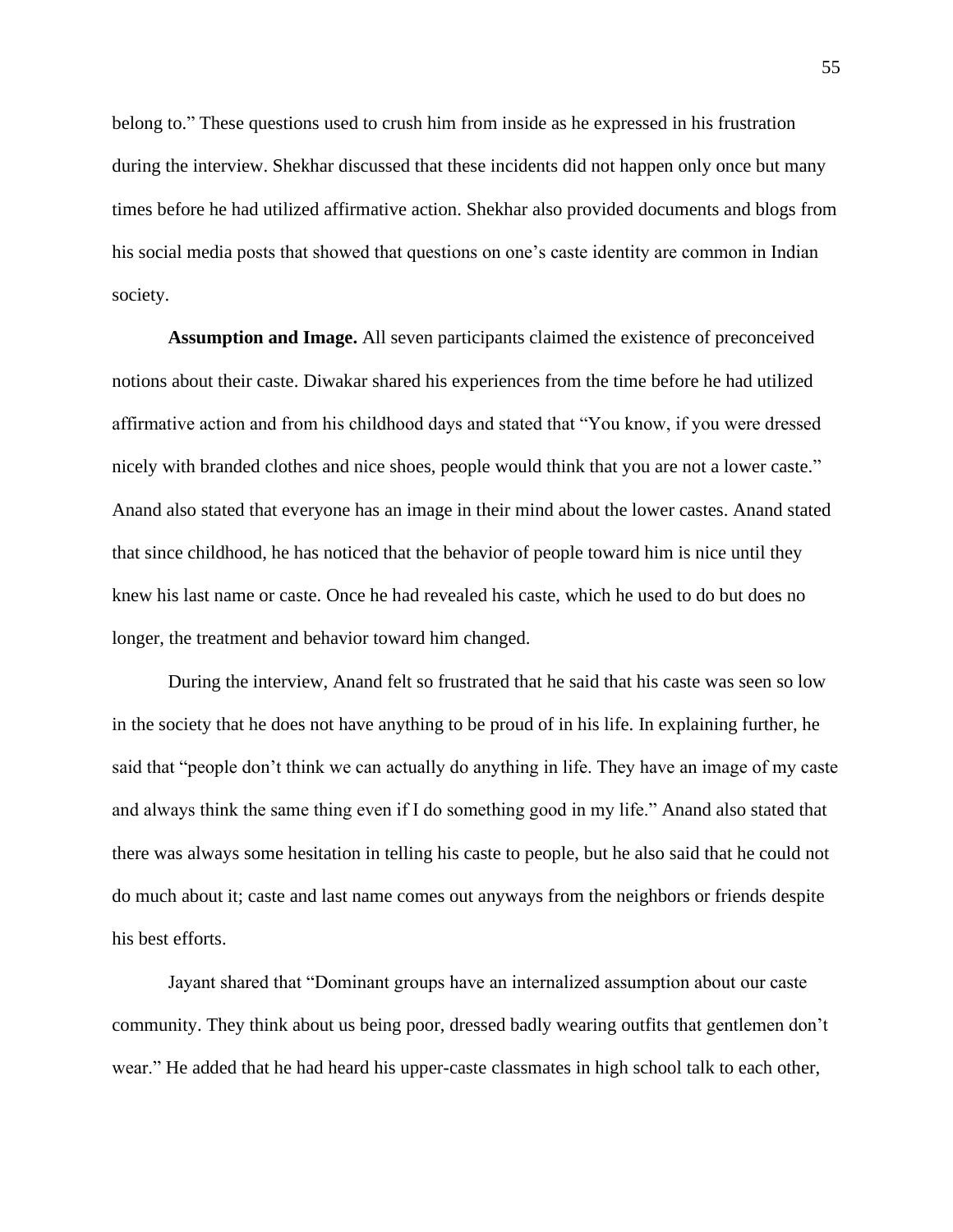belong to." These questions used to crush him from inside as he expressed in his frustration during the interview. Shekhar discussed that these incidents did not happen only once but many times before he had utilized affirmative action. Shekhar also provided documents and blogs from his social media posts that showed that questions on one's caste identity are common in Indian society.

**Assumption and Image.** All seven participants claimed the existence of preconceived notions about their caste. Diwakar shared his experiences from the time before he had utilized affirmative action and from his childhood days and stated that "You know, if you were dressed nicely with branded clothes and nice shoes, people would think that you are not a lower caste." Anand also stated that everyone has an image in their mind about the lower castes. Anand stated that since childhood, he has noticed that the behavior of people toward him is nice until they knew his last name or caste. Once he had revealed his caste, which he used to do but does no longer, the treatment and behavior toward him changed.

During the interview, Anand felt so frustrated that he said that his caste was seen so low in the society that he does not have anything to be proud of in his life. In explaining further, he said that "people don't think we can actually do anything in life. They have an image of my caste and always think the same thing even if I do something good in my life." Anand also stated that there was always some hesitation in telling his caste to people, but he also said that he could not do much about it; caste and last name comes out anyways from the neighbors or friends despite his best efforts.

Jayant shared that "Dominant groups have an internalized assumption about our caste community. They think about us being poor, dressed badly wearing outfits that gentlemen don't wear." He added that he had heard his upper-caste classmates in high school talk to each other,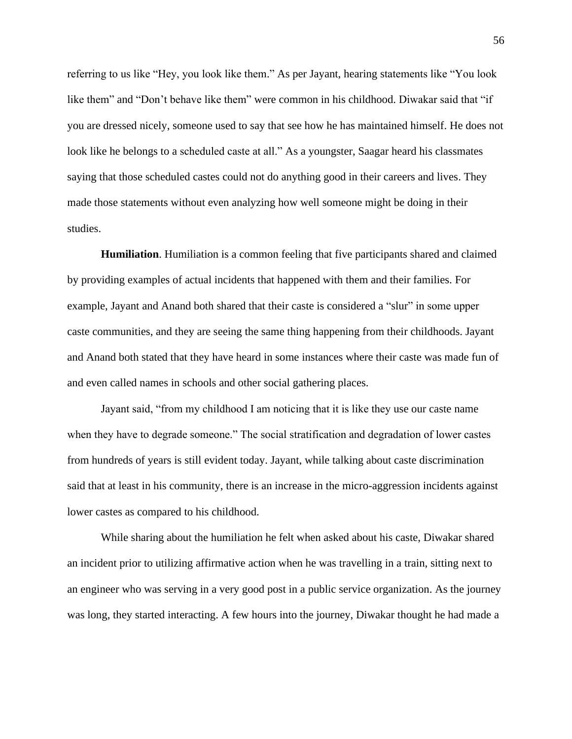referring to us like "Hey, you look like them." As per Jayant, hearing statements like "You look like them" and "Don't behave like them" were common in his childhood. Diwakar said that "if you are dressed nicely, someone used to say that see how he has maintained himself. He does not look like he belongs to a scheduled caste at all." As a youngster, Saagar heard his classmates saying that those scheduled castes could not do anything good in their careers and lives. They made those statements without even analyzing how well someone might be doing in their studies.

**Humiliation**. Humiliation is a common feeling that five participants shared and claimed by providing examples of actual incidents that happened with them and their families. For example, Jayant and Anand both shared that their caste is considered a "slur" in some upper caste communities, and they are seeing the same thing happening from their childhoods. Jayant and Anand both stated that they have heard in some instances where their caste was made fun of and even called names in schools and other social gathering places.

Jayant said, "from my childhood I am noticing that it is like they use our caste name when they have to degrade someone." The social stratification and degradation of lower castes from hundreds of years is still evident today. Jayant, while talking about caste discrimination said that at least in his community, there is an increase in the micro-aggression incidents against lower castes as compared to his childhood.

While sharing about the humiliation he felt when asked about his caste, Diwakar shared an incident prior to utilizing affirmative action when he was travelling in a train, sitting next to an engineer who was serving in a very good post in a public service organization. As the journey was long, they started interacting. A few hours into the journey, Diwakar thought he had made a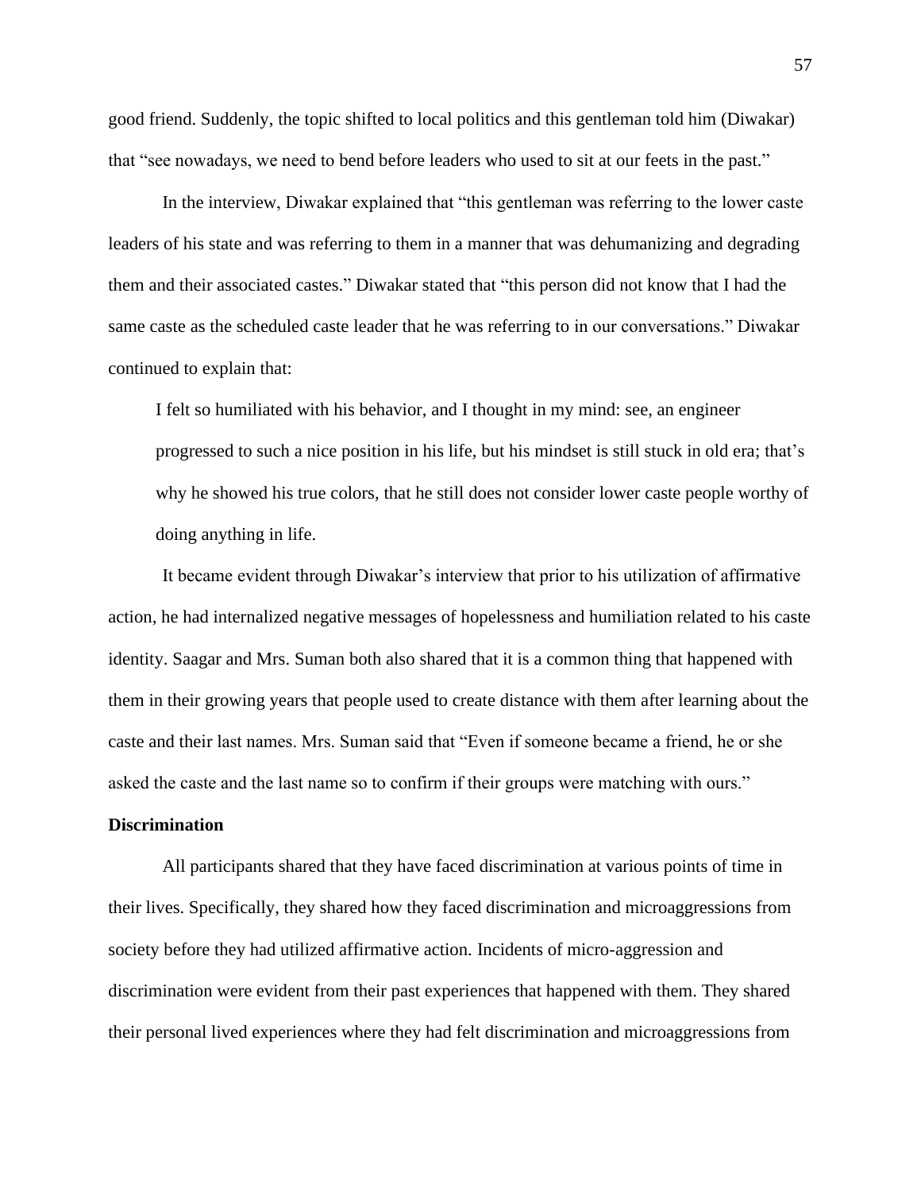good friend. Suddenly, the topic shifted to local politics and this gentleman told him (Diwakar) that "see nowadays, we need to bend before leaders who used to sit at our feets in the past."

In the interview, Diwakar explained that "this gentleman was referring to the lower caste leaders of his state and was referring to them in a manner that was dehumanizing and degrading them and their associated castes." Diwakar stated that "this person did not know that I had the same caste as the scheduled caste leader that he was referring to in our conversations." Diwakar continued to explain that:

> I felt so humiliated with his behavior, and I thought in my mind: see, an engineer progressed to such a nice position in his life, but his mindset is still stuck in old era; that's why he showed his true colors, that he still does not consider lower caste people worthy of doing anything in life.

It became evident through Diwakar's interview that prior to his utilization of affirmative action, he had internalized negative messages of hopelessness and humiliation related to his caste identity. Saagar and Mrs. Suman both also shared that it is a common thing that happened with them in their growing years that people used to create distance with them after learning about the caste and their last names. Mrs. Suman said that "Even if someone became a friend, he or she asked the caste and the last name so to confirm if their groups were matching with ours."

**Discrimination**

All participants shared that they have faced discrimination at various points of time in their lives. Specifically, they shared how they faced discrimination and microaggressions from society before they had utilized affirmative action. Incidents of micro-aggression and discrimination were evident from their past experiences that happened with them. They shared their personal lived experiences where they had felt discrimination and microaggressions from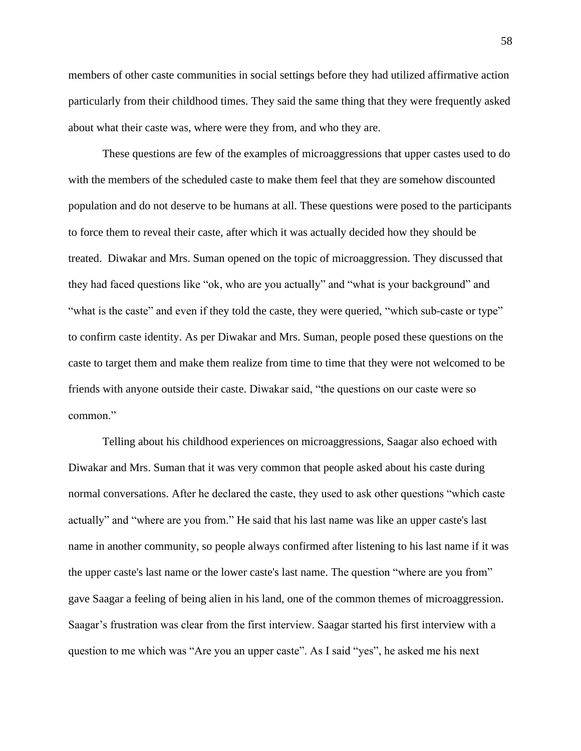members of other caste communities in social settings before they had utilized affirmative action particularly from their childhood times. They said the same thing that they were frequently asked about what their caste was, where were they from, and who they are.

These questions are few of the examples of microaggressions that upper castes used to do with the members of the scheduled caste to make them feel that they are somehow discounted population and do not deserve to be humans at all. These questions were posed to the participants to force them to reveal their caste, after which it was actually decided how they should be treated. Diwakar and Mrs. Suman opened on the topic of microaggression. They discussed that they had faced questions like "ok, who are you actually" and "what is your background" and "what is the caste" and even if they told the caste, they were queried, "which sub-caste or type" to confirm caste identity. As per Diwakar and Mrs. Suman, people posed these questions on the caste to target them and make them realize from time to time that they were not welcomed to be friends with anyone outside their caste. Diwakar said, "the questions on our caste were so common."

Telling about his childhood experiences on microaggressions, Saagar also echoed with Diwakar and Mrs. Suman that it was very common that people asked about his caste during normal conversations. After he declared the caste, they used to ask other questions "which caste actually" and "where are you from." He said that his last name was like an upper caste's last name in another community, so people always confirmed after listening to his last name if it was the upper caste's last name or the lower caste's last name. The question "where are you from" gave Saagar a feeling of being alien in his land, one of the common themes of microaggression. Saagar's frustration was clear from the first interview. Saagar started his first interview with a question to me which was "Are you an upper caste". As I said "yes", he asked me his next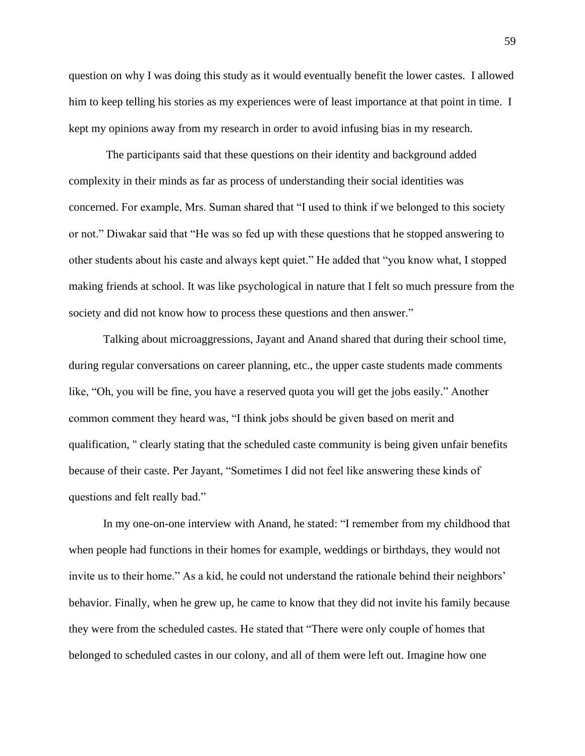question on why I was doing this study as it would eventually benefit the lower castes. I allowed him to keep telling his stories as my experiences were of least importance at that point in time. I kept my opinions away from my research in order to avoid infusing bias in my research.

The participants said that these questions on their identity and background added complexity in their minds as far as process of understanding their social identities was concerned. For example, Mrs. Suman shared that "I used to think if we belonged to this society or not." Diwakar said that "He was so fed up with these questions that he stopped answering to other students about his caste and always kept quiet." He added that "you know what, I stopped making friends at school. It was like psychological in nature that I felt so much pressure from the society and did not know how to process these questions and then answer."

Talking about microaggressions, Jayant and Anand shared that during their school time, during regular conversations on career planning, etc., the upper caste students made comments like, "Oh, you will be fine, you have a reserved quota you will get the jobs easily." Another common comment they heard was, "I think jobs should be given based on merit and qualification, " clearly stating that the scheduled caste community is being given unfair benefits because of their caste. Per Jayant, "Sometimes I did not feel like answering these kinds of questions and felt really bad."

In my one-on-one interview with Anand, he stated: "I remember from my childhood that when people had functions in their homes for example, weddings or birthdays, they would not invite us to their home." As a kid, he could not understand the rationale behind their neighbors' behavior. Finally, when he grew up, he came to know that they did not invite his family because they were from the scheduled castes. He stated that "There were only couple of homes that belonged to scheduled castes in our colony, and all of them were left out. Imagine how one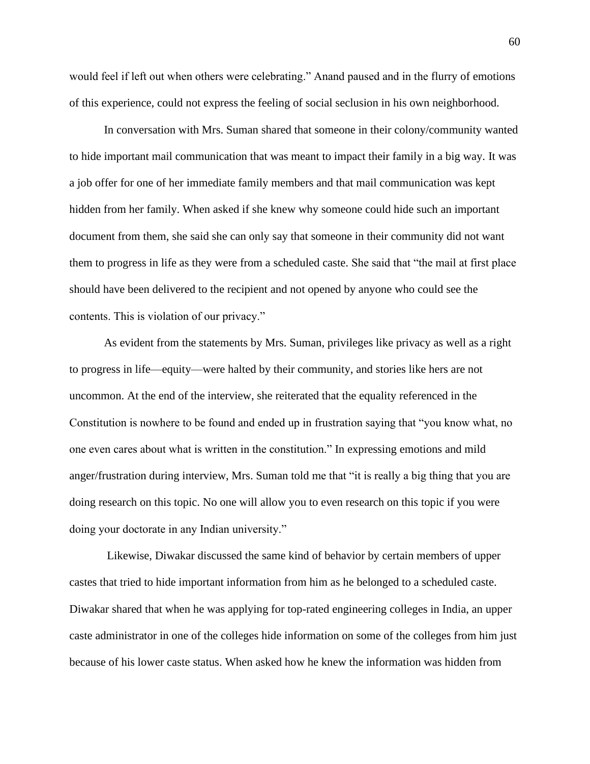would feel if left out when others were celebrating." Anand paused and in the flurry of emotions of this experience, could not express the feeling of social seclusion in his own neighborhood.

In conversation with Mrs. Suman shared that someone in their colony/community wanted to hide important mail communication that was meant to impact their family in a big way. It was a job offer for one of her immediate family members and that mail communication was kept hidden from her family. When asked if she knew why someone could hide such an important document from them, she said she can only say that someone in their community did not want them to progress in life as they were from a scheduled caste. She said that "the mail at first place should have been delivered to the recipient and not opened by anyone who could see the contents. This is violation of our privacy."

As evident from the statements by Mrs. Suman, privileges like privacy as well as a right to progress in life—equity—were halted by their community, and stories like hers are not uncommon. At the end of the interview, she reiterated that the equality referenced in the Constitution is nowhere to be found and ended up in frustration saying that "you know what, no one even cares about what is written in the constitution." In expressing emotions and mild anger/frustration during interview, Mrs. Suman told me that "it is really a big thing that you are doing research on this topic. No one will allow you to even research on this topic if you were doing your doctorate in any Indian university."

Likewise, Diwakar discussed the same kind of behavior by certain members of upper castes that tried to hide important information from him as he belonged to a scheduled caste. Diwakar shared that when he was applying for top-rated engineering colleges in India, an upper caste administrator in one of the colleges hide information on some of the colleges from him just because of his lower caste status. When asked how he knew the information was hidden from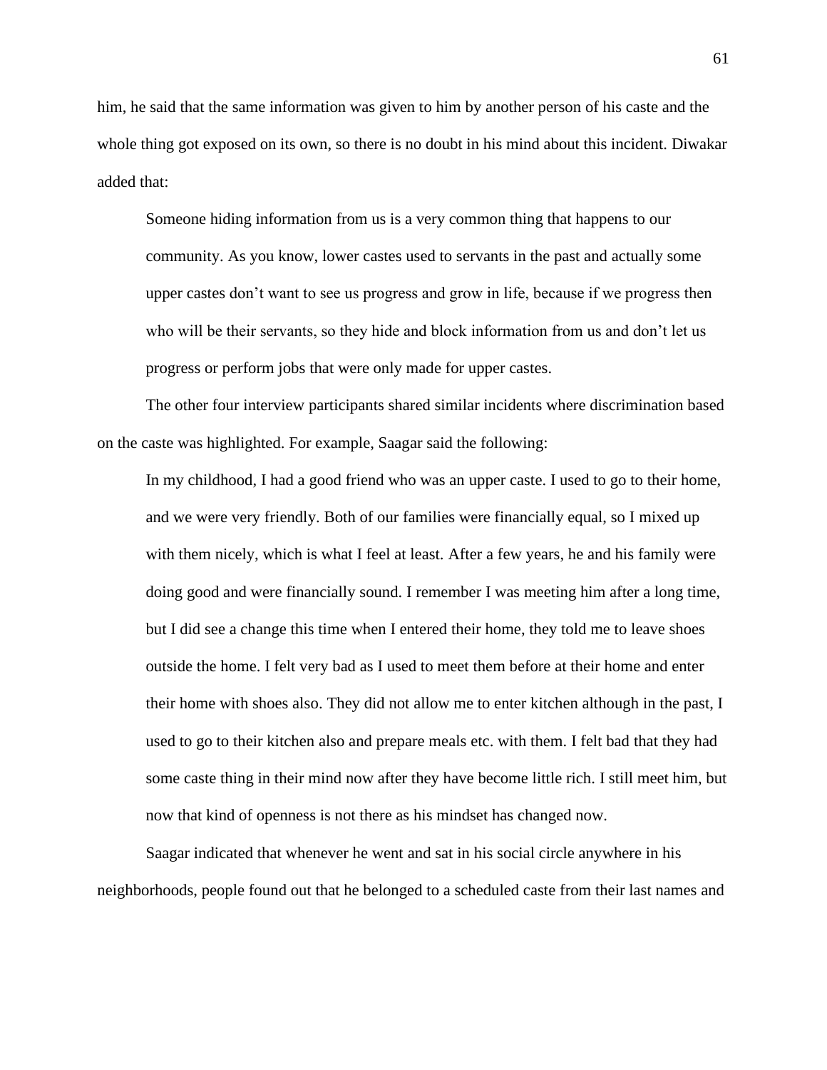him, he said that the same information was given to him by another person of his caste and the whole thing got exposed on its own, so there is no doubt in his mind about this incident. Diwakar added that:

> Someone hiding information from us is a very common thing that happens to our community. As you know, lower castes used to servants in the past and actually some upper castes don't want to see us progress and grow in life, because if we progress then who will be their servants, so they hide and block information from us and don't let us progress or perform jobs that were only made for upper castes.

The other four interview participants shared similar incidents where discrimination based on the caste was highlighted. For example, Saagar said the following:

> In my childhood, I had a good friend who was an upper caste. I used to go to their home, and we were very friendly. Both of our families were financially equal, so I mixed up with them nicely, which is what I feel at least. After a few years, he and his family were doing good and were financially sound. I remember I was meeting him after a long time, but I did see a change this time when I entered their home, they told me to leave shoes outside the home. I felt very bad as I used to meet them before at their home and enter their home with shoes also. They did not allow me to enter kitchen although in the past, I used to go to their kitchen also and prepare meals etc. with them. I felt bad that they had some caste thing in their mind now after they have become little rich. I still meet him, but now that kind of openness is not there as his mindset has changed now.

Saagar indicated that whenever he went and sat in his social circle anywhere in his neighborhoods, people found out that he belonged to a scheduled caste from their last names and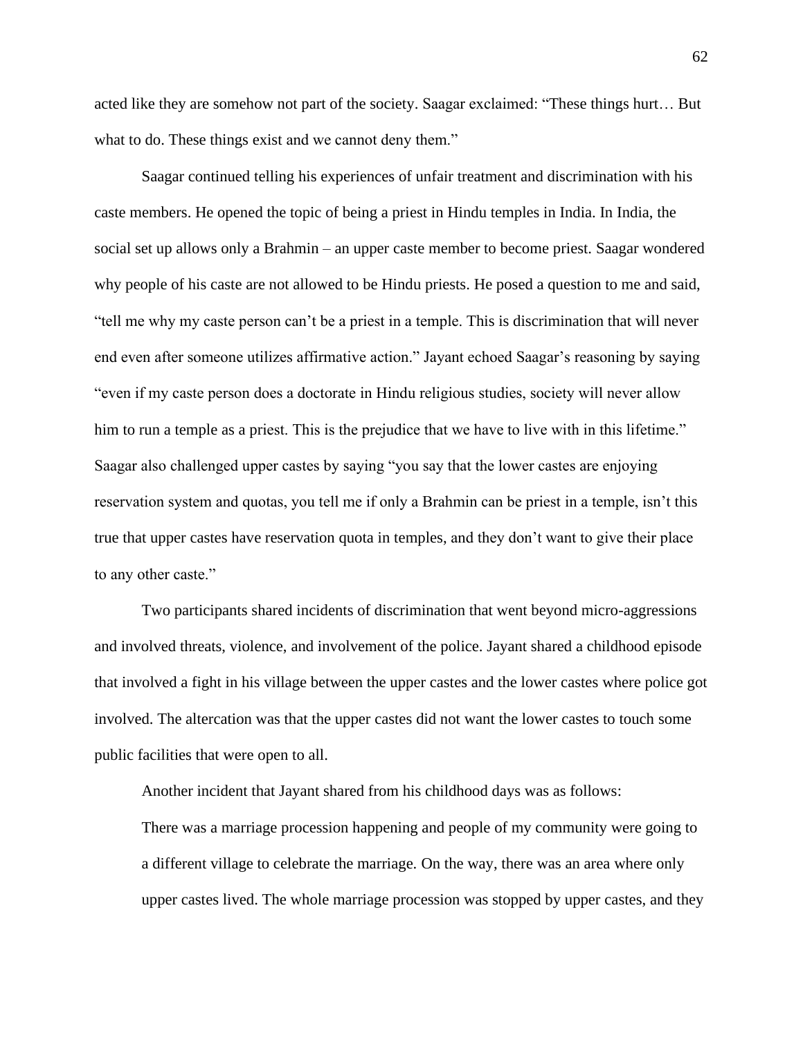acted like they are somehow not part of the society. Saagar exclaimed: "These things hurt… But what to do. These things exist and we cannot deny them."

Saagar continued telling his experiences of unfair treatment and discrimination with his caste members. He opened the topic of being a priest in Hindu temples in India. In India, the social set up allows only a Brahmin – an upper caste member to become priest. Saagar wondered why people of his caste are not allowed to be Hindu priests. He posed a question to me and said, "tell me why my caste person can't be a priest in a temple. This is discrimination that will never end even after someone utilizes affirmative action." Jayant echoed Saagar's reasoning by saying "even if my caste person does a doctorate in Hindu religious studies, society will never allow him to run a temple as a priest. This is the prejudice that we have to live with in this lifetime." Saagar also challenged upper castes by saying "you say that the lower castes are enjoying reservation system and quotas, you tell me if only a Brahmin can be priest in a temple, isn't this true that upper castes have reservation quota in temples, and they don't want to give their place to any other caste."

Two participants shared incidents of discrimination that went beyond micro-aggressions and involved threats, violence, and involvement of the police. Jayant shared a childhood episode that involved a fight in his village between the upper castes and the lower castes where police got involved. The altercation was that the upper castes did not want the lower castes to touch some public facilities that were open to all.

Another incident that Jayant shared from his childhood days was as follows:

> There was a marriage procession happening and people of my community were going to a different village to celebrate the marriage. On the way, there was an area where only upper castes lived. The whole marriage procession was stopped by upper castes, and they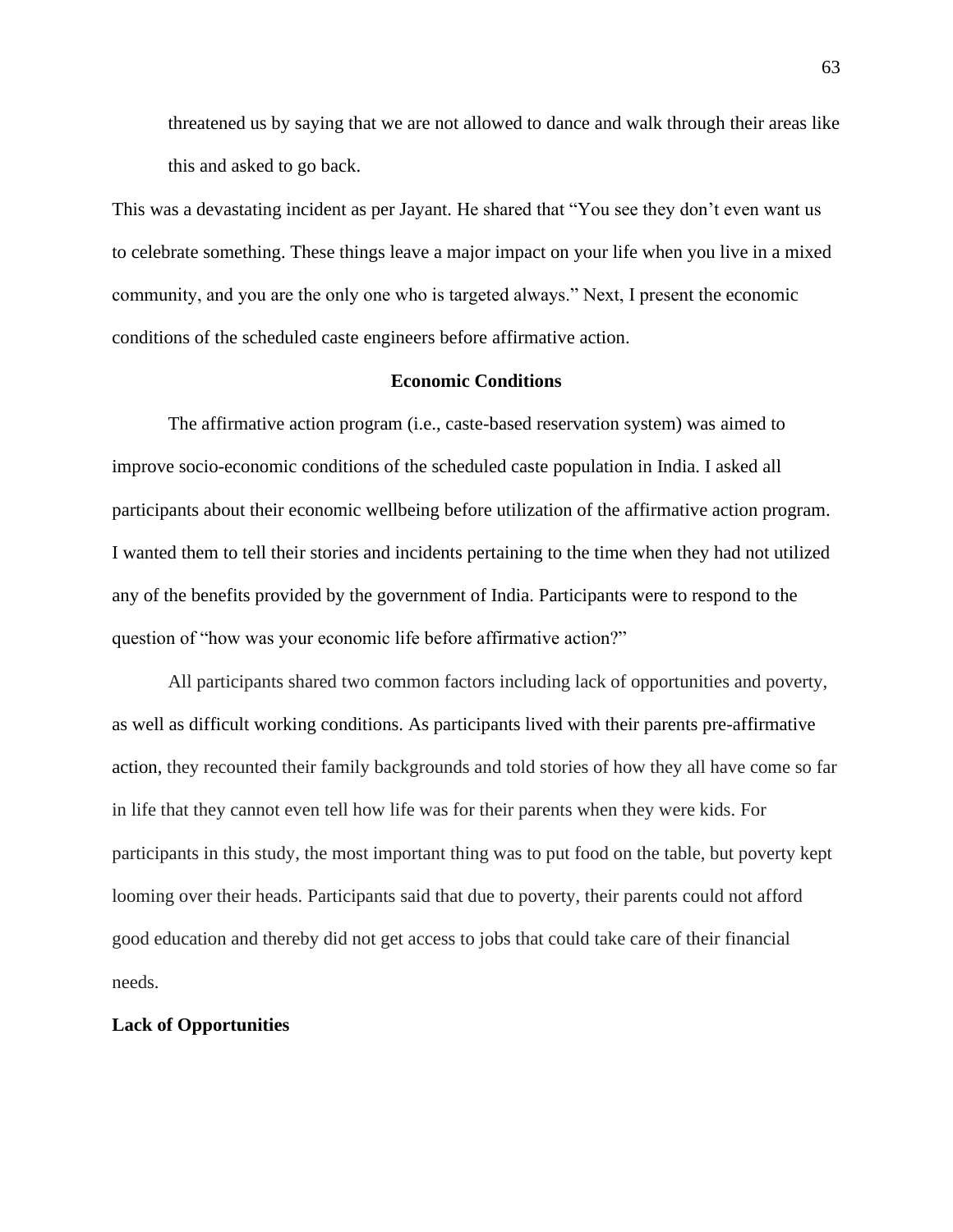> threatened us by saying that we are not allowed to dance and walk through their areas like this and asked to go back.

This was a devastating incident as per Jayant. He shared that "You see they don't even want us to celebrate something. These things leave a major impact on your life when you live in a mixed community, and you are the only one who is targeted always." Next, I present the economic conditions of the scheduled caste engineers before affirmative action.

## Economic Conditions

The affirmative action program (i.e., caste-based reservation system) was aimed to improve socio-economic conditions of the scheduled caste population in India. I asked all participants about their economic wellbeing before utilization of the affirmative action program. I wanted them to tell their stories and incidents pertaining to the time when they had not utilized any of the benefits provided by the government of India. Participants were to respond to the question of "how was your economic life before affirmative action?"

All participants shared two common factors including lack of opportunities and poverty, as well as difficult working conditions. As participants lived with their parents pre-affirmative action, they recounted their family backgrounds and told stories of how they all have come so far in life that they cannot even tell how life was for their parents when they were kids. For participants in this study, the most important thing was to put food on the table, but poverty kept looming over their heads. Participants said that due to poverty, their parents could not afford good education and thereby did not get access to jobs that could take care of their financial needs.

### Lack of Opportunities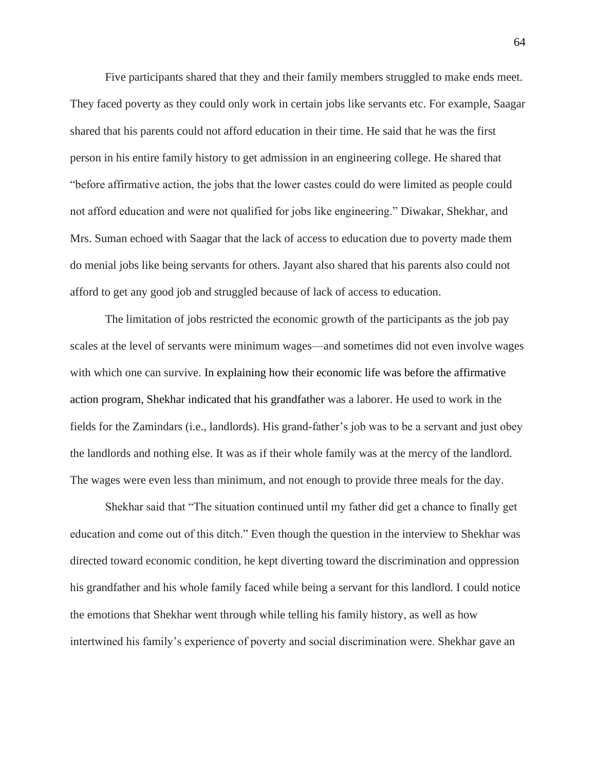Five participants shared that they and their family members struggled to make ends meet. They faced poverty as they could only work in certain jobs like servants etc. For example, Saagar shared that his parents could not afford education in their time. He said that he was the first person in his entire family history to get admission in an engineering college. He shared that "before affirmative action, the jobs that the lower castes could do were limited as people could not afford education and were not qualified for jobs like engineering." Diwakar, Shekhar, and Mrs. Suman echoed with Saagar that the lack of access to education due to poverty made them do menial jobs like being servants for others. Jayant also shared that his parents also could not afford to get any good job and struggled because of lack of access to education.

The limitation of jobs restricted the economic growth of the participants as the job pay scales at the level of servants were minimum wages—and sometimes did not even involve wages with which one can survive. In explaining how their economic life was before the affirmative action program, Shekhar indicated that his grandfather was a laborer. He used to work in the fields for the Zamindars (i.e., landlords). His grand-father's job was to be a servant and just obey the landlords and nothing else. It was as if their whole family was at the mercy of the landlord. The wages were even less than minimum, and not enough to provide three meals for the day.

Shekhar said that "The situation continued until my father did get a chance to finally get education and come out of this ditch." Even though the question in the interview to Shekhar was directed toward economic condition, he kept diverting toward the discrimination and oppression his grandfather and his whole family faced while being a servant for this landlord. I could notice the emotions that Shekhar went through while telling his family history, as well as how intertwined his family's experience of poverty and social discrimination were. Shekhar gave an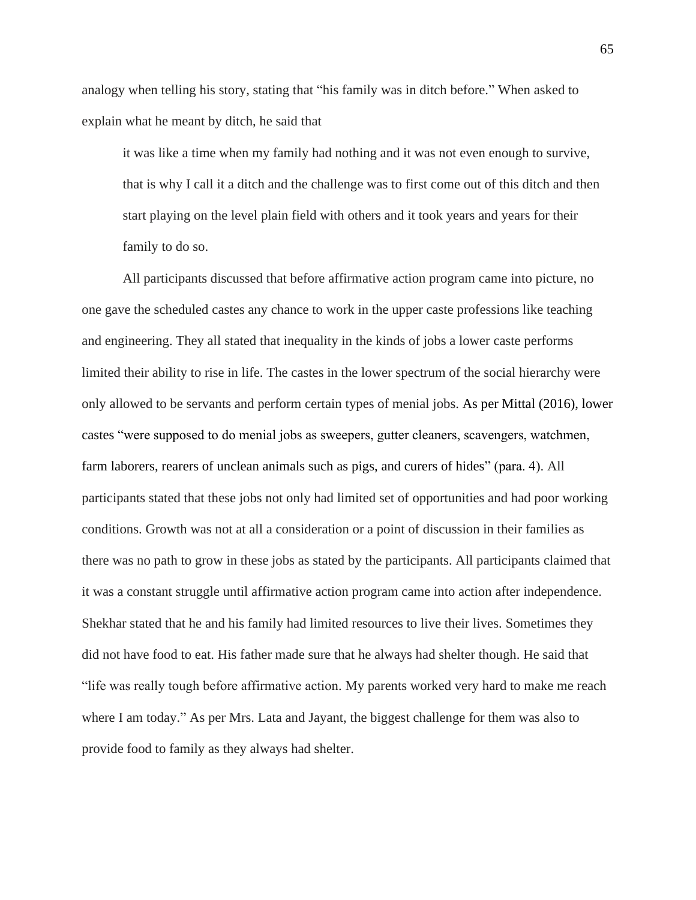analogy when telling his story, stating that "his family was in ditch before." When asked to explain what he meant by ditch, he said that

> it was like a time when my family had nothing and it was not even enough to survive, that is why I call it a ditch and the challenge was to first come out of this ditch and then start playing on the level plain field with others and it took years and years for their family to do so.

All participants discussed that before affirmative action program came into picture, no one gave the scheduled castes any chance to work in the upper caste professions like teaching and engineering. They all stated that inequality in the kinds of jobs a lower caste performs limited their ability to rise in life. The castes in the lower spectrum of the social hierarchy were only allowed to be servants and perform certain types of menial jobs. As per Mittal (2016), lower castes "were supposed to do menial jobs as sweepers, gutter cleaners, scavengers, watchmen, farm laborers, rearers of unclean animals such as pigs, and curers of hides" (para. 4). All participants stated that these jobs not only had limited set of opportunities and had poor working conditions. Growth was not at all a consideration or a point of discussion in their families as there was no path to grow in these jobs as stated by the participants. All participants claimed that it was a constant struggle until affirmative action program came into action after independence. Shekhar stated that he and his family had limited resources to live their lives. Sometimes they did not have food to eat. His father made sure that he always had shelter though. He said that "life was really tough before affirmative action. My parents worked very hard to make me reach where I am today." As per Mrs. Lata and Jayant, the biggest challenge for them was also to provide food to family as they always had shelter.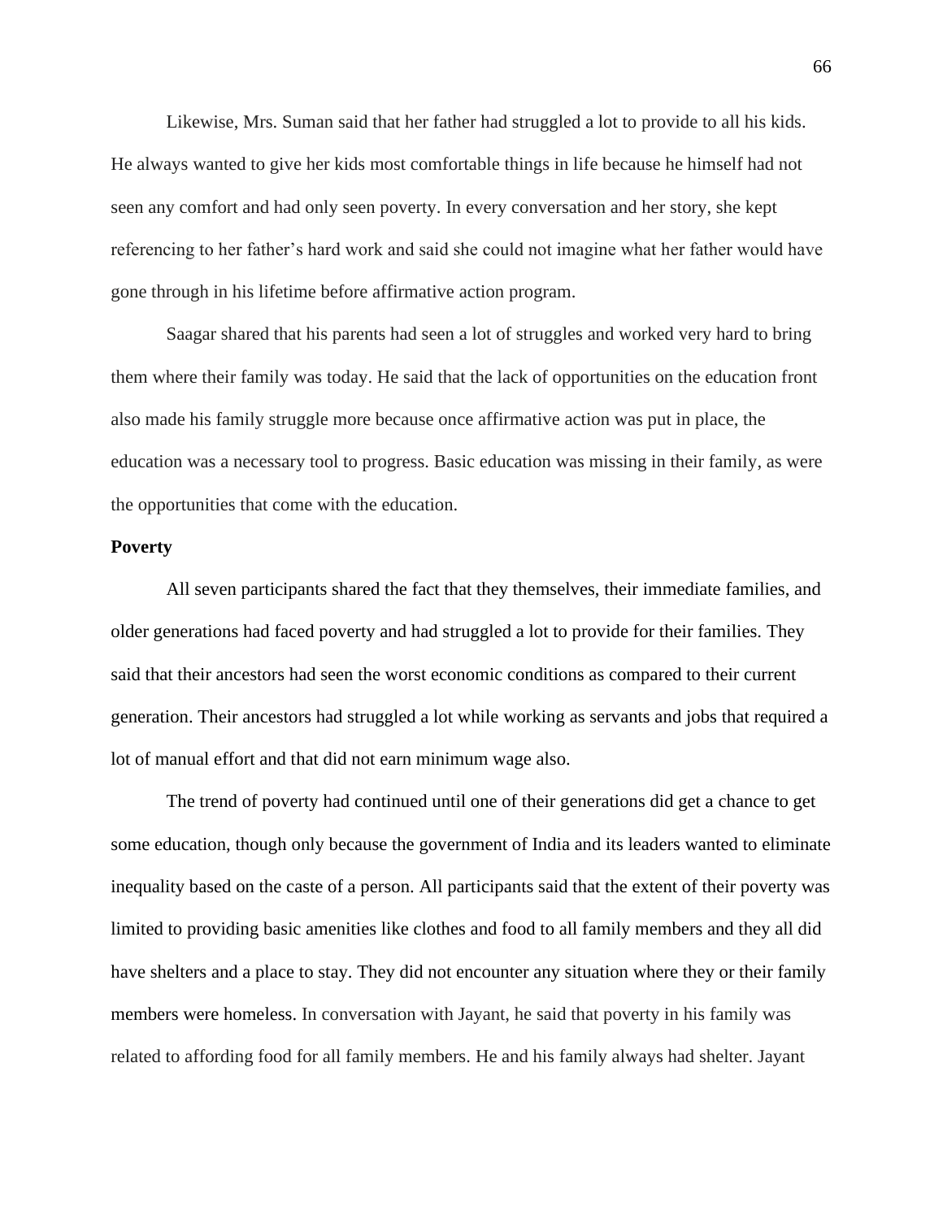Likewise, Mrs. Suman said that her father had struggled a lot to provide to all his kids. He always wanted to give her kids most comfortable things in life because he himself had not seen any comfort and had only seen poverty. In every conversation and her story, she kept referencing to her father's hard work and said she could not imagine what her father would have gone through in his lifetime before affirmative action program.

Saagar shared that his parents had seen a lot of struggles and worked very hard to bring them where their family was today. He said that the lack of opportunities on the education front also made his family struggle more because once affirmative action was put in place, the education was a necessary tool to progress. Basic education was missing in their family, as were the opportunities that come with the education.

**Poverty**

All seven participants shared the fact that they themselves, their immediate families, and older generations had faced poverty and had struggled a lot to provide for their families. They said that their ancestors had seen the worst economic conditions as compared to their current generation. Their ancestors had struggled a lot while working as servants and jobs that required a lot of manual effort and that did not earn minimum wage also.

The trend of poverty had continued until one of their generations did get a chance to get some education, though only because the government of India and its leaders wanted to eliminate inequality based on the caste of a person. All participants said that the extent of their poverty was limited to providing basic amenities like clothes and food to all family members and they all did have shelters and a place to stay. They did not encounter any situation where they or their family members were homeless. In conversation with Jayant, he said that poverty in his family was related to affording food for all family members. He and his family always had shelter. Jayant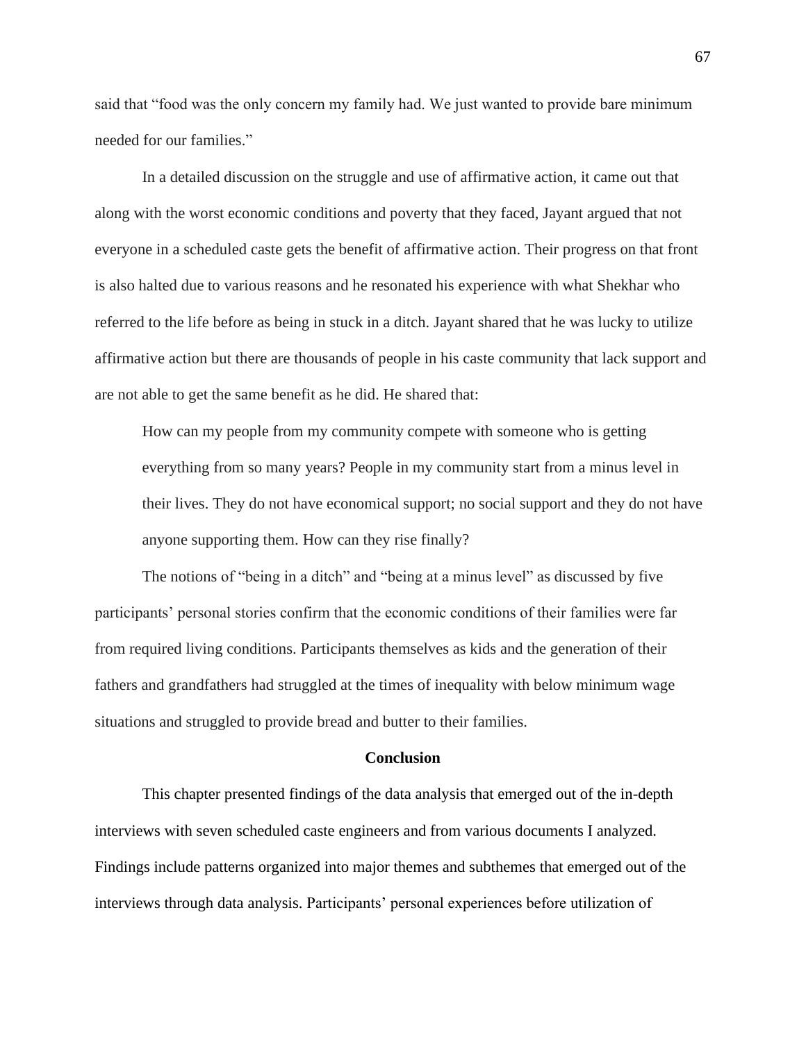said that "food was the only concern my family had. We just wanted to provide bare minimum needed for our families."

In a detailed discussion on the struggle and use of affirmative action, it came out that along with the worst economic conditions and poverty that they faced, Jayant argued that not everyone in a scheduled caste gets the benefit of affirmative action. Their progress on that front is also halted due to various reasons and he resonated his experience with what Shekhar who referred to the life before as being in stuck in a ditch. Jayant shared that he was lucky to utilize affirmative action but there are thousands of people in his caste community that lack support and are not able to get the same benefit as he did. He shared that:

> How can my people from my community compete with someone who is getting everything from so many years? People in my community start from a minus level in their lives. They do not have economical support; no social support and they do not have anyone supporting them. How can they rise finally?

The notions of "being in a ditch" and "being at a minus level" as discussed by five participants' personal stories confirm that the economic conditions of their families were far from required living conditions. Participants themselves as kids and the generation of their fathers and grandfathers had struggled at the times of inequality with below minimum wage situations and struggled to provide bread and butter to their families.

## Conclusion

This chapter presented findings of the data analysis that emerged out of the in-depth interviews with seven scheduled caste engineers and from various documents I analyzed. Findings include patterns organized into major themes and subthemes that emerged out of the interviews through data analysis. Participants' personal experiences before utilization of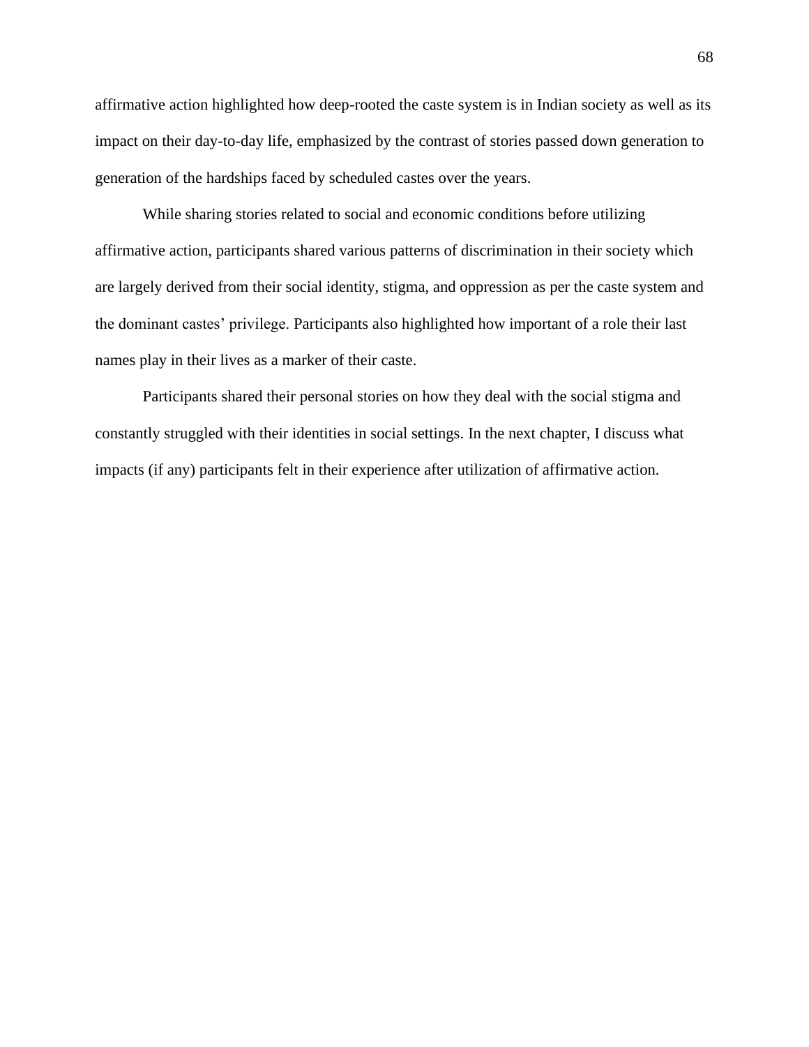affirmative action highlighted how deep-rooted the caste system is in Indian society as well as its impact on their day-to-day life, emphasized by the contrast of stories passed down generation to generation of the hardships faced by scheduled castes over the years.

While sharing stories related to social and economic conditions before utilizing affirmative action, participants shared various patterns of discrimination in their society which are largely derived from their social identity, stigma, and oppression as per the caste system and the dominant castes' privilege. Participants also highlighted how important of a role their last names play in their lives as a marker of their caste.

Participants shared their personal stories on how they deal with the social stigma and constantly struggled with their identities in social settings. In the next chapter, I discuss what impacts (if any) participants felt in their experience after utilization of affirmative action.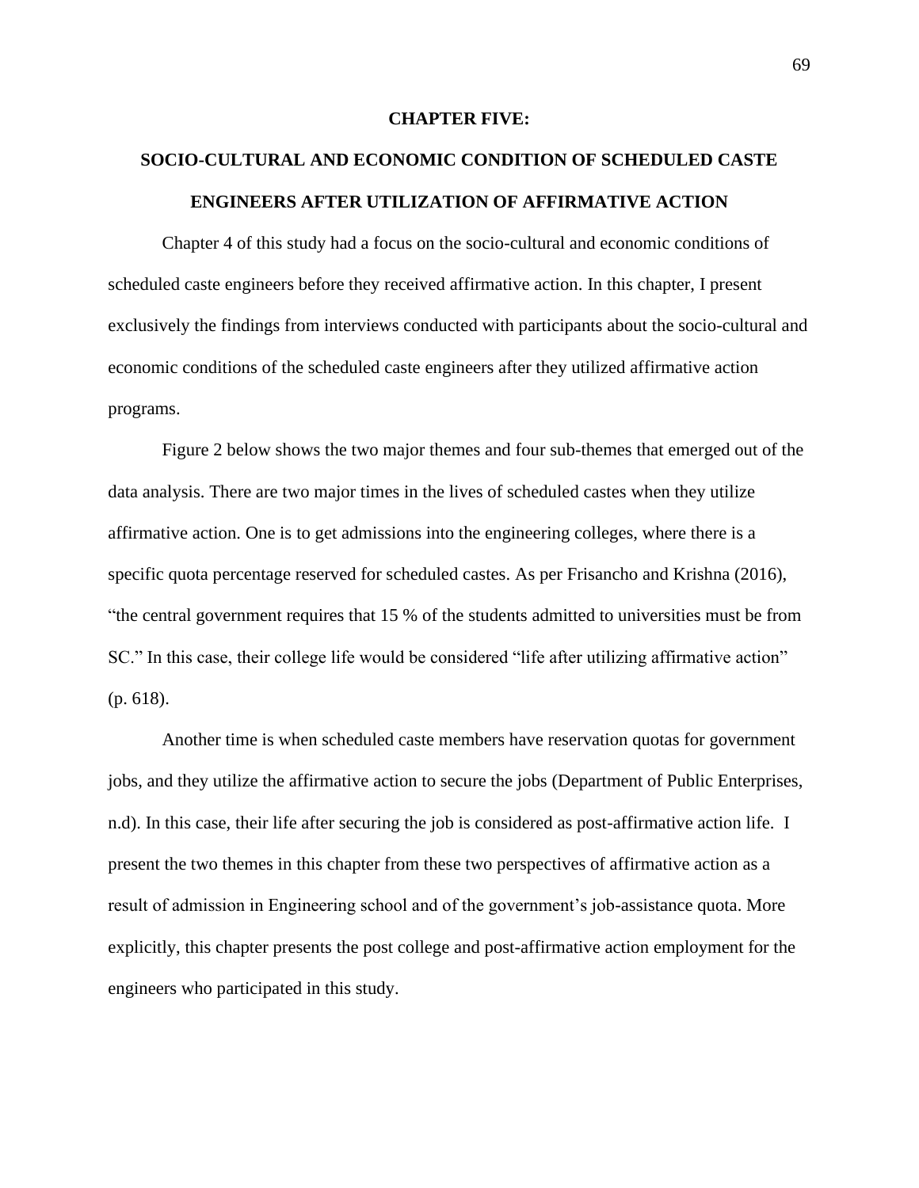# CHAPTER FIVE:

## SOCIO-CULTURAL AND ECONOMIC CONDITION OF SCHEDULED CASTE ENGINEERS AFTER UTILIZATION OF AFFIRMATIVE ACTION

Chapter 4 of this study had a focus on the socio-cultural and economic conditions of scheduled caste engineers before they received affirmative action. In this chapter, I present exclusively the findings from interviews conducted with participants about the socio-cultural and economic conditions of the scheduled caste engineers after they utilized affirmative action programs.

Figure 2 below shows the two major themes and four sub-themes that emerged out of the data analysis. There are two major times in the lives of scheduled castes when they utilize affirmative action. One is to get admissions into the engineering colleges, where there is a specific quota percentage reserved for scheduled castes. As per Frisancho and Krishna (2016), "the central government requires that 15 % of the students admitted to universities must be from SC." In this case, their college life would be considered "life after utilizing affirmative action" (p. 618).

Another time is when scheduled caste members have reservation quotas for government jobs, and they utilize the affirmative action to secure the jobs (Department of Public Enterprises, n.d). In this case, their life after securing the job is considered as post-affirmative action life. I present the two themes in this chapter from these two perspectives of affirmative action as a result of admission in Engineering school and of the government's job-assistance quota. More explicitly, this chapter presents the post college and post-affirmative action employment for the engineers who participated in this study.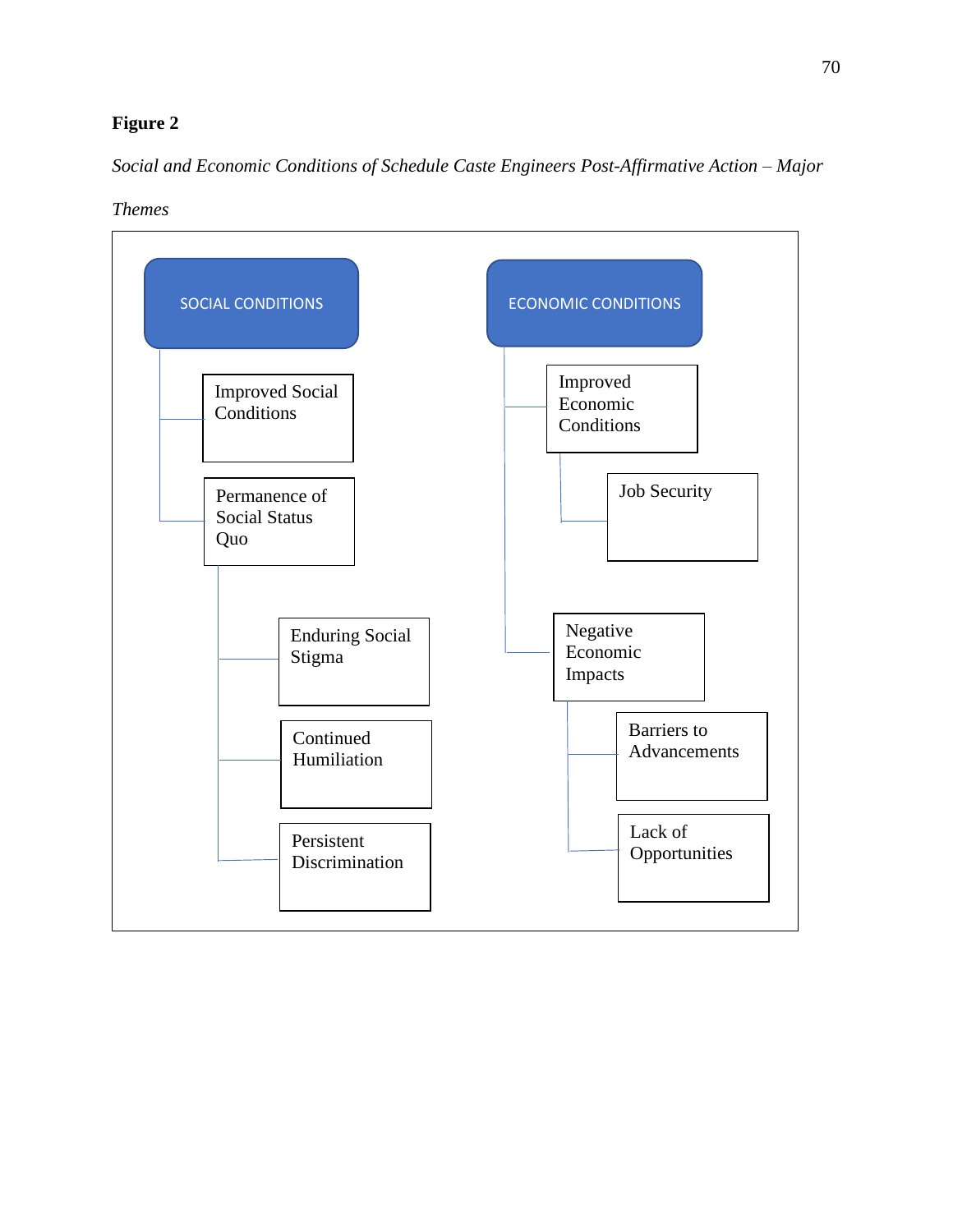**Figure 2**

*Social and Economic Conditions of Schedule Caste Engineers Post-Affirmative Action – Major Themes*

- SOCIAL CONDITIONS
  - Improved Social Conditions
  - Permanence of Social Status Quo
    - Enduring Social Stigma
    - Continued Humiliation
    - Persistent Discrimination
- ECONOMIC CONDITIONS
  - Improved Economic Conditions
    - Job Security
  - Negative Economic Impacts
    - Barriers to Advancements
    - Lack of Opportunities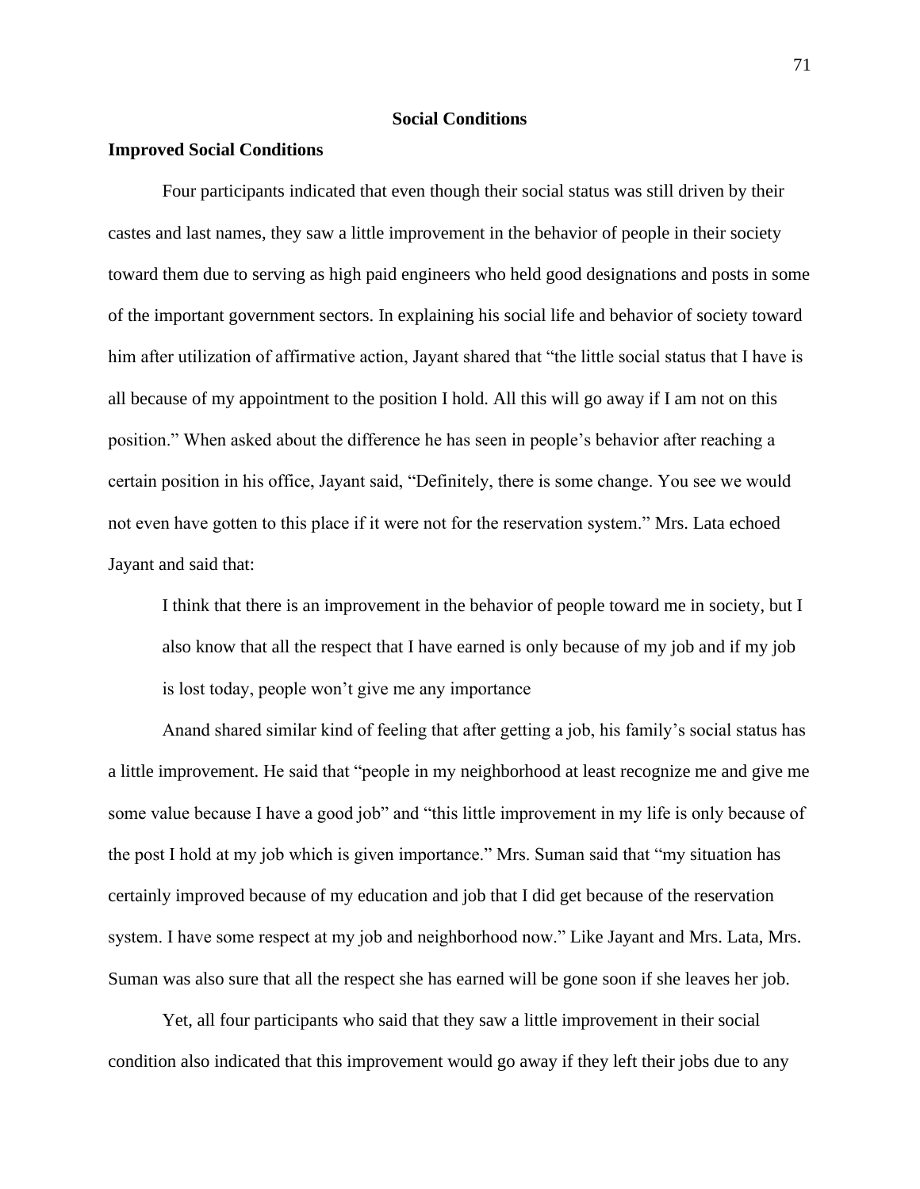## Social Conditions

### Improved Social Conditions

Four participants indicated that even though their social status was still driven by their castes and last names, they saw a little improvement in the behavior of people in their society toward them due to serving as high paid engineers who held good designations and posts in some of the important government sectors. In explaining his social life and behavior of society toward him after utilization of affirmative action, Jayant shared that "the little social status that I have is all because of my appointment to the position I hold. All this will go away if I am not on this position." When asked about the difference he has seen in people's behavior after reaching a certain position in his office, Jayant said, "Definitely, there is some change. You see we would not even have gotten to this place if it were not for the reservation system." Mrs. Lata echoed Jayant and said that:

> I think that there is an improvement in the behavior of people toward me in society, but I also know that all the respect that I have earned is only because of my job and if my job is lost today, people won't give me any importance

Anand shared similar kind of feeling that after getting a job, his family's social status has a little improvement. He said that "people in my neighborhood at least recognize me and give me some value because I have a good job" and "this little improvement in my life is only because of the post I hold at my job which is given importance." Mrs. Suman said that "my situation has certainly improved because of my education and job that I did get because of the reservation system. I have some respect at my job and neighborhood now." Like Jayant and Mrs. Lata, Mrs. Suman was also sure that all the respect she has earned will be gone soon if she leaves her job.

Yet, all four participants who said that they saw a little improvement in their social condition also indicated that this improvement would go away if they left their jobs due to any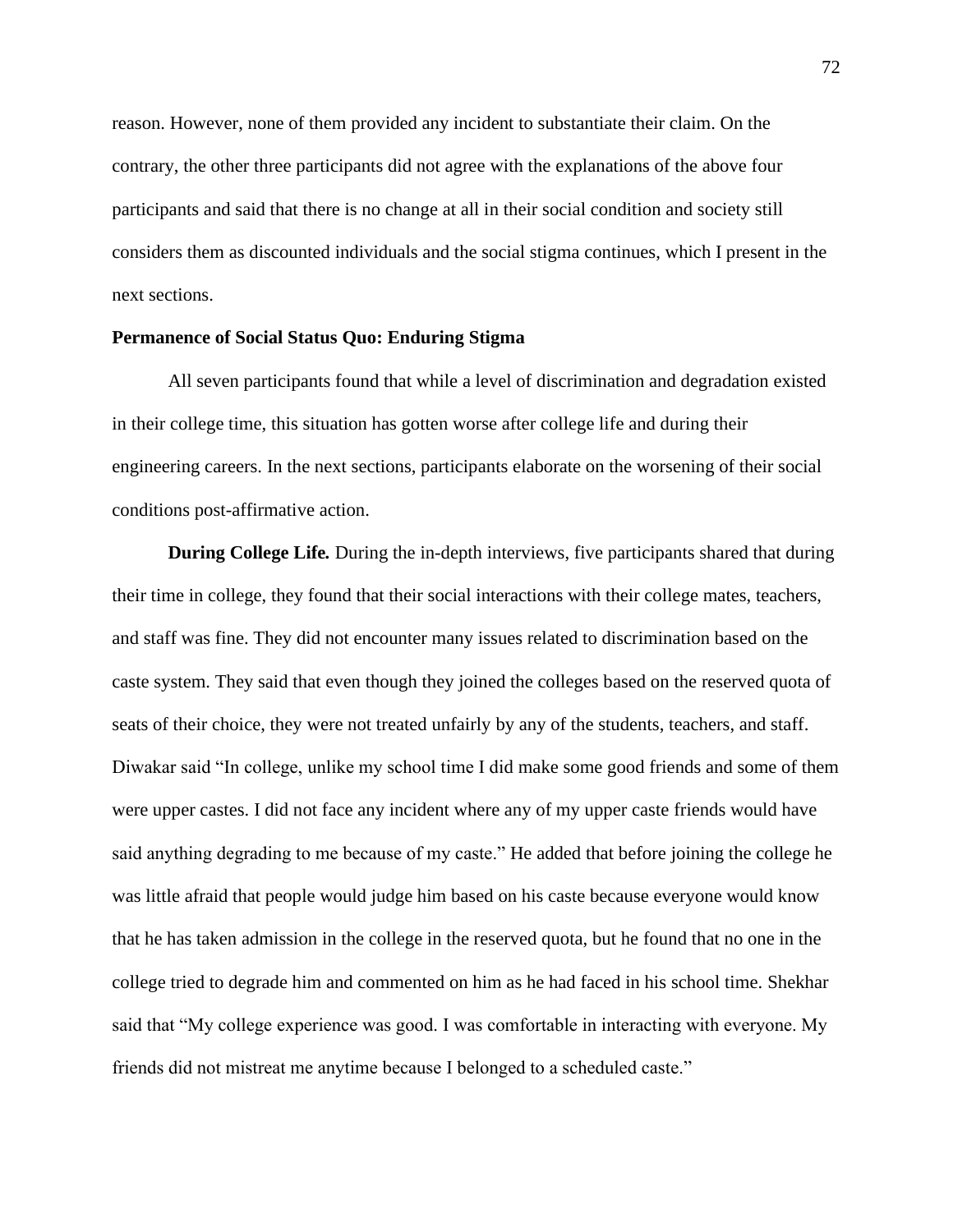reason. However, none of them provided any incident to substantiate their claim. On the contrary, the other three participants did not agree with the explanations of the above four participants and said that there is no change at all in their social condition and society still considers them as discounted individuals and the social stigma continues, which I present in the next sections.

## Permanence of Social Status Quo: Enduring Stigma

All seven participants found that while a level of discrimination and degradation existed in their college time, this situation has gotten worse after college life and during their engineering careers. In the next sections, participants elaborate on the worsening of their social conditions post-affirmative action.

**During College Life.** During the in-depth interviews, five participants shared that during their time in college, they found that their social interactions with their college mates, teachers, and staff was fine. They did not encounter many issues related to discrimination based on the caste system. They said that even though they joined the colleges based on the reserved quota of seats of their choice, they were not treated unfairly by any of the students, teachers, and staff. Diwakar said "In college, unlike my school time I did make some good friends and some of them were upper castes. I did not face any incident where any of my upper caste friends would have said anything degrading to me because of my caste." He added that before joining the college he was little afraid that people would judge him based on his caste because everyone would know that he has taken admission in the college in the reserved quota, but he found that no one in the college tried to degrade him and commented on him as he had faced in his school time. Shekhar said that "My college experience was good. I was comfortable in interacting with everyone. My friends did not mistreat me anytime because I belonged to a scheduled caste."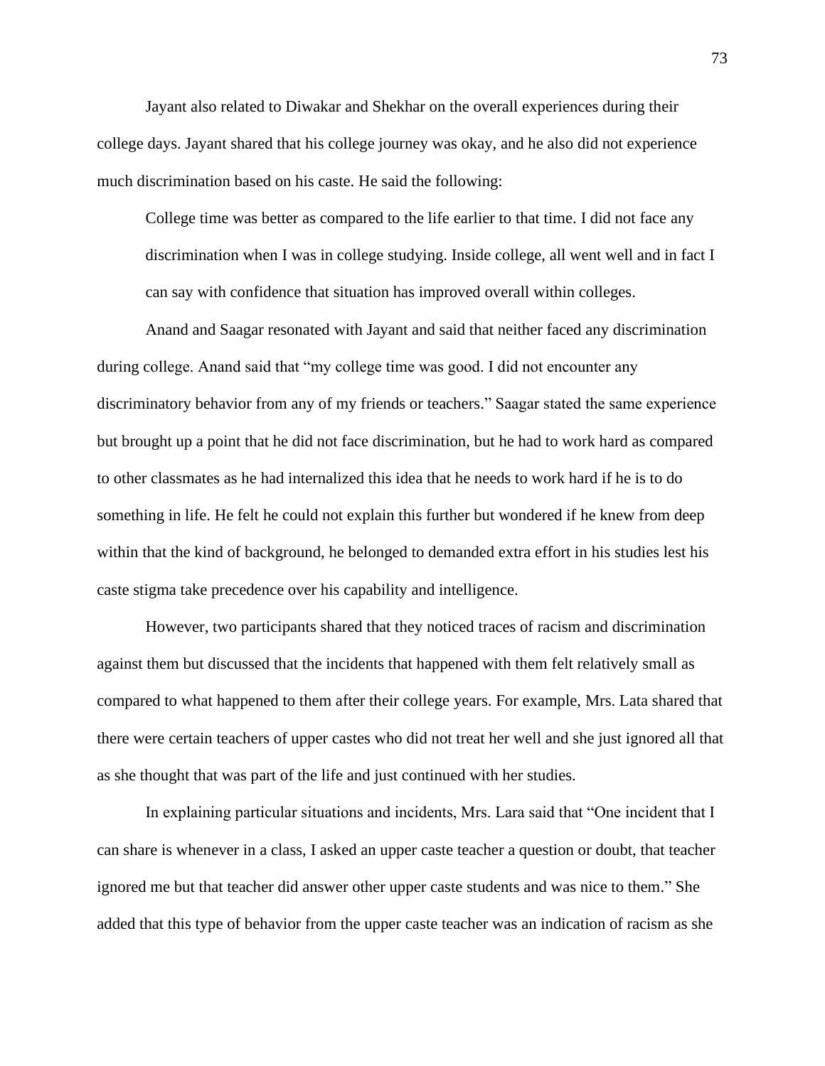Jayant also related to Diwakar and Shekhar on the overall experiences during their college days. Jayant shared that his college journey was okay, and he also did not experience much discrimination based on his caste. He said the following:

> College time was better as compared to the life earlier to that time. I did not face any discrimination when I was in college studying. Inside college, all went well and in fact I can say with confidence that situation has improved overall within colleges.

Anand and Saagar resonated with Jayant and said that neither faced any discrimination during college. Anand said that "my college time was good. I did not encounter any discriminatory behavior from any of my friends or teachers." Saagar stated the same experience but brought up a point that he did not face discrimination, but he had to work hard as compared to other classmates as he had internalized this idea that he needs to work hard if he is to do something in life. He felt he could not explain this further but wondered if he knew from deep within that the kind of background, he belonged to demanded extra effort in his studies lest his caste stigma take precedence over his capability and intelligence.

However, two participants shared that they noticed traces of racism and discrimination against them but discussed that the incidents that happened with them felt relatively small as compared to what happened to them after their college years. For example, Mrs. Lata shared that there were certain teachers of upper castes who did not treat her well and she just ignored all that as she thought that was part of the life and just continued with her studies.

In explaining particular situations and incidents, Mrs. Lara said that "One incident that I can share is whenever in a class, I asked an upper caste teacher a question or doubt, that teacher ignored me but that teacher did answer other upper caste students and was nice to them." She added that this type of behavior from the upper caste teacher was an indication of racism as she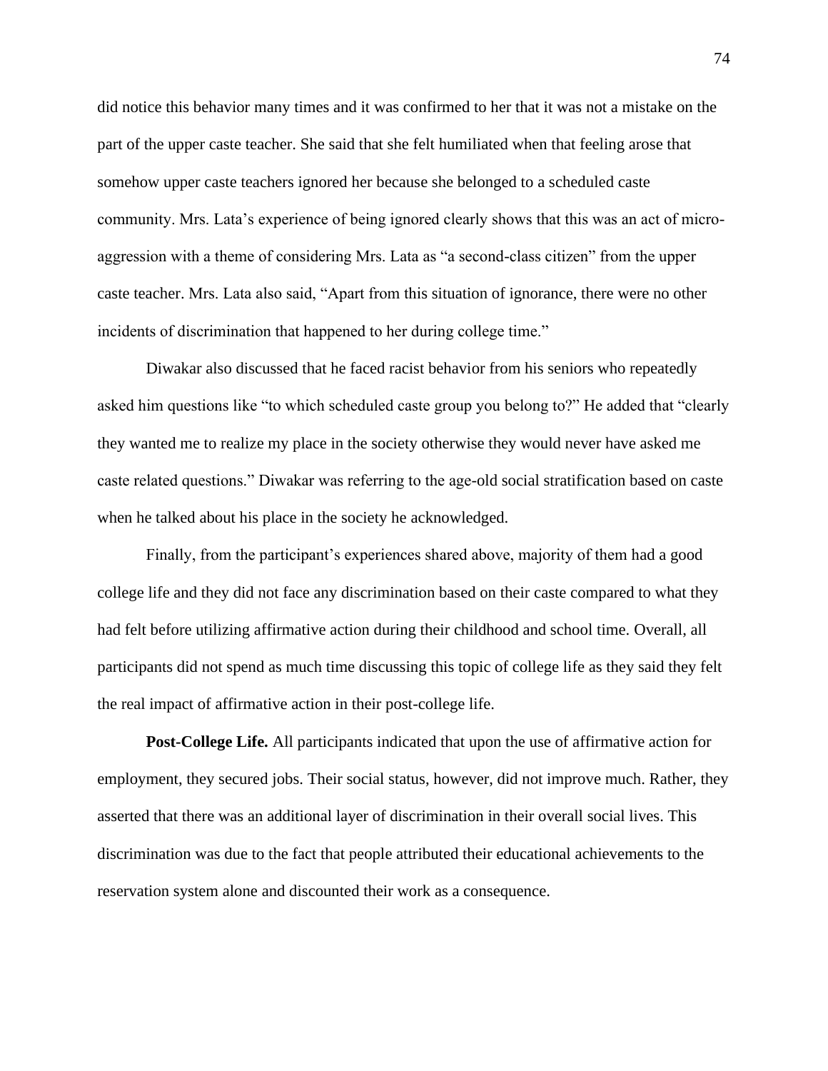did notice this behavior many times and it was confirmed to her that it was not a mistake on the part of the upper caste teacher. She said that she felt humiliated when that feeling arose that somehow upper caste teachers ignored her because she belonged to a scheduled caste community. Mrs. Lata's experience of being ignored clearly shows that this was an act of micro-aggression with a theme of considering Mrs. Lata as "a second-class citizen" from the upper caste teacher. Mrs. Lata also said, "Apart from this situation of ignorance, there were no other incidents of discrimination that happened to her during college time."

Diwakar also discussed that he faced racist behavior from his seniors who repeatedly asked him questions like "to which scheduled caste group you belong to?" He added that "clearly they wanted me to realize my place in the society otherwise they would never have asked me caste related questions." Diwakar was referring to the age-old social stratification based on caste when he talked about his place in the society he acknowledged.

Finally, from the participant's experiences shared above, majority of them had a good college life and they did not face any discrimination based on their caste compared to what they had felt before utilizing affirmative action during their childhood and school time. Overall, all participants did not spend as much time discussing this topic of college life as they said they felt the real impact of affirmative action in their post-college life.

**Post-College Life.** All participants indicated that upon the use of affirmative action for employment, they secured jobs. Their social status, however, did not improve much. Rather, they asserted that there was an additional layer of discrimination in their overall social lives. This discrimination was due to the fact that people attributed their educational achievements to the reservation system alone and discounted their work as a consequence.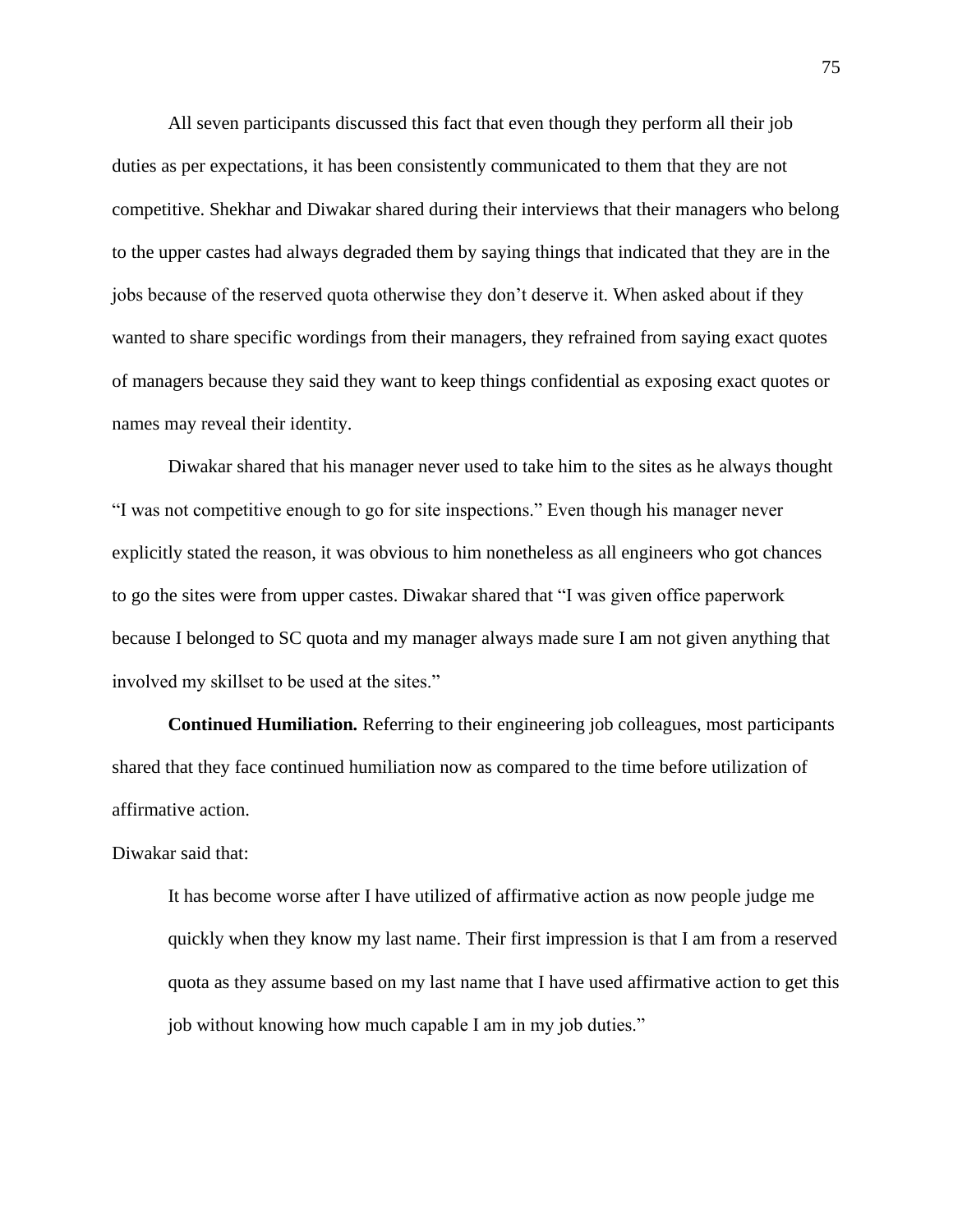All seven participants discussed this fact that even though they perform all their job duties as per expectations, it has been consistently communicated to them that they are not competitive. Shekhar and Diwakar shared during their interviews that their managers who belong to the upper castes had always degraded them by saying things that indicated that they are in the jobs because of the reserved quota otherwise they don't deserve it. When asked about if they wanted to share specific wordings from their managers, they refrained from saying exact quotes of managers because they said they want to keep things confidential as exposing exact quotes or names may reveal their identity.

Diwakar shared that his manager never used to take him to the sites as he always thought "I was not competitive enough to go for site inspections." Even though his manager never explicitly stated the reason, it was obvious to him nonetheless as all engineers who got chances to go the sites were from upper castes. Diwakar shared that "I was given office paperwork because I belonged to SC quota and my manager always made sure I am not given anything that involved my skillset to be used at the sites."

**Continued Humiliation.** Referring to their engineering job colleagues, most participants shared that they face continued humiliation now as compared to the time before utilization of affirmative action.

Diwakar said that:

> It has become worse after I have utilized of affirmative action as now people judge me quickly when they know my last name. Their first impression is that I am from a reserved quota as they assume based on my last name that I have used affirmative action to get this job without knowing how much capable I am in my job duties."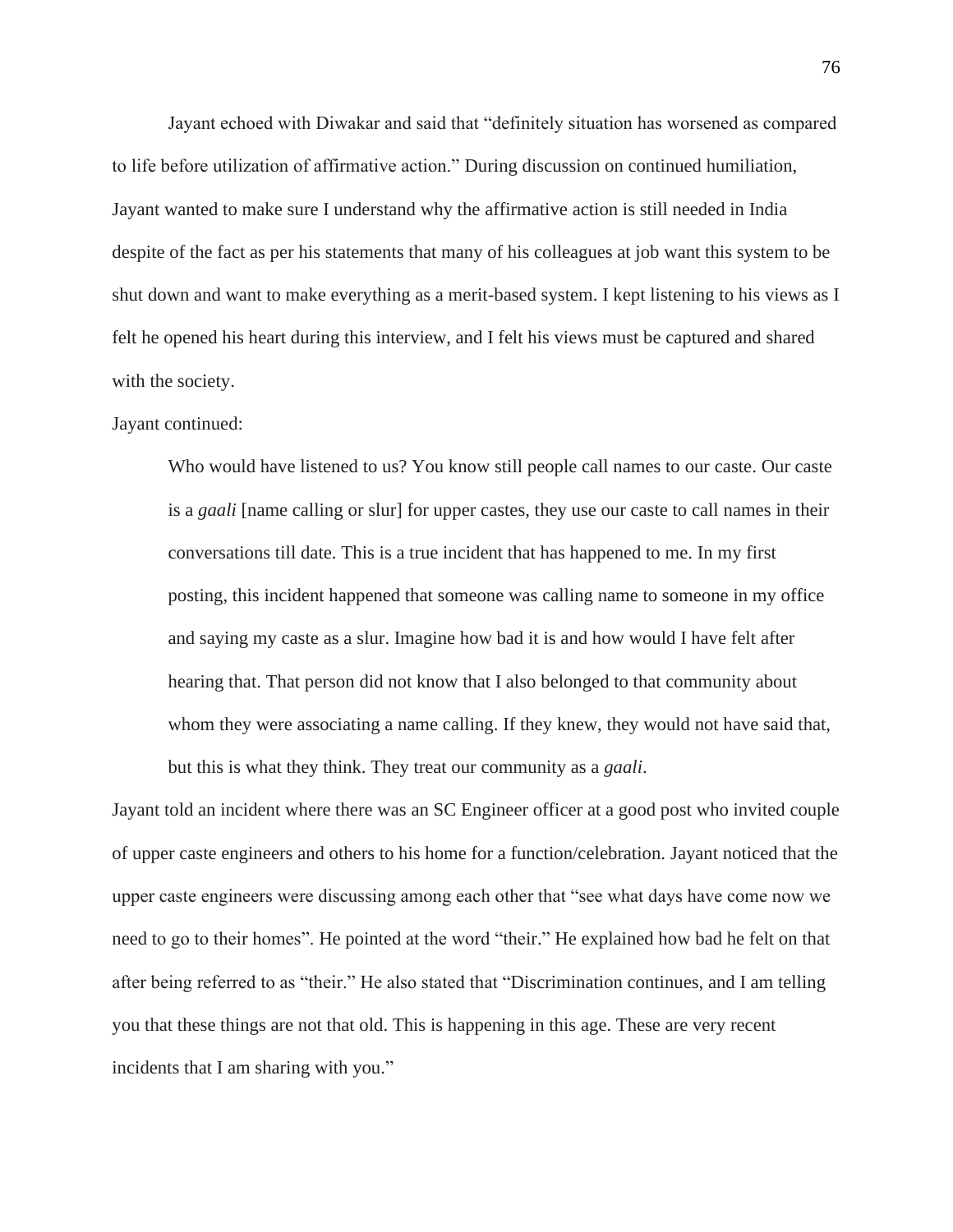Jayant echoed with Diwakar and said that "definitely situation has worsened as compared to life before utilization of affirmative action." During discussion on continued humiliation, Jayant wanted to make sure I understand why the affirmative action is still needed in India despite of the fact as per his statements that many of his colleagues at job want this system to be shut down and want to make everything as a merit-based system. I kept listening to his views as I felt he opened his heart during this interview, and I felt his views must be captured and shared with the society.

Jayant continued:

> Who would have listened to us? You know still people call names to our caste. Our caste is a *gaali* [name calling or slur] for upper castes, they use our caste to call names in their conversations till date. This is a true incident that has happened to me. In my first posting, this incident happened that someone was calling name to someone in my office and saying my caste as a slur. Imagine how bad it is and how would I have felt after hearing that. That person did not know that I also belonged to that community about whom they were associating a name calling. If they knew, they would not have said that, but this is what they think. They treat our community as a *gaali*.

Jayant told an incident where there was an SC Engineer officer at a good post who invited couple of upper caste engineers and others to his home for a function/celebration. Jayant noticed that the upper caste engineers were discussing among each other that "see what days have come now we need to go to their homes". He pointed at the word "their." He explained how bad he felt on that after being referred to as "their." He also stated that "Discrimination continues, and I am telling you that these things are not that old. This is happening in this age. These are very recent incidents that I am sharing with you."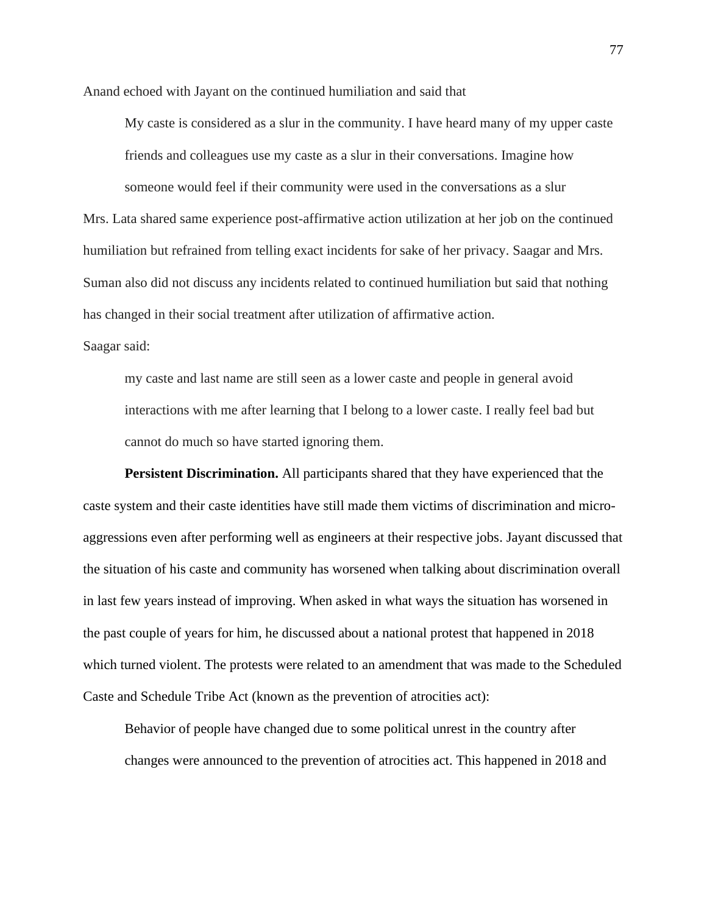Anand echoed with Jayant on the continued humiliation and said that

> My caste is considered as a slur in the community. I have heard many of my upper caste friends and colleagues use my caste as a slur in their conversations. Imagine how someone would feel if their community were used in the conversations as a slur

Mrs. Lata shared same experience post-affirmative action utilization at her job on the continued humiliation but refrained from telling exact incidents for sake of her privacy. Saagar and Mrs. Suman also did not discuss any incidents related to continued humiliation but said that nothing has changed in their social treatment after utilization of affirmative action.

Saagar said:

> my caste and last name are still seen as a lower caste and people in general avoid interactions with me after learning that I belong to a lower caste. I really feel bad but cannot do much so have started ignoring them.

**Persistent Discrimination.** All participants shared that they have experienced that the caste system and their caste identities have still made them victims of discrimination and micro-aggressions even after performing well as engineers at their respective jobs. Jayant discussed that the situation of his caste and community has worsened when talking about discrimination overall in last few years instead of improving. When asked in what ways the situation has worsened in the past couple of years for him, he discussed about a national protest that happened in 2018 which turned violent. The protests were related to an amendment that was made to the Scheduled Caste and Schedule Tribe Act (known as the prevention of atrocities act):

> Behavior of people have changed due to some political unrest in the country after changes were announced to the prevention of atrocities act. This happened in 2018 and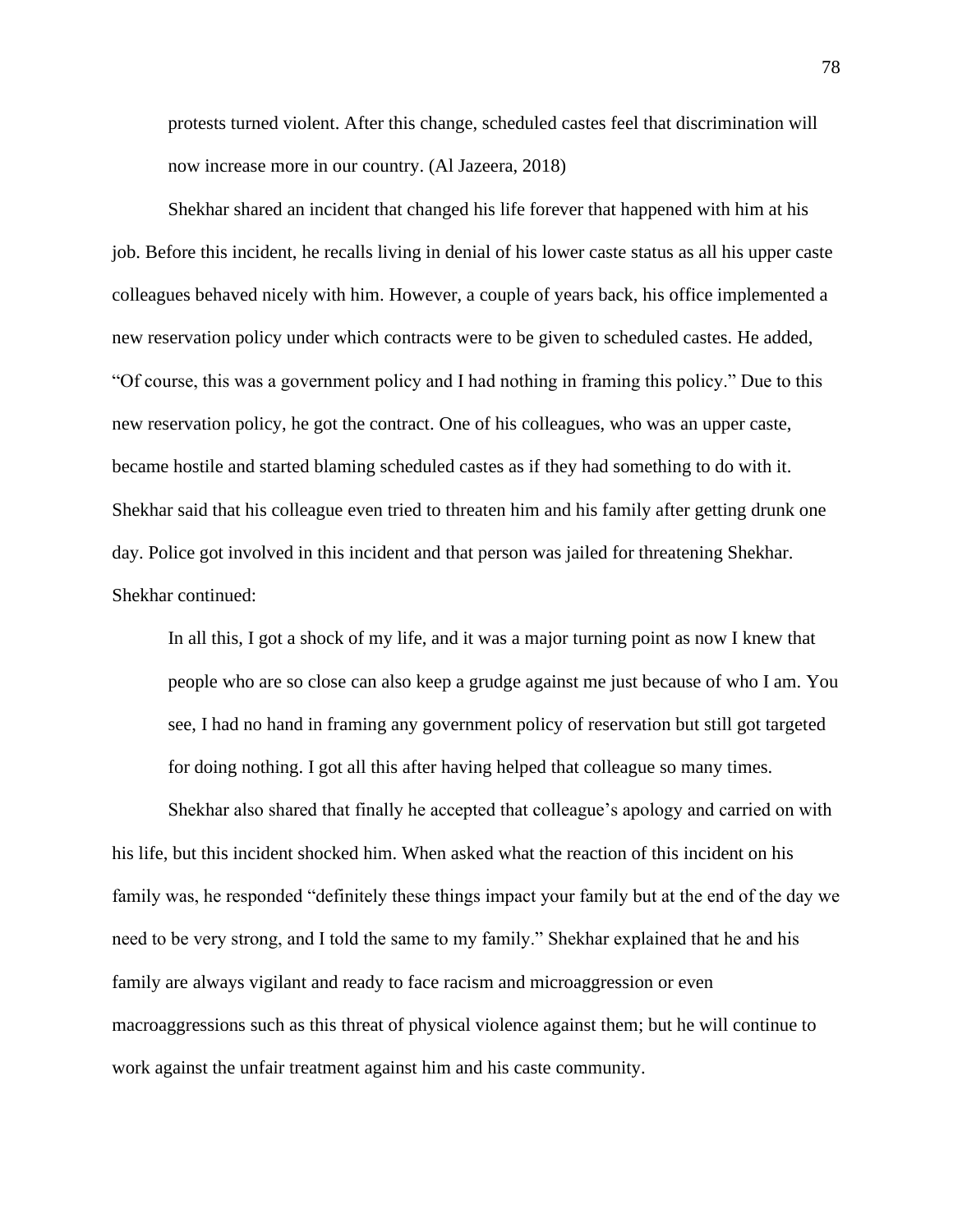> protests turned violent. After this change, scheduled castes feel that discrimination will now increase more in our country. (Al Jazeera, 2018)

Shekhar shared an incident that changed his life forever that happened with him at his job. Before this incident, he recalls living in denial of his lower caste status as all his upper caste colleagues behaved nicely with him. However, a couple of years back, his office implemented a new reservation policy under which contracts were to be given to scheduled castes. He added, "Of course, this was a government policy and I had nothing in framing this policy." Due to this new reservation policy, he got the contract. One of his colleagues, who was an upper caste, became hostile and started blaming scheduled castes as if they had something to do with it. Shekhar said that his colleague even tried to threaten him and his family after getting drunk one day. Police got involved in this incident and that person was jailed for threatening Shekhar. Shekhar continued:

> In all this, I got a shock of my life, and it was a major turning point as now I knew that people who are so close can also keep a grudge against me just because of who I am. You see, I had no hand in framing any government policy of reservation but still got targeted for doing nothing. I got all this after having helped that colleague so many times.

Shekhar also shared that finally he accepted that colleague's apology and carried on with his life, but this incident shocked him. When asked what the reaction of this incident on his family was, he responded "definitely these things impact your family but at the end of the day we need to be very strong, and I told the same to my family." Shekhar explained that he and his family are always vigilant and ready to face racism and microaggression or even macroaggressions such as this threat of physical violence against them; but he will continue to work against the unfair treatment against him and his caste community.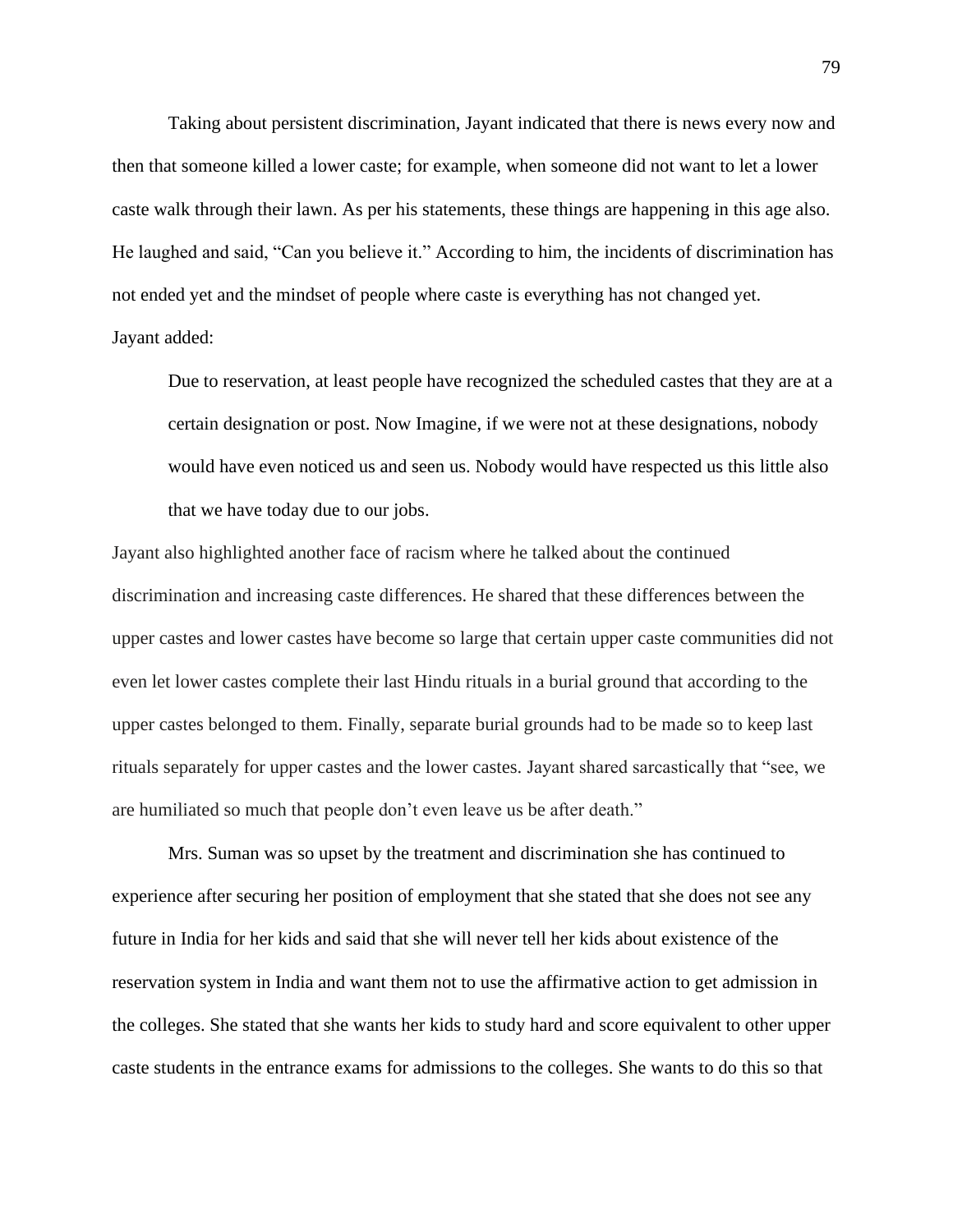Taking about persistent discrimination, Jayant indicated that there is news every now and then that someone killed a lower caste; for example, when someone did not want to let a lower caste walk through their lawn. As per his statements, these things are happening in this age also. He laughed and said, "Can you believe it." According to him, the incidents of discrimination has not ended yet and the mindset of people where caste is everything has not changed yet.

Jayant added:

> Due to reservation, at least people have recognized the scheduled castes that they are at a certain designation or post. Now Imagine, if we were not at these designations, nobody would have even noticed us and seen us. Nobody would have respected us this little also that we have today due to our jobs.

Jayant also highlighted another face of racism where he talked about the continued discrimination and increasing caste differences. He shared that these differences between the upper castes and lower castes have become so large that certain upper caste communities did not even let lower castes complete their last Hindu rituals in a burial ground that according to the upper castes belonged to them. Finally, separate burial grounds had to be made so to keep last rituals separately for upper castes and the lower castes. Jayant shared sarcastically that "see, we are humiliated so much that people don't even leave us be after death."

Mrs. Suman was so upset by the treatment and discrimination she has continued to experience after securing her position of employment that she stated that she does not see any future in India for her kids and said that she will never tell her kids about existence of the reservation system in India and want them not to use the affirmative action to get admission in the colleges. She stated that she wants her kids to study hard and score equivalent to other upper caste students in the entrance exams for admissions to the colleges. She wants to do this so that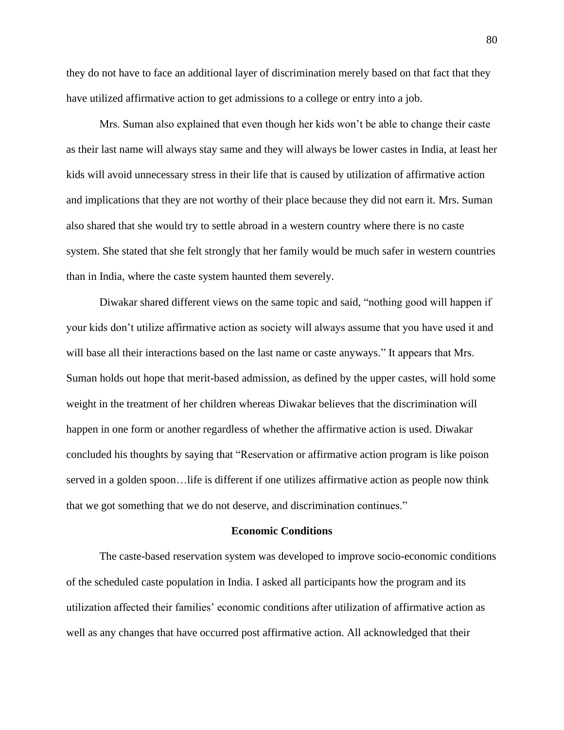they do not have to face an additional layer of discrimination merely based on that fact that they have utilized affirmative action to get admissions to a college or entry into a job.

Mrs. Suman also explained that even though her kids won't be able to change their caste as their last name will always stay same and they will always be lower castes in India, at least her kids will avoid unnecessary stress in their life that is caused by utilization of affirmative action and implications that they are not worthy of their place because they did not earn it. Mrs. Suman also shared that she would try to settle abroad in a western country where there is no caste system. She stated that she felt strongly that her family would be much safer in western countries than in India, where the caste system haunted them severely.

Diwakar shared different views on the same topic and said, "nothing good will happen if your kids don't utilize affirmative action as society will always assume that you have used it and will base all their interactions based on the last name or caste anyways." It appears that Mrs. Suman holds out hope that merit-based admission, as defined by the upper castes, will hold some weight in the treatment of her children whereas Diwakar believes that the discrimination will happen in one form or another regardless of whether the affirmative action is used. Diwakar concluded his thoughts by saying that "Reservation or affirmative action program is like poison served in a golden spoon…life is different if one utilizes affirmative action as people now think that we got something that we do not deserve, and discrimination continues."

## Economic Conditions

The caste-based reservation system was developed to improve socio-economic conditions of the scheduled caste population in India. I asked all participants how the program and its utilization affected their families' economic conditions after utilization of affirmative action as well as any changes that have occurred post affirmative action. All acknowledged that their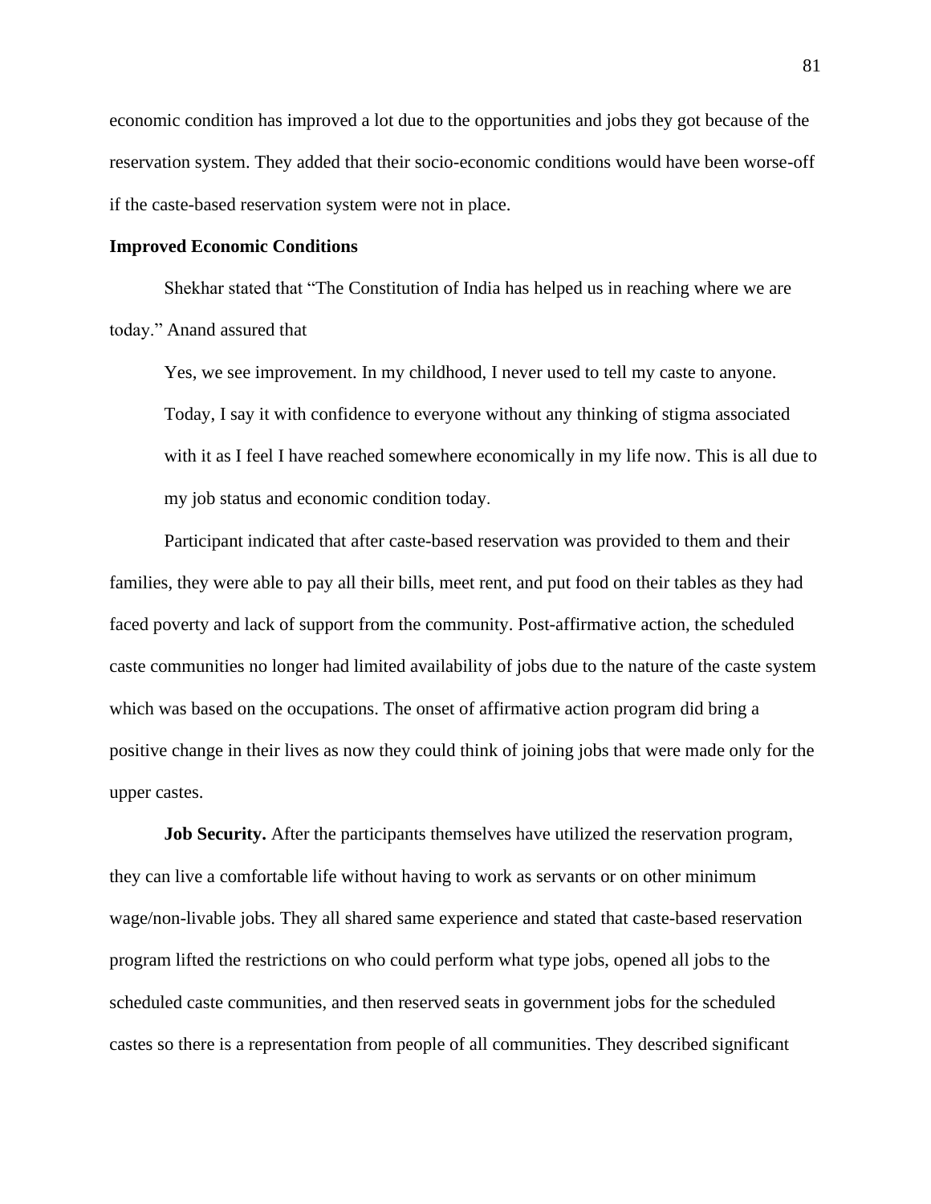economic condition has improved a lot due to the opportunities and jobs they got because of the reservation system. They added that their socio-economic conditions would have been worse-off if the caste-based reservation system were not in place.

### Improved Economic Conditions

Shekhar stated that "The Constitution of India has helped us in reaching where we are today." Anand assured that

> Yes, we see improvement. In my childhood, I never used to tell my caste to anyone. Today, I say it with confidence to everyone without any thinking of stigma associated with it as I feel I have reached somewhere economically in my life now. This is all due to my job status and economic condition today.

Participant indicated that after caste-based reservation was provided to them and their families, they were able to pay all their bills, meet rent, and put food on their tables as they had faced poverty and lack of support from the community. Post-affirmative action, the scheduled caste communities no longer had limited availability of jobs due to the nature of the caste system which was based on the occupations. The onset of affirmative action program did bring a positive change in their lives as now they could think of joining jobs that were made only for the upper castes.

**Job Security.** After the participants themselves have utilized the reservation program, they can live a comfortable life without having to work as servants or on other minimum wage/non-livable jobs. They all shared same experience and stated that caste-based reservation program lifted the restrictions on who could perform what type jobs, opened all jobs to the scheduled caste communities, and then reserved seats in government jobs for the scheduled castes so there is a representation from people of all communities. They described significant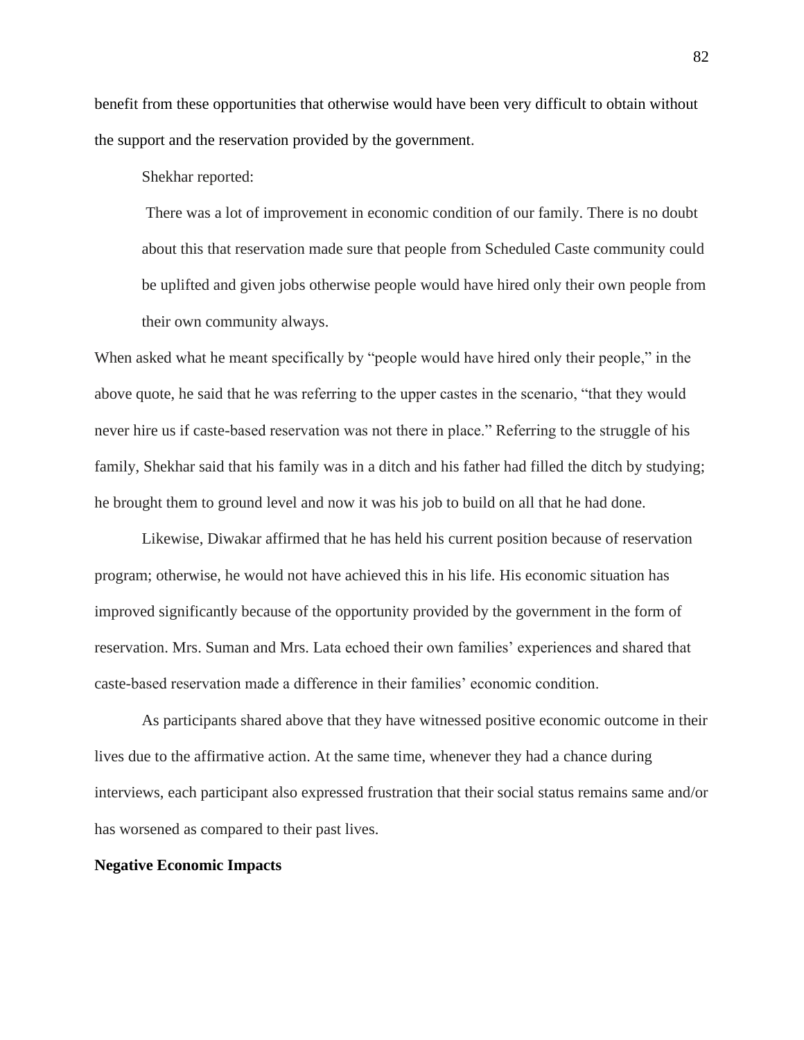benefit from these opportunities that otherwise would have been very difficult to obtain without the support and the reservation provided by the government.

Shekhar reported:

> There was a lot of improvement in economic condition of our family. There is no doubt about this that reservation made sure that people from Scheduled Caste community could be uplifted and given jobs otherwise people would have hired only their own people from their own community always.

When asked what he meant specifically by "people would have hired only their people," in the above quote, he said that he was referring to the upper castes in the scenario, "that they would never hire us if caste-based reservation was not there in place." Referring to the struggle of his family, Shekhar said that his family was in a ditch and his father had filled the ditch by studying; he brought them to ground level and now it was his job to build on all that he had done.

Likewise, Diwakar affirmed that he has held his current position because of reservation program; otherwise, he would not have achieved this in his life. His economic situation has improved significantly because of the opportunity provided by the government in the form of reservation. Mrs. Suman and Mrs. Lata echoed their own families' experiences and shared that caste-based reservation made a difference in their families' economic condition.

As participants shared above that they have witnessed positive economic outcome in their lives due to the affirmative action. At the same time, whenever they had a chance during interviews, each participant also expressed frustration that their social status remains same and/or has worsened as compared to their past lives.

**Negative Economic Impacts**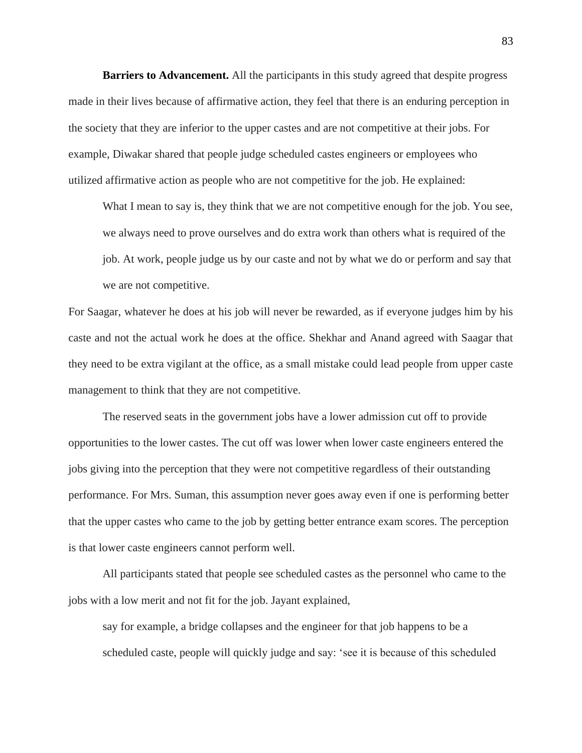**Barriers to Advancement.** All the participants in this study agreed that despite progress made in their lives because of affirmative action, they feel that there is an enduring perception in the society that they are inferior to the upper castes and are not competitive at their jobs. For example, Diwakar shared that people judge scheduled castes engineers or employees who utilized affirmative action as people who are not competitive for the job. He explained:

> What I mean to say is, they think that we are not competitive enough for the job. You see, we always need to prove ourselves and do extra work than others what is required of the job. At work, people judge us by our caste and not by what we do or perform and say that we are not competitive.

For Saagar, whatever he does at his job will never be rewarded, as if everyone judges him by his caste and not the actual work he does at the office. Shekhar and Anand agreed with Saagar that they need to be extra vigilant at the office, as a small mistake could lead people from upper caste management to think that they are not competitive.

The reserved seats in the government jobs have a lower admission cut off to provide opportunities to the lower castes. The cut off was lower when lower caste engineers entered the jobs giving into the perception that they were not competitive regardless of their outstanding performance. For Mrs. Suman, this assumption never goes away even if one is performing better that the upper castes who came to the job by getting better entrance exam scores. The perception is that lower caste engineers cannot perform well.

All participants stated that people see scheduled castes as the personnel who came to the jobs with a low merit and not fit for the job. Jayant explained,

> say for example, a bridge collapses and the engineer for that job happens to be a scheduled caste, people will quickly judge and say: 'see it is because of this scheduled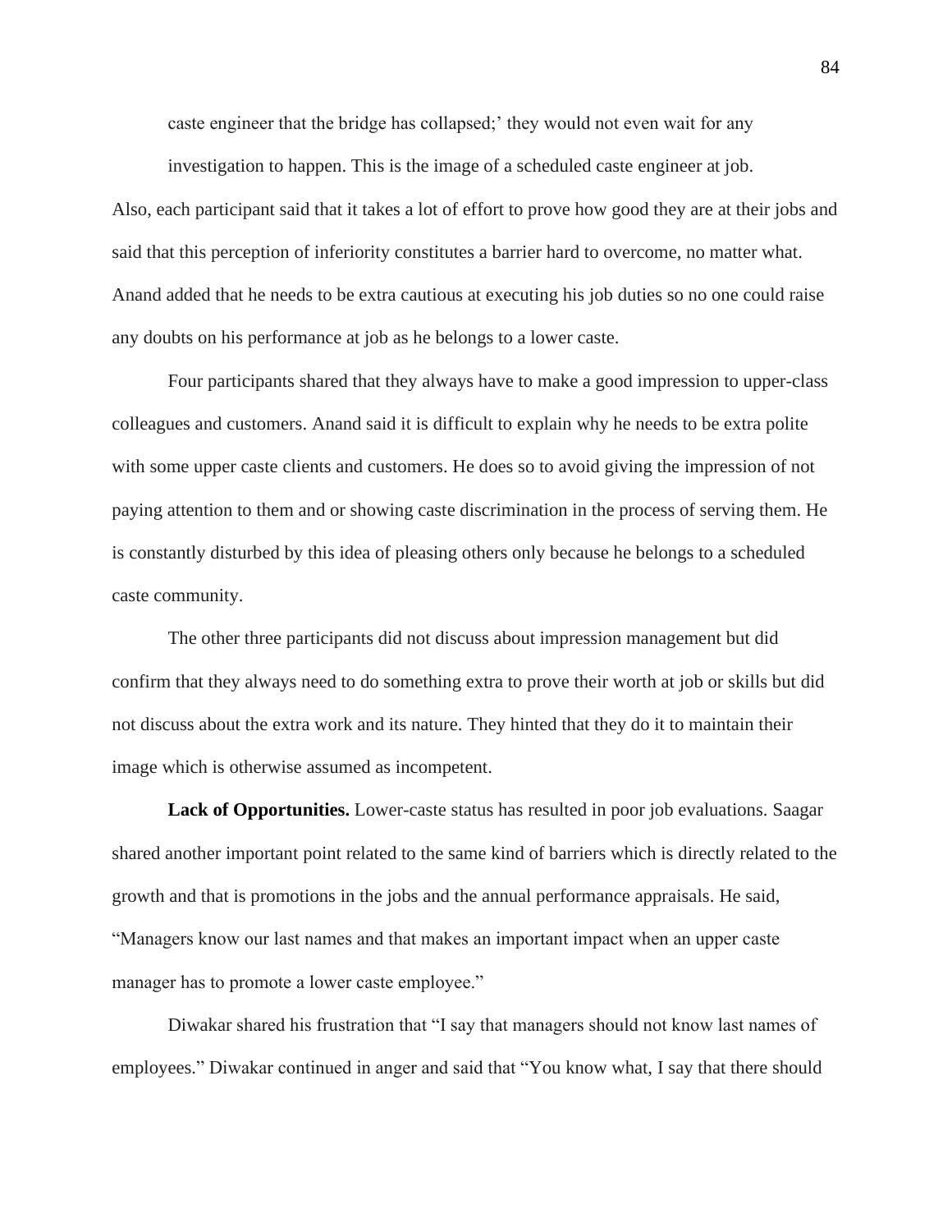caste engineer that the bridge has collapsed;' they would not even wait for any investigation to happen. This is the image of a scheduled caste engineer at job.

Also, each participant said that it takes a lot of effort to prove how good they are at their jobs and said that this perception of inferiority constitutes a barrier hard to overcome, no matter what. Anand added that he needs to be extra cautious at executing his job duties so no one could raise any doubts on his performance at job as he belongs to a lower caste.

Four participants shared that they always have to make a good impression to upper-class colleagues and customers. Anand said it is difficult to explain why he needs to be extra polite with some upper caste clients and customers. He does so to avoid giving the impression of not paying attention to them and or showing caste discrimination in the process of serving them. He is constantly disturbed by this idea of pleasing others only because he belongs to a scheduled caste community.

The other three participants did not discuss about impression management but did confirm that they always need to do something extra to prove their worth at job or skills but did not discuss about the extra work and its nature. They hinted that they do it to maintain their image which is otherwise assumed as incompetent.

**Lack of Opportunities.** Lower-caste status has resulted in poor job evaluations. Saagar shared another important point related to the same kind of barriers which is directly related to the growth and that is promotions in the jobs and the annual performance appraisals. He said, "Managers know our last names and that makes an important impact when an upper caste manager has to promote a lower caste employee."

Diwakar shared his frustration that "I say that managers should not know last names of employees." Diwakar continued in anger and said that "You know what, I say that there should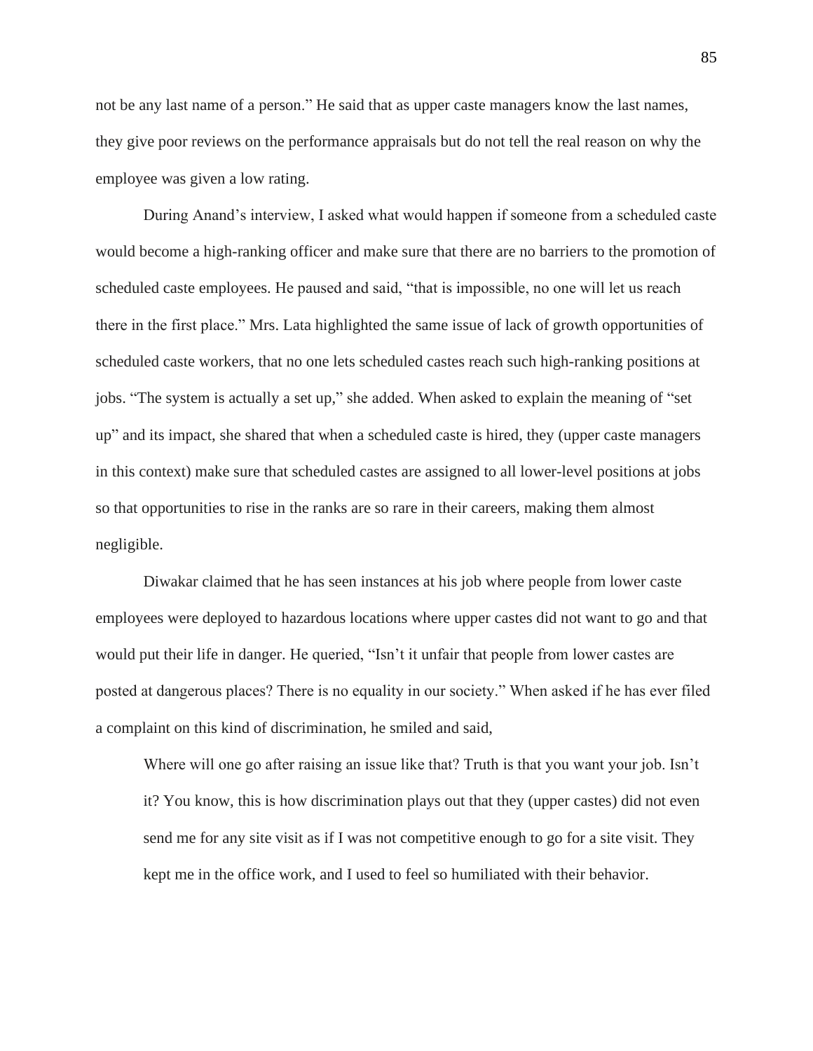not be any last name of a person." He said that as upper caste managers know the last names, they give poor reviews on the performance appraisals but do not tell the real reason on why the employee was given a low rating.

During Anand's interview, I asked what would happen if someone from a scheduled caste would become a high-ranking officer and make sure that there are no barriers to the promotion of scheduled caste employees. He paused and said, "that is impossible, no one will let us reach there in the first place." Mrs. Lata highlighted the same issue of lack of growth opportunities of scheduled caste workers, that no one lets scheduled castes reach such high-ranking positions at jobs. "The system is actually a set up," she added. When asked to explain the meaning of "set up" and its impact, she shared that when a scheduled caste is hired, they (upper caste managers in this context) make sure that scheduled castes are assigned to all lower-level positions at jobs so that opportunities to rise in the ranks are so rare in their careers, making them almost negligible.

Diwakar claimed that he has seen instances at his job where people from lower caste employees were deployed to hazardous locations where upper castes did not want to go and that would put their life in danger. He queried, "Isn't it unfair that people from lower castes are posted at dangerous places? There is no equality in our society." When asked if he has ever filed a complaint on this kind of discrimination, he smiled and said,

> Where will one go after raising an issue like that? Truth is that you want your job. Isn't it? You know, this is how discrimination plays out that they (upper castes) did not even send me for any site visit as if I was not competitive enough to go for a site visit. They kept me in the office work, and I used to feel so humiliated with their behavior.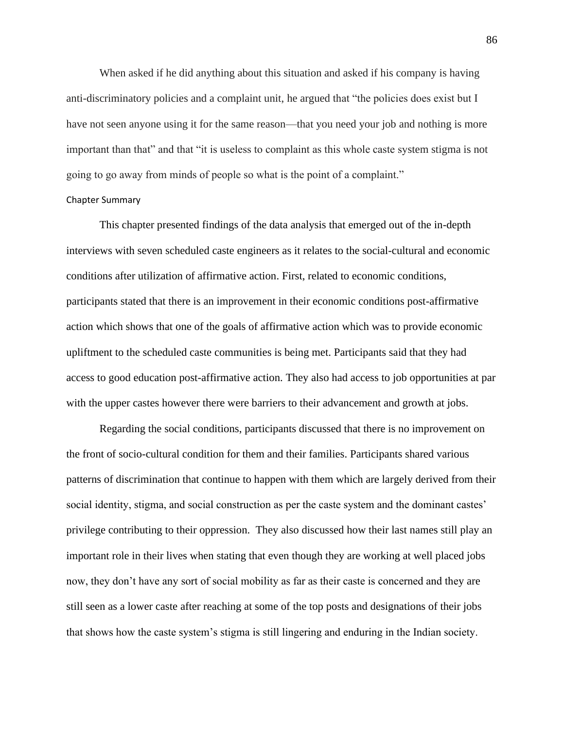When asked if he did anything about this situation and asked if his company is having anti-discriminatory policies and a complaint unit, he argued that "the policies does exist but I have not seen anyone using it for the same reason—that you need your job and nothing is more important than that" and that "it is useless to complaint as this whole caste system stigma is not going to go away from minds of people so what is the point of a complaint."

## Chapter Summary

This chapter presented findings of the data analysis that emerged out of the in-depth interviews with seven scheduled caste engineers as it relates to the social-cultural and economic conditions after utilization of affirmative action. First, related to economic conditions, participants stated that there is an improvement in their economic conditions post-affirmative action which shows that one of the goals of affirmative action which was to provide economic upliftment to the scheduled caste communities is being met. Participants said that they had access to good education post-affirmative action. They also had access to job opportunities at par with the upper castes however there were barriers to their advancement and growth at jobs.

Regarding the social conditions, participants discussed that there is no improvement on the front of socio-cultural condition for them and their families. Participants shared various patterns of discrimination that continue to happen with them which are largely derived from their social identity, stigma, and social construction as per the caste system and the dominant castes' privilege contributing to their oppression.  They also discussed how their last names still play an important role in their lives when stating that even though they are working at well placed jobs now, they don't have any sort of social mobility as far as their caste is concerned and they are still seen as a lower caste after reaching at some of the top posts and designations of their jobs that shows how the caste system's stigma is still lingering and enduring in the Indian society.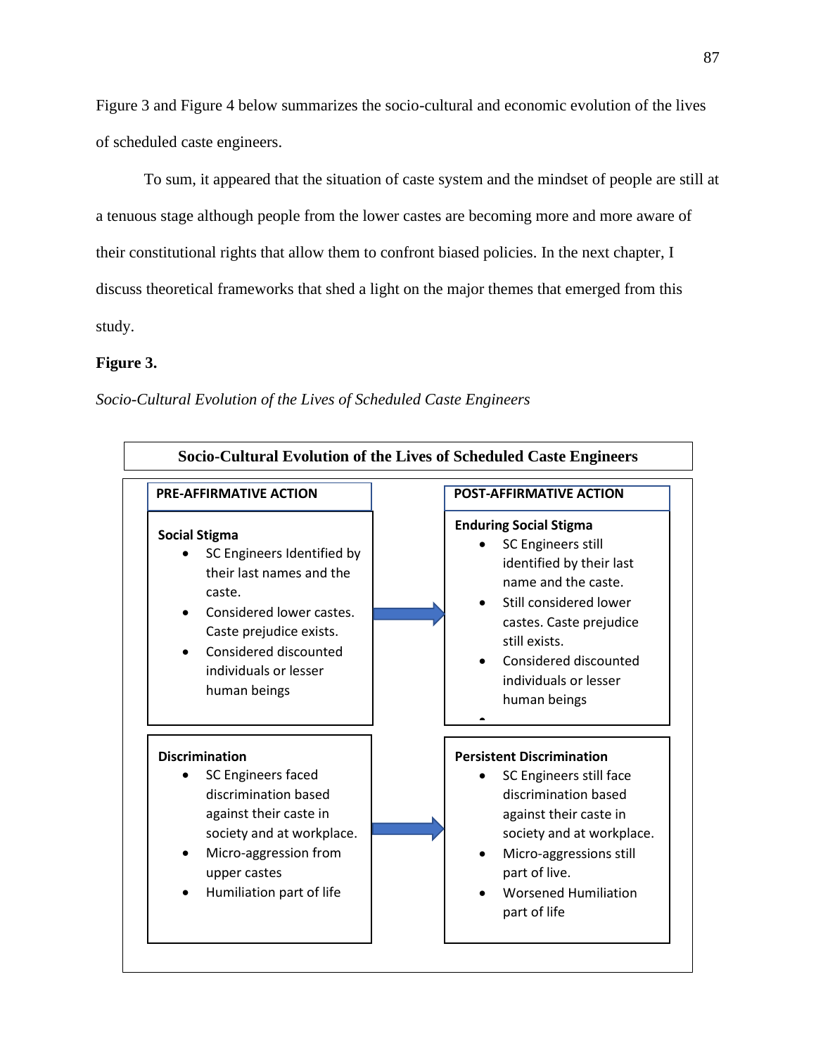Figure 3 and Figure 4 below summarizes the socio-cultural and economic evolution of the lives of scheduled caste engineers.

To sum, it appeared that the situation of caste system and the mindset of people are still at a tenuous stage although people from the lower castes are becoming more and more aware of their constitutional rights that allow them to confront biased policies. In the next chapter, I discuss theoretical frameworks that shed a light on the major themes that emerged from this study.

**Figure 3.**

*Socio-Cultural Evolution of the Lives of Scheduled Caste Engineers*

**Socio-Cultural Evolution of the Lives of Scheduled Caste Engineers**

| PRE-AFFIRMATIVE ACTION | | POST-AFFIRMATIVE ACTION |
|---|---|---|
| **Social Stigma**<br>• SC Engineers Identified by their last names and the caste.<br>• Considered lower castes. Caste prejudice exists.<br>• Considered discounted individuals or lesser human beings | → | **Enduring Social Stigma**<br>• SC Engineers still identified by their last name and the caste.<br>• Still considered lower castes. Caste prejudice still exists.<br>• Considered discounted individuals or lesser human beings |
| **Discrimination**<br>• SC Engineers faced discrimination based against their caste in society and at workplace.<br>• Micro-aggression from upper castes<br>• Humiliation part of life | → | **Persistent Discrimination**<br>• SC Engineers still face discrimination based against their caste in society and at workplace.<br>• Micro-aggressions still part of live.<br>• Worsened Humiliation part of life |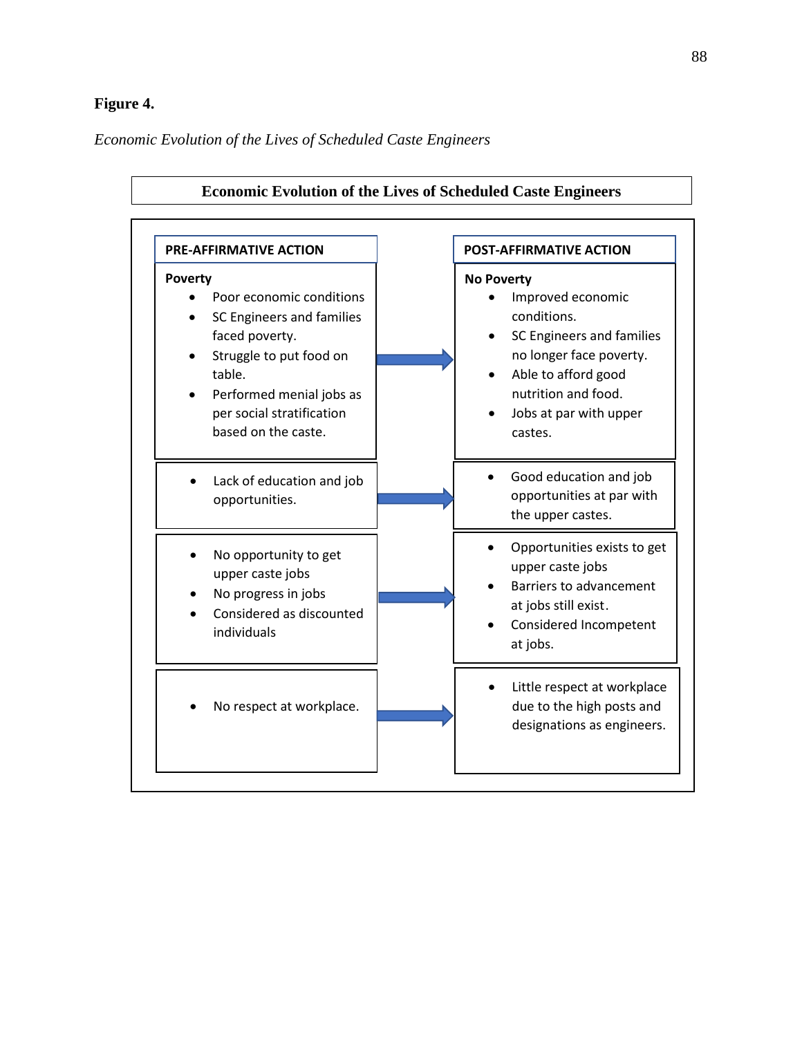**Figure 4.**

*Economic Evolution of the Lives of Scheduled Caste Engineers*

**Economic Evolution of the Lives of Scheduled Caste Engineers**

| PRE-AFFIRMATIVE ACTION | | POST-AFFIRMATIVE ACTION |
|---|---|---|
| **Poverty**<br>• Poor economic conditions<br>• SC Engineers and families faced poverty.<br>• Struggle to put food on table.<br>• Performed menial jobs as per social stratification based on the caste. | → | **No Poverty**<br>• Improved economic conditions.<br>• SC Engineers and families no longer face poverty.<br>• Able to afford good nutrition and food.<br>• Jobs at par with upper castes. |
| • Lack of education and job opportunities. | → | • Good education and job opportunities at par with the upper castes. |
| • No opportunity to get upper caste jobs<br>• No progress in jobs<br>• Considered as discounted individuals | → | • Opportunities exists to get upper caste jobs<br>• Barriers to advancement at jobs still exist.<br>• Considered Incompetent at jobs. |
| • No respect at workplace. | → | • Little respect at workplace due to the high posts and designations as engineers. |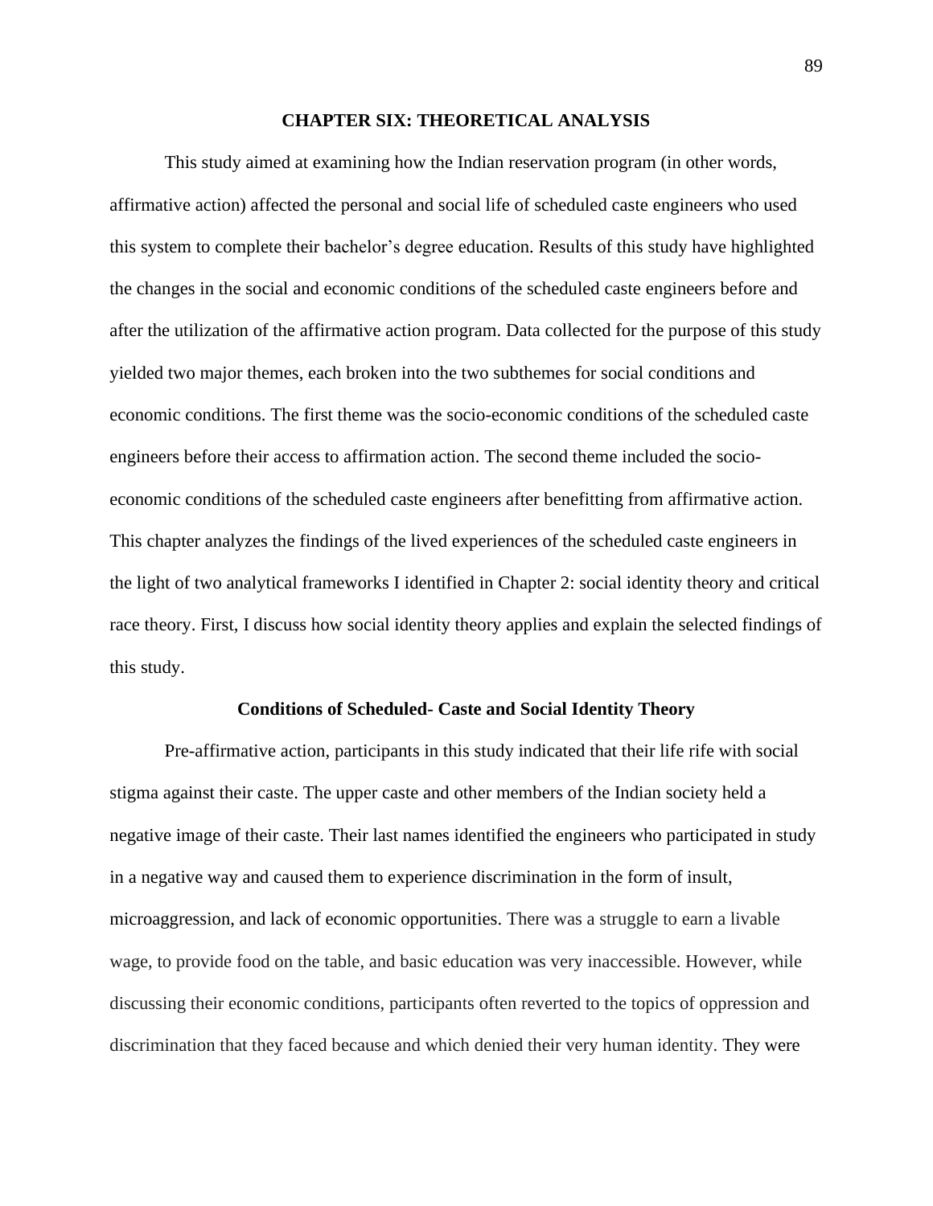# CHAPTER SIX: THEORETICAL ANALYSIS

This study aimed at examining how the Indian reservation program (in other words, affirmative action) affected the personal and social life of scheduled caste engineers who used this system to complete their bachelor's degree education. Results of this study have highlighted the changes in the social and economic conditions of the scheduled caste engineers before and after the utilization of the affirmative action program. Data collected for the purpose of this study yielded two major themes, each broken into the two subthemes for social conditions and economic conditions. The first theme was the socio-economic conditions of the scheduled caste engineers before their access to affirmation action. The second theme included the socio-economic conditions of the scheduled caste engineers after benefitting from affirmative action. This chapter analyzes the findings of the lived experiences of the scheduled caste engineers in the light of two analytical frameworks I identified in Chapter 2: social identity theory and critical race theory. First, I discuss how social identity theory applies and explain the selected findings of this study.

## Conditions of Scheduled- Caste and Social Identity Theory

Pre-affirmative action, participants in this study indicated that their life rife with social stigma against their caste. The upper caste and other members of the Indian society held a negative image of their caste. Their last names identified the engineers who participated in study in a negative way and caused them to experience discrimination in the form of insult, microaggression, and lack of economic opportunities. There was a struggle to earn a livable wage, to provide food on the table, and basic education was very inaccessible. However, while discussing their economic conditions, participants often reverted to the topics of oppression and discrimination that they faced because and which denied their very human identity. They were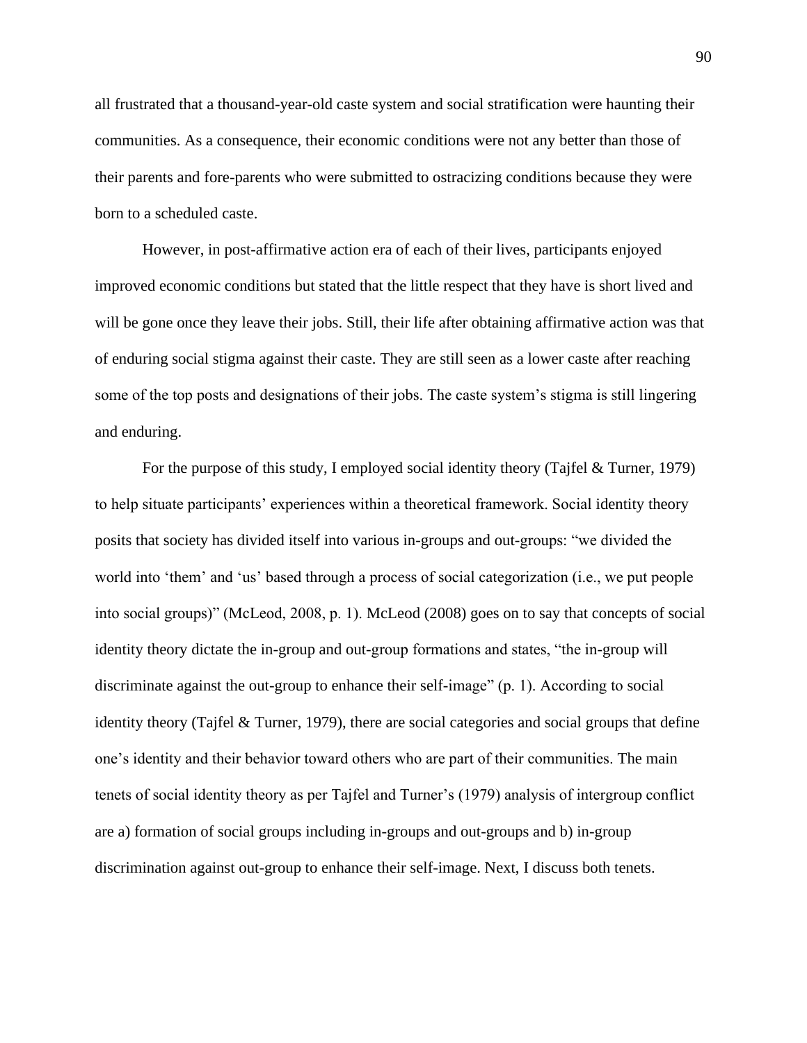all frustrated that a thousand-year-old caste system and social stratification were haunting their communities. As a consequence, their economic conditions were not any better than those of their parents and fore-parents who were submitted to ostracizing conditions because they were born to a scheduled caste.

However, in post-affirmative action era of each of their lives, participants enjoyed improved economic conditions but stated that the little respect that they have is short lived and will be gone once they leave their jobs. Still, their life after obtaining affirmative action was that of enduring social stigma against their caste. They are still seen as a lower caste after reaching some of the top posts and designations of their jobs. The caste system's stigma is still lingering and enduring.

For the purpose of this study, I employed social identity theory (Tajfel & Turner, 1979) to help situate participants' experiences within a theoretical framework. Social identity theory posits that society has divided itself into various in-groups and out-groups: "we divided the world into 'them' and 'us' based through a process of social categorization (i.e., we put people into social groups)" (McLeod, 2008, p. 1). McLeod (2008) goes on to say that concepts of social identity theory dictate the in-group and out-group formations and states, "the in-group will discriminate against the out-group to enhance their self-image" (p. 1). According to social identity theory (Tajfel & Turner, 1979), there are social categories and social groups that define one's identity and their behavior toward others who are part of their communities. The main tenets of social identity theory as per Tajfel and Turner's (1979) analysis of intergroup conflict are a) formation of social groups including in-groups and out-groups and b) in-group discrimination against out-group to enhance their self-image. Next, I discuss both tenets.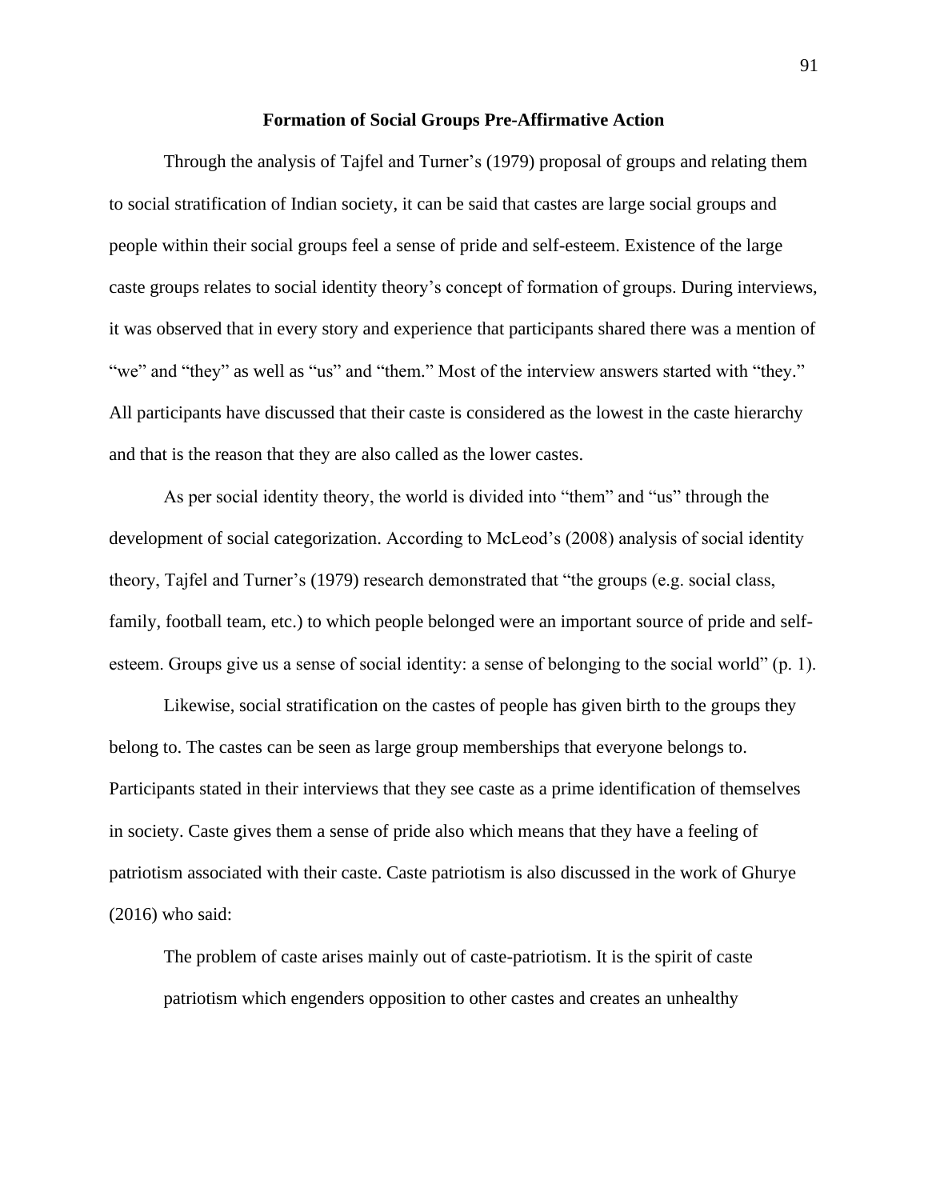**Formation of Social Groups Pre-Affirmative Action**

Through the analysis of Tajfel and Turner's (1979) proposal of groups and relating them to social stratification of Indian society, it can be said that castes are large social groups and people within their social groups feel a sense of pride and self-esteem. Existence of the large caste groups relates to social identity theory's concept of formation of groups. During interviews, it was observed that in every story and experience that participants shared there was a mention of "we" and "they" as well as "us" and "them." Most of the interview answers started with "they." All participants have discussed that their caste is considered as the lowest in the caste hierarchy and that is the reason that they are also called as the lower castes.

As per social identity theory, the world is divided into "them" and "us" through the development of social categorization. According to McLeod's (2008) analysis of social identity theory, Tajfel and Turner's (1979) research demonstrated that "the groups (e.g. social class, family, football team, etc.) to which people belonged were an important source of pride and self-esteem. Groups give us a sense of social identity: a sense of belonging to the social world" (p. 1).

Likewise, social stratification on the castes of people has given birth to the groups they belong to. The castes can be seen as large group memberships that everyone belongs to. Participants stated in their interviews that they see caste as a prime identification of themselves in society. Caste gives them a sense of pride also which means that they have a feeling of patriotism associated with their caste. Caste patriotism is also discussed in the work of Ghurye (2016) who said:

> The problem of caste arises mainly out of caste-patriotism. It is the spirit of caste patriotism which engenders opposition to other castes and creates an unhealthy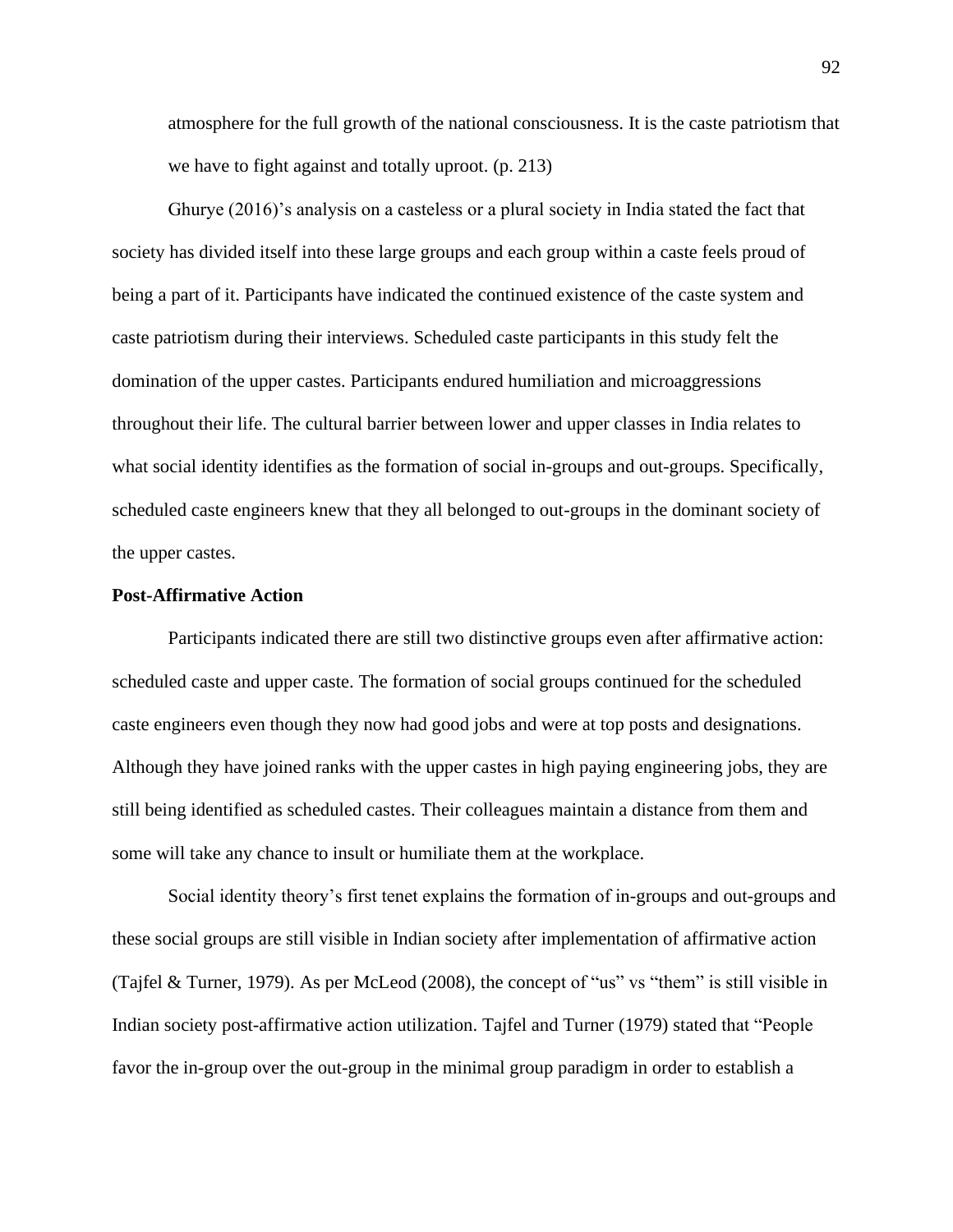> atmosphere for the full growth of the national consciousness. It is the caste patriotism that we have to fight against and totally uproot. (p. 213)

Ghurye (2016)'s analysis on a casteless or a plural society in India stated the fact that society has divided itself into these large groups and each group within a caste feels proud of being a part of it. Participants have indicated the continued existence of the caste system and caste patriotism during their interviews. Scheduled caste participants in this study felt the domination of the upper castes. Participants endured humiliation and microaggressions throughout their life. The cultural barrier between lower and upper classes in India relates to what social identity identifies as the formation of social in-groups and out-groups. Specifically, scheduled caste engineers knew that they all belonged to out-groups in the dominant society of the upper castes.

**Post-Affirmative Action**

Participants indicated there are still two distinctive groups even after affirmative action: scheduled caste and upper caste. The formation of social groups continued for the scheduled caste engineers even though they now had good jobs and were at top posts and designations. Although they have joined ranks with the upper castes in high paying engineering jobs, they are still being identified as scheduled castes. Their colleagues maintain a distance from them and some will take any chance to insult or humiliate them at the workplace.

Social identity theory's first tenet explains the formation of in-groups and out-groups and these social groups are still visible in Indian society after implementation of affirmative action (Tajfel & Turner, 1979). As per McLeod (2008), the concept of "us" vs "them" is still visible in Indian society post-affirmative action utilization. Tajfel and Turner (1979) stated that "People favor the in-group over the out-group in the minimal group paradigm in order to establish a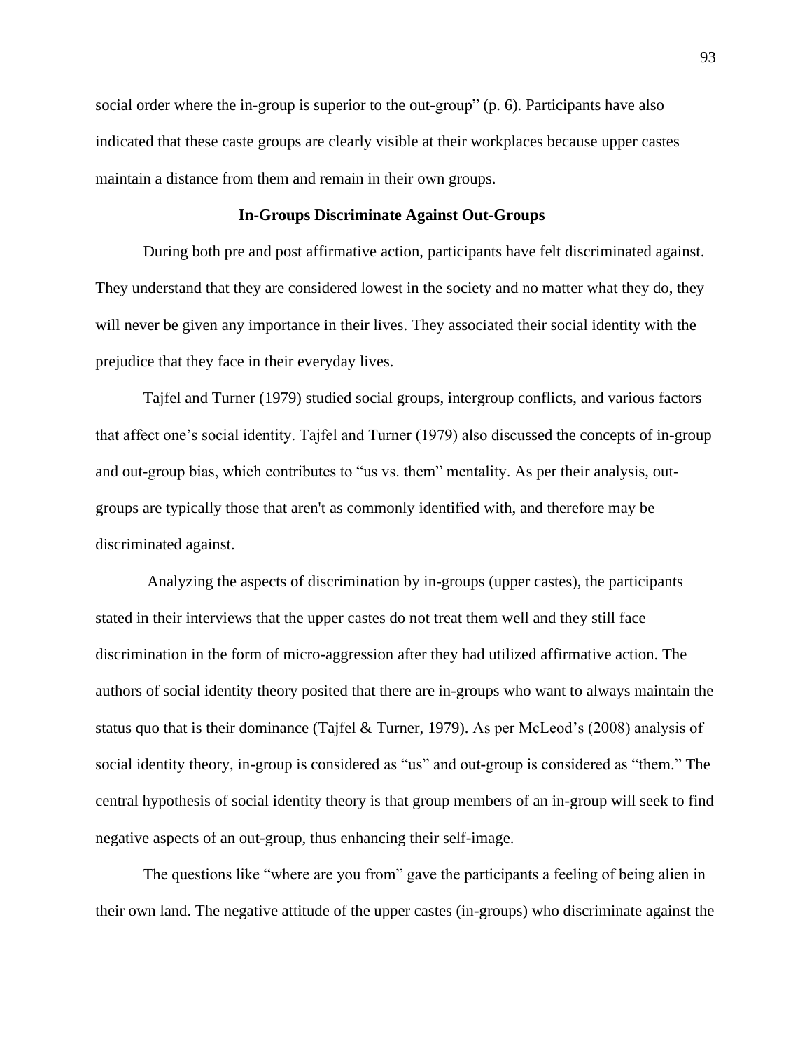social order where the in-group is superior to the out-group" (p. 6). Participants have also indicated that these caste groups are clearly visible at their workplaces because upper castes maintain a distance from them and remain in their own groups.

## In-Groups Discriminate Against Out-Groups

During both pre and post affirmative action, participants have felt discriminated against. They understand that they are considered lowest in the society and no matter what they do, they will never be given any importance in their lives. They associated their social identity with the prejudice that they face in their everyday lives.

Tajfel and Turner (1979) studied social groups, intergroup conflicts, and various factors that affect one's social identity. Tajfel and Turner (1979) also discussed the concepts of in-group and out-group bias, which contributes to "us vs. them" mentality. As per their analysis, out-groups are typically those that aren't as commonly identified with, and therefore may be discriminated against.

Analyzing the aspects of discrimination by in-groups (upper castes), the participants stated in their interviews that the upper castes do not treat them well and they still face discrimination in the form of micro-aggression after they had utilized affirmative action. The authors of social identity theory posited that there are in-groups who want to always maintain the status quo that is their dominance (Tajfel & Turner, 1979). As per McLeod's (2008) analysis of social identity theory, in-group is considered as "us" and out-group is considered as "them." The central hypothesis of social identity theory is that group members of an in-group will seek to find negative aspects of an out-group, thus enhancing their self-image.

The questions like "where are you from" gave the participants a feeling of being alien in their own land. The negative attitude of the upper castes (in-groups) who discriminate against the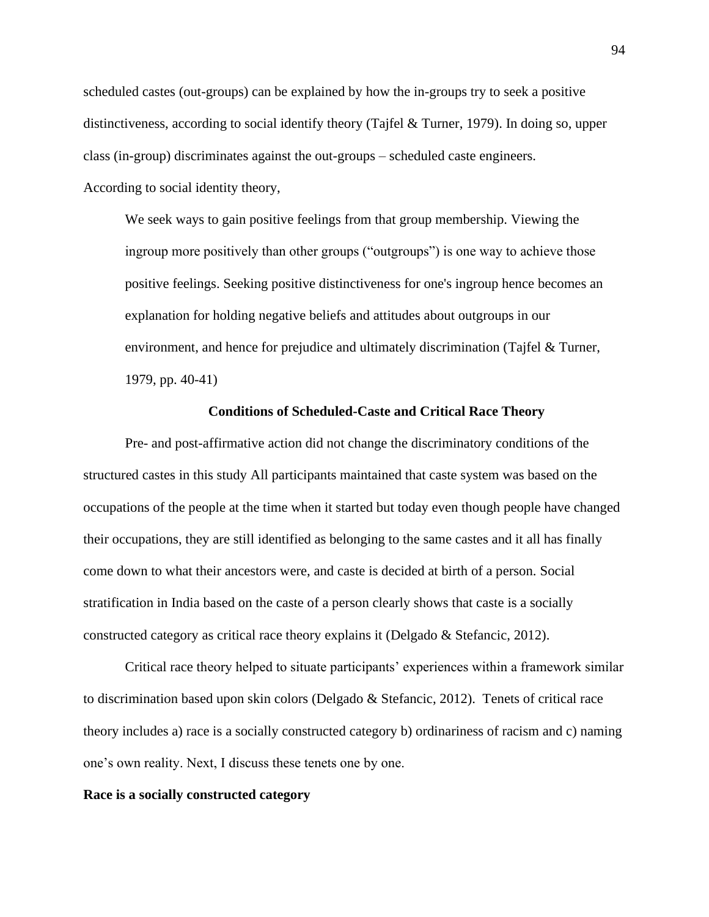scheduled castes (out-groups) can be explained by how the in-groups try to seek a positive distinctiveness, according to social identify theory (Tajfel & Turner, 1979). In doing so, upper class (in-group) discriminates against the out-groups – scheduled caste engineers. According to social identity theory,

> We seek ways to gain positive feelings from that group membership. Viewing the ingroup more positively than other groups ("outgroups") is one way to achieve those positive feelings. Seeking positive distinctiveness for one's ingroup hence becomes an explanation for holding negative beliefs and attitudes about outgroups in our environment, and hence for prejudice and ultimately discrimination (Tajfel & Turner, 1979, pp. 40-41)

## Conditions of Scheduled-Caste and Critical Race Theory

Pre- and post-affirmative action did not change the discriminatory conditions of the structured castes in this study All participants maintained that caste system was based on the occupations of the people at the time when it started but today even though people have changed their occupations, they are still identified as belonging to the same castes and it all has finally come down to what their ancestors were, and caste is decided at birth of a person. Social stratification in India based on the caste of a person clearly shows that caste is a socially constructed category as critical race theory explains it (Delgado & Stefancic, 2012).

Critical race theory helped to situate participants' experiences within a framework similar to discrimination based upon skin colors (Delgado & Stefancic, 2012). Tenets of critical race theory includes a) race is a socially constructed category b) ordinariness of racism and c) naming one's own reality. Next, I discuss these tenets one by one.

### Race is a socially constructed category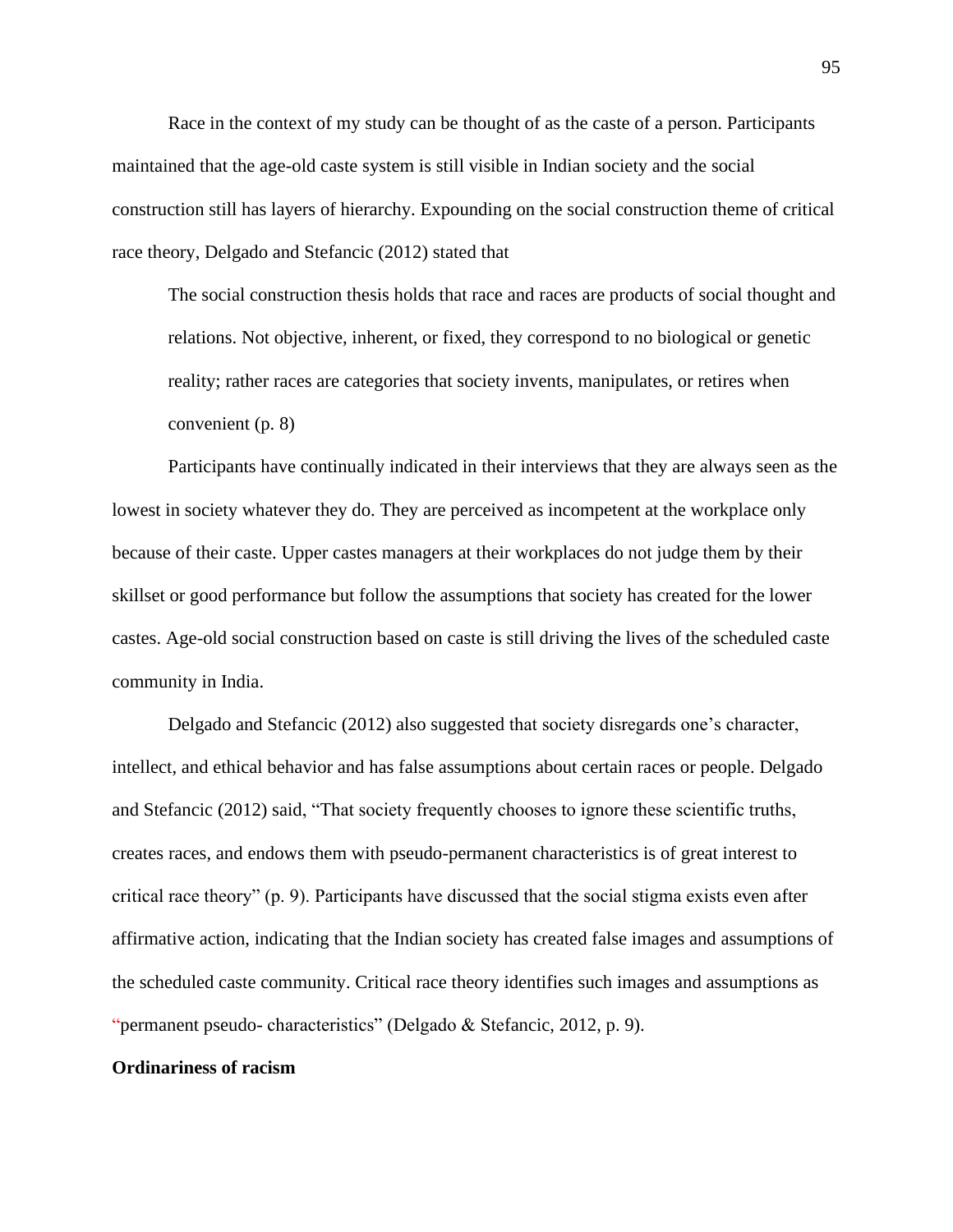Race in the context of my study can be thought of as the caste of a person. Participants maintained that the age-old caste system is still visible in Indian society and the social construction still has layers of hierarchy. Expounding on the social construction theme of critical race theory, Delgado and Stefancic (2012) stated that

> The social construction thesis holds that race and races are products of social thought and relations. Not objective, inherent, or fixed, they correspond to no biological or genetic reality; rather races are categories that society invents, manipulates, or retires when convenient (p. 8)

Participants have continually indicated in their interviews that they are always seen as the lowest in society whatever they do. They are perceived as incompetent at the workplace only because of their caste. Upper castes managers at their workplaces do not judge them by their skillset or good performance but follow the assumptions that society has created for the lower castes. Age-old social construction based on caste is still driving the lives of the scheduled caste community in India.

Delgado and Stefancic (2012) also suggested that society disregards one's character, intellect, and ethical behavior and has false assumptions about certain races or people. Delgado and Stefancic (2012) said, "That society frequently chooses to ignore these scientific truths, creates races, and endows them with pseudo-permanent characteristics is of great interest to critical race theory" (p. 9). Participants have discussed that the social stigma exists even after affirmative action, indicating that the Indian society has created false images and assumptions of the scheduled caste community. Critical race theory identifies such images and assumptions as "permanent pseudo- characteristics" (Delgado & Stefancic, 2012, p. 9).

**Ordinariness of racism**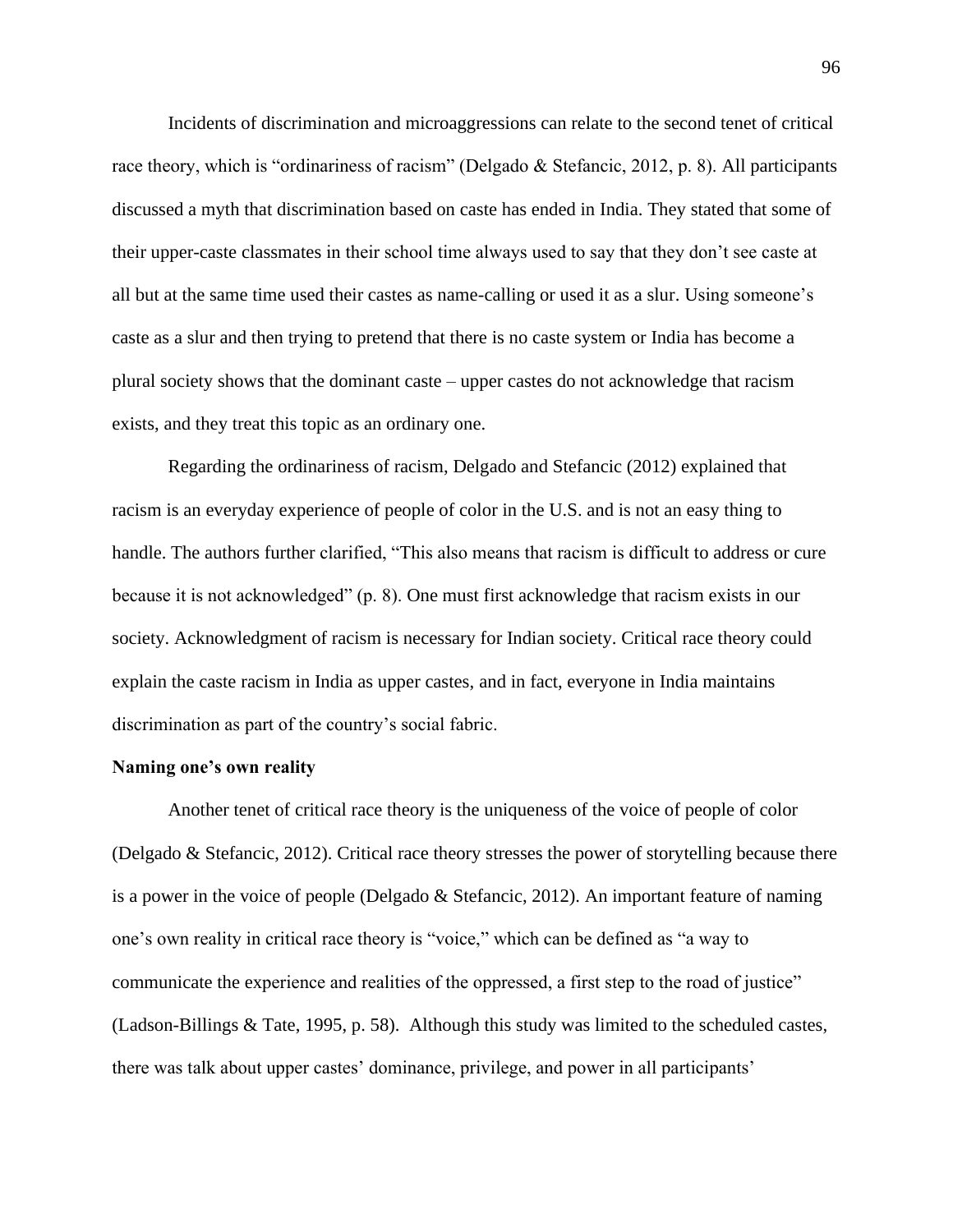Incidents of discrimination and microaggressions can relate to the second tenet of critical race theory, which is "ordinariness of racism" (Delgado & Stefancic, 2012, p. 8). All participants discussed a myth that discrimination based on caste has ended in India. They stated that some of their upper-caste classmates in their school time always used to say that they don't see caste at all but at the same time used their castes as name-calling or used it as a slur. Using someone's caste as a slur and then trying to pretend that there is no caste system or India has become a plural society shows that the dominant caste – upper castes do not acknowledge that racism exists, and they treat this topic as an ordinary one.

Regarding the ordinariness of racism, Delgado and Stefancic (2012) explained that racism is an everyday experience of people of color in the U.S. and is not an easy thing to handle. The authors further clarified, "This also means that racism is difficult to address or cure because it is not acknowledged" (p. 8). One must first acknowledge that racism exists in our society. Acknowledgment of racism is necessary for Indian society. Critical race theory could explain the caste racism in India as upper castes, and in fact, everyone in India maintains discrimination as part of the country's social fabric.

**Naming one's own reality**

Another tenet of critical race theory is the uniqueness of the voice of people of color (Delgado & Stefancic, 2012). Critical race theory stresses the power of storytelling because there is a power in the voice of people (Delgado & Stefancic, 2012). An important feature of naming one's own reality in critical race theory is "voice," which can be defined as "a way to communicate the experience and realities of the oppressed, a first step to the road of justice" (Ladson-Billings & Tate, 1995, p. 58). Although this study was limited to the scheduled castes, there was talk about upper castes' dominance, privilege, and power in all participants'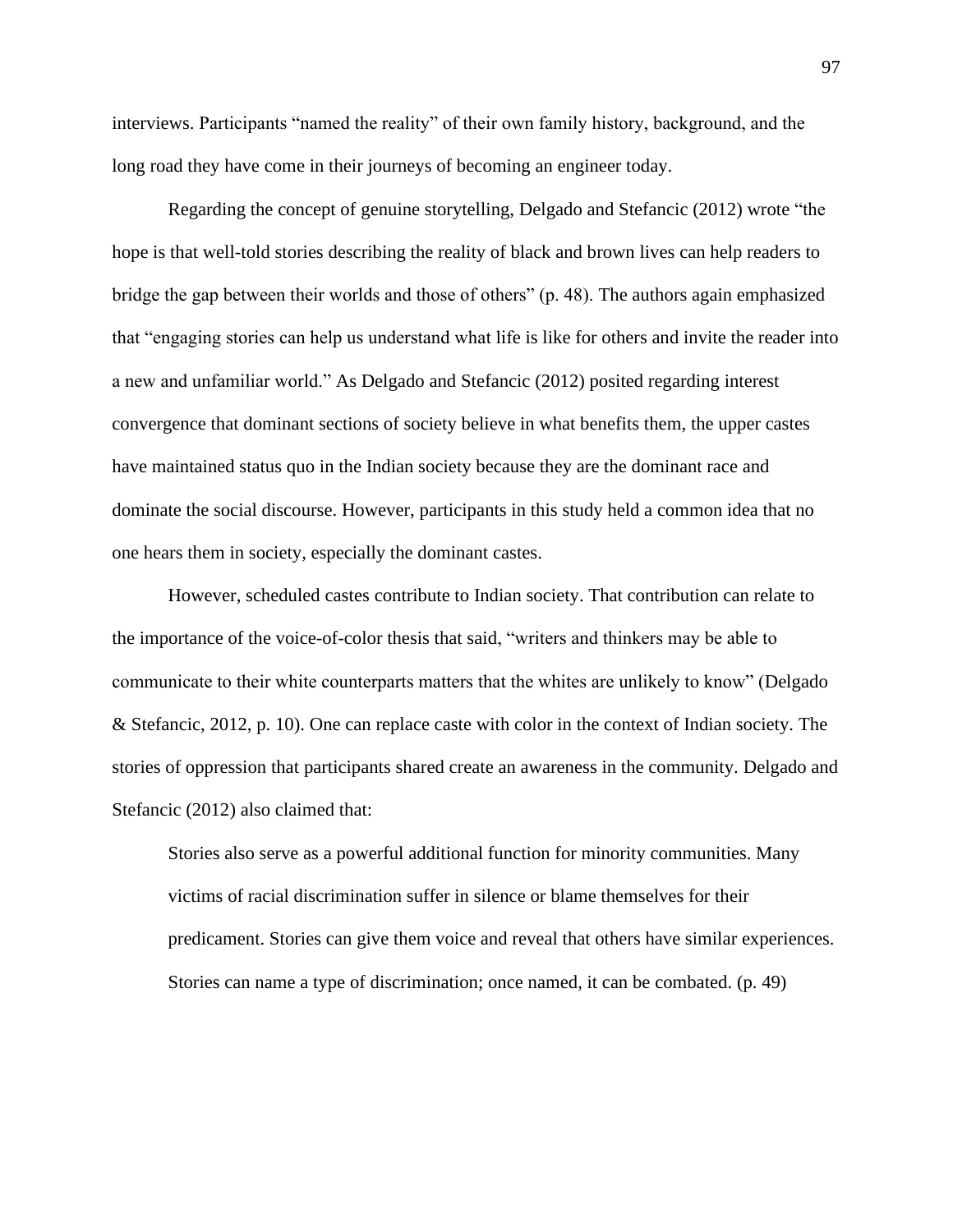interviews. Participants "named the reality" of their own family history, background, and the long road they have come in their journeys of becoming an engineer today.

Regarding the concept of genuine storytelling, Delgado and Stefancic (2012) wrote "the hope is that well-told stories describing the reality of black and brown lives can help readers to bridge the gap between their worlds and those of others" (p. 48). The authors again emphasized that "engaging stories can help us understand what life is like for others and invite the reader into a new and unfamiliar world." As Delgado and Stefancic (2012) posited regarding interest convergence that dominant sections of society believe in what benefits them, the upper castes have maintained status quo in the Indian society because they are the dominant race and dominate the social discourse. However, participants in this study held a common idea that no one hears them in society, especially the dominant castes.

However, scheduled castes contribute to Indian society. That contribution can relate to the importance of the voice-of-color thesis that said, "writers and thinkers may be able to communicate to their white counterparts matters that the whites are unlikely to know" (Delgado & Stefancic, 2012, p. 10). One can replace caste with color in the context of Indian society. The stories of oppression that participants shared create an awareness in the community. Delgado and Stefancic (2012) also claimed that:

> Stories also serve as a powerful additional function for minority communities. Many victims of racial discrimination suffer in silence or blame themselves for their predicament. Stories can give them voice and reveal that others have similar experiences. Stories can name a type of discrimination; once named, it can be combated. (p. 49)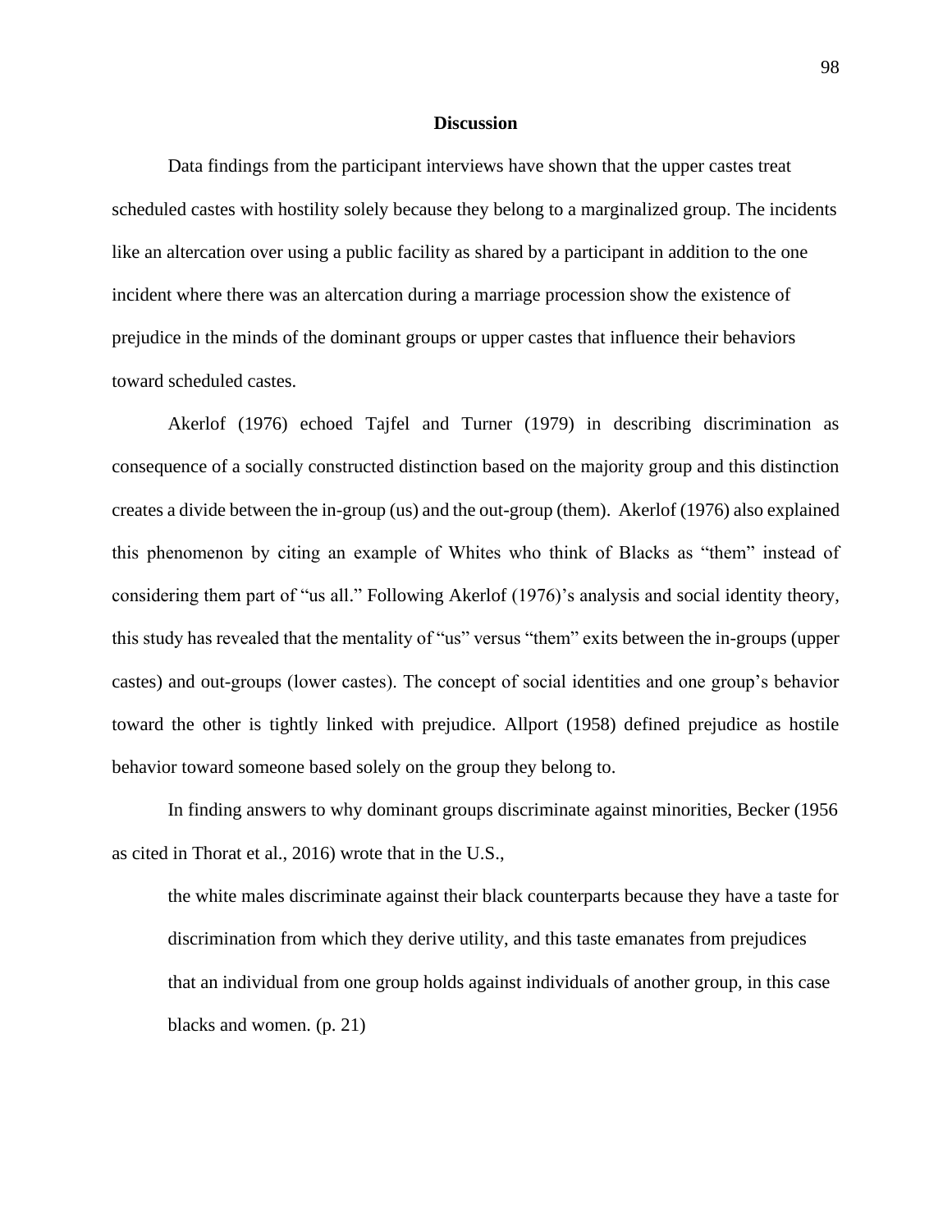## Discussion

Data findings from the participant interviews have shown that the upper castes treat scheduled castes with hostility solely because they belong to a marginalized group. The incidents like an altercation over using a public facility as shared by a participant in addition to the one incident where there was an altercation during a marriage procession show the existence of prejudice in the minds of the dominant groups or upper castes that influence their behaviors toward scheduled castes.

Akerlof (1976) echoed Tajfel and Turner (1979) in describing discrimination as consequence of a socially constructed distinction based on the majority group and this distinction creates a divide between the in-group (us) and the out-group (them). Akerlof (1976) also explained this phenomenon by citing an example of Whites who think of Blacks as "them" instead of considering them part of "us all." Following Akerlof (1976)'s analysis and social identity theory, this study has revealed that the mentality of "us" versus "them" exits between the in-groups (upper castes) and out-groups (lower castes). The concept of social identities and one group's behavior toward the other is tightly linked with prejudice. Allport (1958) defined prejudice as hostile behavior toward someone based solely on the group they belong to.

In finding answers to why dominant groups discriminate against minorities, Becker (1956 as cited in Thorat et al., 2016) wrote that in the U.S.,

> the white males discriminate against their black counterparts because they have a taste for discrimination from which they derive utility, and this taste emanates from prejudices that an individual from one group holds against individuals of another group, in this case blacks and women. (p. 21)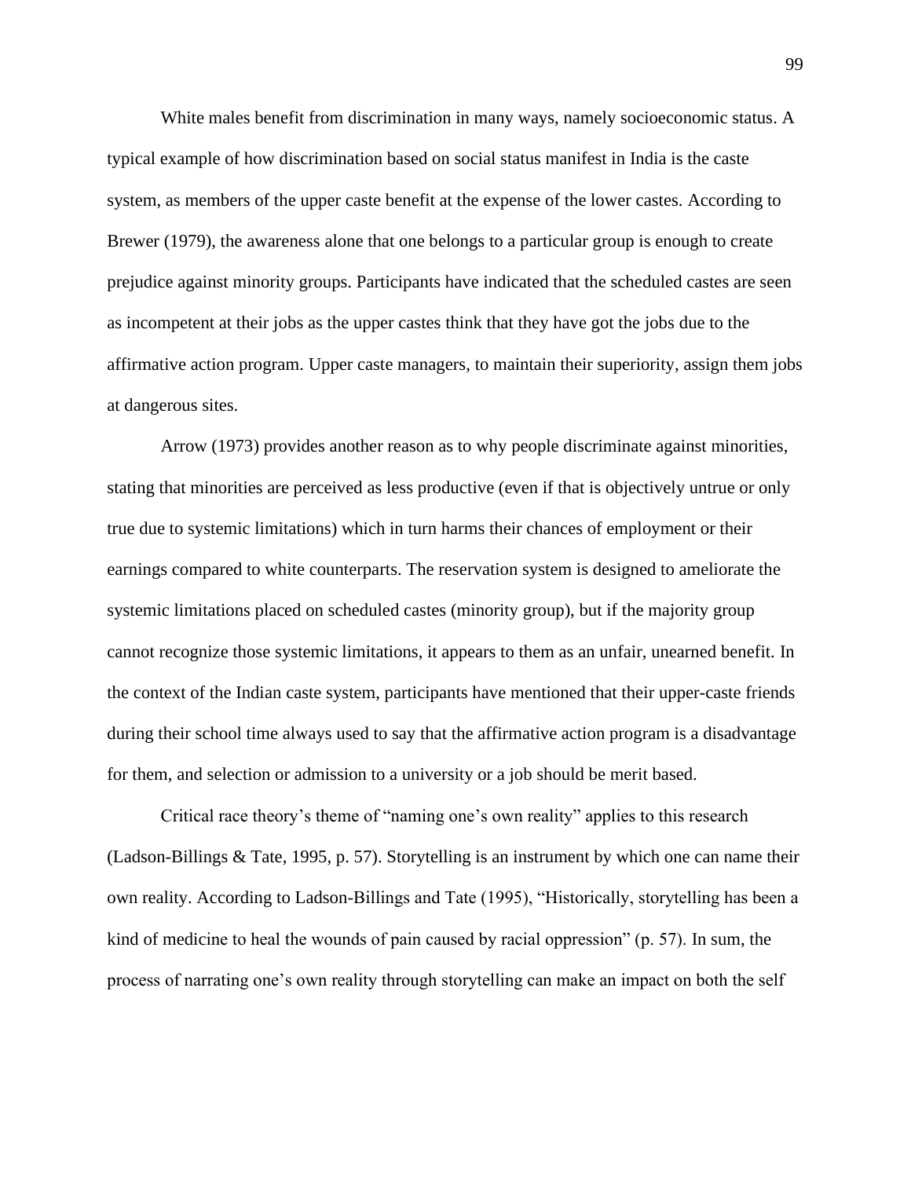White males benefit from discrimination in many ways, namely socioeconomic status. A typical example of how discrimination based on social status manifest in India is the caste system, as members of the upper caste benefit at the expense of the lower castes. According to Brewer (1979), the awareness alone that one belongs to a particular group is enough to create prejudice against minority groups. Participants have indicated that the scheduled castes are seen as incompetent at their jobs as the upper castes think that they have got the jobs due to the affirmative action program. Upper caste managers, to maintain their superiority, assign them jobs at dangerous sites.

Arrow (1973) provides another reason as to why people discriminate against minorities, stating that minorities are perceived as less productive (even if that is objectively untrue or only true due to systemic limitations) which in turn harms their chances of employment or their earnings compared to white counterparts. The reservation system is designed to ameliorate the systemic limitations placed on scheduled castes (minority group), but if the majority group cannot recognize those systemic limitations, it appears to them as an unfair, unearned benefit. In the context of the Indian caste system, participants have mentioned that their upper-caste friends during their school time always used to say that the affirmative action program is a disadvantage for them, and selection or admission to a university or a job should be merit based.

Critical race theory's theme of "naming one's own reality" applies to this research (Ladson-Billings & Tate, 1995, p. 57). Storytelling is an instrument by which one can name their own reality. According to Ladson-Billings and Tate (1995), "Historically, storytelling has been a kind of medicine to heal the wounds of pain caused by racial oppression" (p. 57). In sum, the process of narrating one's own reality through storytelling can make an impact on both the self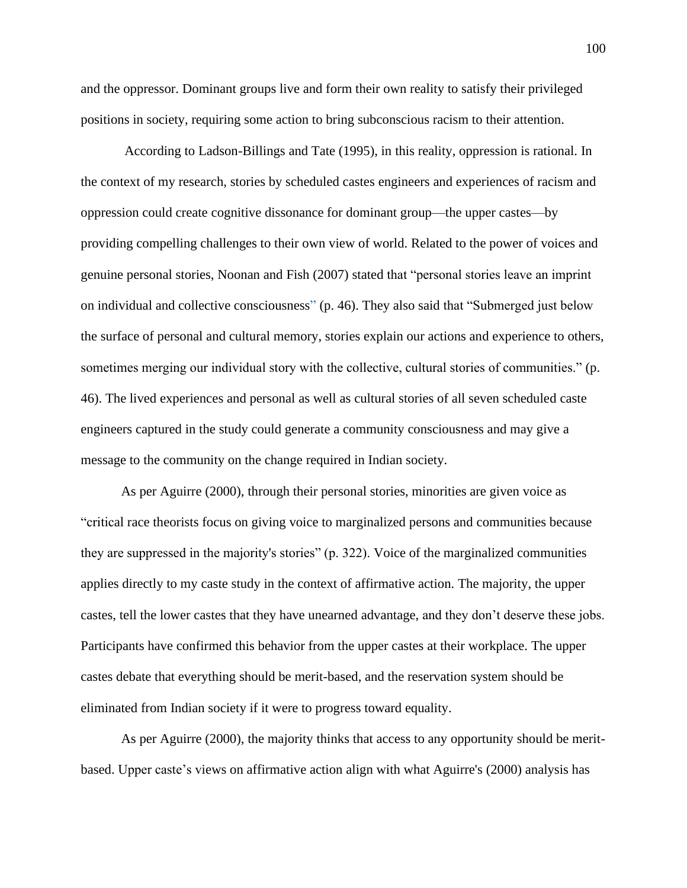and the oppressor. Dominant groups live and form their own reality to satisfy their privileged positions in society, requiring some action to bring subconscious racism to their attention.

According to Ladson-Billings and Tate (1995), in this reality, oppression is rational. In the context of my research, stories by scheduled castes engineers and experiences of racism and oppression could create cognitive dissonance for dominant group—the upper castes—by providing compelling challenges to their own view of world. Related to the power of voices and genuine personal stories, Noonan and Fish (2007) stated that "personal stories leave an imprint on individual and collective consciousness" (p. 46). They also said that "Submerged just below the surface of personal and cultural memory, stories explain our actions and experience to others, sometimes merging our individual story with the collective, cultural stories of communities." (p. 46). The lived experiences and personal as well as cultural stories of all seven scheduled caste engineers captured in the study could generate a community consciousness and may give a message to the community on the change required in Indian society.

As per Aguirre (2000), through their personal stories, minorities are given voice as "critical race theorists focus on giving voice to marginalized persons and communities because they are suppressed in the majority's stories" (p. 322). Voice of the marginalized communities applies directly to my caste study in the context of affirmative action. The majority, the upper castes, tell the lower castes that they have unearned advantage, and they don't deserve these jobs. Participants have confirmed this behavior from the upper castes at their workplace. The upper castes debate that everything should be merit-based, and the reservation system should be eliminated from Indian society if it were to progress toward equality.

As per Aguirre (2000), the majority thinks that access to any opportunity should be merit-based. Upper caste's views on affirmative action align with what Aguirre's (2000) analysis has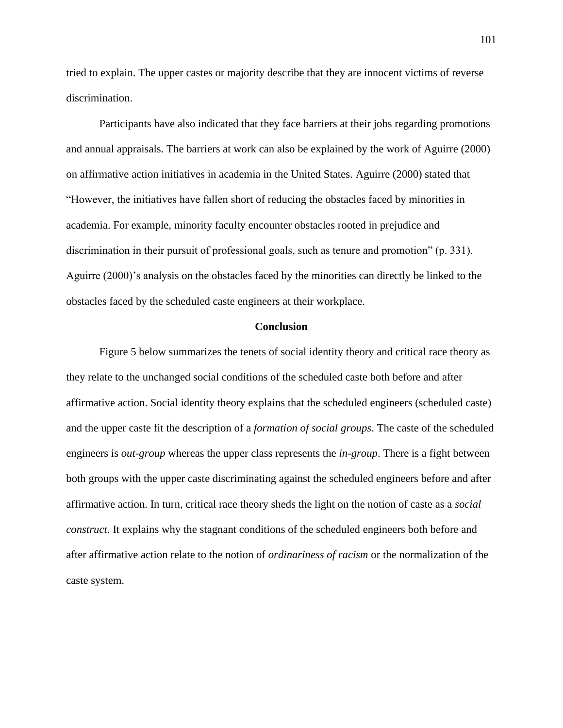tried to explain. The upper castes or majority describe that they are innocent victims of reverse discrimination.

Participants have also indicated that they face barriers at their jobs regarding promotions and annual appraisals. The barriers at work can also be explained by the work of Aguirre (2000) on affirmative action initiatives in academia in the United States. Aguirre (2000) stated that "However, the initiatives have fallen short of reducing the obstacles faced by minorities in academia. For example, minority faculty encounter obstacles rooted in prejudice and discrimination in their pursuit of professional goals, such as tenure and promotion" (p. 331). Aguirre (2000)'s analysis on the obstacles faced by the minorities can directly be linked to the obstacles faced by the scheduled caste engineers at their workplace.

## Conclusion

Figure 5 below summarizes the tenets of social identity theory and critical race theory as they relate to the unchanged social conditions of the scheduled caste both before and after affirmative action. Social identity theory explains that the scheduled engineers (scheduled caste) and the upper caste fit the description of a *formation of social groups*. The caste of the scheduled engineers is *out-group* whereas the upper class represents the *in-group*. There is a fight between both groups with the upper caste discriminating against the scheduled engineers before and after affirmative action. In turn, critical race theory sheds the light on the notion of caste as a *social construct*. It explains why the stagnant conditions of the scheduled engineers both before and after affirmative action relate to the notion of *ordinariness of racism* or the normalization of the caste system.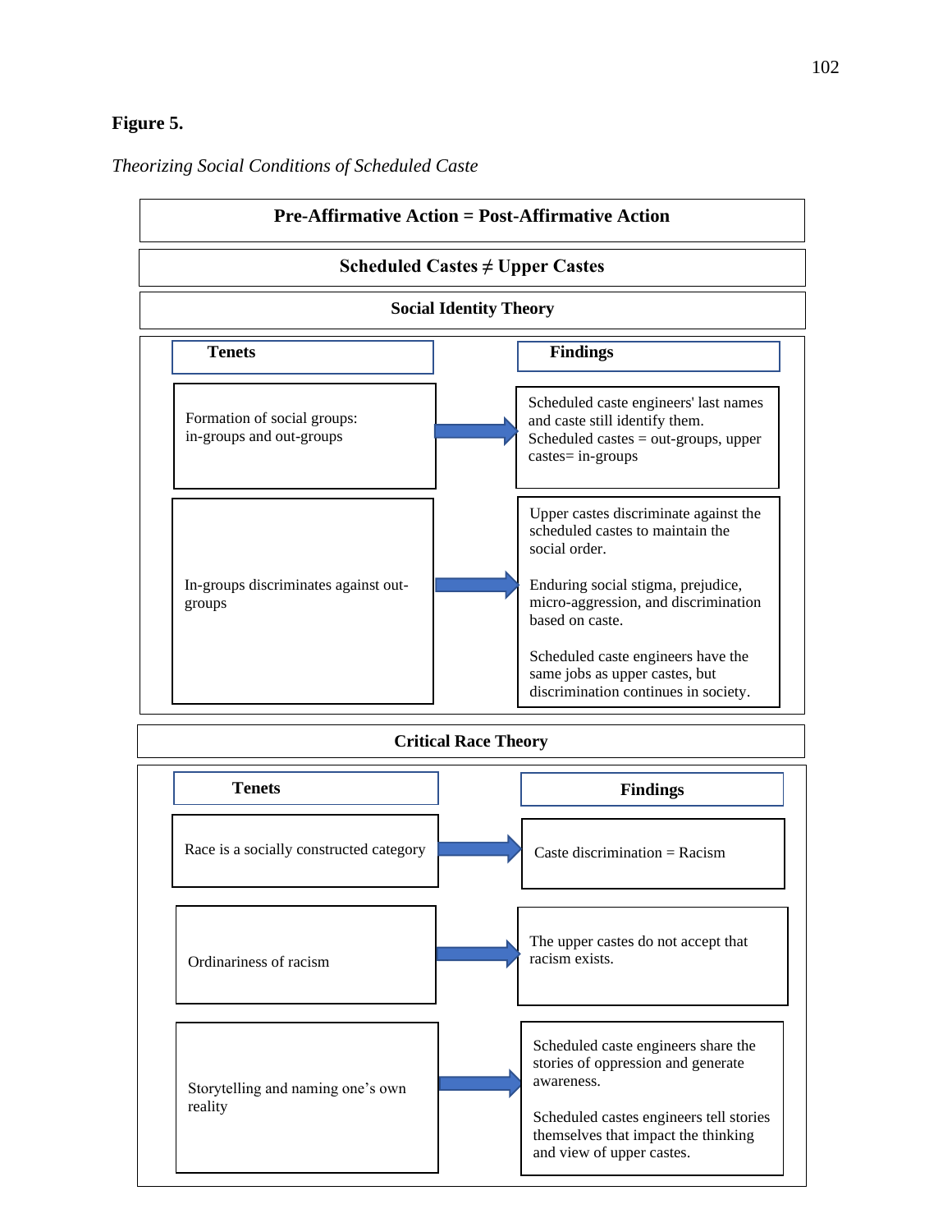**Figure 5.**

*Theorizing Social Conditions of Scheduled Caste*

**Pre-Affirmative Action = Post-Affirmative Action**

**Scheduled Castes ≠ Upper Castes**

**Social Identity Theory**

| Tenets | Findings |
|---|---|
| Formation of social groups: in-groups and out-groups | Scheduled caste engineers' last names and caste still identify them. Scheduled castes = out-groups, upper castes= in-groups |
| In-groups discriminates against out-groups | Upper castes discriminate against the scheduled castes to maintain the social order. <br><br> Enduring social stigma, prejudice, micro-aggression, and discrimination based on caste. <br><br> Scheduled caste engineers have the same jobs as upper castes, but discrimination continues in society. |

**Critical Race Theory**

| Tenets | Findings |
|---|---|
| Race is a socially constructed category | Caste discrimination = Racism |
| Ordinariness of racism | The upper castes do not accept that racism exists. |
| Storytelling and naming one's own reality | Scheduled caste engineers share the stories of oppression and generate awareness. <br><br> Scheduled castes engineers tell stories themselves that impact the thinking and view of upper castes. |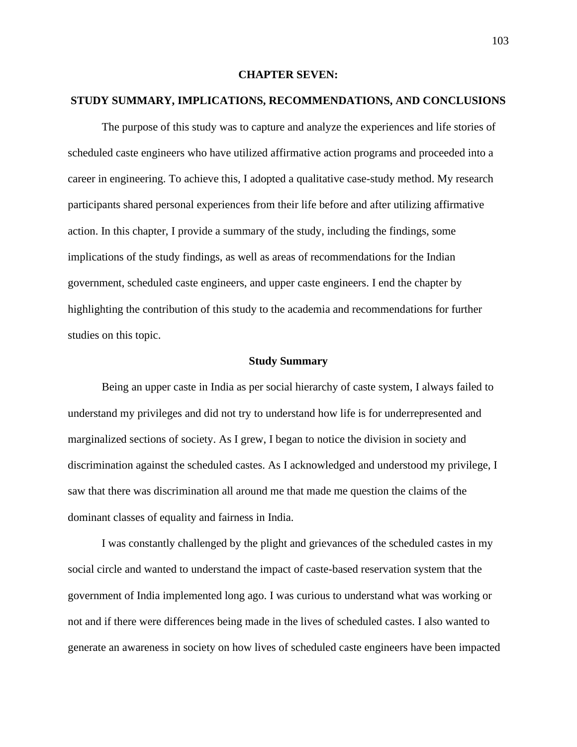# CHAPTER SEVEN:

# STUDY SUMMARY, IMPLICATIONS, RECOMMENDATIONS, AND CONCLUSIONS

The purpose of this study was to capture and analyze the experiences and life stories of scheduled caste engineers who have utilized affirmative action programs and proceeded into a career in engineering. To achieve this, I adopted a qualitative case-study method. My research participants shared personal experiences from their life before and after utilizing affirmative action. In this chapter, I provide a summary of the study, including the findings, some implications of the study findings, as well as areas of recommendations for the Indian government, scheduled caste engineers, and upper caste engineers. I end the chapter by highlighting the contribution of this study to the academia and recommendations for further studies on this topic.

## Study Summary

Being an upper caste in India as per social hierarchy of caste system, I always failed to understand my privileges and did not try to understand how life is for underrepresented and marginalized sections of society. As I grew, I began to notice the division in society and discrimination against the scheduled castes. As I acknowledged and understood my privilege, I saw that there was discrimination all around me that made me question the claims of the dominant classes of equality and fairness in India.

I was constantly challenged by the plight and grievances of the scheduled castes in my social circle and wanted to understand the impact of caste-based reservation system that the government of India implemented long ago. I was curious to understand what was working or not and if there were differences being made in the lives of scheduled castes. I also wanted to generate an awareness in society on how lives of scheduled caste engineers have been impacted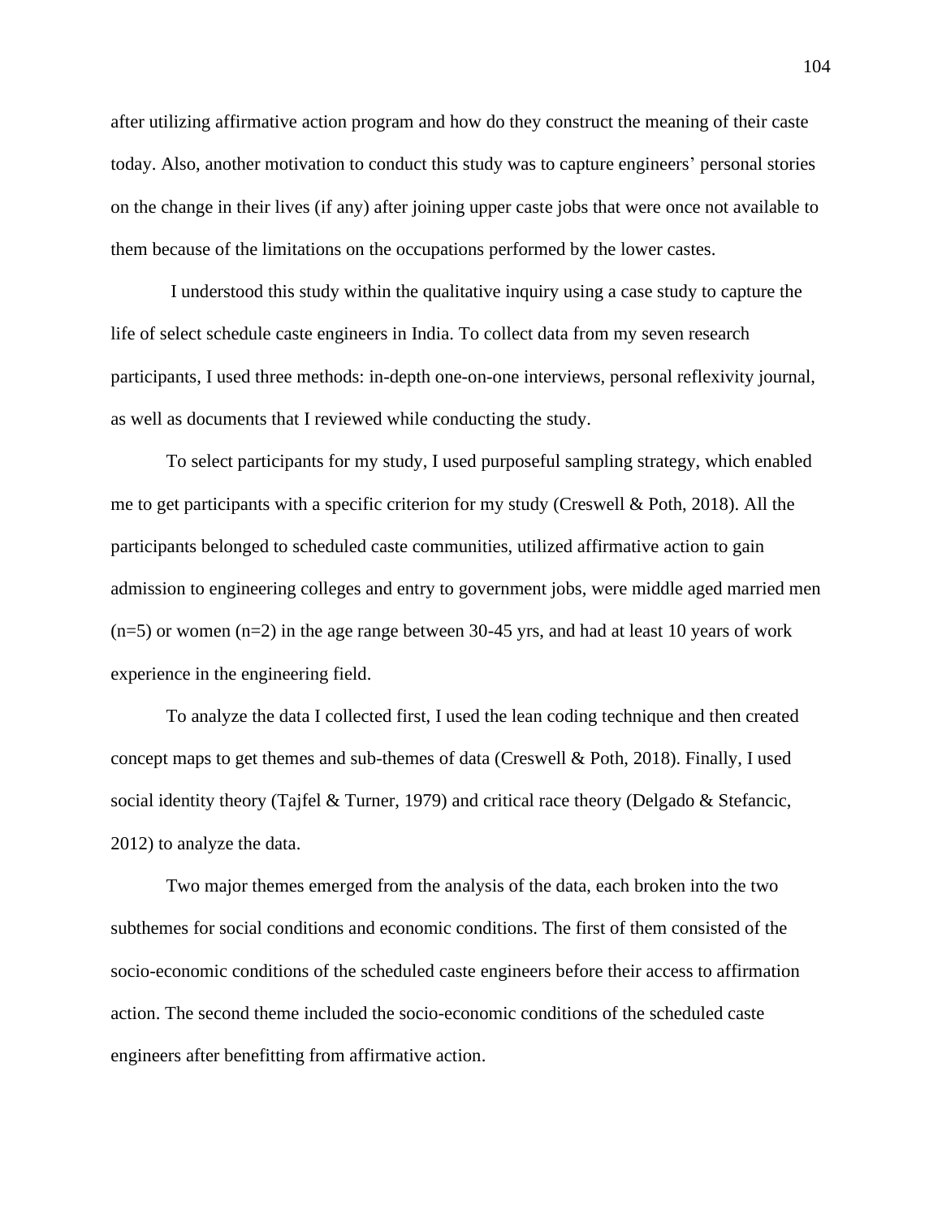after utilizing affirmative action program and how do they construct the meaning of their caste today. Also, another motivation to conduct this study was to capture engineers' personal stories on the change in their lives (if any) after joining upper caste jobs that were once not available to them because of the limitations on the occupations performed by the lower castes.

I understood this study within the qualitative inquiry using a case study to capture the life of select schedule caste engineers in India. To collect data from my seven research participants, I used three methods: in-depth one-on-one interviews, personal reflexivity journal, as well as documents that I reviewed while conducting the study.

To select participants for my study, I used purposeful sampling strategy, which enabled me to get participants with a specific criterion for my study (Creswell & Poth, 2018). All the participants belonged to scheduled caste communities, utilized affirmative action to gain admission to engineering colleges and entry to government jobs, were middle aged married men (n=5) or women (n=2) in the age range between 30-45 yrs, and had at least 10 years of work experience in the engineering field.

To analyze the data I collected first, I used the lean coding technique and then created concept maps to get themes and sub-themes of data (Creswell & Poth, 2018). Finally, I used social identity theory (Tajfel & Turner, 1979) and critical race theory (Delgado & Stefancic, 2012) to analyze the data.

Two major themes emerged from the analysis of the data, each broken into the two subthemes for social conditions and economic conditions. The first of them consisted of the socio-economic conditions of the scheduled caste engineers before their access to affirmation action. The second theme included the socio-economic conditions of the scheduled caste engineers after benefitting from affirmative action.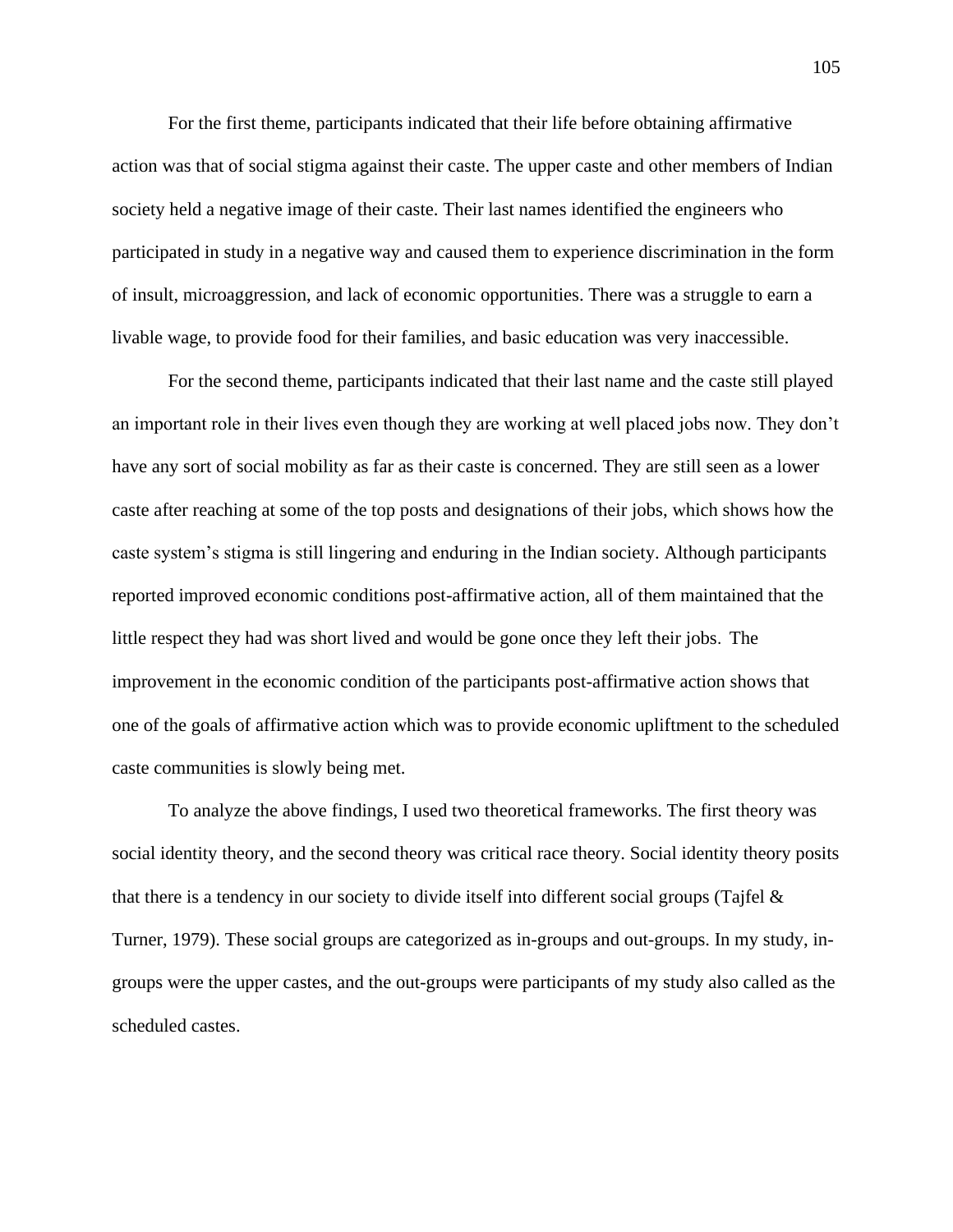For the first theme, participants indicated that their life before obtaining affirmative action was that of social stigma against their caste. The upper caste and other members of Indian society held a negative image of their caste. Their last names identified the engineers who participated in study in a negative way and caused them to experience discrimination in the form of insult, microaggression, and lack of economic opportunities. There was a struggle to earn a livable wage, to provide food for their families, and basic education was very inaccessible.

For the second theme, participants indicated that their last name and the caste still played an important role in their lives even though they are working at well placed jobs now. They don't have any sort of social mobility as far as their caste is concerned. They are still seen as a lower caste after reaching at some of the top posts and designations of their jobs, which shows how the caste system's stigma is still lingering and enduring in the Indian society. Although participants reported improved economic conditions post-affirmative action, all of them maintained that the little respect they had was short lived and would be gone once they left their jobs. The improvement in the economic condition of the participants post-affirmative action shows that one of the goals of affirmative action which was to provide economic upliftment to the scheduled caste communities is slowly being met.

To analyze the above findings, I used two theoretical frameworks. The first theory was social identity theory, and the second theory was critical race theory. Social identity theory posits that there is a tendency in our society to divide itself into different social groups (Tajfel & Turner, 1979). These social groups are categorized as in-groups and out-groups. In my study, in-groups were the upper castes, and the out-groups were participants of my study also called as the scheduled castes.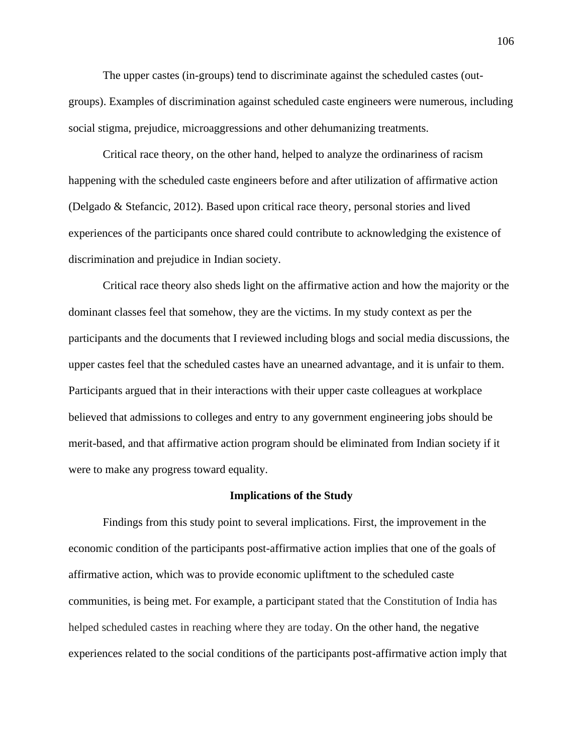The upper castes (in-groups) tend to discriminate against the scheduled castes (out-groups). Examples of discrimination against scheduled caste engineers were numerous, including social stigma, prejudice, microaggressions and other dehumanizing treatments.

Critical race theory, on the other hand, helped to analyze the ordinariness of racism happening with the scheduled caste engineers before and after utilization of affirmative action (Delgado & Stefancic, 2012). Based upon critical race theory, personal stories and lived experiences of the participants once shared could contribute to acknowledging the existence of discrimination and prejudice in Indian society.

Critical race theory also sheds light on the affirmative action and how the majority or the dominant classes feel that somehow, they are the victims. In my study context as per the participants and the documents that I reviewed including blogs and social media discussions, the upper castes feel that the scheduled castes have an unearned advantage, and it is unfair to them. Participants argued that in their interactions with their upper caste colleagues at workplace believed that admissions to colleges and entry to any government engineering jobs should be merit-based, and that affirmative action program should be eliminated from Indian society if it were to make any progress toward equality.

## Implications of the Study

Findings from this study point to several implications. First, the improvement in the economic condition of the participants post-affirmative action implies that one of the goals of affirmative action, which was to provide economic upliftment to the scheduled caste communities, is being met. For example, a participant stated that the Constitution of India has helped scheduled castes in reaching where they are today. On the other hand, the negative experiences related to the social conditions of the participants post-affirmative action imply that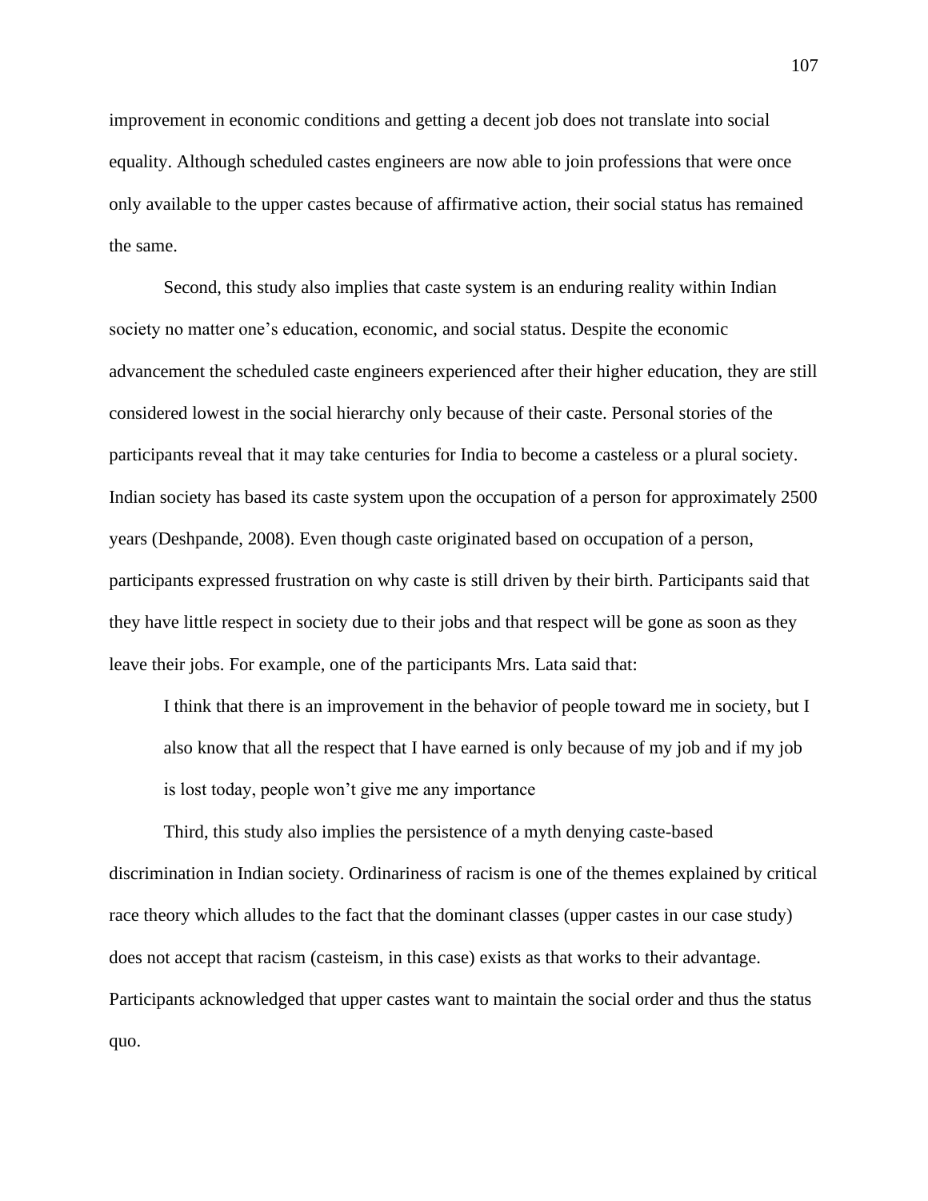improvement in economic conditions and getting a decent job does not translate into social equality. Although scheduled castes engineers are now able to join professions that were once only available to the upper castes because of affirmative action, their social status has remained the same.

Second, this study also implies that caste system is an enduring reality within Indian society no matter one's education, economic, and social status. Despite the economic advancement the scheduled caste engineers experienced after their higher education, they are still considered lowest in the social hierarchy only because of their caste. Personal stories of the participants reveal that it may take centuries for India to become a casteless or a plural society. Indian society has based its caste system upon the occupation of a person for approximately 2500 years (Deshpande, 2008). Even though caste originated based on occupation of a person, participants expressed frustration on why caste is still driven by their birth. Participants said that they have little respect in society due to their jobs and that respect will be gone as soon as they leave their jobs. For example, one of the participants Mrs. Lata said that:

> I think that there is an improvement in the behavior of people toward me in society, but I also know that all the respect that I have earned is only because of my job and if my job is lost today, people won't give me any importance

Third, this study also implies the persistence of a myth denying caste-based discrimination in Indian society. Ordinariness of racism is one of the themes explained by critical race theory which alludes to the fact that the dominant classes (upper castes in our case study) does not accept that racism (casteism, in this case) exists as that works to their advantage. Participants acknowledged that upper castes want to maintain the social order and thus the status quo.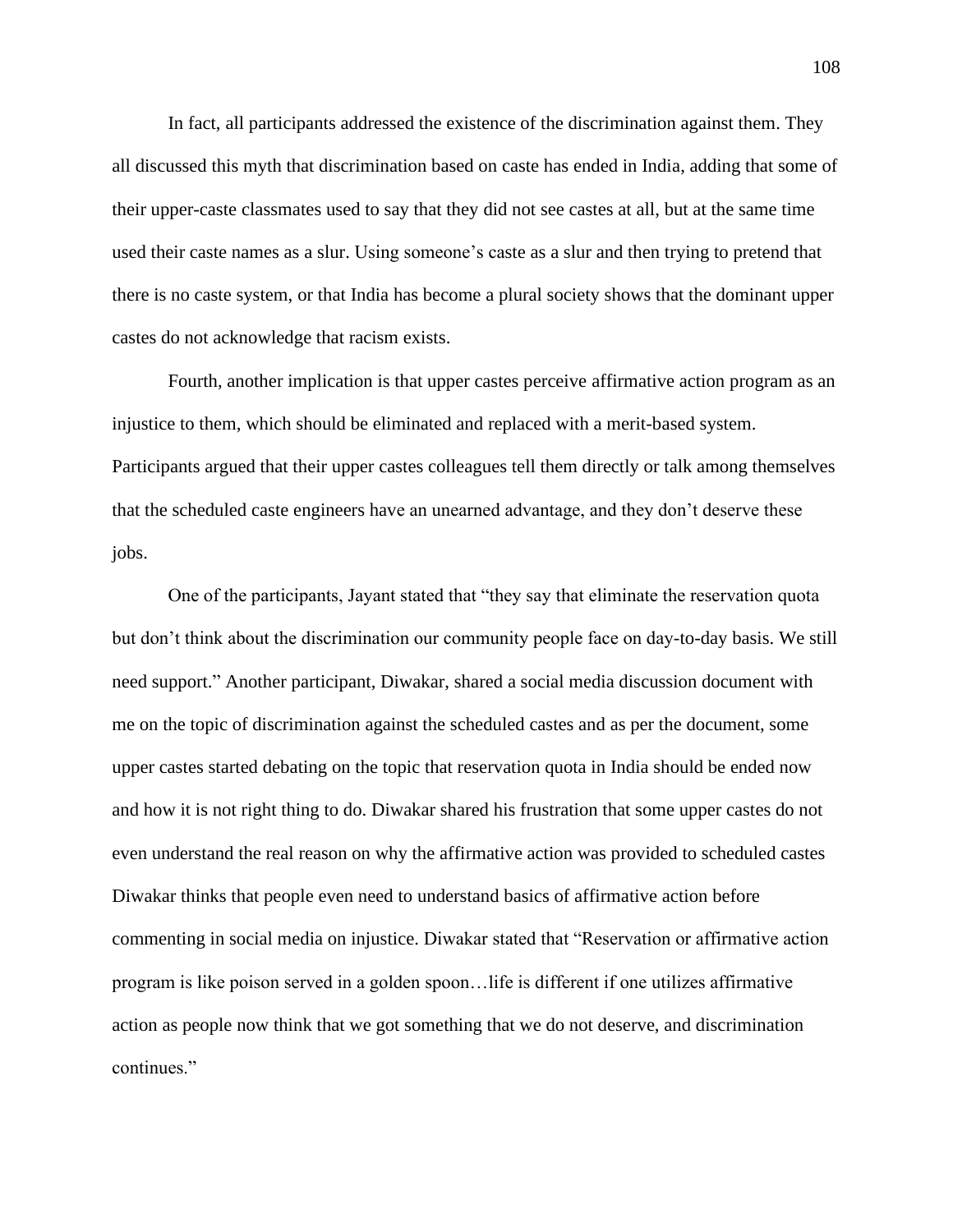In fact, all participants addressed the existence of the discrimination against them. They all discussed this myth that discrimination based on caste has ended in India, adding that some of their upper-caste classmates used to say that they did not see castes at all, but at the same time used their caste names as a slur. Using someone's caste as a slur and then trying to pretend that there is no caste system, or that India has become a plural society shows that the dominant upper castes do not acknowledge that racism exists.

Fourth, another implication is that upper castes perceive affirmative action program as an injustice to them, which should be eliminated and replaced with a merit-based system. Participants argued that their upper castes colleagues tell them directly or talk among themselves that the scheduled caste engineers have an unearned advantage, and they don't deserve these jobs.

One of the participants, Jayant stated that "they say that eliminate the reservation quota but don't think about the discrimination our community people face on day-to-day basis. We still need support." Another participant, Diwakar, shared a social media discussion document with me on the topic of discrimination against the scheduled castes and as per the document, some upper castes started debating on the topic that reservation quota in India should be ended now and how it is not right thing to do. Diwakar shared his frustration that some upper castes do not even understand the real reason on why the affirmative action was provided to scheduled castes Diwakar thinks that people even need to understand basics of affirmative action before commenting in social media on injustice. Diwakar stated that "Reservation or affirmative action program is like poison served in a golden spoon…life is different if one utilizes affirmative action as people now think that we got something that we do not deserve, and discrimination continues."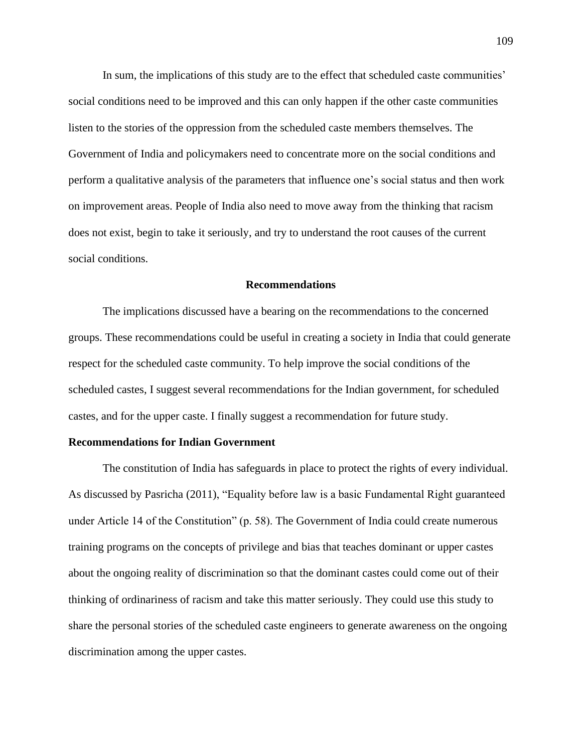In sum, the implications of this study are to the effect that scheduled caste communities' social conditions need to be improved and this can only happen if the other caste communities listen to the stories of the oppression from the scheduled caste members themselves. The Government of India and policymakers need to concentrate more on the social conditions and perform a qualitative analysis of the parameters that influence one's social status and then work on improvement areas. People of India also need to move away from the thinking that racism does not exist, begin to take it seriously, and try to understand the root causes of the current social conditions.

## Recommendations

The implications discussed have a bearing on the recommendations to the concerned groups. These recommendations could be useful in creating a society in India that could generate respect for the scheduled caste community. To help improve the social conditions of the scheduled castes, I suggest several recommendations for the Indian government, for scheduled castes, and for the upper caste. I finally suggest a recommendation for future study.

### Recommendations for Indian Government

The constitution of India has safeguards in place to protect the rights of every individual. As discussed by Pasricha (2011), "Equality before law is a basic Fundamental Right guaranteed under Article 14 of the Constitution" (p. 58). The Government of India could create numerous training programs on the concepts of privilege and bias that teaches dominant or upper castes about the ongoing reality of discrimination so that the dominant castes could come out of their thinking of ordinariness of racism and take this matter seriously. They could use this study to share the personal stories of the scheduled caste engineers to generate awareness on the ongoing discrimination among the upper castes.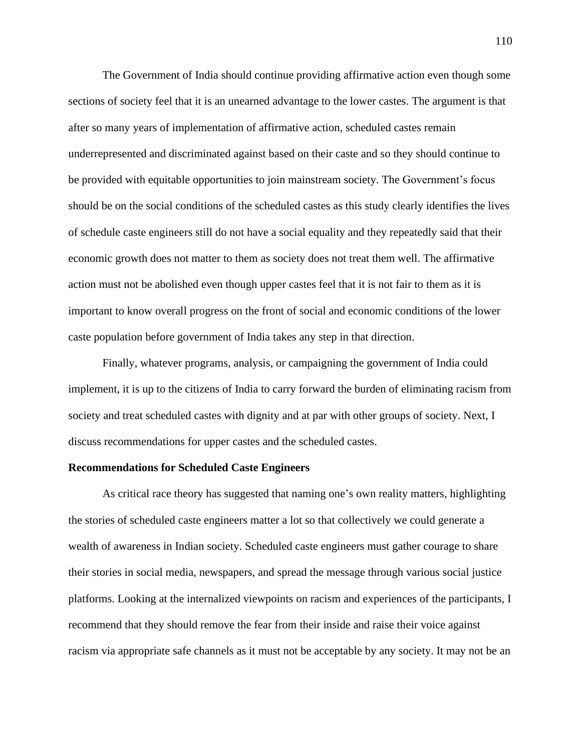The Government of India should continue providing affirmative action even though some sections of society feel that it is an unearned advantage to the lower castes. The argument is that after so many years of implementation of affirmative action, scheduled castes remain underrepresented and discriminated against based on their caste and so they should continue to be provided with equitable opportunities to join mainstream society. The Government's focus should be on the social conditions of the scheduled castes as this study clearly identifies the lives of schedule caste engineers still do not have a social equality and they repeatedly said that their economic growth does not matter to them as society does not treat them well. The affirmative action must not be abolished even though upper castes feel that it is not fair to them as it is important to know overall progress on the front of social and economic conditions of the lower caste population before government of India takes any step in that direction.

Finally, whatever programs, analysis, or campaigning the government of India could implement, it is up to the citizens of India to carry forward the burden of eliminating racism from society and treat scheduled castes with dignity and at par with other groups of society. Next, I discuss recommendations for upper castes and the scheduled castes.

**Recommendations for Scheduled Caste Engineers**

As critical race theory has suggested that naming one's own reality matters, highlighting the stories of scheduled caste engineers matter a lot so that collectively we could generate a wealth of awareness in Indian society. Scheduled caste engineers must gather courage to share their stories in social media, newspapers, and spread the message through various social justice platforms. Looking at the internalized viewpoints on racism and experiences of the participants, I recommend that they should remove the fear from their inside and raise their voice against racism via appropriate safe channels as it must not be acceptable by any society. It may not be an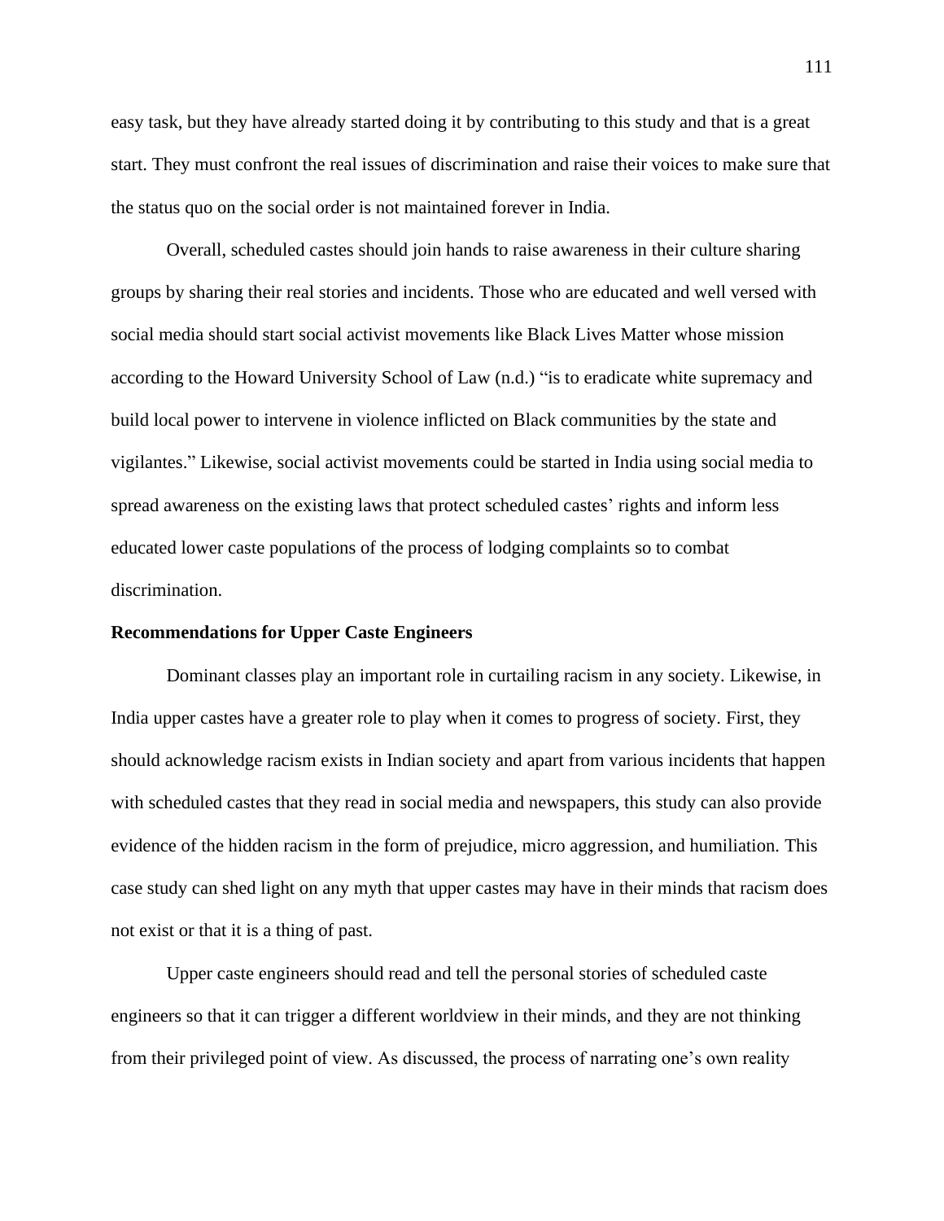easy task, but they have already started doing it by contributing to this study and that is a great start. They must confront the real issues of discrimination and raise their voices to make sure that the status quo on the social order is not maintained forever in India.

Overall, scheduled castes should join hands to raise awareness in their culture sharing groups by sharing their real stories and incidents. Those who are educated and well versed with social media should start social activist movements like Black Lives Matter whose mission according to the Howard University School of Law (n.d.) "is to eradicate white supremacy and build local power to intervene in violence inflicted on Black communities by the state and vigilantes." Likewise, social activist movements could be started in India using social media to spread awareness on the existing laws that protect scheduled castes' rights and inform less educated lower caste populations of the process of lodging complaints so to combat discrimination.

**Recommendations for Upper Caste Engineers**

Dominant classes play an important role in curtailing racism in any society. Likewise, in India upper castes have a greater role to play when it comes to progress of society. First, they should acknowledge racism exists in Indian society and apart from various incidents that happen with scheduled castes that they read in social media and newspapers, this study can also provide evidence of the hidden racism in the form of prejudice, micro aggression, and humiliation. This case study can shed light on any myth that upper castes may have in their minds that racism does not exist or that it is a thing of past.

Upper caste engineers should read and tell the personal stories of scheduled caste engineers so that it can trigger a different worldview in their minds, and they are not thinking from their privileged point of view. As discussed, the process of narrating one's own reality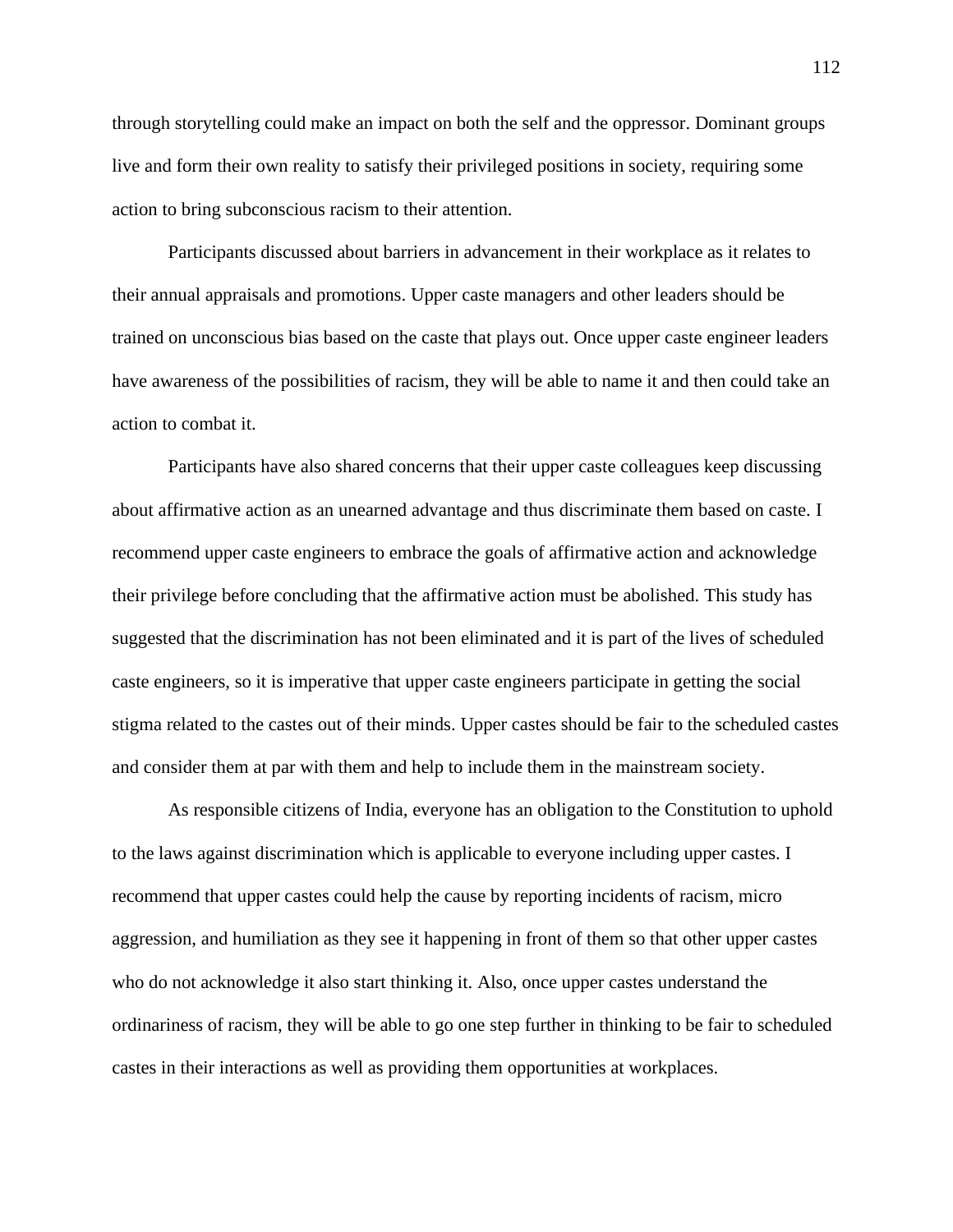through storytelling could make an impact on both the self and the oppressor. Dominant groups live and form their own reality to satisfy their privileged positions in society, requiring some action to bring subconscious racism to their attention.

Participants discussed about barriers in advancement in their workplace as it relates to their annual appraisals and promotions. Upper caste managers and other leaders should be trained on unconscious bias based on the caste that plays out. Once upper caste engineer leaders have awareness of the possibilities of racism, they will be able to name it and then could take an action to combat it.

Participants have also shared concerns that their upper caste colleagues keep discussing about affirmative action as an unearned advantage and thus discriminate them based on caste. I recommend upper caste engineers to embrace the goals of affirmative action and acknowledge their privilege before concluding that the affirmative action must be abolished. This study has suggested that the discrimination has not been eliminated and it is part of the lives of scheduled caste engineers, so it is imperative that upper caste engineers participate in getting the social stigma related to the castes out of their minds. Upper castes should be fair to the scheduled castes and consider them at par with them and help to include them in the mainstream society.

As responsible citizens of India, everyone has an obligation to the Constitution to uphold to the laws against discrimination which is applicable to everyone including upper castes. I recommend that upper castes could help the cause by reporting incidents of racism, micro aggression, and humiliation as they see it happening in front of them so that other upper castes who do not acknowledge it also start thinking it. Also, once upper castes understand the ordinariness of racism, they will be able to go one step further in thinking to be fair to scheduled castes in their interactions as well as providing them opportunities at workplaces.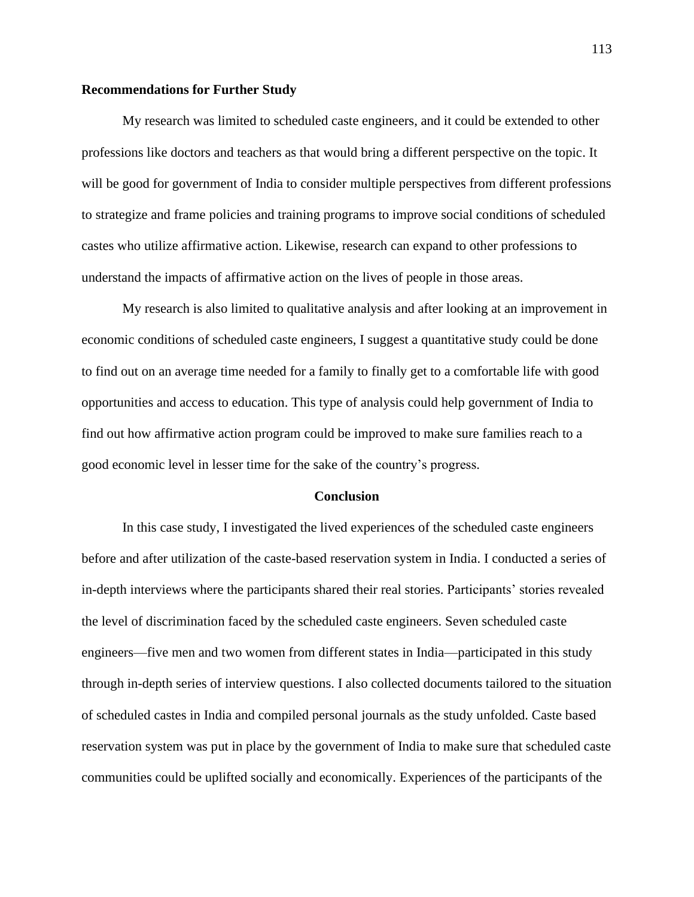**Recommendations for Further Study**

My research was limited to scheduled caste engineers, and it could be extended to other professions like doctors and teachers as that would bring a different perspective on the topic. It will be good for government of India to consider multiple perspectives from different professions to strategize and frame policies and training programs to improve social conditions of scheduled castes who utilize affirmative action. Likewise, research can expand to other professions to understand the impacts of affirmative action on the lives of people in those areas.

My research is also limited to qualitative analysis and after looking at an improvement in economic conditions of scheduled caste engineers, I suggest a quantitative study could be done to find out on an average time needed for a family to finally get to a comfortable life with good opportunities and access to education. This type of analysis could help government of India to find out how affirmative action program could be improved to make sure families reach to a good economic level in lesser time for the sake of the country's progress.

## Conclusion

In this case study, I investigated the lived experiences of the scheduled caste engineers before and after utilization of the caste-based reservation system in India. I conducted a series of in-depth interviews where the participants shared their real stories. Participants' stories revealed the level of discrimination faced by the scheduled caste engineers. Seven scheduled caste engineers—five men and two women from different states in India—participated in this study through in-depth series of interview questions. I also collected documents tailored to the situation of scheduled castes in India and compiled personal journals as the study unfolded. Caste based reservation system was put in place by the government of India to make sure that scheduled caste communities could be uplifted socially and economically. Experiences of the participants of the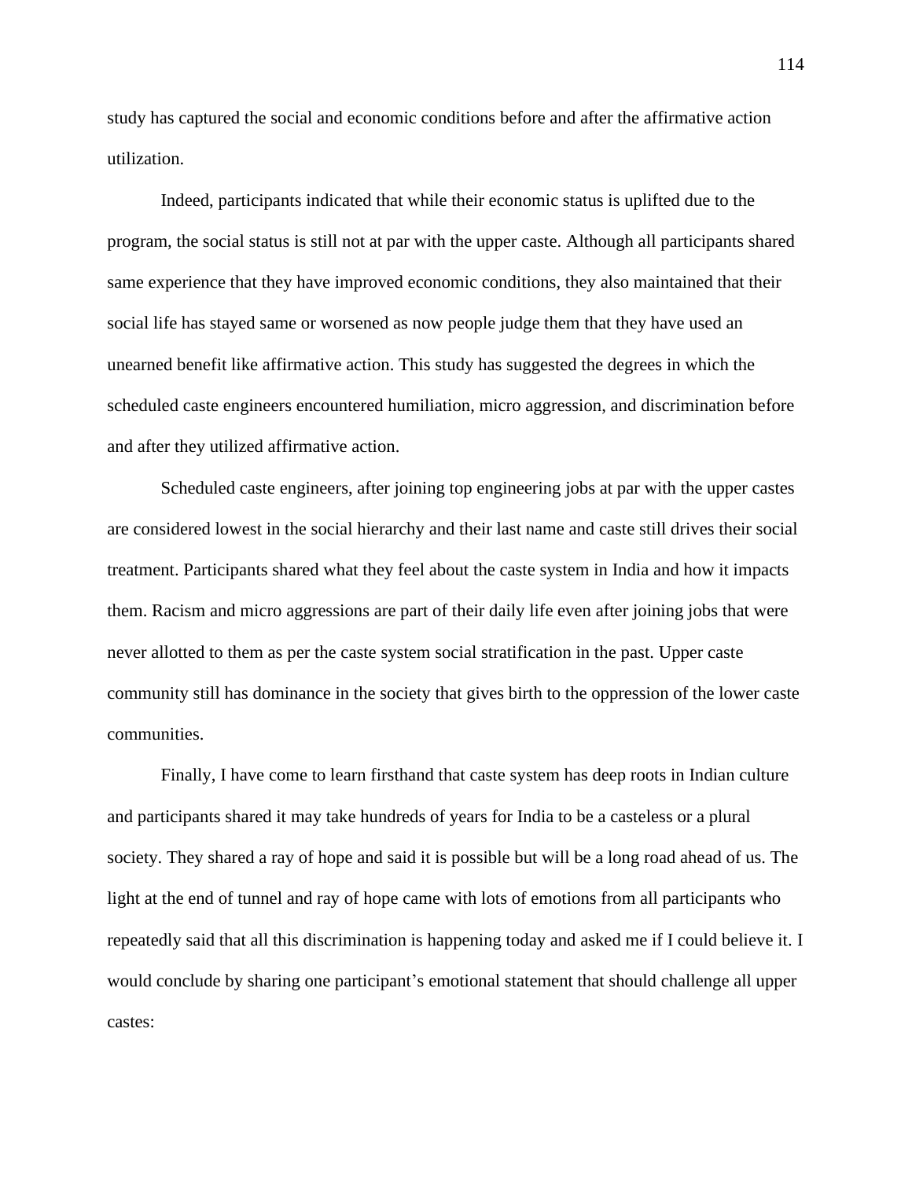study has captured the social and economic conditions before and after the affirmative action utilization.

Indeed, participants indicated that while their economic status is uplifted due to the program, the social status is still not at par with the upper caste. Although all participants shared same experience that they have improved economic conditions, they also maintained that their social life has stayed same or worsened as now people judge them that they have used an unearned benefit like affirmative action. This study has suggested the degrees in which the scheduled caste engineers encountered humiliation, micro aggression, and discrimination before and after they utilized affirmative action.

Scheduled caste engineers, after joining top engineering jobs at par with the upper castes are considered lowest in the social hierarchy and their last name and caste still drives their social treatment. Participants shared what they feel about the caste system in India and how it impacts them. Racism and micro aggressions are part of their daily life even after joining jobs that were never allotted to them as per the caste system social stratification in the past. Upper caste community still has dominance in the society that gives birth to the oppression of the lower caste communities.

Finally, I have come to learn firsthand that caste system has deep roots in Indian culture and participants shared it may take hundreds of years for India to be a casteless or a plural society. They shared a ray of hope and said it is possible but will be a long road ahead of us. The light at the end of tunnel and ray of hope came with lots of emotions from all participants who repeatedly said that all this discrimination is happening today and asked me if I could believe it. I would conclude by sharing one participant's emotional statement that should challenge all upper castes: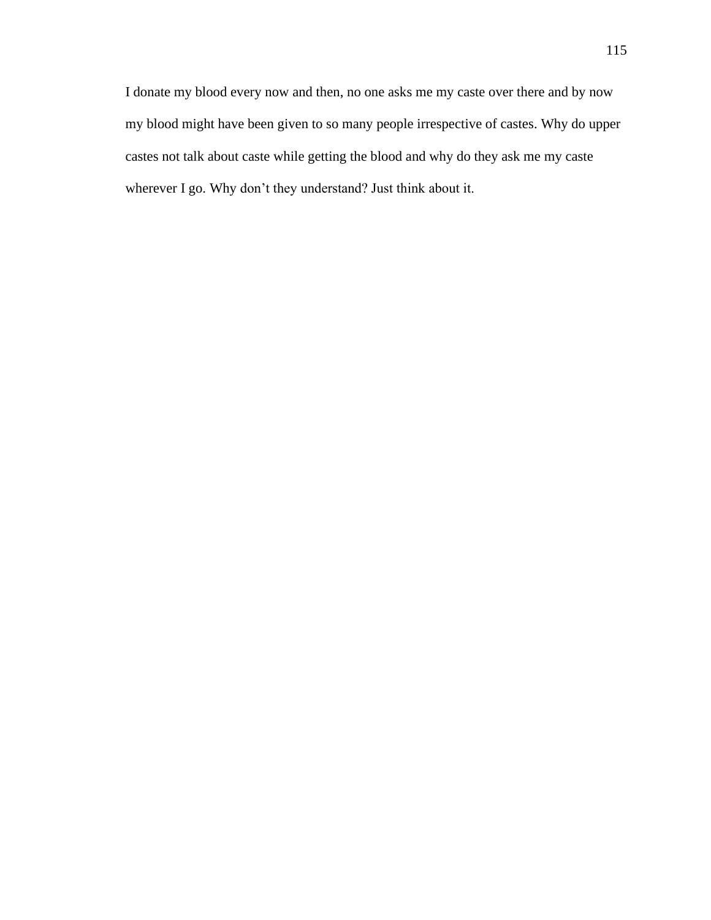I donate my blood every now and then, no one asks me my caste over there and by now my blood might have been given to so many people irrespective of castes. Why do upper castes not talk about caste while getting the blood and why do they ask me my caste wherever I go. Why don't they understand? Just think about it.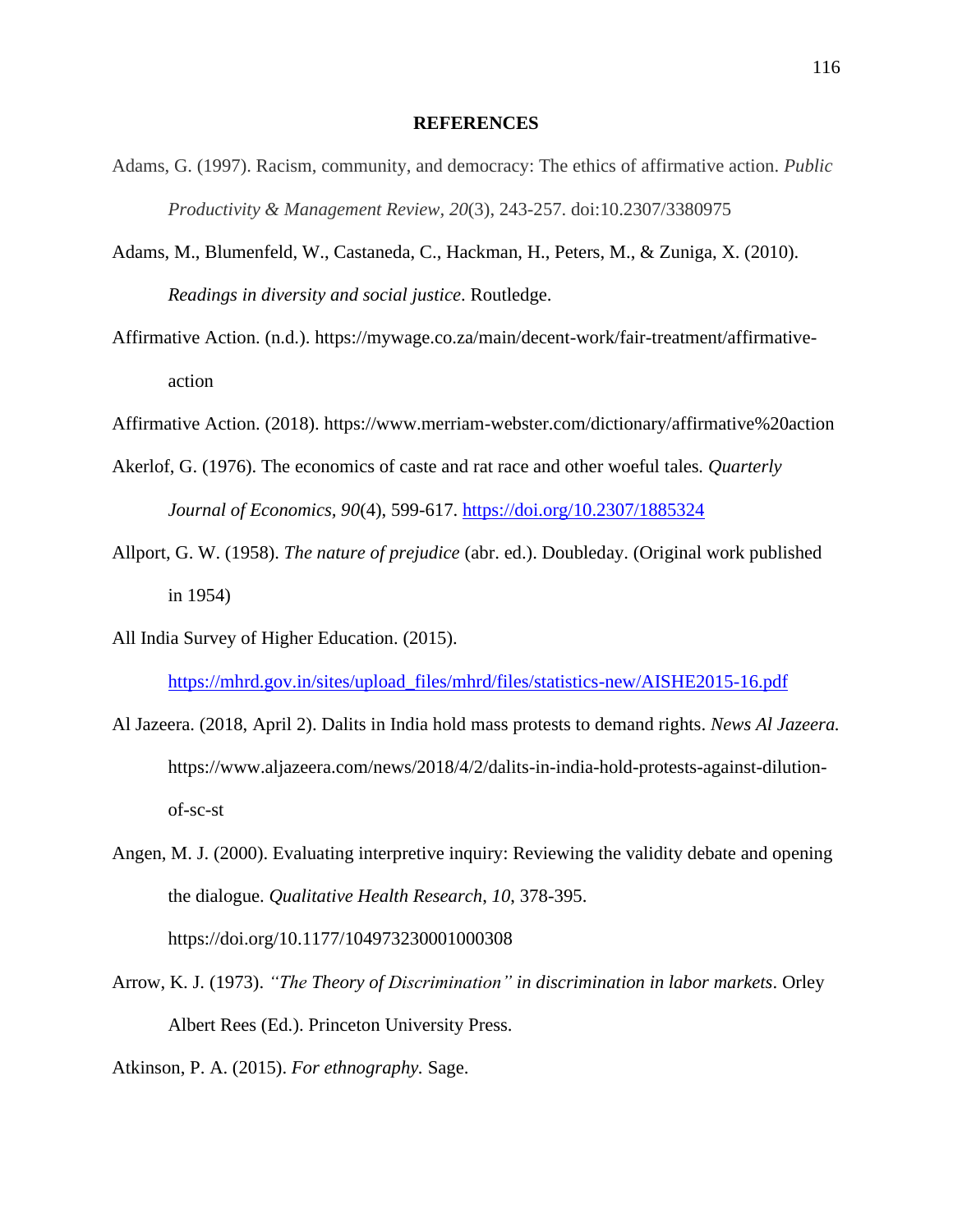# REFERENCES

Adams, G. (1997). Racism, community, and democracy: The ethics of affirmative action. *Public Productivity & Management Review*, *20*(3), 243-257. doi:10.2307/3380975

Adams, M., Blumenfeld, W., Castaneda, C., Hackman, H., Peters, M., & Zuniga, X. (2010). *Readings in diversity and social justice*. Routledge.

Affirmative Action. (n.d.). https://mywage.co.za/main/decent-work/fair-treatment/affirmative-action

Affirmative Action. (2018). https://www.merriam-webster.com/dictionary/affirmative%20action

Akerlof, G. (1976). The economics of caste and rat race and other woeful tales. *Quarterly Journal of Economics*, *90*(4), 599-617. https://doi.org/10.2307/1885324

Allport, G. W. (1958). *The nature of prejudice* (abr. ed.). Doubleday. (Original work published in 1954)

All India Survey of Higher Education. (2015). https://mhrd.gov.in/sites/upload_files/mhrd/files/statistics-new/AISHE2015-16.pdf

Al Jazeera. (2018, April 2). Dalits in India hold mass protests to demand rights. *News Al Jazeera.* https://www.aljazeera.com/news/2018/4/2/dalits-in-india-hold-protests-against-dilution-of-sc-st

Angen, M. J. (2000). Evaluating interpretive inquiry: Reviewing the validity debate and opening the dialogue. *Qualitative Health Research*, *10*, 378-395. https://doi.org/10.1177/104973230001000308

Arrow, K. J. (1973). *"The Theory of Discrimination" in discrimination in labor markets*. Orley Albert Rees (Ed.). Princeton University Press.

Atkinson, P. A. (2015). *For ethnography.* Sage.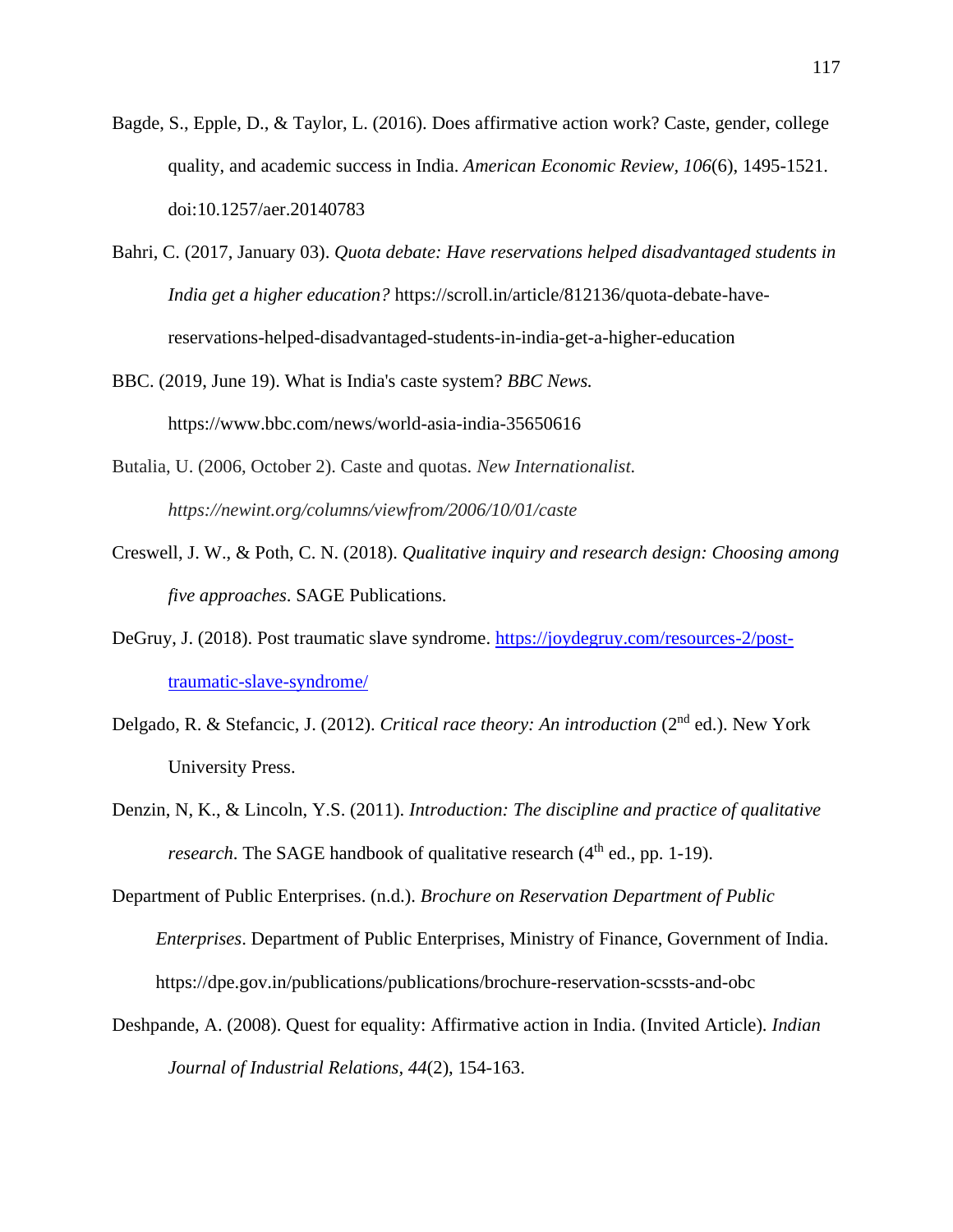Bagde, S., Epple, D., & Taylor, L. (2016). Does affirmative action work? Caste, gender, college quality, and academic success in India. *American Economic Review, 106*(6), 1495-1521. doi:10.1257/aer.20140783

Bahri, C. (2017, January 03). *Quota debate: Have reservations helped disadvantaged students in India get a higher education?* https://scroll.in/article/812136/quota-debate-have-reservations-helped-disadvantaged-students-in-india-get-a-higher-education

BBC. (2019, June 19). What is India's caste system? *BBC News.* https://www.bbc.com/news/world-asia-india-35650616

Butalia, U. (2006, October 2). Caste and quotas. *New Internationalist. https://newint.org/columns/viewfrom/2006/10/01/caste*

Creswell, J. W., & Poth, C. N. (2018). *Qualitative inquiry and research design: Choosing among five approaches*. SAGE Publications.

DeGruy, J. (2018). Post traumatic slave syndrome. [https://joydegruy.com/resources-2/post-traumatic-slave-syndrome/](https://joydegruy.com/resources-2/post-traumatic-slave-syndrome/)

Delgado, R. & Stefancic, J. (2012). *Critical race theory: An introduction* (2nd ed.). New York University Press.

Denzin, N, K., & Lincoln, Y.S. (2011). *Introduction: The discipline and practice of qualitative research*. The SAGE handbook of qualitative research (4th ed., pp. 1-19).

Department of Public Enterprises. (n.d.). *Brochure on Reservation Department of Public Enterprises*. Department of Public Enterprises, Ministry of Finance, Government of India. https://dpe.gov.in/publications/publications/brochure-reservation-scssts-and-obc

Deshpande, A. (2008). Quest for equality: Affirmative action in India. (Invited Article). *Indian Journal of Industrial Relations, 44*(2), 154-163.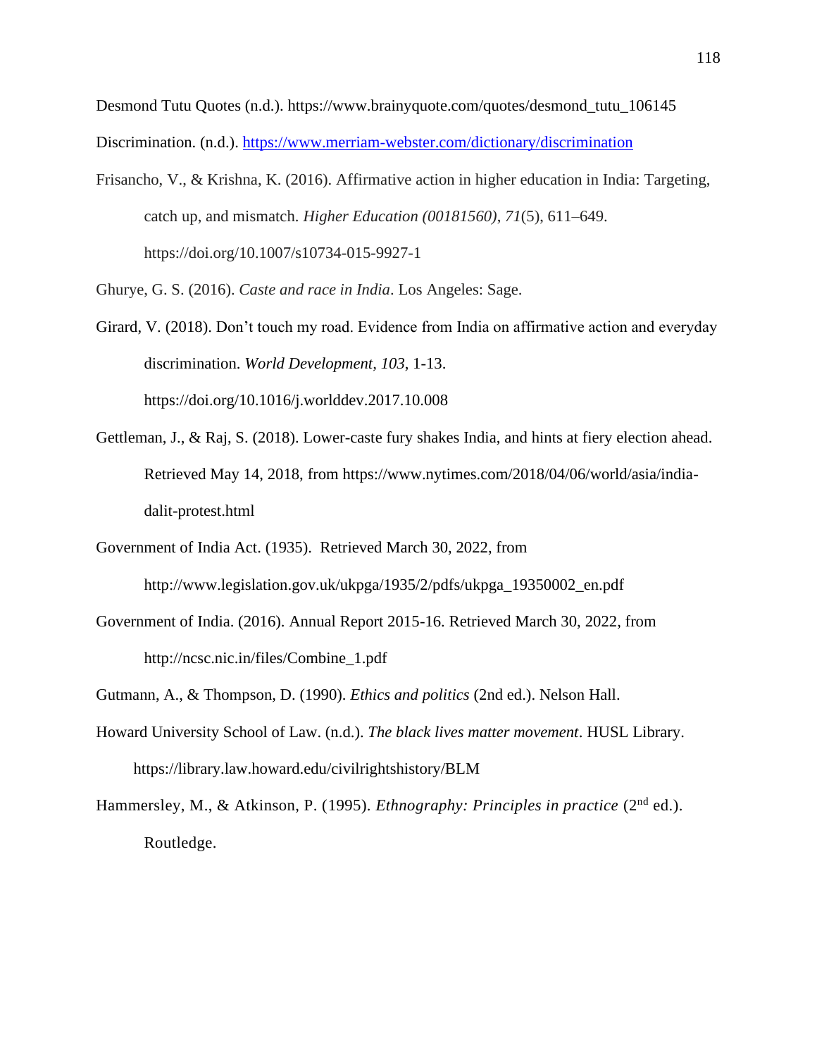Desmond Tutu Quotes (n.d.). https://www.brainyquote.com/quotes/desmond_tutu_106145

Discrimination. (n.d.). https://www.merriam-webster.com/dictionary/discrimination

Frisancho, V., & Krishna, K. (2016). Affirmative action in higher education in India: Targeting, catch up, and mismatch. *Higher Education (00181560)*, *71*(5), 611–649. https://doi.org/10.1007/s10734-015-9927-1

Ghurye, G. S. (2016). *Caste and race in India*. Los Angeles: Sage.

Girard, V. (2018). Don't touch my road. Evidence from India on affirmative action and everyday discrimination. *World Development, 103*, 1-13. https://doi.org/10.1016/j.worlddev.2017.10.008

Gettleman, J., & Raj, S. (2018). Lower-caste fury shakes India, and hints at fiery election ahead. Retrieved May 14, 2018, from https://www.nytimes.com/2018/04/06/world/asia/india-dalit-protest.html

Government of India Act. (1935). Retrieved March 30, 2022, from http://www.legislation.gov.uk/ukpga/1935/2/pdfs/ukpga_19350002_en.pdf

Government of India. (2016). Annual Report 2015-16. Retrieved March 30, 2022, from http://ncsc.nic.in/files/Combine_1.pdf

Gutmann, A., & Thompson, D. (1990). *Ethics and politics* (2nd ed.). Nelson Hall.

Howard University School of Law. (n.d.). *The black lives matter movement*. HUSL Library. https://library.law.howard.edu/civilrightshistory/BLM

Hammersley, M., & Atkinson, P. (1995). *Ethnography: Principles in practice* (2nd ed.). Routledge.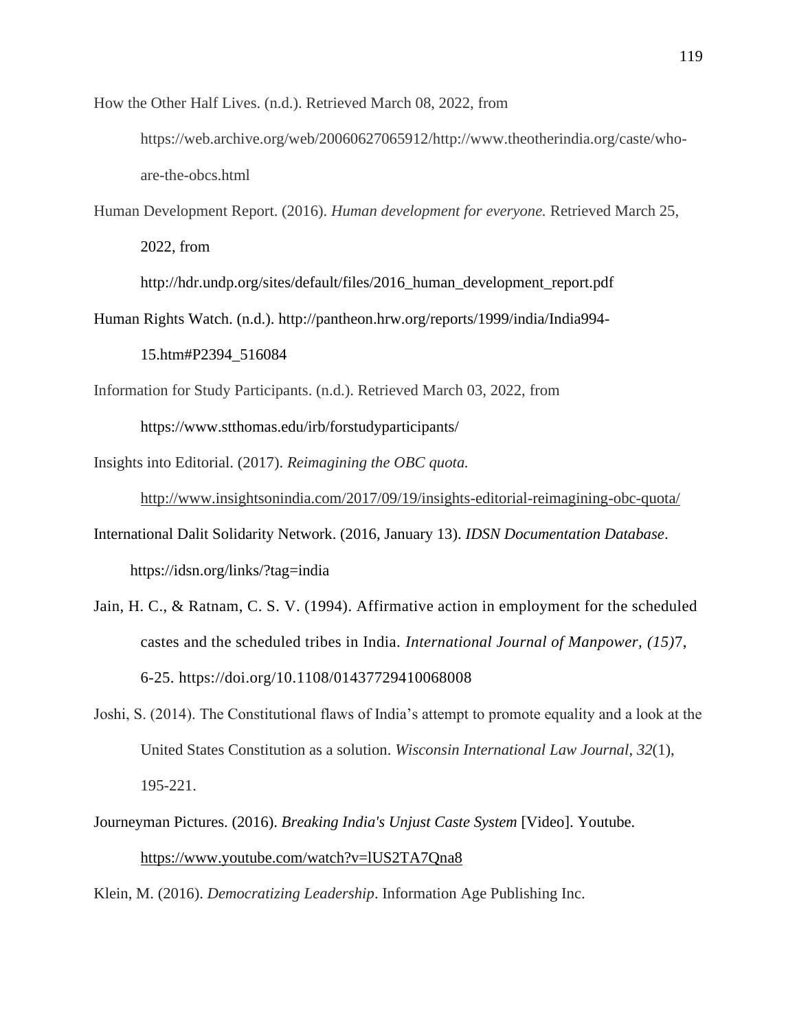How the Other Half Lives. (n.d.). Retrieved March 08, 2022, from https://web.archive.org/web/20060627065912/http://www.theotherindia.org/caste/who-are-the-obcs.html

Human Development Report. (2016). *Human development for everyone.* Retrieved March 25, 2022, from http://hdr.undp.org/sites/default/files/2016_human_development_report.pdf

Human Rights Watch. (n.d.). http://pantheon.hrw.org/reports/1999/india/India994-15.htm#P2394_516084

Information for Study Participants. (n.d.). Retrieved March 03, 2022, from https://www.stthomas.edu/irb/forstudyparticipants/

Insights into Editorial. (2017). *Reimagining the OBC quota.* http://www.insightsonindia.com/2017/09/19/insights-editorial-reimagining-obc-quota/

International Dalit Solidarity Network. (2016, January 13). *IDSN Documentation Database*. https://idsn.org/links/?tag=india

Jain, H. C., & Ratnam, C. S. V. (1994). Affirmative action in employment for the scheduled castes and the scheduled tribes in India. *International Journal of Manpower, (15)*7, 6-25. https://doi.org/10.1108/01437729410068008

Joshi, S. (2014). The Constitutional flaws of India's attempt to promote equality and a look at the United States Constitution as a solution. *Wisconsin International Law Journal*, *32*(1), 195-221.

Journeyman Pictures. (2016). *Breaking India's Unjust Caste System* [Video]. Youtube. https://www.youtube.com/watch?v=lUS2TA7Qna8

Klein, M. (2016). *Democratizing Leadership*. Information Age Publishing Inc.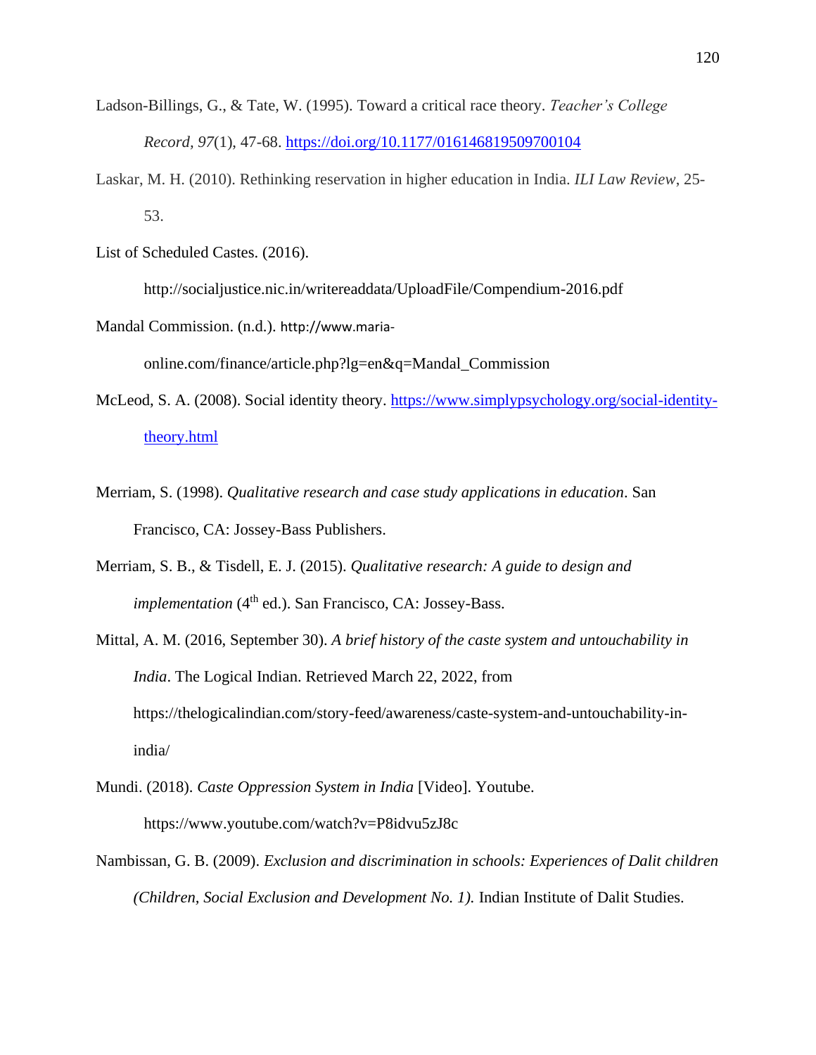Ladson-Billings, G., & Tate, W. (1995). Toward a critical race theory. *Teacher's College Record, 97*(1), 47-68. https://doi.org/10.1177/016146819509700104

Laskar, M. H. (2010). Rethinking reservation in higher education in India. *ILI Law Review*, 25-53.

List of Scheduled Castes. (2016). http://socialjustice.nic.in/writereaddata/UploadFile/Compendium-2016.pdf

Mandal Commission. (n.d.). http://www.maria-online.com/finance/article.php?lg=en&q=Mandal_Commission

McLeod, S. A. (2008). Social identity theory. https://www.simplypsychology.org/social-identity-theory.html

Merriam, S. (1998). *Qualitative research and case study applications in education*. San Francisco, CA: Jossey-Bass Publishers.

Merriam, S. B., & Tisdell, E. J. (2015). *Qualitative research: A guide to design and implementation* (4th ed.). San Francisco, CA: Jossey-Bass.

Mittal, A. M. (2016, September 30). *A brief history of the caste system and untouchability in India*. The Logical Indian. Retrieved March 22, 2022, from https://thelogicalindian.com/story-feed/awareness/caste-system-and-untouchability-in-india/

Mundi. (2018). *Caste Oppression System in India* [Video]. Youtube. https://www.youtube.com/watch?v=P8idvu5zJ8c

Nambissan, G. B. (2009). *Exclusion and discrimination in schools: Experiences of Dalit children (Children, Social Exclusion and Development No. 1).* Indian Institute of Dalit Studies.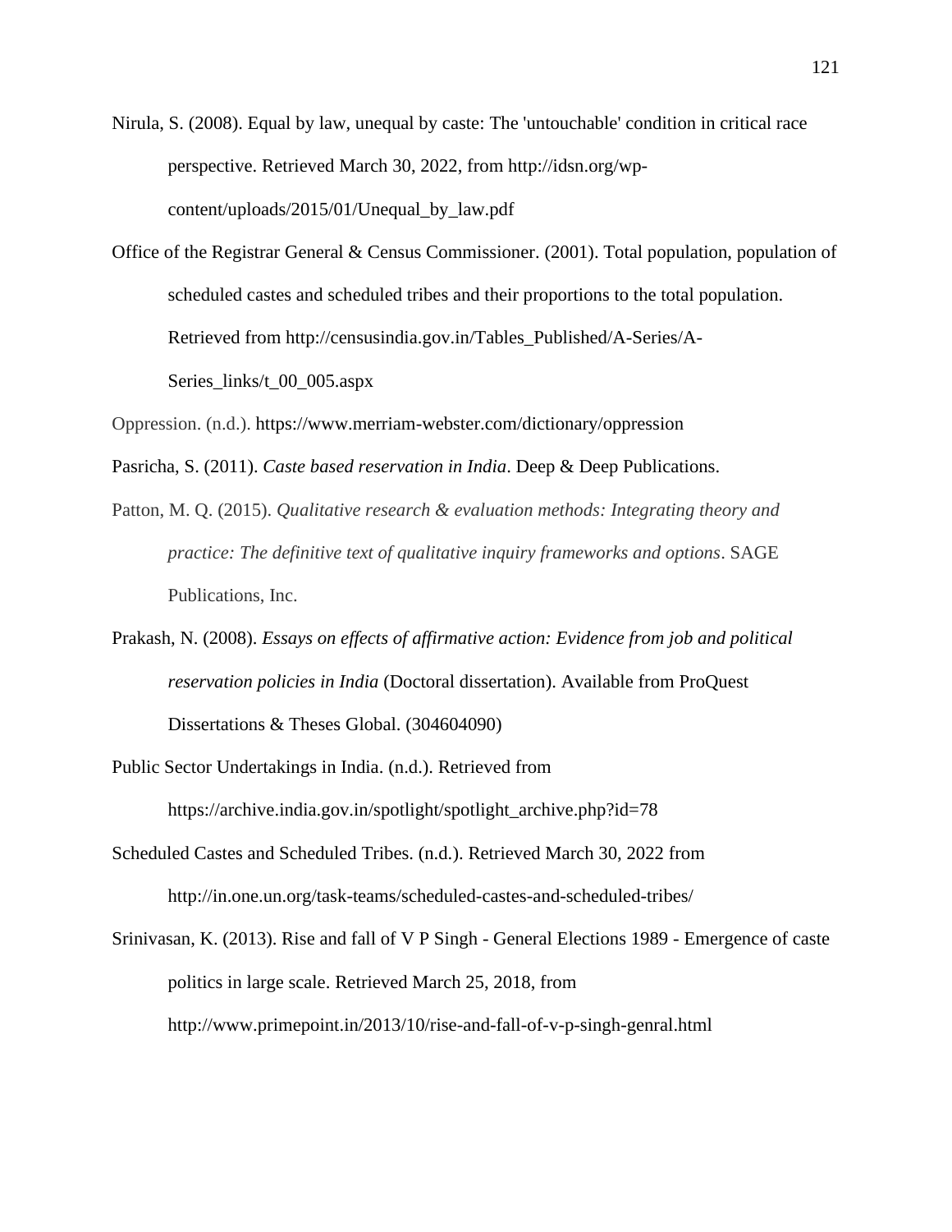Nirula, S. (2008). Equal by law, unequal by caste: The 'untouchable' condition in critical race perspective. Retrieved March 30, 2022, from http://idsn.org/wp-content/uploads/2015/01/Unequal_by_law.pdf

Office of the Registrar General & Census Commissioner. (2001). Total population, population of scheduled castes and scheduled tribes and their proportions to the total population. Retrieved from http://censusindia.gov.in/Tables_Published/A-Series/A-Series_links/t_00_005.aspx

Oppression. (n.d.). https://www.merriam-webster.com/dictionary/oppression

Pasricha, S. (2011). *Caste based reservation in India*. Deep & Deep Publications.

Patton, M. Q. (2015). *Qualitative research & evaluation methods: Integrating theory and practice: The definitive text of qualitative inquiry frameworks and options*. SAGE Publications, Inc.

Prakash, N. (2008). *Essays on effects of affirmative action: Evidence from job and political reservation policies in India* (Doctoral dissertation). Available from ProQuest Dissertations & Theses Global. (304604090)

Public Sector Undertakings in India. (n.d.). Retrieved from https://archive.india.gov.in/spotlight/spotlight_archive.php?id=78

Scheduled Castes and Scheduled Tribes. (n.d.). Retrieved March 30, 2022 from http://in.one.un.org/task-teams/scheduled-castes-and-scheduled-tribes/

Srinivasan, K. (2013). Rise and fall of V P Singh - General Elections 1989 - Emergence of caste politics in large scale. Retrieved March 25, 2018, from http://www.primepoint.in/2013/10/rise-and-fall-of-v-p-singh-genral.html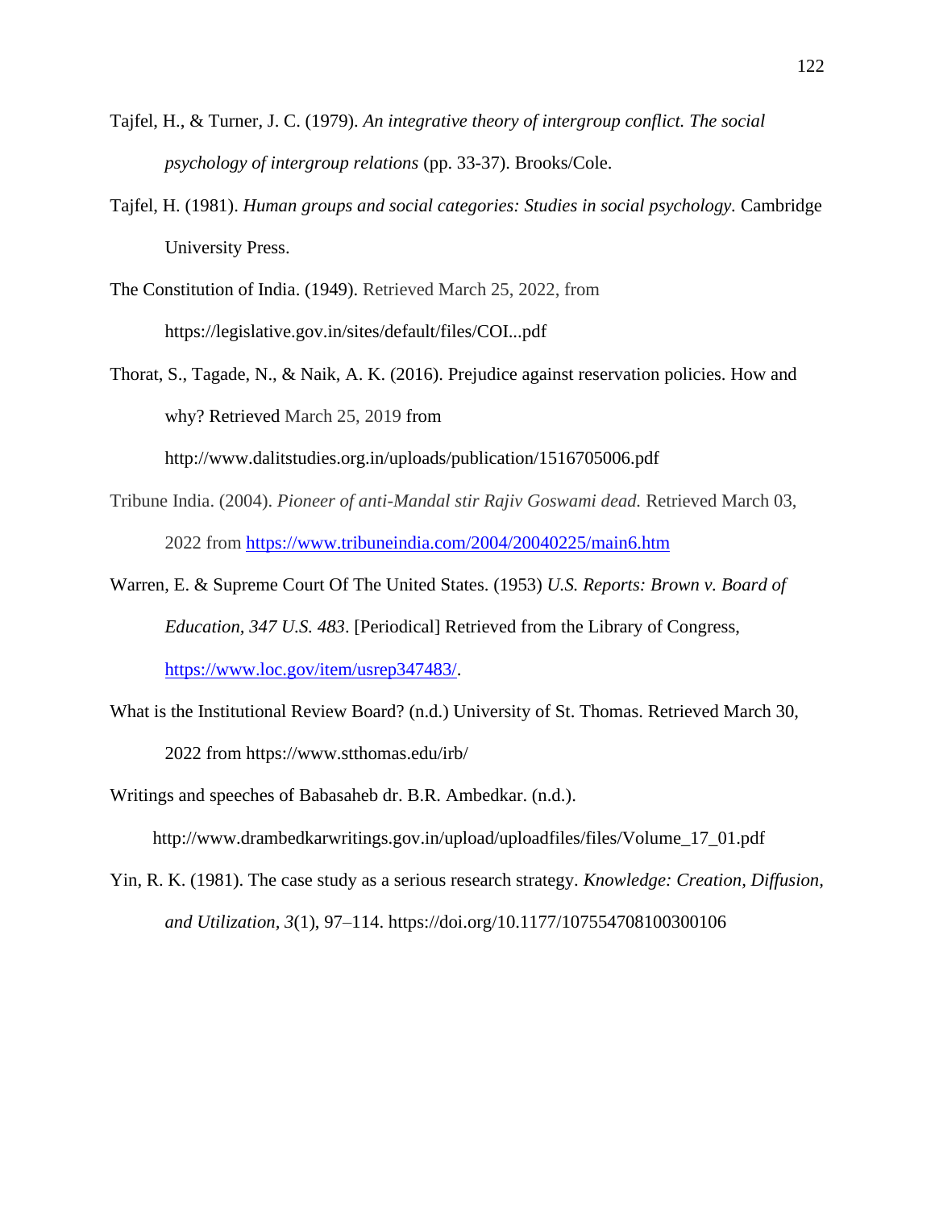Tajfel, H., & Turner, J. C. (1979). *An integrative theory of intergroup conflict. The social psychology of intergroup relations* (pp. 33-37). Brooks/Cole.

Tajfel, H. (1981). *Human groups and social categories: Studies in social psychology.* Cambridge University Press.

The Constitution of India. (1949). Retrieved March 25, 2022, from https://legislative.gov.in/sites/default/files/COI...pdf

Thorat, S., Tagade, N., & Naik, A. K. (2016). Prejudice against reservation policies. How and why? Retrieved March 25, 2019 from http://www.dalitstudies.org.in/uploads/publication/1516705006.pdf

Tribune India. (2004). *Pioneer of anti-Mandal stir Rajiv Goswami dead.* Retrieved March 03, 2022 from https://www.tribuneindia.com/2004/20040225/main6.htm

Warren, E. & Supreme Court Of The United States. (1953) *U.S. Reports: Brown v. Board of Education, 347 U.S. 483*. [Periodical] Retrieved from the Library of Congress, https://www.loc.gov/item/usrep347483/.

What is the Institutional Review Board? (n.d.) University of St. Thomas. Retrieved March 30, 2022 from https://www.stthomas.edu/irb/

Writings and speeches of Babasaheb dr. B.R. Ambedkar. (n.d.). http://www.drambedkarwritings.gov.in/upload/uploadfiles/files/Volume_17_01.pdf

Yin, R. K. (1981). The case study as a serious research strategy. *Knowledge: Creation, Diffusion, and Utilization*, *3*(1), 97–114. https://doi.org/10.1177/107554708100300106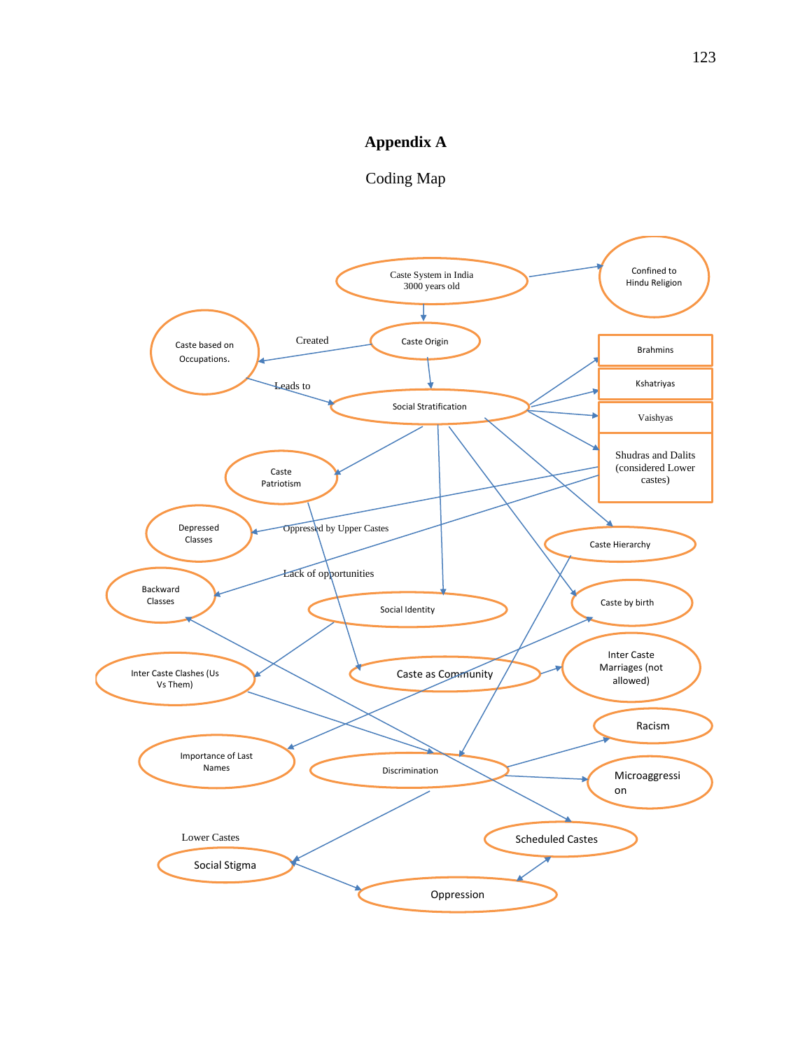# Appendix A

## Coding Map

Caste System in India 3000 years old

Confined to Hindu Religion

Caste Origin

Created

Caste based on Occupations.

Leads to

Social Stratification

Brahmins

Kshatriyas

Vaishyas

Shudras and Dalits (considered Lower castes)

Caste Patriotism

Depressed Classes

Oppressed by Upper Castes

Caste Hierarchy

Lack of opportunities

Backward Classes

Social Identity

Caste by birth

Inter Caste Clashes (Us Vs Them)

Caste as Community

Inter Caste Marriages (not allowed)

Racism

Importance of Last Names

Discrimination

Microaggression

Scheduled Castes

Lower Castes

Social Stigma

Oppression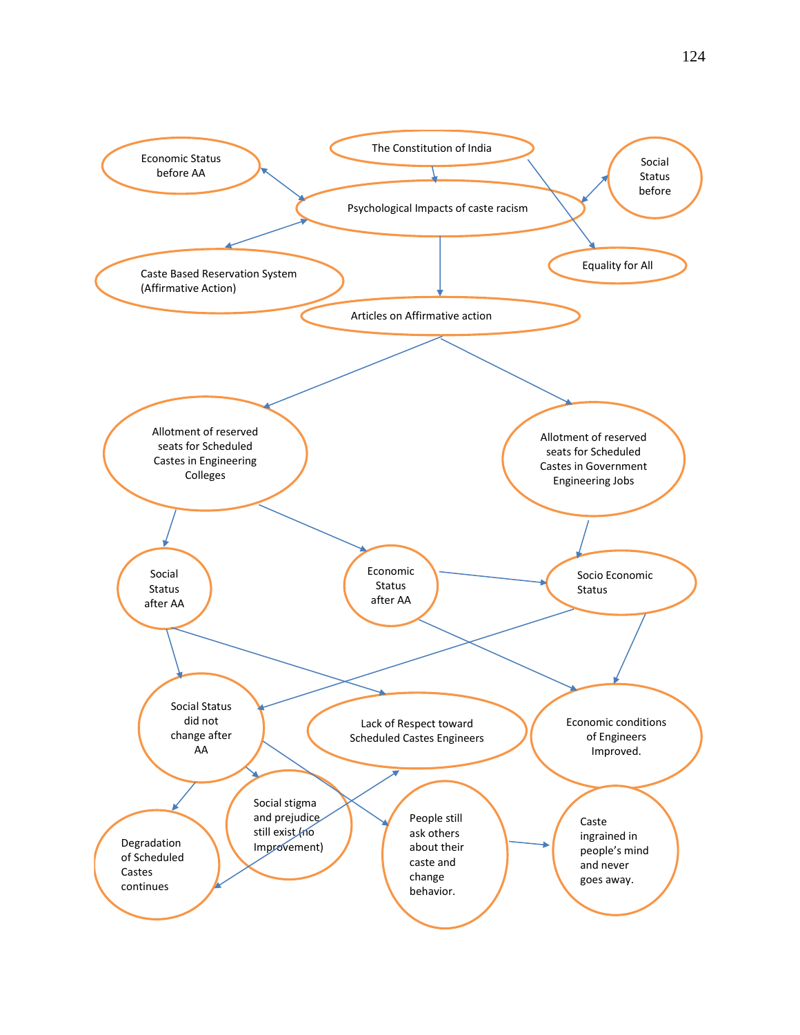Economic Status before AA

The Constitution of India

Social Status before

Psychological Impacts of caste racism

Caste Based Reservation System (Affirmative Action)

Equality for All

Articles on Affirmative action

Allotment of reserved seats for Scheduled Castes in Engineering Colleges

Allotment of reserved seats for Scheduled Castes in Government Engineering Jobs

Social Status after AA

Economic Status after AA

Socio Economic Status

Social Status did not change after AA

Lack of Respect toward Scheduled Castes Engineers

Economic conditions of Engineers Improved.

Degradation of Scheduled Castes continues

Social stigma and prejudice still exist (no Improvement)

People still ask others about their caste and change behavior.

Caste ingrained in people's mind and never goes away.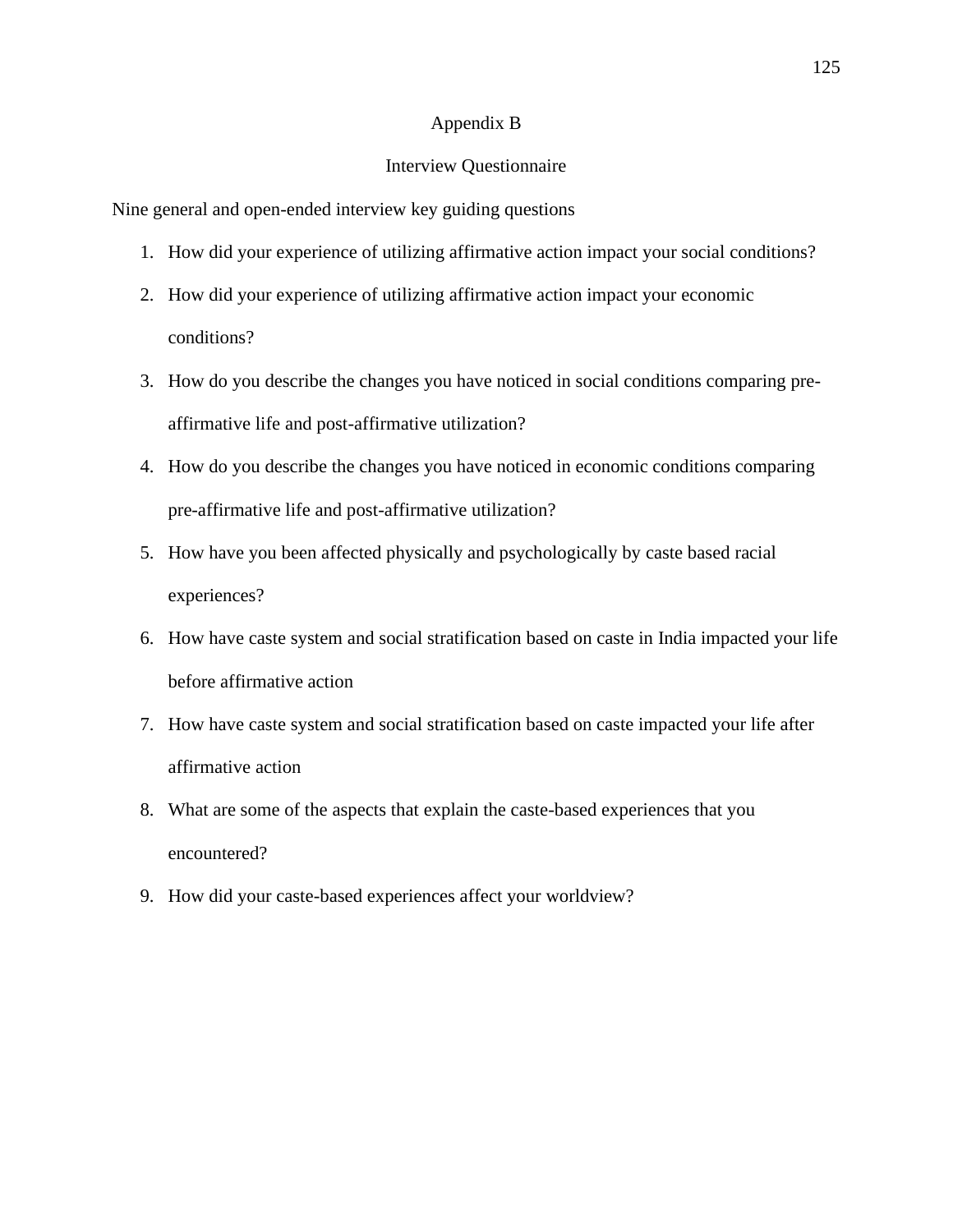# Appendix B

## Interview Questionnaire

Nine general and open-ended interview key guiding questions

1. How did your experience of utilizing affirmative action impact your social conditions?
2. How did your experience of utilizing affirmative action impact your economic conditions?
3. How do you describe the changes you have noticed in social conditions comparing pre-affirmative life and post-affirmative utilization?
4. How do you describe the changes you have noticed in economic conditions comparing pre-affirmative life and post-affirmative utilization?
5. How have you been affected physically and psychologically by caste based racial experiences?
6. How have caste system and social stratification based on caste in India impacted your life before affirmative action
7. How have caste system and social stratification based on caste impacted your life after affirmative action
8. What are some of the aspects that explain the caste-based experiences that you encountered?
9. How did your caste-based experiences affect your worldview?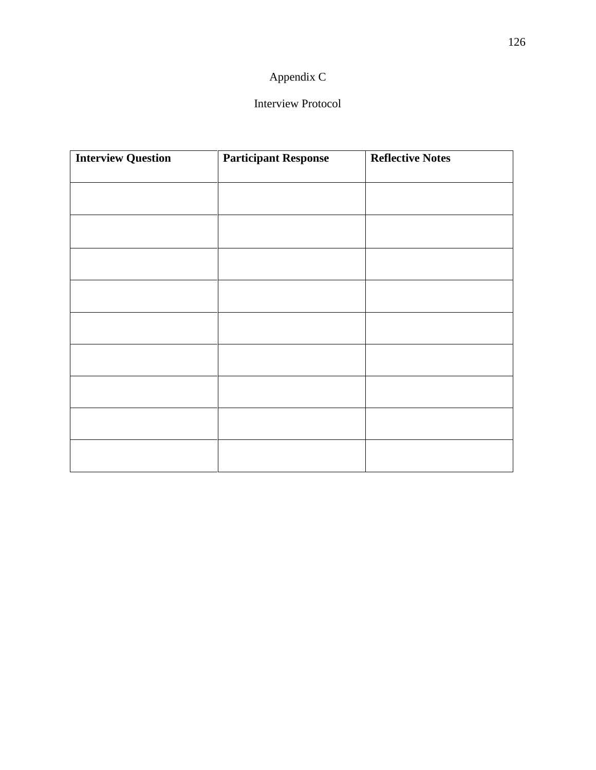# Appendix C

## Interview Protocol

| Interview Question | Participant Response | Reflective Notes |
|---|---|---|
| | | |
| | | |
| | | |
| | | |
| | | |
| | | |
| | | |
| | | |
| | | |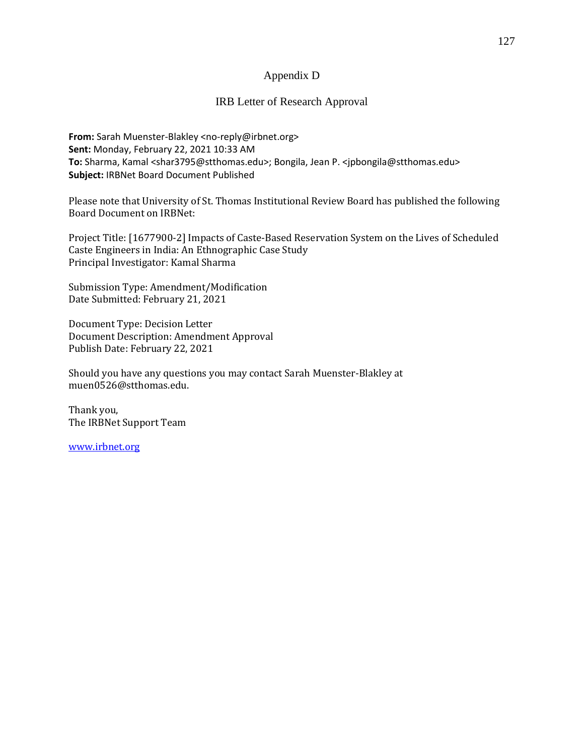# Appendix D

## IRB Letter of Research Approval

**From:** Sarah Muenster-Blakley <no-reply@irbnet.org>
**Sent:** Monday, February 22, 2021 10:33 AM
**To:** Sharma, Kamal <shar3795@stthomas.edu>; Bongila, Jean P. <jpbongila@stthomas.edu>
**Subject:** IRBNet Board Document Published

Please note that University of St. Thomas Institutional Review Board has published the following Board Document on IRBNet:

Project Title: [1677900-2] Impacts of Caste-Based Reservation System on the Lives of Scheduled Caste Engineers in India: An Ethnographic Case Study
Principal Investigator: Kamal Sharma

Submission Type: Amendment/Modification
Date Submitted: February 21, 2021

Document Type: Decision Letter
Document Description: Amendment Approval
Publish Date: February 22, 2021

Should you have any questions you may contact Sarah Muenster-Blakley at muen0526@stthomas.edu.

Thank you,
The IRBNet Support Team

www.irbnet.org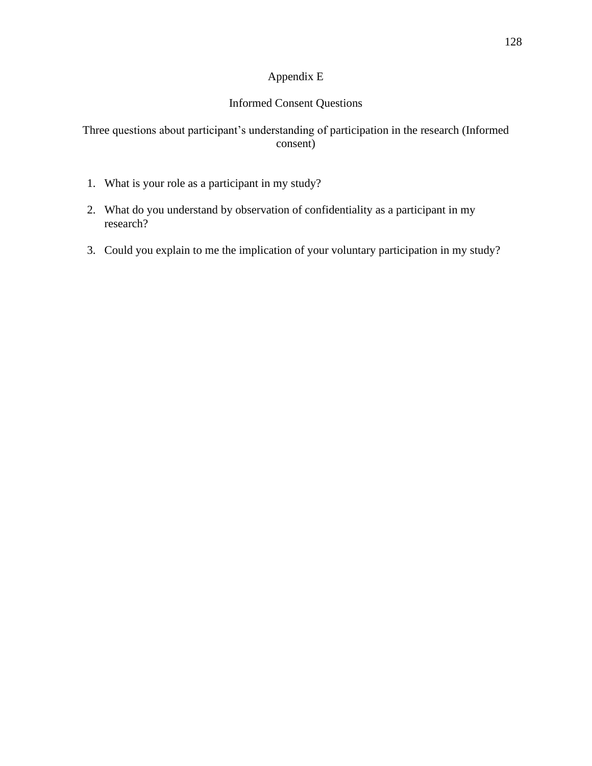# Appendix E

## Informed Consent Questions

Three questions about participant's understanding of participation in the research (Informed consent)

1. What is your role as a participant in my study?
2. What do you understand by observation of confidentiality as a participant in my research?
3. Could you explain to me the implication of your voluntary participation in my study?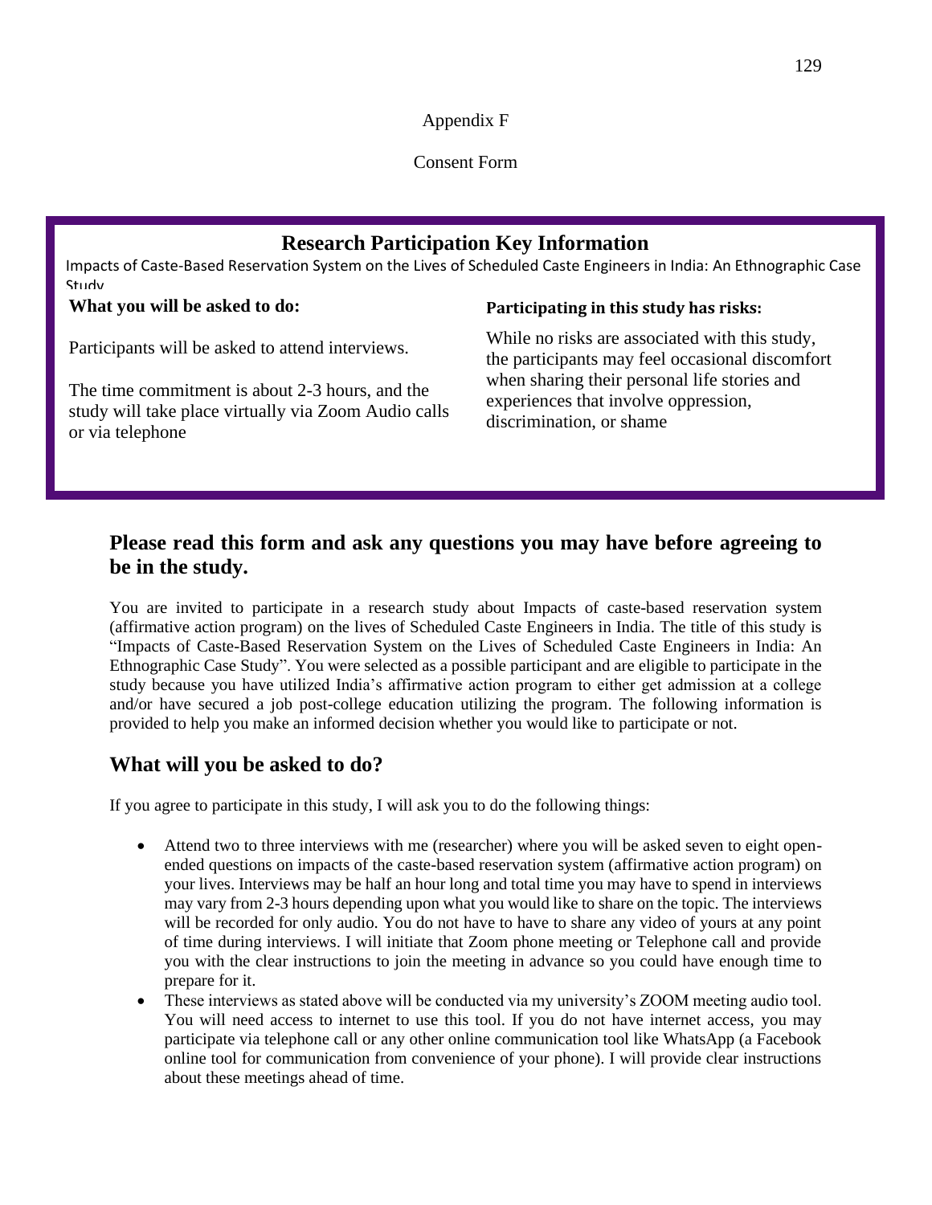Appendix F

Consent Form

## Research Participation Key Information

Impacts of Caste-Based Reservation System on the Lives of Scheduled Caste Engineers in India: An Ethnographic Case Study

**What you will be asked to do:**

Participants will be asked to attend interviews.

The time commitment is about 2-3 hours, and the study will take place virtually via Zoom Audio calls or via telephone

**Participating in this study has risks:**

While no risks are associated with this study, the participants may feel occasional discomfort when sharing their personal life stories and experiences that involve oppression, discrimination, or shame

## Please read this form and ask any questions you may have before agreeing to be in the study.

You are invited to participate in a research study about Impacts of caste-based reservation system (affirmative action program) on the lives of Scheduled Caste Engineers in India. The title of this study is "Impacts of Caste-Based Reservation System on the Lives of Scheduled Caste Engineers in India: An Ethnographic Case Study". You were selected as a possible participant and are eligible to participate in the study because you have utilized India's affirmative action program to either get admission at a college and/or have secured a job post-college education utilizing the program. The following information is provided to help you make an informed decision whether you would like to participate or not.

## What will you be asked to do?

If you agree to participate in this study, I will ask you to do the following things:

- Attend two to three interviews with me (researcher) where you will be asked seven to eight open-ended questions on impacts of the caste-based reservation system (affirmative action program) on your lives. Interviews may be half an hour long and total time you may have to spend in interviews may vary from 2-3 hours depending upon what you would like to share on the topic. The interviews will be recorded for only audio. You do not have to have to share any video of yours at any point of time during interviews. I will initiate that Zoom phone meeting or Telephone call and provide you with the clear instructions to join the meeting in advance so you could have enough time to prepare for it.
- These interviews as stated above will be conducted via my university's ZOOM meeting audio tool. You will need access to internet to use this tool. If you do not have internet access, you may participate via telephone call or any other online communication tool like WhatsApp (a Facebook online tool for communication from convenience of your phone). I will provide clear instructions about these meetings ahead of time.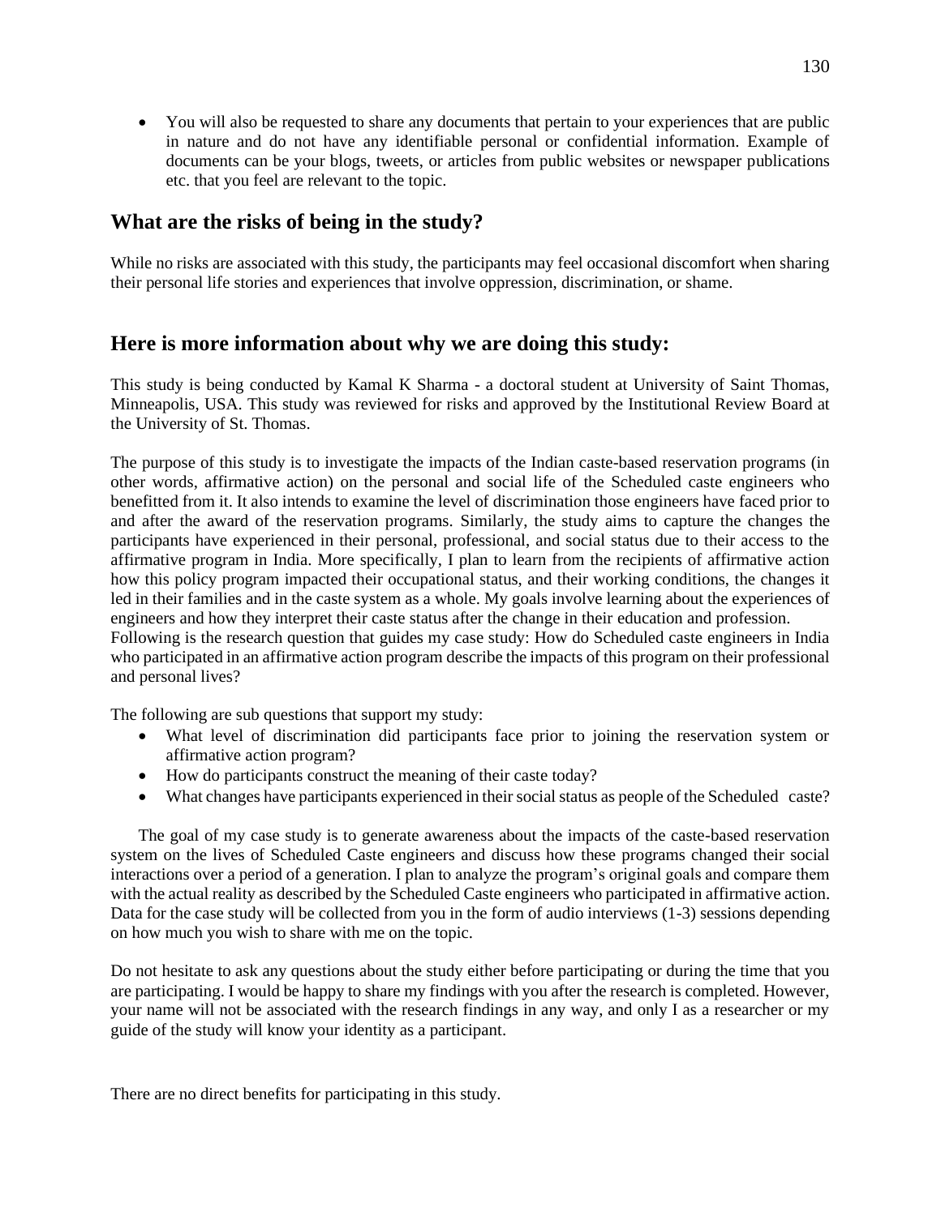- You will also be requested to share any documents that pertain to your experiences that are public in nature and do not have any identifiable personal or confidential information. Example of documents can be your blogs, tweets, or articles from public websites or newspaper publications etc. that you feel are relevant to the topic.

## What are the risks of being in the study?

While no risks are associated with this study, the participants may feel occasional discomfort when sharing their personal life stories and experiences that involve oppression, discrimination, or shame.

## Here is more information about why we are doing this study:

This study is being conducted by Kamal K Sharma - a doctoral student at University of Saint Thomas, Minneapolis, USA. This study was reviewed for risks and approved by the Institutional Review Board at the University of St. Thomas.

The purpose of this study is to investigate the impacts of the Indian caste-based reservation programs (in other words, affirmative action) on the personal and social life of the Scheduled caste engineers who benefitted from it. It also intends to examine the level of discrimination those engineers have faced prior to and after the award of the reservation programs. Similarly, the study aims to capture the changes the participants have experienced in their personal, professional, and social status due to their access to the affirmative program in India. More specifically, I plan to learn from the recipients of affirmative action how this policy program impacted their occupational status, and their working conditions, the changes it led in their families and in the caste system as a whole. My goals involve learning about the experiences of engineers and how they interpret their caste status after the change in their education and profession.
Following is the research question that guides my case study: How do Scheduled caste engineers in India who participated in an affirmative action program describe the impacts of this program on their professional and personal lives?

The following are sub questions that support my study:

- What level of discrimination did participants face prior to joining the reservation system or affirmative action program?
- How do participants construct the meaning of their caste today?
- What changes have participants experienced in their social status as people of the Scheduled caste?

The goal of my case study is to generate awareness about the impacts of the caste-based reservation system on the lives of Scheduled Caste engineers and discuss how these programs changed their social interactions over a period of a generation. I plan to analyze the program's original goals and compare them with the actual reality as described by the Scheduled Caste engineers who participated in affirmative action. Data for the case study will be collected from you in the form of audio interviews (1-3) sessions depending on how much you wish to share with me on the topic.

Do not hesitate to ask any questions about the study either before participating or during the time that you are participating. I would be happy to share my findings with you after the research is completed. However, your name will not be associated with the research findings in any way, and only I as a researcher or my guide of the study will know your identity as a participant.

There are no direct benefits for participating in this study.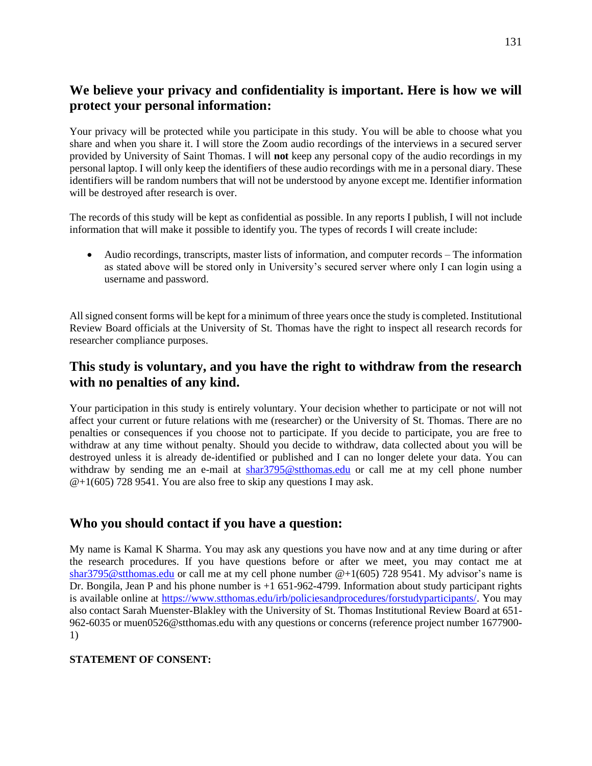## We believe your privacy and confidentiality is important. Here is how we will protect your personal information:

Your privacy will be protected while you participate in this study. You will be able to choose what you share and when you share it. I will store the Zoom audio recordings of the interviews in a secured server provided by University of Saint Thomas. I will **not** keep any personal copy of the audio recordings in my personal laptop. I will only keep the identifiers of these audio recordings with me in a personal diary. These identifiers will be random numbers that will not be understood by anyone except me. Identifier information will be destroyed after research is over.

The records of this study will be kept as confidential as possible. In any reports I publish, I will not include information that will make it possible to identify you. The types of records I will create include:

- Audio recordings, transcripts, master lists of information, and computer records – The information as stated above will be stored only in University's secured server where only I can login using a username and password.

All signed consent forms will be kept for a minimum of three years once the study is completed. Institutional Review Board officials at the University of St. Thomas have the right to inspect all research records for researcher compliance purposes.

## This study is voluntary, and you have the right to withdraw from the research with no penalties of any kind.

Your participation in this study is entirely voluntary. Your decision whether to participate or not will not affect your current or future relations with me (researcher) or the University of St. Thomas. There are no penalties or consequences if you choose not to participate. If you decide to participate, you are free to withdraw at any time without penalty. Should you decide to withdraw, data collected about you will be destroyed unless it is already de-identified or published and I can no longer delete your data. You can withdraw by sending me an e-mail at shar3795@stthomas.edu or call me at my cell phone number @+1(605) 728 9541. You are also free to skip any questions I may ask.

## Who you should contact if you have a question:

My name is Kamal K Sharma. You may ask any questions you have now and at any time during or after the research procedures. If you have questions before or after we meet, you may contact me at shar3795@stthomas.edu or call me at my cell phone number @+1(605) 728 9541. My advisor's name is Dr. Bongila, Jean P and his phone number is +1 651-962-4799. Information about study participant rights is available online at https://www.stthomas.edu/irb/policiesandprocedures/forstudyparticipants/. You may also contact Sarah Muenster-Blakley with the University of St. Thomas Institutional Review Board at 651-962-6035 or muen0526@stthomas.edu with any questions or concerns (reference project number 1677900-1)

**STATEMENT OF CONSENT:**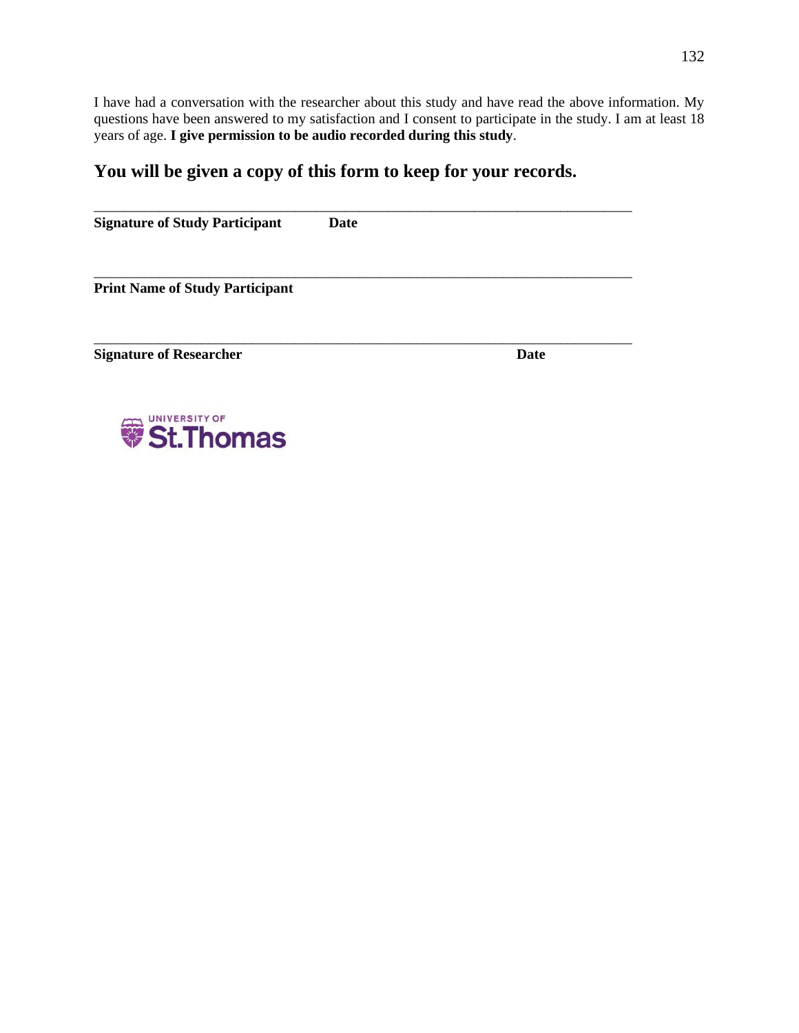I have had a conversation with the researcher about this study and have read the above information. My questions have been answered to my satisfaction and I consent to participate in the study. I am at least 18 years of age. **I give permission to be audio recorded during this study**.

## You will be given a copy of this form to keep for your records.

\_\_\_\_\_\_\_\_\_\_\_\_\_\_\_\_\_\_\_\_\_\_\_\_\_\_\_\_\_\_\_\_\_\_\_\_\_\_\_\_\_\_\_\_\_\_\_\_\_\_\_\_\_\_\_\_\_\_\_\_\_\_\_\_\_\_\_\_\_\_

**Signature of Study Participant** **Date**

\_\_\_\_\_\_\_\_\_\_\_\_\_\_\_\_\_\_\_\_\_\_\_\_\_\_\_\_\_\_\_\_\_\_\_\_\_\_\_\_\_\_\_\_\_\_\_\_\_\_\_\_\_\_\_\_\_\_\_\_\_\_\_\_\_\_\_\_\_\_

**Print Name of Study Participant**

\_\_\_\_\_\_\_\_\_\_\_\_\_\_\_\_\_\_\_\_\_\_\_\_\_\_\_\_\_\_\_\_\_\_\_\_\_\_\_\_\_\_\_\_\_\_\_\_\_\_\_\_\_\_\_\_\_\_\_\_\_\_\_\_\_\_\_\_\_\_

**Signature of Researcher** **Date**

UNIVERSITY OF St.Thomas